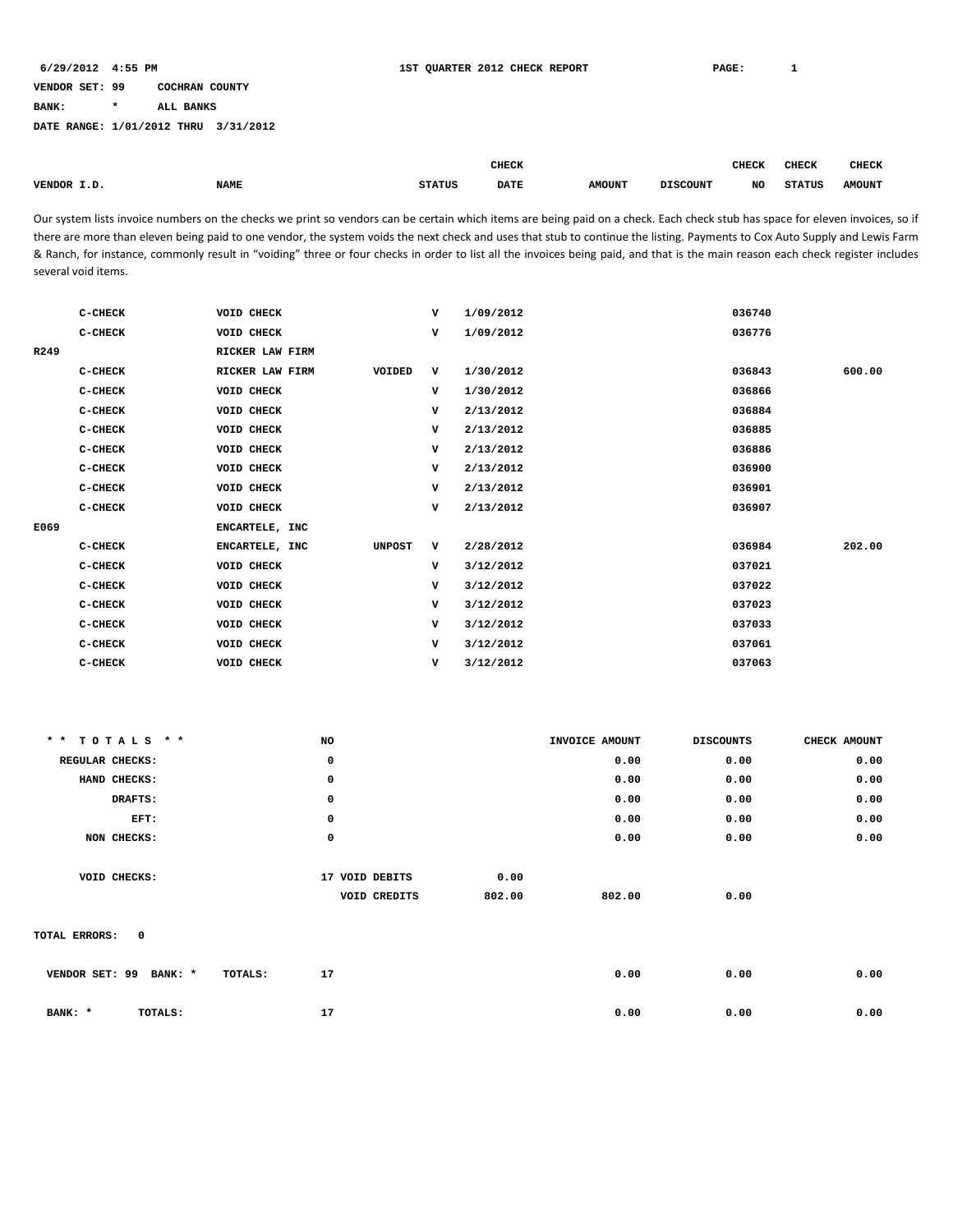6/29/2012 4:55 PM 1ST QUARTER 2012 CHECK REPORT

VENDOR SET: 99 COCHRAN COUNTY

BANK: * ALL BANKS

DATE RANGE: 1/01/2012 THRU 3/31/2012

Our system lists invoice numbers on the checks we print so vendors can be certain which items are being paid on a check. Each check stub has space for eleven invoices, so if there are more than eleven being paid to one vendor, the system voids the next check and uses that stub to continue the listing. Payments to Cox Auto Supply and Lewis Farm & Ranch, for instance, commonly result in "voiding" three or four checks in order to list all the invoices being paid, and that is the main reason each check register includes several void items.

| VENDOR I.D. | NAME | STATUS | | CHECK DATE | AMOUNT | DISCOUNT | CHECK NO | CHECK STATUS | CHECK AMOUNT |
|---|---|---|---|---|---|---|---|---|---|
| C-CHECK | VOID CHECK | | V | 1/09/2012 | | | 036740 | | |
| C-CHECK | VOID CHECK | | V | 1/09/2012 | | | 036776 | | |
| R249 | RICKER LAW FIRM | | | | | | | | |
| C-CHECK | RICKER LAW FIRM | VOIDED | V | 1/30/2012 | | | 036843 | | 600.00 |
| C-CHECK | VOID CHECK | | V | 1/30/2012 | | | 036866 | | |
| C-CHECK | VOID CHECK | | V | 2/13/2012 | | | 036884 | | |
| C-CHECK | VOID CHECK | | V | 2/13/2012 | | | 036885 | | |
| C-CHECK | VOID CHECK | | V | 2/13/2012 | | | 036886 | | |
| C-CHECK | VOID CHECK | | V | 2/13/2012 | | | 036900 | | |
| C-CHECK | VOID CHECK | | V | 2/13/2012 | | | 036901 | | |
| C-CHECK | VOID CHECK | | V | 2/13/2012 | | | 036907 | | |
| E069 | ENCARTELE, INC | | | | | | | | |
| C-CHECK | ENCARTELE, INC | UNPOST | V | 2/28/2012 | | | 036984 | | 202.00 |
| C-CHECK | VOID CHECK | | V | 3/12/2012 | | | 037021 | | |
| C-CHECK | VOID CHECK | | V | 3/12/2012 | | | 037022 | | |
| C-CHECK | VOID CHECK | | V | 3/12/2012 | | | 037023 | | |
| C-CHECK | VOID CHECK | | V | 3/12/2012 | | | 037033 | | |
| C-CHECK | VOID CHECK | | V | 3/12/2012 | | | 037061 | | |
| C-CHECK | VOID CHECK | | V | 3/12/2012 | | | 037063 | | |

| * * TOTALS * * | NO | | | INVOICE AMOUNT | DISCOUNTS | CHECK AMOUNT |
|---|---|---|---|---|---|---|
| REGULAR CHECKS: | 0 | | | 0.00 | 0.00 | 0.00 |
| HAND CHECKS: | 0 | | | 0.00 | 0.00 | 0.00 |
| DRAFTS: | 0 | | | 0.00 | 0.00 | 0.00 |
| EFT: | 0 | | | 0.00 | 0.00 | 0.00 |
| NON CHECKS: | 0 | | | 0.00 | 0.00 | 0.00 |
| VOID CHECKS: | 17 | VOID DEBITS | 0.00 | | | |
| | | VOID CREDITS | 802.00 | 802.00 | 0.00 | |

TOTAL ERRORS: 0

| | NO | INVOICE AMOUNT | DISCOUNTS | CHECK AMOUNT |
|---|---|---|---|---|
| VENDOR SET: 99 BANK: * TOTALS: | 17 | 0.00 | 0.00 | 0.00 |
| BANK: * TOTALS: | 17 | 0.00 | 0.00 | 0.00 |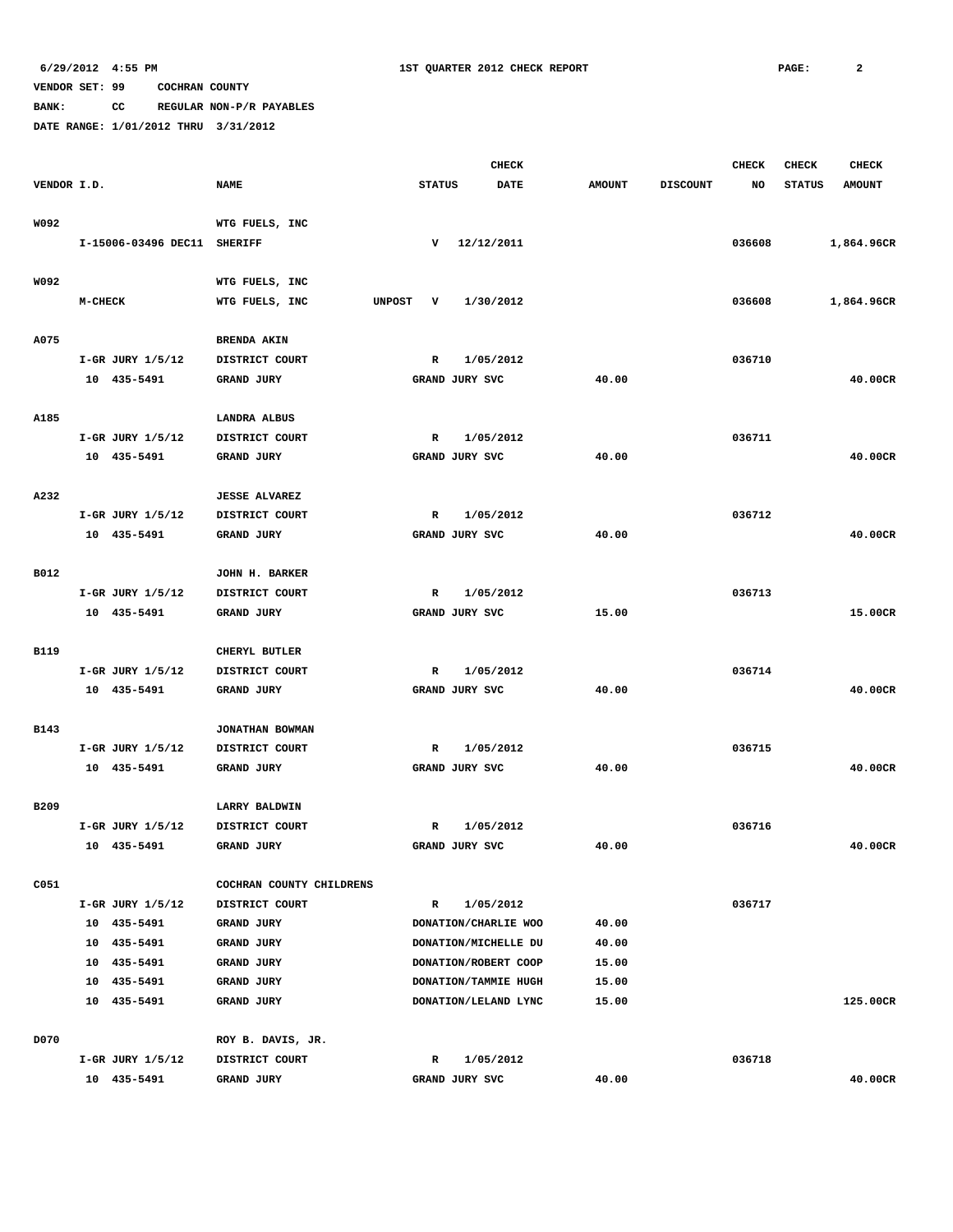6/29/2012 4:55 PM 1ST QUARTER 2012 CHECK REPORT

VENDOR SET: 99 COCHRAN COUNTY

BANK: CC REGULAR NON-P/R PAYABLES

DATE RANGE: 1/01/2012 THRU 3/31/2012

| VENDOR I.D. | NAME | STATUS | CHECK DATE | AMOUNT | DISCOUNT | CHECK NO | CHECK STATUS | CHECK AMOUNT |
|---|---|---|---|---|---|---|---|---|
| W092 | WTG FUELS, INC | | | | | | | |
| I-15006-03496 DEC11 | SHERIFF | V | 12/12/2011 | | | 036608 | | 1,864.96CR |
| W092 | WTG FUELS, INC | | | | | | | |
| M-CHECK | WTG FUELS, INC | UNPOST V | 1/30/2012 | | | 036608 | | 1,864.96CR |
| A075 | BRENDA AKIN | | | | | | | |
| I-GR JURY 1/5/12 | DISTRICT COURT | R | 1/05/2012 | | | 036710 | | |
| 10 435-5491 | GRAND JURY | GRAND JURY SVC | | 40.00 | | | | 40.00CR |
| A185 | LANDRA ALBUS | | | | | | | |
| I-GR JURY 1/5/12 | DISTRICT COURT | R | 1/05/2012 | | | 036711 | | |
| 10 435-5491 | GRAND JURY | GRAND JURY SVC | | 40.00 | | | | 40.00CR |
| A232 | JESSE ALVAREZ | | | | | | | |
| I-GR JURY 1/5/12 | DISTRICT COURT | R | 1/05/2012 | | | 036712 | | |
| 10 435-5491 | GRAND JURY | GRAND JURY SVC | | 40.00 | | | | 40.00CR |
| B012 | JOHN H. BARKER | | | | | | | |
| I-GR JURY 1/5/12 | DISTRICT COURT | R | 1/05/2012 | | | 036713 | | |
| 10 435-5491 | GRAND JURY | GRAND JURY SVC | | 15.00 | | | | 15.00CR |
| B119 | CHERYL BUTLER | | | | | | | |
| I-GR JURY 1/5/12 | DISTRICT COURT | R | 1/05/2012 | | | 036714 | | |
| 10 435-5491 | GRAND JURY | GRAND JURY SVC | | 40.00 | | | | 40.00CR |
| B143 | JONATHAN BOWMAN | | | | | | | |
| I-GR JURY 1/5/12 | DISTRICT COURT | R | 1/05/2012 | | | 036715 | | |
| 10 435-5491 | GRAND JURY | GRAND JURY SVC | | 40.00 | | | | 40.00CR |
| B209 | LARRY BALDWIN | | | | | | | |
| I-GR JURY 1/5/12 | DISTRICT COURT | R | 1/05/2012 | | | 036716 | | |
| 10 435-5491 | GRAND JURY | GRAND JURY SVC | | 40.00 | | | | 40.00CR |
| C051 | COCHRAN COUNTY CHILDRENS | | | | | | | |
| I-GR JURY 1/5/12 | DISTRICT COURT | R | 1/05/2012 | | | 036717 | | |
| 10 435-5491 | GRAND JURY | DONATION/CHARLIE WOO | | 40.00 | | | | |
| 10 435-5491 | GRAND JURY | DONATION/MICHELLE DU | | 40.00 | | | | |
| 10 435-5491 | GRAND JURY | DONATION/ROBERT COOP | | 15.00 | | | | |
| 10 435-5491 | GRAND JURY | DONATION/TAMMIE HUGH | | 15.00 | | | | |
| 10 435-5491 | GRAND JURY | DONATION/LELAND LYNC | | 15.00 | | | | 125.00CR |
| D070 | ROY B. DAVIS, JR. | | | | | | | |
| I-GR JURY 1/5/12 | DISTRICT COURT | R | 1/05/2012 | | | 036718 | | |
| 10 435-5491 | GRAND JURY | GRAND JURY SVC | | 40.00 | | | | 40.00CR |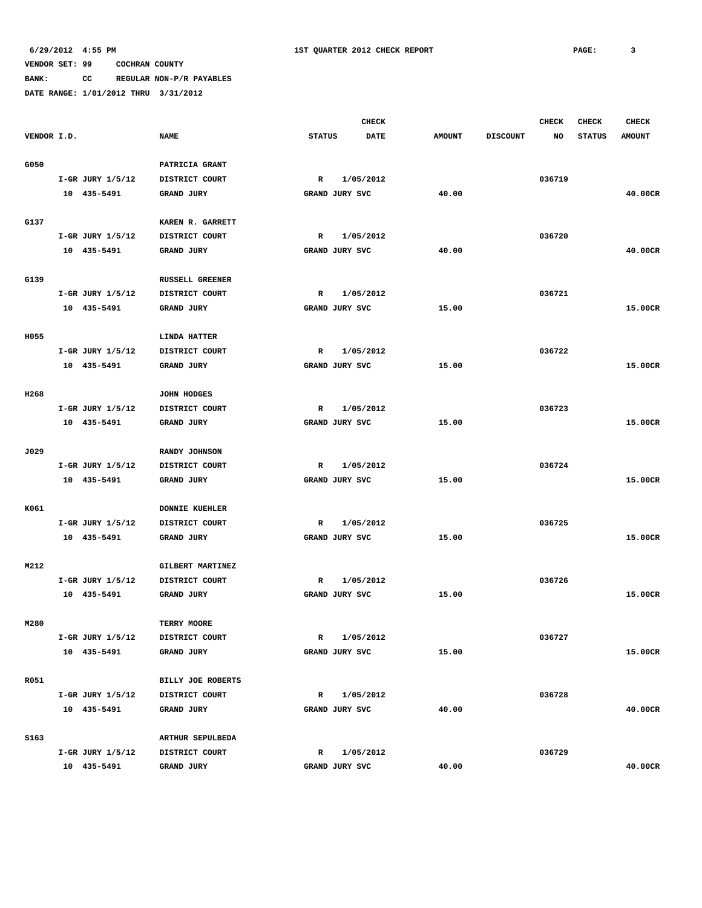6/29/2012 4:55 PM 1ST QUARTER 2012 CHECK REPORT

VENDOR SET: 99 COCHRAN COUNTY
BANK: CC REGULAR NON-P/R PAYABLES
DATE RANGE: 1/01/2012 THRU 3/31/2012

| VENDOR I.D. | NAME | STATUS | CHECK DATE | AMOUNT | DISCOUNT | CHECK NO | CHECK STATUS | CHECK AMOUNT |
|---|---|---|---|---|---|---|---|---|
| G050 | PATRICIA GRANT | | | | | | | |
| I-GR JURY 1/5/12 | DISTRICT COURT | R | 1/05/2012 | | | 036719 | | |
| 10 435-5491 | GRAND JURY | GRAND JURY SVC | | 40.00 | | | | 40.00CR |
| G137 | KAREN R. GARRETT | | | | | | | |
| I-GR JURY 1/5/12 | DISTRICT COURT | R | 1/05/2012 | | | 036720 | | |
| 10 435-5491 | GRAND JURY | GRAND JURY SVC | | 40.00 | | | | 40.00CR |
| G139 | RUSSELL GREENER | | | | | | | |
| I-GR JURY 1/5/12 | DISTRICT COURT | R | 1/05/2012 | | | 036721 | | |
| 10 435-5491 | GRAND JURY | GRAND JURY SVC | | 15.00 | | | | 15.00CR |
| H055 | LINDA HATTER | | | | | | | |
| I-GR JURY 1/5/12 | DISTRICT COURT | R | 1/05/2012 | | | 036722 | | |
| 10 435-5491 | GRAND JURY | GRAND JURY SVC | | 15.00 | | | | 15.00CR |
| H268 | JOHN HODGES | | | | | | | |
| I-GR JURY 1/5/12 | DISTRICT COURT | R | 1/05/2012 | | | 036723 | | |
| 10 435-5491 | GRAND JURY | GRAND JURY SVC | | 15.00 | | | | 15.00CR |
| J029 | RANDY JOHNSON | | | | | | | |
| I-GR JURY 1/5/12 | DISTRICT COURT | R | 1/05/2012 | | | 036724 | | |
| 10 435-5491 | GRAND JURY | GRAND JURY SVC | | 15.00 | | | | 15.00CR |
| K061 | DONNIE KUEHLER | | | | | | | |
| I-GR JURY 1/5/12 | DISTRICT COURT | R | 1/05/2012 | | | 036725 | | |
| 10 435-5491 | GRAND JURY | GRAND JURY SVC | | 15.00 | | | | 15.00CR |
| M212 | GILBERT MARTINEZ | | | | | | | |
| I-GR JURY 1/5/12 | DISTRICT COURT | R | 1/05/2012 | | | 036726 | | |
| 10 435-5491 | GRAND JURY | GRAND JURY SVC | | 15.00 | | | | 15.00CR |
| M280 | TERRY MOORE | | | | | | | |
| I-GR JURY 1/5/12 | DISTRICT COURT | R | 1/05/2012 | | | 036727 | | |
| 10 435-5491 | GRAND JURY | GRAND JURY SVC | | 15.00 | | | | 15.00CR |
| R051 | BILLY JOE ROBERTS | | | | | | | |
| I-GR JURY 1/5/12 | DISTRICT COURT | R | 1/05/2012 | | | 036728 | | |
| 10 435-5491 | GRAND JURY | GRAND JURY SVC | | 40.00 | | | | 40.00CR |
| S163 | ARTHUR SEPULBEDA | | | | | | | |
| I-GR JURY 1/5/12 | DISTRICT COURT | R | 1/05/2012 | | | 036729 | | |
| 10 435-5491 | GRAND JURY | GRAND JURY SVC | | 40.00 | | | | 40.00CR |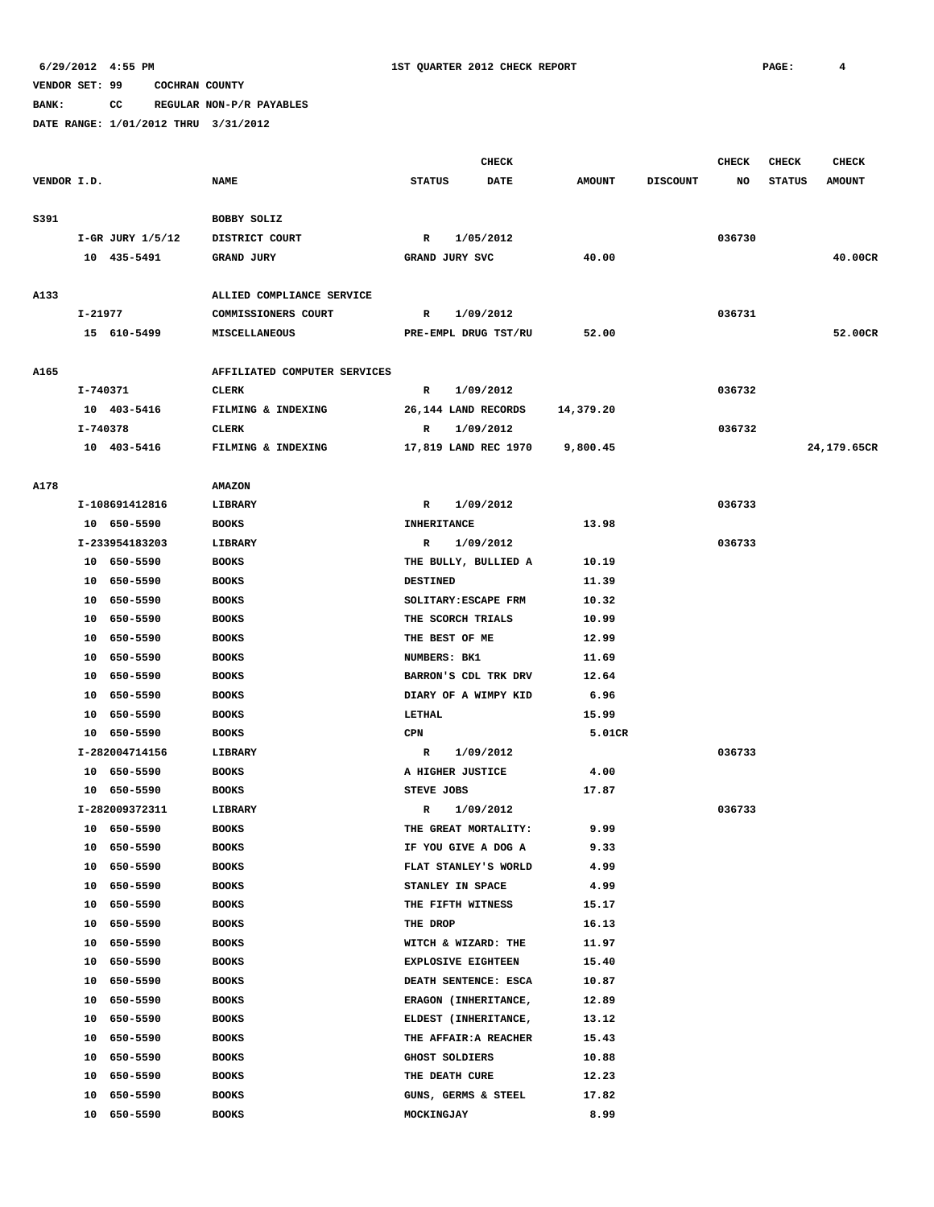6/29/2012 4:55 PM 1ST QUARTER 2012 CHECK REPORT

VENDOR SET: 99 COCHRAN COUNTY

BANK: CC REGULAR NON-P/R PAYABLES

DATE RANGE: 1/01/2012 THRU 3/31/2012

| VENDOR I.D. | NAME | STATUS | CHECK DATE | AMOUNT | DISCOUNT | CHECK NO | CHECK STATUS | CHECK AMOUNT |
|---|---|---|---|---|---|---|---|---|
| S391 | BOBBY SOLIZ | | | | | | | |
| I-GR JURY 1/5/12 | DISTRICT COURT | R | 1/05/2012 | | | 036730 | | |
| 10 435-5491 | GRAND JURY | GRAND JURY SVC | | 40.00 | | | | 40.00CR |
| A133 | ALLIED COMPLIANCE SERVICE | | | | | | | |
| I-21977 | COMMISSIONERS COURT | R | 1/09/2012 | | | 036731 | | |
| 15 610-5499 | MISCELLANEOUS | PRE-EMPL DRUG TST/RU | | 52.00 | | | | 52.00CR |
| A165 | AFFILIATED COMPUTER SERVICES | | | | | | | |
| I-740371 | CLERK | R | 1/09/2012 | | | 036732 | | |
| 10 403-5416 | FILMING & INDEXING | 26,144 LAND RECORDS | | 14,379.20 | | | | |
| I-740378 | CLERK | R | 1/09/2012 | | | 036732 | | |
| 10 403-5416 | FILMING & INDEXING | 17,819 LAND REC 1970 | | 9,800.45 | | | | 24,179.65CR |
| A178 | AMAZON | | | | | | | |
| I-108691412816 | LIBRARY | R | 1/09/2012 | | | 036733 | | |
| 10 650-5590 | BOOKS | INHERITANCE | | 13.98 | | | | |
| I-233954183203 | LIBRARY | R | 1/09/2012 | | | 036733 | | |
| 10 650-5590 | BOOKS | THE BULLY, BULLIED A | | 10.19 | | | | |
| 10 650-5590 | BOOKS | DESTINED | | 11.39 | | | | |
| 10 650-5590 | BOOKS | SOLITARY:ESCAPE FRM | | 10.32 | | | | |
| 10 650-5590 | BOOKS | THE SCORCH TRIALS | | 10.99 | | | | |
| 10 650-5590 | BOOKS | THE BEST OF ME | | 12.99 | | | | |
| 10 650-5590 | BOOKS | NUMBERS: BK1 | | 11.69 | | | | |
| 10 650-5590 | BOOKS | BARRON'S CDL TRK DRV | | 12.64 | | | | |
| 10 650-5590 | BOOKS | DIARY OF A WIMPY KID | | 6.96 | | | | |
| 10 650-5590 | BOOKS | LETHAL | | 15.99 | | | | |
| 10 650-5590 | BOOKS | CPN | | 5.01CR | | | | |
| I-282004714156 | LIBRARY | R | 1/09/2012 | | | 036733 | | |
| 10 650-5590 | BOOKS | A HIGHER JUSTICE | | 4.00 | | | | |
| 10 650-5590 | BOOKS | STEVE JOBS | | 17.87 | | | | |
| I-282009372311 | LIBRARY | R | 1/09/2012 | | | 036733 | | |
| 10 650-5590 | BOOKS | THE GREAT MORTALITY: | | 9.99 | | | | |
| 10 650-5590 | BOOKS | IF YOU GIVE A DOG A | | 9.33 | | | | |
| 10 650-5590 | BOOKS | FLAT STANLEY'S WORLD | | 4.99 | | | | |
| 10 650-5590 | BOOKS | STANLEY IN SPACE | | 4.99 | | | | |
| 10 650-5590 | BOOKS | THE FIFTH WITNESS | | 15.17 | | | | |
| 10 650-5590 | BOOKS | THE DROP | | 16.13 | | | | |
| 10 650-5590 | BOOKS | WITCH & WIZARD: THE | | 11.97 | | | | |
| 10 650-5590 | BOOKS | EXPLOSIVE EIGHTEEN | | 15.40 | | | | |
| 10 650-5590 | BOOKS | DEATH SENTENCE: ESCA | | 10.87 | | | | |
| 10 650-5590 | BOOKS | ERAGON (INHERITANCE, | | 12.89 | | | | |
| 10 650-5590 | BOOKS | ELDEST (INHERITANCE, | | 13.12 | | | | |
| 10 650-5590 | BOOKS | THE AFFAIR:A REACHER | | 15.43 | | | | |
| 10 650-5590 | BOOKS | GHOST SOLDIERS | | 10.88 | | | | |
| 10 650-5590 | BOOKS | THE DEATH CURE | | 12.23 | | | | |
| 10 650-5590 | BOOKS | GUNS, GERMS & STEEL | | 17.82 | | | | |
| 10 650-5590 | BOOKS | MOCKINGJAY | | 8.99 | | | | |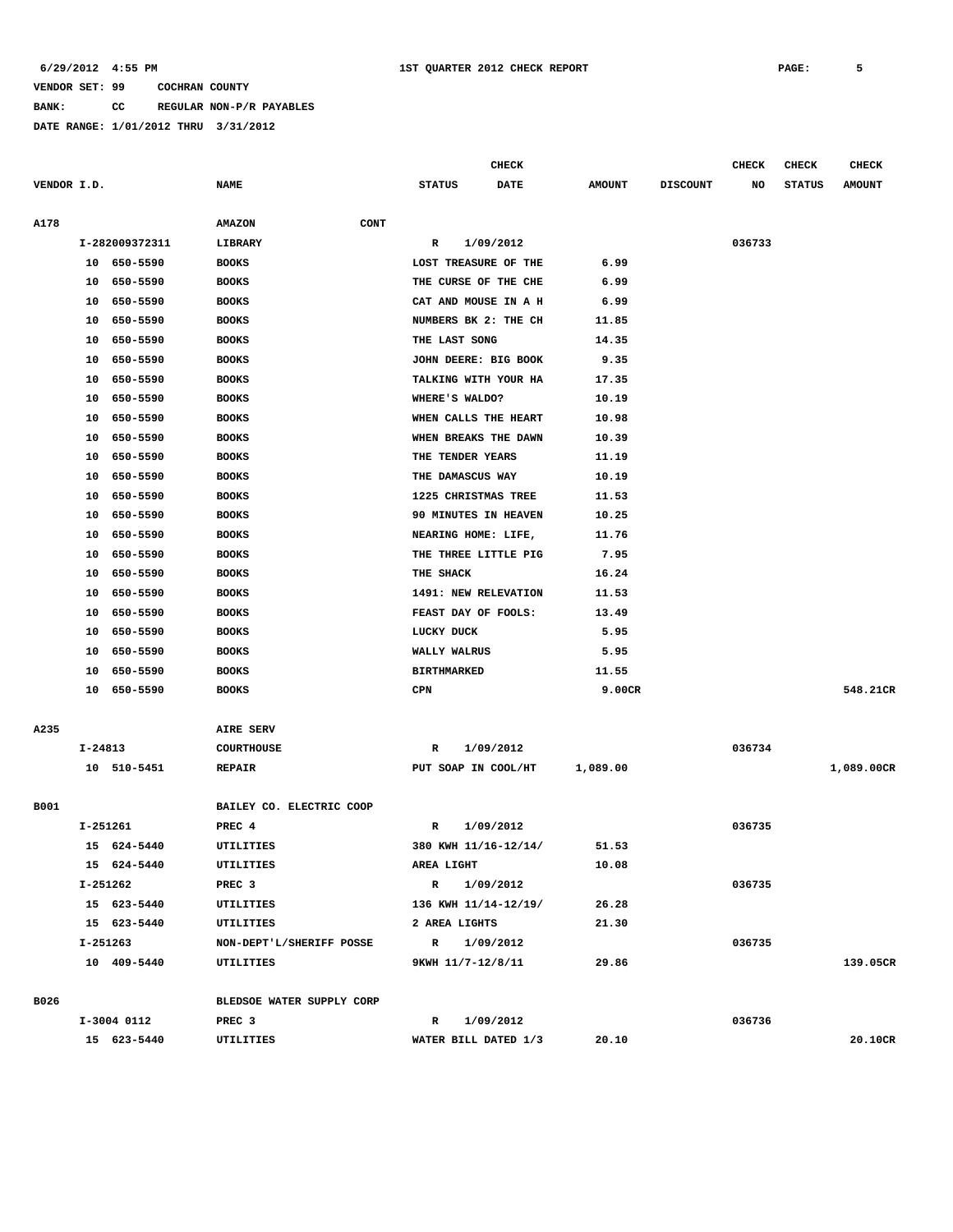6/29/2012 4:55 PM 1ST QUARTER 2012 CHECK REPORT

VENDOR SET: 99 COCHRAN COUNTY

BANK: CC REGULAR NON-P/R PAYABLES

DATE RANGE: 1/01/2012 THRU 3/31/2012

| VENDOR I.D. | NAME | STATUS | CHECK DATE | AMOUNT | DISCOUNT | CHECK NO | CHECK STATUS | CHECK AMOUNT |
|---|---|---|---|---|---|---|---|---|
| A178 | AMAZON CONT | | | | | | | |
| I-282009372311 | LIBRARY | R | 1/09/2012 | | | 036733 | | |
| 10 650-5590 | BOOKS | LOST TREASURE OF THE | | 6.99 | | | | |
| 10 650-5590 | BOOKS | THE CURSE OF THE CHE | | 6.99 | | | | |
| 10 650-5590 | BOOKS | CAT AND MOUSE IN A H | | 6.99 | | | | |
| 10 650-5590 | BOOKS | NUMBERS BK 2: THE CH | | 11.85 | | | | |
| 10 650-5590 | BOOKS | THE LAST SONG | | 14.35 | | | | |
| 10 650-5590 | BOOKS | JOHN DEERE: BIG BOOK | | 9.35 | | | | |
| 10 650-5590 | BOOKS | TALKING WITH YOUR HA | | 17.35 | | | | |
| 10 650-5590 | BOOKS | WHERE'S WALDO? | | 10.19 | | | | |
| 10 650-5590 | BOOKS | WHEN CALLS THE HEART | | 10.98 | | | | |
| 10 650-5590 | BOOKS | WHEN BREAKS THE DAWN | | 10.39 | | | | |
| 10 650-5590 | BOOKS | THE TENDER YEARS | | 11.19 | | | | |
| 10 650-5590 | BOOKS | THE DAMASCUS WAY | | 10.19 | | | | |
| 10 650-5590 | BOOKS | 1225 CHRISTMAS TREE | | 11.53 | | | | |
| 10 650-5590 | BOOKS | 90 MINUTES IN HEAVEN | | 10.25 | | | | |
| 10 650-5590 | BOOKS | NEARING HOME: LIFE, | | 11.76 | | | | |
| 10 650-5590 | BOOKS | THE THREE LITTLE PIG | | 7.95 | | | | |
| 10 650-5590 | BOOKS | THE SHACK | | 16.24 | | | | |
| 10 650-5590 | BOOKS | 1491: NEW RELEVATION | | 11.53 | | | | |
| 10 650-5590 | BOOKS | FEAST DAY OF FOOLS: | | 13.49 | | | | |
| 10 650-5590 | BOOKS | LUCKY DUCK | | 5.95 | | | | |
| 10 650-5590 | BOOKS | WALLY WALRUS | | 5.95 | | | | |
| 10 650-5590 | BOOKS | BIRTHMARKED | | 11.55 | | | | |
| 10 650-5590 | BOOKS | CPN | | 9.00CR | | | | 548.21CR |
| A235 | AIRE SERV | | | | | | | |
| I-24813 | COURTHOUSE | R | 1/09/2012 | | | 036734 | | |
| 10 510-5451 | REPAIR | PUT SOAP IN COOL/HT | | 1,089.00 | | | | 1,089.00CR |
| B001 | BAILEY CO. ELECTRIC COOP | | | | | | | |
| I-251261 | PREC 4 | R | 1/09/2012 | | | 036735 | | |
| 15 624-5440 | UTILITIES | 380 KWH 11/16-12/14/ | | 51.53 | | | | |
| 15 624-5440 | UTILITIES | AREA LIGHT | | 10.08 | | | | |
| I-251262 | PREC 3 | R | 1/09/2012 | | | 036735 | | |
| 15 623-5440 | UTILITIES | 136 KWH 11/14-12/19/ | | 26.28 | | | | |
| 15 623-5440 | UTILITIES | 2 AREA LIGHTS | | 21.30 | | | | |
| I-251263 | NON-DEPT'L/SHERIFF POSSE | R | 1/09/2012 | | | 036735 | | |
| 10 409-5440 | UTILITIES | 9KWH 11/7-12/8/11 | | 29.86 | | | | 139.05CR |
| B026 | BLEDSOE WATER SUPPLY CORP | | | | | | | |
| I-3004 0112 | PREC 3 | R | 1/09/2012 | | | 036736 | | |
| 15 623-5440 | UTILITIES | WATER BILL DATED 1/3 | | 20.10 | | | | 20.10CR |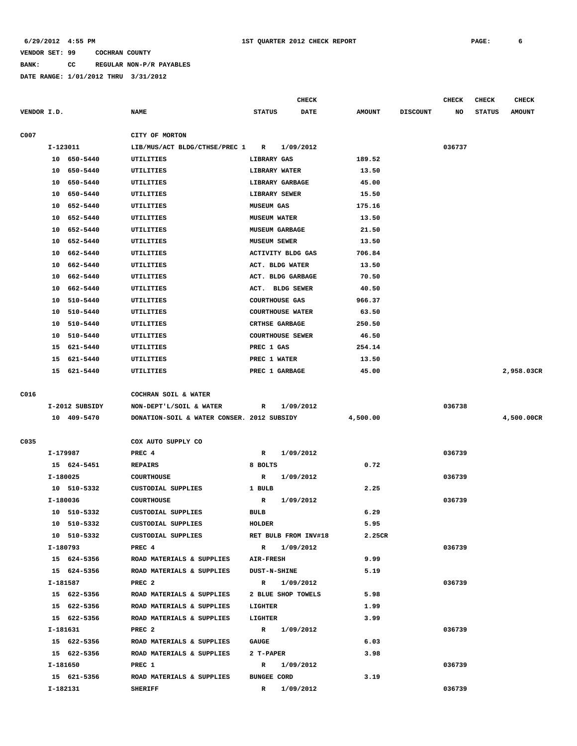6/29/2012 4:55 PM 1ST QUARTER 2012 CHECK REPORT

VENDOR SET: 99 COCHRAN COUNTY

BANK: CC REGULAR NON-P/R PAYABLES

DATE RANGE: 1/01/2012 THRU 3/31/2012

| VENDOR I.D. | NAME | STATUS | CHECK DATE | AMOUNT | DISCOUNT | CHECK NO | CHECK STATUS | CHECK AMOUNT |
|---|---|---|---|---|---|---|---|---|
| C007 | CITY OF MORTON | | | | | | | |
| I-123011 | LIB/MUS/ACT BLDG/CTHSE/PREC 1 | R | 1/09/2012 | | | 036737 | | |
| 10 650-5440 | UTILITIES | LIBRARY GAS | | 189.52 | | | | |
| 10 650-5440 | UTILITIES | LIBRARY WATER | | 13.50 | | | | |
| 10 650-5440 | UTILITIES | LIBRARY GARBAGE | | 45.00 | | | | |
| 10 650-5440 | UTILITIES | LIBRARY SEWER | | 15.50 | | | | |
| 10 652-5440 | UTILITIES | MUSEUM GAS | | 175.16 | | | | |
| 10 652-5440 | UTILITIES | MUSEUM WATER | | 13.50 | | | | |
| 10 652-5440 | UTILITIES | MUSEUM GARBAGE | | 21.50 | | | | |
| 10 652-5440 | UTILITIES | MUSEUM SEWER | | 13.50 | | | | |
| 10 662-5440 | UTILITIES | ACTIVITY BLDG GAS | | 706.84 | | | | |
| 10 662-5440 | UTILITIES | ACT. BLDG WATER | | 13.50 | | | | |
| 10 662-5440 | UTILITIES | ACT. BLDG GARBAGE | | 70.50 | | | | |
| 10 662-5440 | UTILITIES | ACT. BLDG SEWER | | 40.50 | | | | |
| 10 510-5440 | UTILITIES | COURTHOUSE GAS | | 966.37 | | | | |
| 10 510-5440 | UTILITIES | COURTHOUSE WATER | | 63.50 | | | | |
| 10 510-5440 | UTILITIES | CRTHSE GARBAGE | | 250.50 | | | | |
| 10 510-5440 | UTILITIES | COURTHOUSE SEWER | | 46.50 | | | | |
| 15 621-5440 | UTILITIES | PREC 1 GAS | | 254.14 | | | | |
| 15 621-5440 | UTILITIES | PREC 1 WATER | | 13.50 | | | | |
| 15 621-5440 | UTILITIES | PREC 1 GARBAGE | | 45.00 | | | | 2,958.03CR |
| C016 | COCHRAN SOIL & WATER | | | | | | | |
| I-2012 SUBSIDY | NON-DEPT'L/SOIL & WATER | R | 1/09/2012 | | | 036738 | | |
| 10 409-5470 | DONATION-SOIL & WATER CONSER. 2012 SUBSIDY | | | 4,500.00 | | | | 4,500.00CR |
| C035 | COX AUTO SUPPLY CO | | | | | | | |
| I-179987 | PREC 4 | R | 1/09/2012 | | | 036739 | | |
| 15 624-5451 | REPAIRS | 8 BOLTS | | 0.72 | | | | |
| I-180025 | COURTHOUSE | R | 1/09/2012 | | | 036739 | | |
| 10 510-5332 | CUSTODIAL SUPPLIES | 1 BULB | | 2.25 | | | | |
| I-180036 | COURTHOUSE | R | 1/09/2012 | | | 036739 | | |
| 10 510-5332 | CUSTODIAL SUPPLIES | BULB | | 6.29 | | | | |
| 10 510-5332 | CUSTODIAL SUPPLIES | HOLDER | | 5.95 | | | | |
| 10 510-5332 | CUSTODIAL SUPPLIES | RET BULB FROM INV#18 | | 2.25CR | | | | |
| I-180793 | PREC 4 | R | 1/09/2012 | | | 036739 | | |
| 15 624-5356 | ROAD MATERIALS & SUPPLIES | AIR-FRESH | | 9.99 | | | | |
| 15 624-5356 | ROAD MATERIALS & SUPPLIES | DUST-N-SHINE | | 5.19 | | | | |
| I-181587 | PREC 2 | R | 1/09/2012 | | | 036739 | | |
| 15 622-5356 | ROAD MATERIALS & SUPPLIES | 2 BLUE SHOP TOWELS | | 5.98 | | | | |
| 15 622-5356 | ROAD MATERIALS & SUPPLIES | LIGHTER | | 1.99 | | | | |
| 15 622-5356 | ROAD MATERIALS & SUPPLIES | LIGHTER | | 3.99 | | | | |
| I-181631 | PREC 2 | R | 1/09/2012 | | | 036739 | | |
| 15 622-5356 | ROAD MATERIALS & SUPPLIES | GAUGE | | 6.03 | | | | |
| 15 622-5356 | ROAD MATERIALS & SUPPLIES | 2 T-PAPER | | 3.98 | | | | |
| I-181650 | PREC 1 | R | 1/09/2012 | | | 036739 | | |
| 15 621-5356 | ROAD MATERIALS & SUPPLIES | BUNGEE CORD | | 3.19 | | | | |
| I-182131 | SHERIFF | R | 1/09/2012 | | | 036739 | | |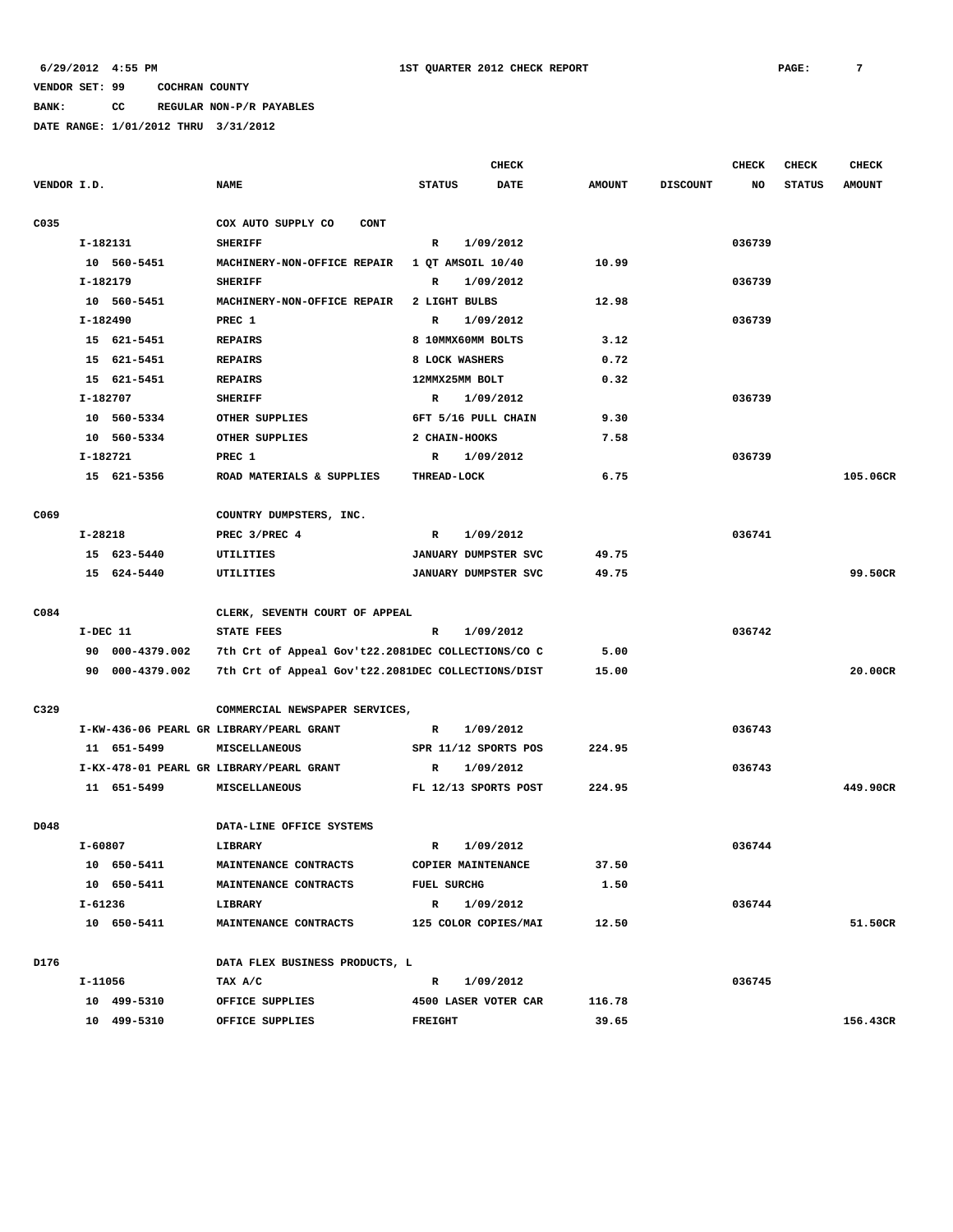6/29/2012 4:55 PM 1ST QUARTER 2012 CHECK REPORT

VENDOR SET: 99 COCHRAN COUNTY
BANK: CC REGULAR NON-P/R PAYABLES
DATE RANGE: 1/01/2012 THRU 3/31/2012

| VENDOR I.D. | NAME | STATUS | CHECK DATE | AMOUNT | DISCOUNT | CHECK NO | CHECK STATUS | CHECK AMOUNT |
|---|---|---|---|---|---|---|---|---|
| C035 | COX AUTO SUPPLY CO CONT | | | | | | | |
| I-182131 | SHERIFF | R | 1/09/2012 | | | 036739 | | |
| 10 560-5451 | MACHINERY-NON-OFFICE REPAIR | 1 QT AMSOIL 10/40 | | 10.99 | | | | |
| I-182179 | SHERIFF | R | 1/09/2012 | | | 036739 | | |
| 10 560-5451 | MACHINERY-NON-OFFICE REPAIR | 2 LIGHT BULBS | | 12.98 | | | | |
| I-182490 | PREC 1 | R | 1/09/2012 | | | 036739 | | |
| 15 621-5451 | REPAIRS | 8 10MMX60MM BOLTS | | 3.12 | | | | |
| 15 621-5451 | REPAIRS | 8 LOCK WASHERS | | 0.72 | | | | |
| 15 621-5451 | REPAIRS | 12MMX25MM BOLT | | 0.32 | | | | |
| I-182707 | SHERIFF | R | 1/09/2012 | | | 036739 | | |
| 10 560-5334 | OTHER SUPPLIES | 6FT 5/16 PULL CHAIN | | 9.30 | | | | |
| 10 560-5334 | OTHER SUPPLIES | 2 CHAIN-HOOKS | | 7.58 | | | | |
| I-182721 | PREC 1 | R | 1/09/2012 | | | 036739 | | |
| 15 621-5356 | ROAD MATERIALS & SUPPLIES | THREAD-LOCK | | 6.75 | | | | 105.06CR |
| C069 | COUNTRY DUMPSTERS, INC. | | | | | | | |
| I-28218 | PREC 3/PREC 4 | R | 1/09/2012 | | | 036741 | | |
| 15 623-5440 | UTILITIES | JANUARY DUMPSTER SVC | | 49.75 | | | | |
| 15 624-5440 | UTILITIES | JANUARY DUMPSTER SVC | | 49.75 | | | | 99.50CR |
| C084 | CLERK, SEVENTH COURT OF APPEAL | | | | | | | |
| I-DEC 11 | STATE FEES | R | 1/09/2012 | | | 036742 | | |
| 90 000-4379.002 | 7th Crt of Appeal Gov't22.2081 | DEC COLLECTIONS/CO C | | 5.00 | | | | |
| 90 000-4379.002 | 7th Crt of Appeal Gov't22.2081 | DEC COLLECTIONS/DIST | | 15.00 | | | | 20.00CR |
| C329 | COMMERCIAL NEWSPAPER SERVICES, | | | | | | | |
| I-KW-436-06 PEARL GR | LIBRARY/PEARL GRANT | R | 1/09/2012 | | | 036743 | | |
| 11 651-5499 | MISCELLANEOUS | SPR 11/12 SPORTS POS | | 224.95 | | | | |
| I-KX-478-01 PEARL GR | LIBRARY/PEARL GRANT | R | 1/09/2012 | | | 036743 | | |
| 11 651-5499 | MISCELLANEOUS | FL 12/13 SPORTS POST | | 224.95 | | | | 449.90CR |
| D048 | DATA-LINE OFFICE SYSTEMS | | | | | | | |
| I-60807 | LIBRARY | R | 1/09/2012 | | | 036744 | | |
| 10 650-5411 | MAINTENANCE CONTRACTS | COPIER MAINTENANCE | | 37.50 | | | | |
| 10 650-5411 | MAINTENANCE CONTRACTS | FUEL SURCHG | | 1.50 | | | | |
| I-61236 | LIBRARY | R | 1/09/2012 | | | 036744 | | |
| 10 650-5411 | MAINTENANCE CONTRACTS | 125 COLOR COPIES/MAI | | 12.50 | | | | 51.50CR |
| D176 | DATA FLEX BUSINESS PRODUCTS, L | | | | | | | |
| I-11056 | TAX A/C | R | 1/09/2012 | | | 036745 | | |
| 10 499-5310 | OFFICE SUPPLIES | 4500 LASER VOTER CAR | | 116.78 | | | | |
| 10 499-5310 | OFFICE SUPPLIES | FREIGHT | | 39.65 | | | | 156.43CR |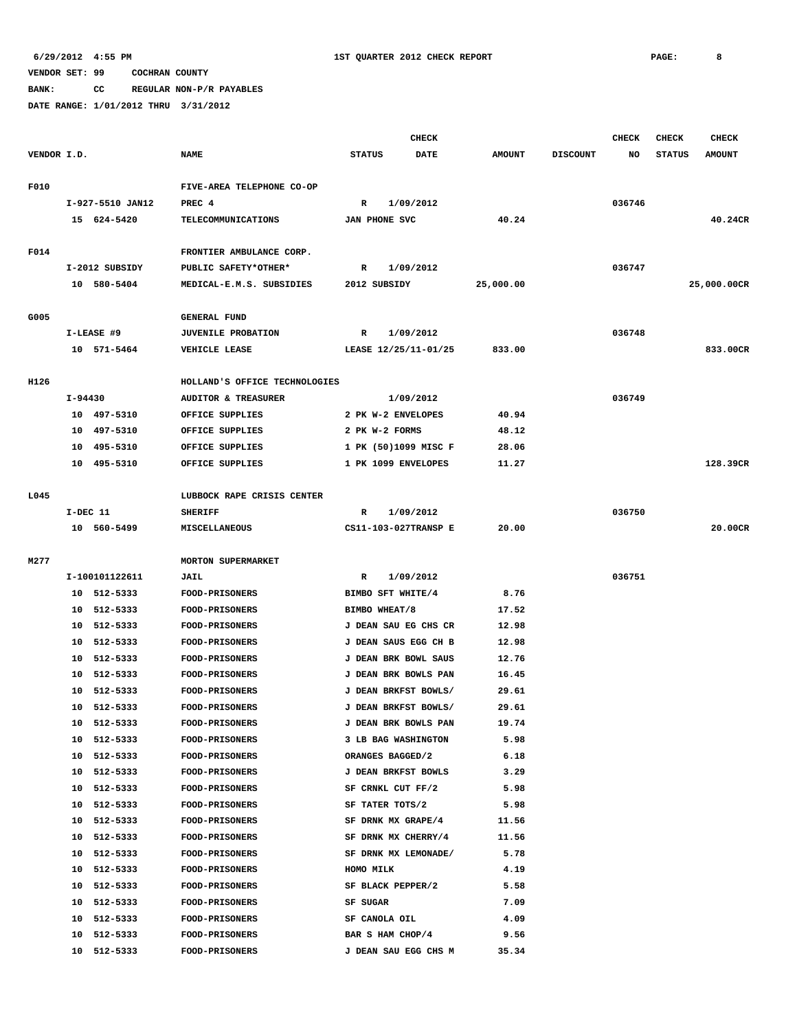6/29/2012 4:55 PM 1ST QUARTER 2012 CHECK REPORT

VENDOR SET: 99 COCHRAN COUNTY
BANK: CC REGULAR NON-P/R PAYABLES
DATE RANGE: 1/01/2012 THRU 3/31/2012

| VENDOR I.D. | NAME | STATUS | CHECK DATE | AMOUNT | DISCOUNT | CHECK NO | CHECK STATUS | CHECK AMOUNT |
|---|---|---|---|---|---|---|---|---|
| F010 | FIVE-AREA TELEPHONE CO-OP | | | | | | | |
| I-927-5510 JAN12 | PREC 4 | R | 1/09/2012 | | | 036746 | | |
| 15 624-5420 | TELECOMMUNICATIONS | JAN PHONE SVC | | 40.24 | | | | 40.24CR |
| F014 | FRONTIER AMBULANCE CORP. | | | | | | | |
| I-2012 SUBSIDY | PUBLIC SAFETY*OTHER* | R | 1/09/2012 | | | 036747 | | |
| 10 580-5404 | MEDICAL-E.M.S. SUBSIDIES | 2012 SUBSIDY | | 25,000.00 | | | | 25,000.00CR |
| G005 | GENERAL FUND | | | | | | | |
| I-LEASE #9 | JUVENILE PROBATION | R | 1/09/2012 | | | 036748 | | |
| 10 571-5464 | VEHICLE LEASE | LEASE 12/25/11-01/25 | | 833.00 | | | | 833.00CR |
| H126 | HOLLAND'S OFFICE TECHNOLOGIES | | | | | | | |
| I-94430 | AUDITOR & TREASURER | | 1/09/2012 | | | 036749 | | |
| 10 497-5310 | OFFICE SUPPLIES | 2 PK W-2 ENVELOPES | | 40.94 | | | | |
| 10 497-5310 | OFFICE SUPPLIES | 2 PK W-2 FORMS | | 48.12 | | | | |
| 10 495-5310 | OFFICE SUPPLIES | 1 PK (50)1099 MISC F | | 28.06 | | | | |
| 10 495-5310 | OFFICE SUPPLIES | 1 PK 1099 ENVELOPES | | 11.27 | | | | 128.39CR |
| L045 | LUBBOCK RAPE CRISIS CENTER | | | | | | | |
| I-DEC 11 | SHERIFF | R | 1/09/2012 | | | 036750 | | |
| 10 560-5499 | MISCELLANEOUS | CS11-103-027TRANSP E | | 20.00 | | | | 20.00CR |
| M277 | MORTON SUPERMARKET | | | | | | | |
| I-100101122611 | JAIL | R | 1/09/2012 | | | 036751 | | |
| 10 512-5333 | FOOD-PRISONERS | BIMBO SFT WHITE/4 | | 8.76 | | | | |
| 10 512-5333 | FOOD-PRISONERS | BIMBO WHEAT/8 | | 17.52 | | | | |
| 10 512-5333 | FOOD-PRISONERS | J DEAN SAU EG CHS CR | | 12.98 | | | | |
| 10 512-5333 | FOOD-PRISONERS | J DEAN SAUS EGG CH B | | 12.98 | | | | |
| 10 512-5333 | FOOD-PRISONERS | J DEAN BRK BOWL SAUS | | 12.76 | | | | |
| 10 512-5333 | FOOD-PRISONERS | J DEAN BRK BOWLS PAN | | 16.45 | | | | |
| 10 512-5333 | FOOD-PRISONERS | J DEAN BRKFST BOWLS/ | | 29.61 | | | | |
| 10 512-5333 | FOOD-PRISONERS | J DEAN BRKFST BOWLS/ | | 29.61 | | | | |
| 10 512-5333 | FOOD-PRISONERS | J DEAN BRK BOWLS PAN | | 19.74 | | | | |
| 10 512-5333 | FOOD-PRISONERS | 3 LB BAG WASHINGTON | | 5.98 | | | | |
| 10 512-5333 | FOOD-PRISONERS | ORANGES BAGGED/2 | | 6.18 | | | | |
| 10 512-5333 | FOOD-PRISONERS | J DEAN BRKFST BOWLS | | 3.29 | | | | |
| 10 512-5333 | FOOD-PRISONERS | SF CRNKL CUT FF/2 | | 5.98 | | | | |
| 10 512-5333 | FOOD-PRISONERS | SF TATER TOTS/2 | | 5.98 | | | | |
| 10 512-5333 | FOOD-PRISONERS | SF DRNK MX GRAPE/4 | | 11.56 | | | | |
| 10 512-5333 | FOOD-PRISONERS | SF DRNK MX CHERRY/4 | | 11.56 | | | | |
| 10 512-5333 | FOOD-PRISONERS | SF DRNK MX LEMONADE/ | | 5.78 | | | | |
| 10 512-5333 | FOOD-PRISONERS | HOMO MILK | | 4.19 | | | | |
| 10 512-5333 | FOOD-PRISONERS | SF BLACK PEPPER/2 | | 5.58 | | | | |
| 10 512-5333 | FOOD-PRISONERS | SF SUGAR | | 7.09 | | | | |
| 10 512-5333 | FOOD-PRISONERS | SF CANOLA OIL | | 4.09 | | | | |
| 10 512-5333 | FOOD-PRISONERS | BAR S HAM CHOP/4 | | 9.56 | | | | |
| 10 512-5333 | FOOD-PRISONERS | J DEAN SAU EGG CHS M | | 35.34 | | | | |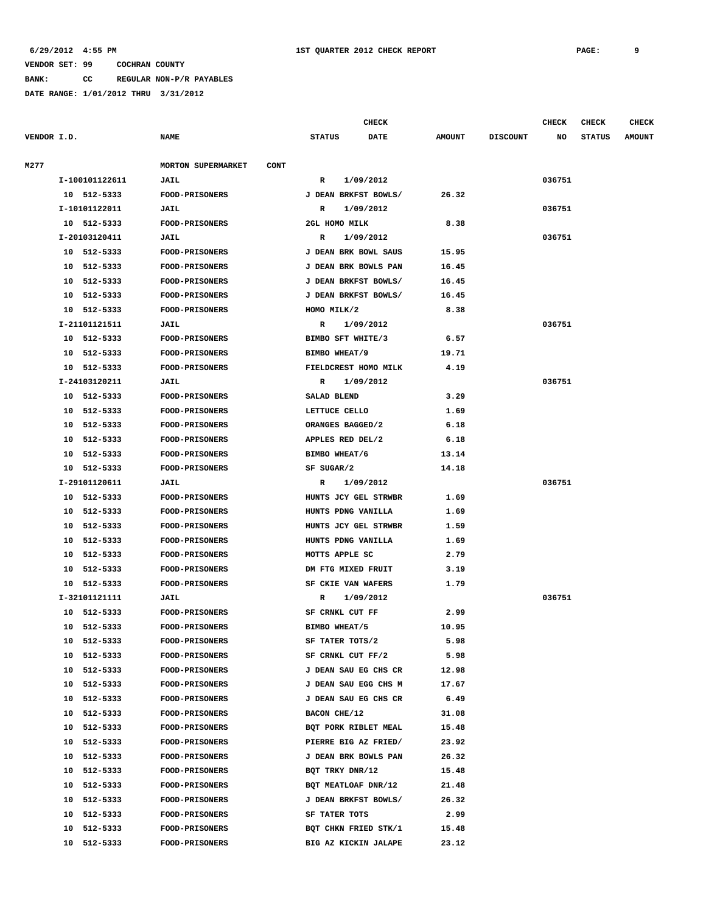VENDOR SET: 99 COCHRAN COUNTY

BANK: CC REGULAR NON-P/R PAYABLES

DATE RANGE: 1/01/2012 THRU 3/31/2012

| VENDOR I.D. | NAME | STATUS | CHECK DATE | AMOUNT | DISCOUNT | CHECK NO | CHECK STATUS | CHECK AMOUNT |
|---|---|---|---|---|---|---|---|---|
| M277 | MORTON SUPERMARKET CONT | | | | | | | |
| I-100101122611 | JAIL | R | 1/09/2012 | | | 036751 | | |
| 10 512-5333 | FOOD-PRISONERS | J DEAN BRKFST BOWLS/ | | 26.32 | | | | |
| I-10101122011 | JAIL | R | 1/09/2012 | | | 036751 | | |
| 10 512-5333 | FOOD-PRISONERS | 2GL HOMO MILK | | 8.38 | | | | |
| I-20103120411 | JAIL | R | 1/09/2012 | | | 036751 | | |
| 10 512-5333 | FOOD-PRISONERS | J DEAN BRK BOWL SAUS | | 15.95 | | | | |
| 10 512-5333 | FOOD-PRISONERS | J DEAN BRK BOWLS PAN | | 16.45 | | | | |
| 10 512-5333 | FOOD-PRISONERS | J DEAN BRKFST BOWLS/ | | 16.45 | | | | |
| 10 512-5333 | FOOD-PRISONERS | J DEAN BRKFST BOWLS/ | | 16.45 | | | | |
| 10 512-5333 | FOOD-PRISONERS | HOMO MILK/2 | | 8.38 | | | | |
| I-21101121511 | JAIL | R | 1/09/2012 | | | 036751 | | |
| 10 512-5333 | FOOD-PRISONERS | BIMBO SFT WHITE/3 | | 6.57 | | | | |
| 10 512-5333 | FOOD-PRISONERS | BIMBO WHEAT/9 | | 19.71 | | | | |
| 10 512-5333 | FOOD-PRISONERS | FIELDCREST HOMO MILK | | 4.19 | | | | |
| I-24103120211 | JAIL | R | 1/09/2012 | | | 036751 | | |
| 10 512-5333 | FOOD-PRISONERS | SALAD BLEND | | 3.29 | | | | |
| 10 512-5333 | FOOD-PRISONERS | LETTUCE CELLO | | 1.69 | | | | |
| 10 512-5333 | FOOD-PRISONERS | ORANGES BAGGED/2 | | 6.18 | | | | |
| 10 512-5333 | FOOD-PRISONERS | APPLES RED DEL/2 | | 6.18 | | | | |
| 10 512-5333 | FOOD-PRISONERS | BIMBO WHEAT/6 | | 13.14 | | | | |
| 10 512-5333 | FOOD-PRISONERS | SF SUGAR/2 | | 14.18 | | | | |
| I-29101120611 | JAIL | R | 1/09/2012 | | | 036751 | | |
| 10 512-5333 | FOOD-PRISONERS | HUNTS JCY GEL STRWBR | | 1.69 | | | | |
| 10 512-5333 | FOOD-PRISONERS | HUNTS PDNG VANILLA | | 1.69 | | | | |
| 10 512-5333 | FOOD-PRISONERS | HUNTS JCY GEL STRWBR | | 1.59 | | | | |
| 10 512-5333 | FOOD-PRISONERS | HUNTS PDNG VANILLA | | 1.69 | | | | |
| 10 512-5333 | FOOD-PRISONERS | MOTTS APPLE SC | | 2.79 | | | | |
| 10 512-5333 | FOOD-PRISONERS | DM FTG MIXED FRUIT | | 3.19 | | | | |
| 10 512-5333 | FOOD-PRISONERS | SF CKIE VAN WAFERS | | 1.79 | | | | |
| I-32101121111 | JAIL | R | 1/09/2012 | | | 036751 | | |
| 10 512-5333 | FOOD-PRISONERS | SF CRNKL CUT FF | | 2.99 | | | | |
| 10 512-5333 | FOOD-PRISONERS | BIMBO WHEAT/5 | | 10.95 | | | | |
| 10 512-5333 | FOOD-PRISONERS | SF TATER TOTS/2 | | 5.98 | | | | |
| 10 512-5333 | FOOD-PRISONERS | SF CRNKL CUT FF/2 | | 5.98 | | | | |
| 10 512-5333 | FOOD-PRISONERS | J DEAN SAU EG CHS CR | | 12.98 | | | | |
| 10 512-5333 | FOOD-PRISONERS | J DEAN SAU EGG CHS M | | 17.67 | | | | |
| 10 512-5333 | FOOD-PRISONERS | J DEAN SAU EG CHS CR | | 6.49 | | | | |
| 10 512-5333 | FOOD-PRISONERS | BACON CHE/12 | | 31.08 | | | | |
| 10 512-5333 | FOOD-PRISONERS | BQT PORK RIBLET MEAL | | 15.48 | | | | |
| 10 512-5333 | FOOD-PRISONERS | PIERRE BIG AZ FRIED/ | | 23.92 | | | | |
| 10 512-5333 | FOOD-PRISONERS | J DEAN BRK BOWLS PAN | | 26.32 | | | | |
| 10 512-5333 | FOOD-PRISONERS | BQT TRKY DNR/12 | | 15.48 | | | | |
| 10 512-5333 | FOOD-PRISONERS | BQT MEATLOAF DNR/12 | | 21.48 | | | | |
| 10 512-5333 | FOOD-PRISONERS | J DEAN BRKFST BOWLS/ | | 26.32 | | | | |
| 10 512-5333 | FOOD-PRISONERS | SF TATER TOTS | | 2.99 | | | | |
| 10 512-5333 | FOOD-PRISONERS | BQT CHKN FRIED STK/1 | | 15.48 | | | | |
| 10 512-5333 | FOOD-PRISONERS | BIG AZ KICKIN JALAPE | | 23.12 | | | | |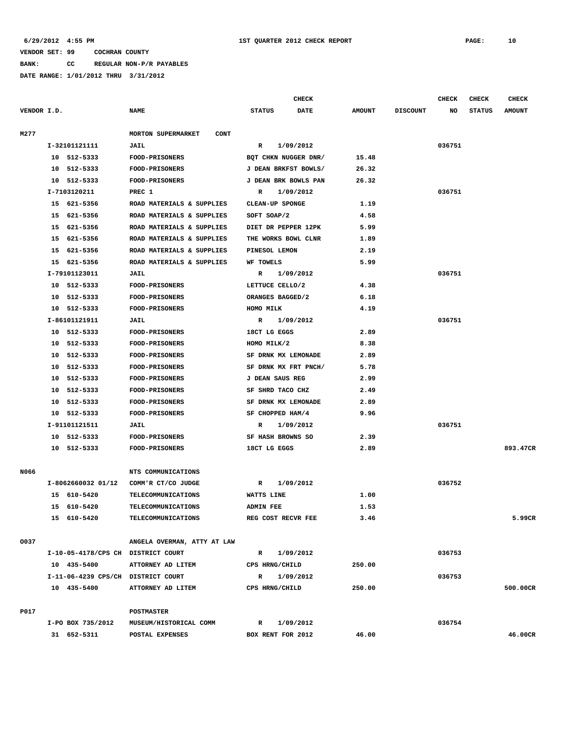6/29/2012 4:55 PM 1ST QUARTER 2012 CHECK REPORT

VENDOR SET: 99 COCHRAN COUNTY

BANK: CC REGULAR NON-P/R PAYABLES

DATE RANGE: 1/01/2012 THRU 3/31/2012

| VENDOR I.D. | NAME | STATUS | CHECK DATE | AMOUNT | DISCOUNT | CHECK NO | CHECK STATUS | CHECK AMOUNT |
|---|---|---|---|---|---|---|---|---|
| M277 | MORTON SUPERMARKET CONT | | | | | | | |
| I-32101121111 | JAIL | R | 1/09/2012 | | | 036751 | | |
| 10 512-5333 | FOOD-PRISONERS | BQT CHKN NUGGER DNR/ | | 15.48 | | | | |
| 10 512-5333 | FOOD-PRISONERS | J DEAN BRKFST BOWLS/ | | 26.32 | | | | |
| 10 512-5333 | FOOD-PRISONERS | J DEAN BRK BOWLS PAN | | 26.32 | | | | |
| I-7103120211 | PREC 1 | R | 1/09/2012 | | | 036751 | | |
| 15 621-5356 | ROAD MATERIALS & SUPPLIES | CLEAN-UP SPONGE | | 1.19 | | | | |
| 15 621-5356 | ROAD MATERIALS & SUPPLIES | SOFT SOAP/2 | | 4.58 | | | | |
| 15 621-5356 | ROAD MATERIALS & SUPPLIES | DIET DR PEPPER 12PK | | 5.99 | | | | |
| 15 621-5356 | ROAD MATERIALS & SUPPLIES | THE WORKS BOWL CLNR | | 1.89 | | | | |
| 15 621-5356 | ROAD MATERIALS & SUPPLIES | PINESOL LEMON | | 2.19 | | | | |
| 15 621-5356 | ROAD MATERIALS & SUPPLIES | WF TOWELS | | 5.99 | | | | |
| I-79101123011 | JAIL | R | 1/09/2012 | | | 036751 | | |
| 10 512-5333 | FOOD-PRISONERS | LETTUCE CELLO/2 | | 4.38 | | | | |
| 10 512-5333 | FOOD-PRISONERS | ORANGES BAGGED/2 | | 6.18 | | | | |
| 10 512-5333 | FOOD-PRISONERS | HOMO MILK | | 4.19 | | | | |
| I-86101121911 | JAIL | R | 1/09/2012 | | | 036751 | | |
| 10 512-5333 | FOOD-PRISONERS | 18CT LG EGGS | | 2.89 | | | | |
| 10 512-5333 | FOOD-PRISONERS | HOMO MILK/2 | | 8.38 | | | | |
| 10 512-5333 | FOOD-PRISONERS | SF DRNK MX LEMONADE | | 2.89 | | | | |
| 10 512-5333 | FOOD-PRISONERS | SF DRNK MX FRT PNCH/ | | 5.78 | | | | |
| 10 512-5333 | FOOD-PRISONERS | J DEAN SAUS REG | | 2.99 | | | | |
| 10 512-5333 | FOOD-PRISONERS | SF SHRD TACO CHZ | | 2.49 | | | | |
| 10 512-5333 | FOOD-PRISONERS | SF DRNK MX LEMONADE | | 2.89 | | | | |
| 10 512-5333 | FOOD-PRISONERS | SF CHOPPED HAM/4 | | 9.96 | | | | |
| I-91101121511 | JAIL | R | 1/09/2012 | | | 036751 | | |
| 10 512-5333 | FOOD-PRISONERS | SF HASH BROWNS SO | | 2.39 | | | | |
| 10 512-5333 | FOOD-PRISONERS | 18CT LG EGGS | | 2.89 | | | | 893.47CR |
| N066 | NTS COMMUNICATIONS | | | | | | | |
| I-8062660032 01/12 | COMM'R CT/CO JUDGE | R | 1/09/2012 | | | 036752 | | |
| 15 610-5420 | TELECOMMUNICATIONS | WATTS LINE | | 1.00 | | | | |
| 15 610-5420 | TELECOMMUNICATIONS | ADMIN FEE | | 1.53 | | | | |
| 15 610-5420 | TELECOMMUNICATIONS | REG COST RECVR FEE | | 3.46 | | | | 5.99CR |
| O037 | ANGELA OVERMAN, ATTY AT LAW | | | | | | | |
| I-10-05-4178/CPS CH | DISTRICT COURT | R | 1/09/2012 | | | 036753 | | |
| 10 435-5400 | ATTORNEY AD LITEM | CPS HRNG/CHILD | | 250.00 | | | | |
| I-11-06-4239 CPS/CH | DISTRICT COURT | R | 1/09/2012 | | | 036753 | | |
| 10 435-5400 | ATTORNEY AD LITEM | CPS HRNG/CHILD | | 250.00 | | | | 500.00CR |
| P017 | POSTMASTER | | | | | | | |
| I-PO BOX 735/2012 | MUSEUM/HISTORICAL COMM | R | 1/09/2012 | | | 036754 | | |
| 31 652-5311 | POSTAL EXPENSES | BOX RENT FOR 2012 | | 46.00 | | | | 46.00CR |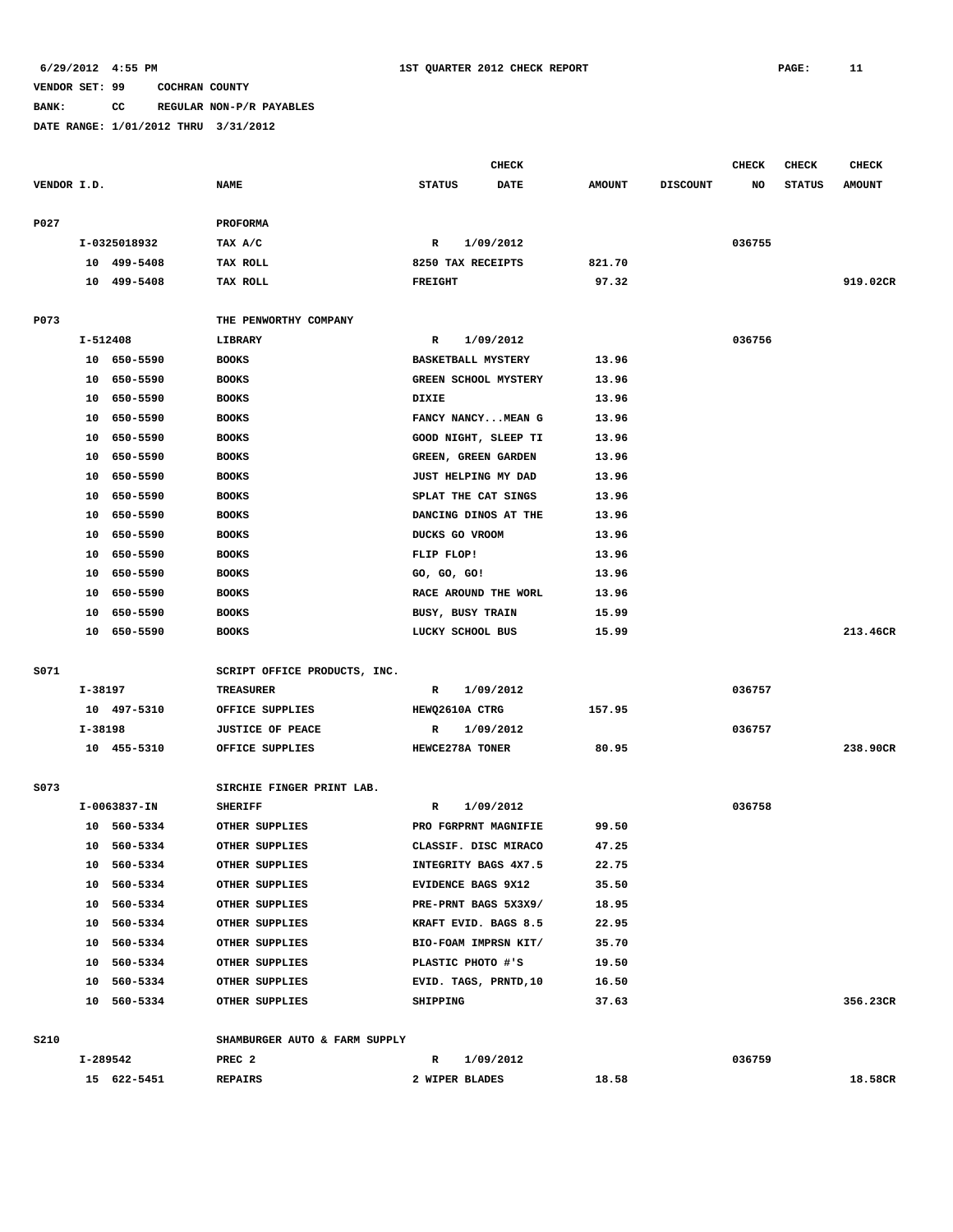6/29/2012 4:55 PM 1ST QUARTER 2012 CHECK REPORT

VENDOR SET: 99 COCHRAN COUNTY

BANK: CC REGULAR NON-P/R PAYABLES

DATE RANGE: 1/01/2012 THRU 3/31/2012

| VENDOR I.D. | NAME | CHECK STATUS | CHECK DATE | AMOUNT | DISCOUNT | CHECK NO | CHECK STATUS | CHECK AMOUNT |
|---|---|---|---|---|---|---|---|---|
| P027 | PROFORMA | | | | | | | |
| I-0325018932 | TAX A/C | R | 1/09/2012 | | | 036755 | | |
| 10 499-5408 | TAX ROLL | 8250 TAX RECEIPTS | | 821.70 | | | | |
| 10 499-5408 | TAX ROLL | FREIGHT | | 97.32 | | | | 919.02CR |
| P073 | THE PENWORTHY COMPANY | | | | | | | |
| I-512408 | LIBRARY | R | 1/09/2012 | | | 036756 | | |
| 10 650-5590 | BOOKS | BASKETBALL MYSTERY | | 13.96 | | | | |
| 10 650-5590 | BOOKS | GREEN SCHOOL MYSTERY | | 13.96 | | | | |
| 10 650-5590 | BOOKS | DIXIE | | 13.96 | | | | |
| 10 650-5590 | BOOKS | FANCY NANCY...MEAN G | | 13.96 | | | | |
| 10 650-5590 | BOOKS | GOOD NIGHT, SLEEP TI | | 13.96 | | | | |
| 10 650-5590 | BOOKS | GREEN, GREEN GARDEN | | 13.96 | | | | |
| 10 650-5590 | BOOKS | JUST HELPING MY DAD | | 13.96 | | | | |
| 10 650-5590 | BOOKS | SPLAT THE CAT SINGS | | 13.96 | | | | |
| 10 650-5590 | BOOKS | DANCING DINOS AT THE | | 13.96 | | | | |
| 10 650-5590 | BOOKS | DUCKS GO VROOM | | 13.96 | | | | |
| 10 650-5590 | BOOKS | FLIP FLOP! | | 13.96 | | | | |
| 10 650-5590 | BOOKS | GO, GO, GO! | | 13.96 | | | | |
| 10 650-5590 | BOOKS | RACE AROUND THE WORL | | 13.96 | | | | |
| 10 650-5590 | BOOKS | BUSY, BUSY TRAIN | | 15.99 | | | | |
| 10 650-5590 | BOOKS | LUCKY SCHOOL BUS | | 15.99 | | | | 213.46CR |
| S071 | SCRIPT OFFICE PRODUCTS, INC. | | | | | | | |
| I-38197 | TREASURER | R | 1/09/2012 | | | 036757 | | |
| 10 497-5310 | OFFICE SUPPLIES | HEWQ2610A CTRG | | 157.95 | | | | |
| I-38198 | JUSTICE OF PEACE | R | 1/09/2012 | | | 036757 | | |
| 10 455-5310 | OFFICE SUPPLIES | HEWCE278A TONER | | 80.95 | | | | 238.90CR |
| S073 | SIRCHIE FINGER PRINT LAB. | | | | | | | |
| I-0063837-IN | SHERIFF | R | 1/09/2012 | | | 036758 | | |
| 10 560-5334 | OTHER SUPPLIES | PRO FGRPRNT MAGNIFIE | | 99.50 | | | | |
| 10 560-5334 | OTHER SUPPLIES | CLASSIF. DISC MIRACO | | 47.25 | | | | |
| 10 560-5334 | OTHER SUPPLIES | INTEGRITY BAGS 4X7.5 | | 22.75 | | | | |
| 10 560-5334 | OTHER SUPPLIES | EVIDENCE BAGS 9X12 | | 35.50 | | | | |
| 10 560-5334 | OTHER SUPPLIES | PRE-PRNT BAGS 5X3X9/ | | 18.95 | | | | |
| 10 560-5334 | OTHER SUPPLIES | KRAFT EVID. BAGS 8.5 | | 22.95 | | | | |
| 10 560-5334 | OTHER SUPPLIES | BIO-FOAM IMPRSN KIT/ | | 35.70 | | | | |
| 10 560-5334 | OTHER SUPPLIES | PLASTIC PHOTO #'S | | 19.50 | | | | |
| 10 560-5334 | OTHER SUPPLIES | EVID. TAGS, PRNTD,10 | | 16.50 | | | | |
| 10 560-5334 | OTHER SUPPLIES | SHIPPING | | 37.63 | | | | 356.23CR |
| S210 | SHAMBURGER AUTO & FARM SUPPLY | | | | | | | |
| I-289542 | PREC 2 | R | 1/09/2012 | | | 036759 | | |
| 15 622-5451 | REPAIRS | 2 WIPER BLADES | | 18.58 | | | | 18.58CR |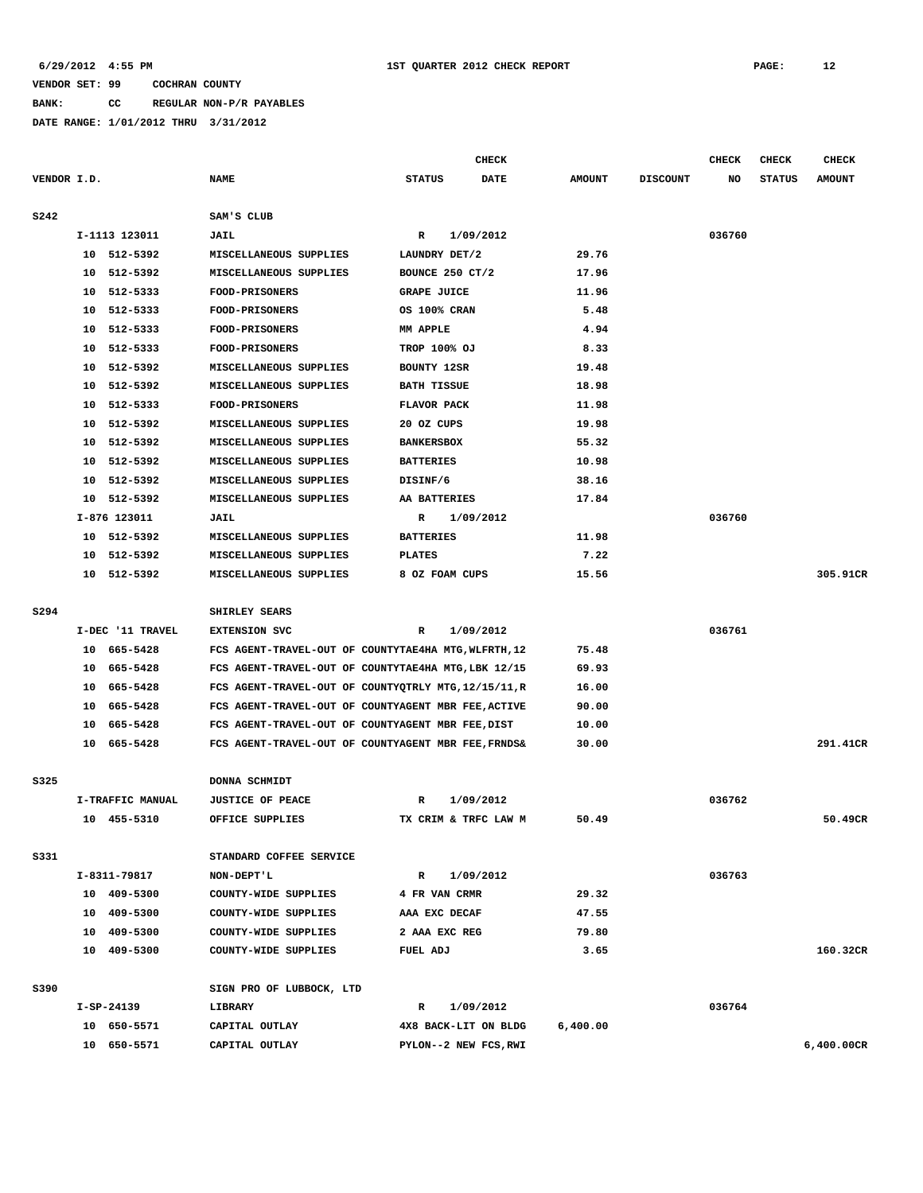6/29/2012 4:55 PM **1ST QUARTER 2012 CHECK REPORT**

VENDOR SET: 99 COCHRAN COUNTY
BANK: CC REGULAR NON-P/R PAYABLES
DATE RANGE: 1/01/2012 THRU 3/31/2012

| VENDOR I.D. | NAME | STATUS | CHECK DATE | AMOUNT | DISCOUNT | CHECK NO | CHECK STATUS | CHECK AMOUNT |
|---|---|---|---|---|---|---|---|---|
| S242 | SAM'S CLUB | | | | | | | |
| I-1113 123011 | JAIL | R | 1/09/2012 | | | 036760 | | |
| 10 512-5392 | MISCELLANEOUS SUPPLIES | LAUNDRY DET/2 | | 29.76 | | | | |
| 10 512-5392 | MISCELLANEOUS SUPPLIES | BOUNCE 250 CT/2 | | 17.96 | | | | |
| 10 512-5333 | FOOD-PRISONERS | GRAPE JUICE | | 11.96 | | | | |
| 10 512-5333 | FOOD-PRISONERS | OS 100% CRAN | | 5.48 | | | | |
| 10 512-5333 | FOOD-PRISONERS | MM APPLE | | 4.94 | | | | |
| 10 512-5333 | FOOD-PRISONERS | TROP 100% OJ | | 8.33 | | | | |
| 10 512-5392 | MISCELLANEOUS SUPPLIES | BOUNTY 12SR | | 19.48 | | | | |
| 10 512-5392 | MISCELLANEOUS SUPPLIES | BATH TISSUE | | 18.98 | | | | |
| 10 512-5333 | FOOD-PRISONERS | FLAVOR PACK | | 11.98 | | | | |
| 10 512-5392 | MISCELLANEOUS SUPPLIES | 20 OZ CUPS | | 19.98 | | | | |
| 10 512-5392 | MISCELLANEOUS SUPPLIES | BANKERSBOX | | 55.32 | | | | |
| 10 512-5392 | MISCELLANEOUS SUPPLIES | BATTERIES | | 10.98 | | | | |
| 10 512-5392 | MISCELLANEOUS SUPPLIES | DISINF/6 | | 38.16 | | | | |
| 10 512-5392 | MISCELLANEOUS SUPPLIES | AA BATTERIES | | 17.84 | | | | |
| I-876 123011 | JAIL | R | 1/09/2012 | | | 036760 | | |
| 10 512-5392 | MISCELLANEOUS SUPPLIES | BATTERIES | | 11.98 | | | | |
| 10 512-5392 | MISCELLANEOUS SUPPLIES | PLATES | | 7.22 | | | | |
| 10 512-5392 | MISCELLANEOUS SUPPLIES | 8 OZ FOAM CUPS | | 15.56 | | | | 305.91CR |
| S294 | SHIRLEY SEARS | | | | | | | |
| I-DEC '11 TRAVEL | EXTENSION SVC | R | 1/09/2012 | | | 036761 | | |
| 10 665-5428 | FCS AGENT-TRAVEL-OUT OF COUNTY | TAE4HA MTG,WLFRTH,12 | | 75.48 | | | | |
| 10 665-5428 | FCS AGENT-TRAVEL-OUT OF COUNTY | TAE4HA MTG,LBK 12/15 | | 69.93 | | | | |
| 10 665-5428 | FCS AGENT-TRAVEL-OUT OF COUNTY | QTRLY MTG,12/15/11,R | | 16.00 | | | | |
| 10 665-5428 | FCS AGENT-TRAVEL-OUT OF COUNTY | AGENT MBR FEE,ACTIVE | | 90.00 | | | | |
| 10 665-5428 | FCS AGENT-TRAVEL-OUT OF COUNTY | AGENT MBR FEE,DIST | | 10.00 | | | | |
| 10 665-5428 | FCS AGENT-TRAVEL-OUT OF COUNTY | AGENT MBR FEE,FRNDS& | | 30.00 | | | | 291.41CR |
| S325 | DONNA SCHMIDT | | | | | | | |
| I-TRAFFIC MANUAL | JUSTICE OF PEACE | R | 1/09/2012 | | | 036762 | | |
| 10 455-5310 | OFFICE SUPPLIES | TX CRIM & TRFC LAW M | | 50.49 | | | | 50.49CR |
| S331 | STANDARD COFFEE SERVICE | | | | | | | |
| I-8311-79817 | NON-DEPT'L | R | 1/09/2012 | | | 036763 | | |
| 10 409-5300 | COUNTY-WIDE SUPPLIES | 4 FR VAN CRMR | | 29.32 | | | | |
| 10 409-5300 | COUNTY-WIDE SUPPLIES | AAA EXC DECAF | | 47.55 | | | | |
| 10 409-5300 | COUNTY-WIDE SUPPLIES | 2 AAA EXC REG | | 79.80 | | | | |
| 10 409-5300 | COUNTY-WIDE SUPPLIES | FUEL ADJ | | 3.65 | | | | 160.32CR |
| S390 | SIGN PRO OF LUBBOCK, LTD | | | | | | | |
| I-SP-24139 | LIBRARY | R | 1/09/2012 | | | 036764 | | |
| 10 650-5571 | CAPITAL OUTLAY | 4X8 BACK-LIT ON BLDG | | 6,400.00 | | | | |
| 10 650-5571 | CAPITAL OUTLAY | PYLON--2 NEW FCS,RWI | | | | | | 6,400.00CR |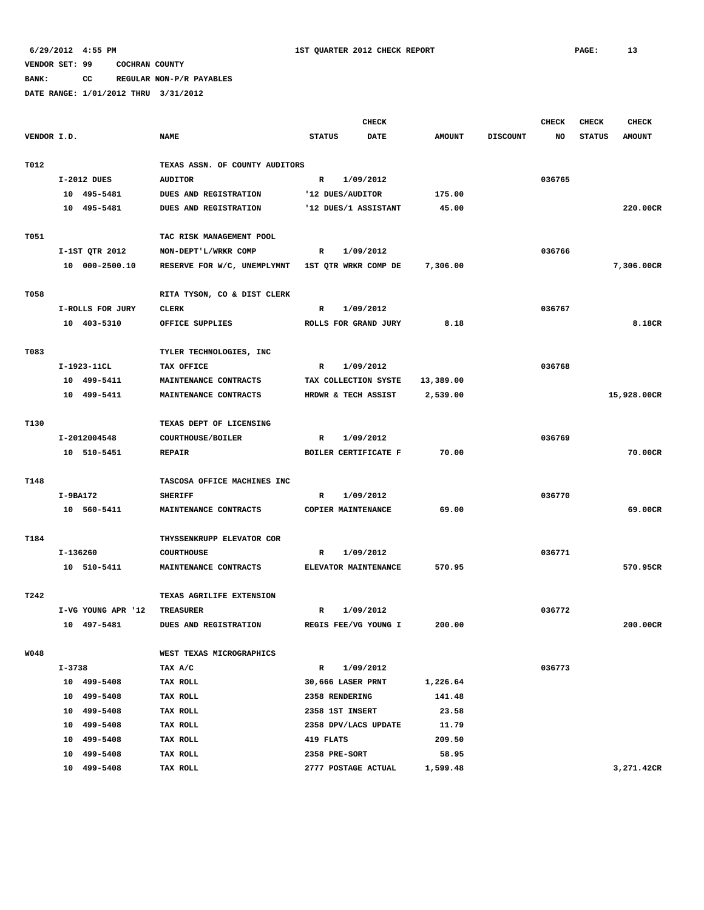6/29/2012 4:55 PM 1ST QUARTER 2012 CHECK REPORT PAGE: 13

VENDOR SET: 99 COCHRAN COUNTY

BANK: CC REGULAR NON-P/R PAYABLES

DATE RANGE: 1/01/2012 THRU 3/31/2012

| VENDOR I.D. | NAME | STATUS | CHECK DATE | AMOUNT | DISCOUNT | CHECK NO | CHECK STATUS | CHECK AMOUNT |
|---|---|---|---|---|---|---|---|---|
| T012 | TEXAS ASSN. OF COUNTY AUDITORS | | | | | | | |
| I-2012 DUES | AUDITOR | R | 1/09/2012 | | | 036765 | | |
| 10 495-5481 | DUES AND REGISTRATION | '12 DUES/AUDITOR | | 175.00 | | | | |
| 10 495-5481 | DUES AND REGISTRATION | '12 DUES/1 ASSISTANT | | 45.00 | | | | 220.00CR |
| T051 | TAC RISK MANAGEMENT POOL | | | | | | | |
| I-1ST QTR 2012 | NON-DEPT'L/WRKR COMP | R | 1/09/2012 | | | 036766 | | |
| 10 000-2500.10 | RESERVE FOR W/C, UNEMPLYMNT | 1ST QTR WRKR COMP DE | | 7,306.00 | | | | 7,306.00CR |
| T058 | RITA TYSON, CO & DIST CLERK | | | | | | | |
| I-ROLLS FOR JURY | CLERK | R | 1/09/2012 | | | 036767 | | |
| 10 403-5310 | OFFICE SUPPLIES | ROLLS FOR GRAND JURY | | 8.18 | | | | 8.18CR |
| T083 | TYLER TECHNOLOGIES, INC | | | | | | | |
| I-1923-11CL | TAX OFFICE | R | 1/09/2012 | | | 036768 | | |
| 10 499-5411 | MAINTENANCE CONTRACTS | TAX COLLECTION SYSTE | | 13,389.00 | | | | |
| 10 499-5411 | MAINTENANCE CONTRACTS | HRDWR & TECH ASSIST | | 2,539.00 | | | | 15,928.00CR |
| T130 | TEXAS DEPT OF LICENSING | | | | | | | |
| I-2012004548 | COURTHOUSE/BOILER | R | 1/09/2012 | | | 036769 | | |
| 10 510-5451 | REPAIR | BOILER CERTIFICATE F | | 70.00 | | | | 70.00CR |
| T148 | TASCOSA OFFICE MACHINES INC | | | | | | | |
| I-9BA172 | SHERIFF | R | 1/09/2012 | | | 036770 | | |
| 10 560-5411 | MAINTENANCE CONTRACTS | COPIER MAINTENANCE | | 69.00 | | | | 69.00CR |
| T184 | THYSSENKRUPP ELEVATOR COR | | | | | | | |
| I-136260 | COURTHOUSE | R | 1/09/2012 | | | 036771 | | |
| 10 510-5411 | MAINTENANCE CONTRACTS | ELEVATOR MAINTENANCE | | 570.95 | | | | 570.95CR |
| T242 | TEXAS AGRILIFE EXTENSION | | | | | | | |
| I-VG YOUNG APR '12 | TREASURER | R | 1/09/2012 | | | 036772 | | |
| 10 497-5481 | DUES AND REGISTRATION | REGIS FEE/VG YOUNG I | | 200.00 | | | | 200.00CR |
| W048 | WEST TEXAS MICROGRAPHICS | | | | | | | |
| I-3738 | TAX A/C | R | 1/09/2012 | | | 036773 | | |
| 10 499-5408 | TAX ROLL | 30,666 LASER PRNT | | 1,226.64 | | | | |
| 10 499-5408 | TAX ROLL | 2358 RENDERING | | 141.48 | | | | |
| 10 499-5408 | TAX ROLL | 2358 1ST INSERT | | 23.58 | | | | |
| 10 499-5408 | TAX ROLL | 2358 DPV/LACS UPDATE | | 11.79 | | | | |
| 10 499-5408 | TAX ROLL | 419 FLATS | | 209.50 | | | | |
| 10 499-5408 | TAX ROLL | 2358 PRE-SORT | | 58.95 | | | | |
| 10 499-5408 | TAX ROLL | 2777 POSTAGE ACTUAL | | 1,599.48 | | | | 3,271.42CR |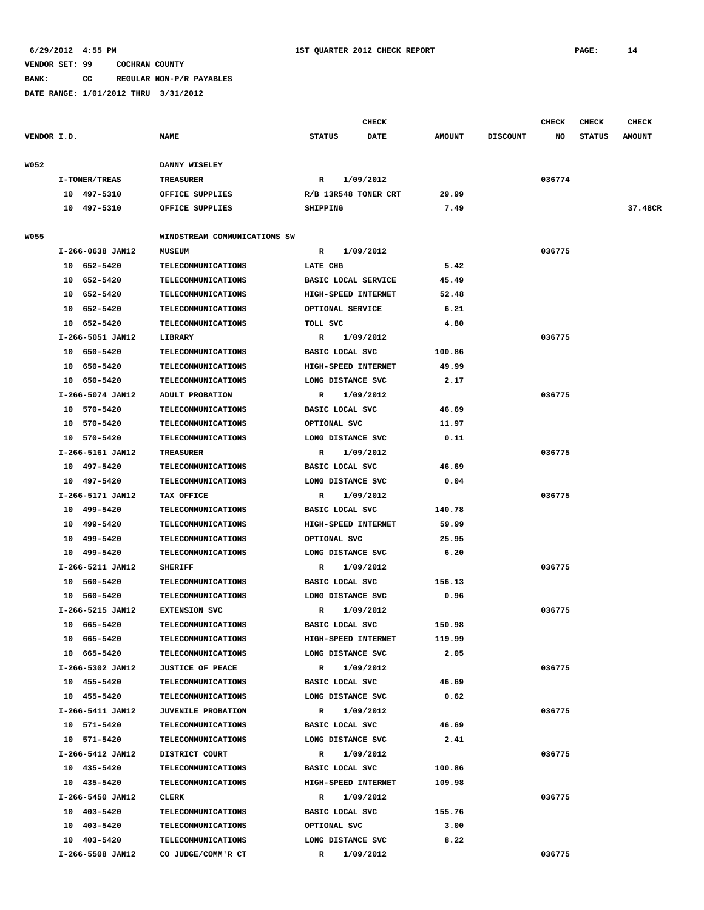6/29/2012 4:55 PM 1ST QUARTER 2012 CHECK REPORT

VENDOR SET: 99 COCHRAN COUNTY

BANK: CC REGULAR NON-P/R PAYABLES

DATE RANGE: 1/01/2012 THRU 3/31/2012

| VENDOR I.D. | NAME | STATUS | CHECK DATE | AMOUNT | DISCOUNT | CHECK NO | CHECK STATUS | CHECK AMOUNT |
|---|---|---|---|---|---|---|---|---|
| W052 | DANNY WISELEY | | | | | | | |
| I-TONER/TREAS | TREASURER | R | 1/09/2012 | | | 036774 | | |
| 10 497-5310 | OFFICE SUPPLIES | R/B 13R548 TONER CRT | | 29.99 | | | | |
| 10 497-5310 | OFFICE SUPPLIES | SHIPPING | | 7.49 | | | | 37.48CR |
| W055 | WINDSTREAM COMMUNICATIONS SW | | | | | | | |
| I-266-0638 JAN12 | MUSEUM | R | 1/09/2012 | | | 036775 | | |
| 10 652-5420 | TELECOMMUNICATIONS | LATE CHG | | 5.42 | | | | |
| 10 652-5420 | TELECOMMUNICATIONS | BASIC LOCAL SERVICE | | 45.49 | | | | |
| 10 652-5420 | TELECOMMUNICATIONS | HIGH-SPEED INTERNET | | 52.48 | | | | |
| 10 652-5420 | TELECOMMUNICATIONS | OPTIONAL SERVICE | | 6.21 | | | | |
| 10 652-5420 | TELECOMMUNICATIONS | TOLL SVC | | 4.80 | | | | |
| I-266-5051 JAN12 | LIBRARY | R | 1/09/2012 | | | 036775 | | |
| 10 650-5420 | TELECOMMUNICATIONS | BASIC LOCAL SVC | | 100.86 | | | | |
| 10 650-5420 | TELECOMMUNICATIONS | HIGH-SPEED INTERNET | | 49.99 | | | | |
| 10 650-5420 | TELECOMMUNICATIONS | LONG DISTANCE SVC | | 2.17 | | | | |
| I-266-5074 JAN12 | ADULT PROBATION | R | 1/09/2012 | | | 036775 | | |
| 10 570-5420 | TELECOMMUNICATIONS | BASIC LOCAL SVC | | 46.69 | | | | |
| 10 570-5420 | TELECOMMUNICATIONS | OPTIONAL SVC | | 11.97 | | | | |
| 10 570-5420 | TELECOMMUNICATIONS | LONG DISTANCE SVC | | 0.11 | | | | |
| I-266-5161 JAN12 | TREASURER | R | 1/09/2012 | | | 036775 | | |
| 10 497-5420 | TELECOMMUNICATIONS | BASIC LOCAL SVC | | 46.69 | | | | |
| 10 497-5420 | TELECOMMUNICATIONS | LONG DISTANCE SVC | | 0.04 | | | | |
| I-266-5171 JAN12 | TAX OFFICE | R | 1/09/2012 | | | 036775 | | |
| 10 499-5420 | TELECOMMUNICATIONS | BASIC LOCAL SVC | | 140.78 | | | | |
| 10 499-5420 | TELECOMMUNICATIONS | HIGH-SPEED INTERNET | | 59.99 | | | | |
| 10 499-5420 | TELECOMMUNICATIONS | OPTIONAL SVC | | 25.95 | | | | |
| 10 499-5420 | TELECOMMUNICATIONS | LONG DISTANCE SVC | | 6.20 | | | | |
| I-266-5211 JAN12 | SHERIFF | R | 1/09/2012 | | | 036775 | | |
| 10 560-5420 | TELECOMMUNICATIONS | BASIC LOCAL SVC | | 156.13 | | | | |
| 10 560-5420 | TELECOMMUNICATIONS | LONG DISTANCE SVC | | 0.96 | | | | |
| I-266-5215 JAN12 | EXTENSION SVC | R | 1/09/2012 | | | 036775 | | |
| 10 665-5420 | TELECOMMUNICATIONS | BASIC LOCAL SVC | | 150.98 | | | | |
| 10 665-5420 | TELECOMMUNICATIONS | HIGH-SPEED INTERNET | | 119.99 | | | | |
| 10 665-5420 | TELECOMMUNICATIONS | LONG DISTANCE SVC | | 2.05 | | | | |
| I-266-5302 JAN12 | JUSTICE OF PEACE | R | 1/09/2012 | | | 036775 | | |
| 10 455-5420 | TELECOMMUNICATIONS | BASIC LOCAL SVC | | 46.69 | | | | |
| 10 455-5420 | TELECOMMUNICATIONS | LONG DISTANCE SVC | | 0.62 | | | | |
| I-266-5411 JAN12 | JUVENILE PROBATION | R | 1/09/2012 | | | 036775 | | |
| 10 571-5420 | TELECOMMUNICATIONS | BASIC LOCAL SVC | | 46.69 | | | | |
| 10 571-5420 | TELECOMMUNICATIONS | LONG DISTANCE SVC | | 2.41 | | | | |
| I-266-5412 JAN12 | DISTRICT COURT | R | 1/09/2012 | | | 036775 | | |
| 10 435-5420 | TELECOMMUNICATIONS | BASIC LOCAL SVC | | 100.86 | | | | |
| 10 435-5420 | TELECOMMUNICATIONS | HIGH-SPEED INTERNET | | 109.98 | | | | |
| I-266-5450 JAN12 | CLERK | R | 1/09/2012 | | | 036775 | | |
| 10 403-5420 | TELECOMMUNICATIONS | BASIC LOCAL SVC | | 155.76 | | | | |
| 10 403-5420 | TELECOMMUNICATIONS | OPTIONAL SVC | | 3.00 | | | | |
| 10 403-5420 | TELECOMMUNICATIONS | LONG DISTANCE SVC | | 8.22 | | | | |
| I-266-5508 JAN12 | CO JUDGE/COMM'R CT | R | 1/09/2012 | | | 036775 | | |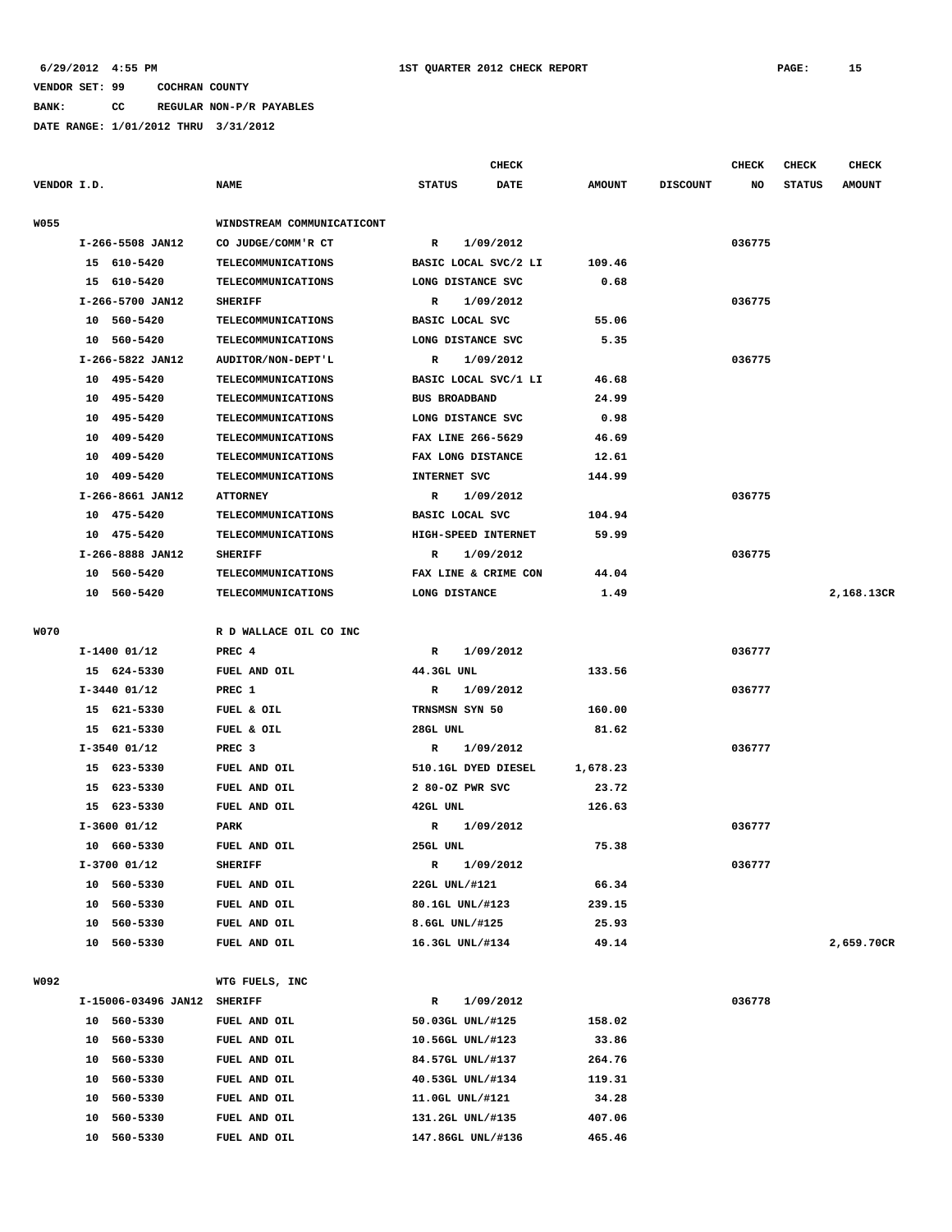6/29/2012 4:55 PM 1ST QUARTER 2012 CHECK REPORT

VENDOR SET: 99 COCHRAN COUNTY

BANK: CC REGULAR NON-P/R PAYABLES

DATE RANGE: 1/01/2012 THRU 3/31/2012

| VENDOR I.D. | NAME | STATUS | CHECK DATE | AMOUNT | DISCOUNT | CHECK NO | CHECK STATUS | CHECK AMOUNT |
|---|---|---|---|---|---|---|---|---|
| W055 | WINDSTREAM COMMUNICATICONT | | | | | | | |
| I-266-5508 JAN12 | CO JUDGE/COMM'R CT | R | 1/09/2012 | | | 036775 | | |
| 15 610-5420 | TELECOMMUNICATIONS | BASIC LOCAL SVC/2 LI | | 109.46 | | | | |
| 15 610-5420 | TELECOMMUNICATIONS | LONG DISTANCE SVC | | 0.68 | | | | |
| I-266-5700 JAN12 | SHERIFF | R | 1/09/2012 | | | 036775 | | |
| 10 560-5420 | TELECOMMUNICATIONS | BASIC LOCAL SVC | | 55.06 | | | | |
| 10 560-5420 | TELECOMMUNICATIONS | LONG DISTANCE SVC | | 5.35 | | | | |
| I-266-5822 JAN12 | AUDITOR/NON-DEPT'L | R | 1/09/2012 | | | 036775 | | |
| 10 495-5420 | TELECOMMUNICATIONS | BASIC LOCAL SVC/1 LI | | 46.68 | | | | |
| 10 495-5420 | TELECOMMUNICATIONS | BUS BROADBAND | | 24.99 | | | | |
| 10 495-5420 | TELECOMMUNICATIONS | LONG DISTANCE SVC | | 0.98 | | | | |
| 10 409-5420 | TELECOMMUNICATIONS | FAX LINE 266-5629 | | 46.69 | | | | |
| 10 409-5420 | TELECOMMUNICATIONS | FAX LONG DISTANCE | | 12.61 | | | | |
| 10 409-5420 | TELECOMMUNICATIONS | INTERNET SVC | | 144.99 | | | | |
| I-266-8661 JAN12 | ATTORNEY | R | 1/09/2012 | | | 036775 | | |
| 10 475-5420 | TELECOMMUNICATIONS | BASIC LOCAL SVC | | 104.94 | | | | |
| 10 475-5420 | TELECOMMUNICATIONS | HIGH-SPEED INTERNET | | 59.99 | | | | |
| I-266-8888 JAN12 | SHERIFF | R | 1/09/2012 | | | 036775 | | |
| 10 560-5420 | TELECOMMUNICATIONS | FAX LINE & CRIME CON | | 44.04 | | | | |
| 10 560-5420 | TELECOMMUNICATIONS | LONG DISTANCE | | 1.49 | | | | 2,168.13CR |
| W070 | R D WALLACE OIL CO INC | | | | | | | |
| I-1400 01/12 | PREC 4 | R | 1/09/2012 | | | 036777 | | |
| 15 624-5330 | FUEL AND OIL | 44.3GL UNL | | 133.56 | | | | |
| I-3440 01/12 | PREC 1 | R | 1/09/2012 | | | 036777 | | |
| 15 621-5330 | FUEL & OIL | TRNSMSN SYN 50 | | 160.00 | | | | |
| 15 621-5330 | FUEL & OIL | 28GL UNL | | 81.62 | | | | |
| I-3540 01/12 | PREC 3 | R | 1/09/2012 | | | 036777 | | |
| 15 623-5330 | FUEL AND OIL | 510.1GL DYED DIESEL | | 1,678.23 | | | | |
| 15 623-5330 | FUEL AND OIL | 2 80-OZ PWR SVC | | 23.72 | | | | |
| 15 623-5330 | FUEL AND OIL | 42GL UNL | | 126.63 | | | | |
| I-3600 01/12 | PARK | R | 1/09/2012 | | | 036777 | | |
| 10 660-5330 | FUEL AND OIL | 25GL UNL | | 75.38 | | | | |
| I-3700 01/12 | SHERIFF | R | 1/09/2012 | | | 036777 | | |
| 10 560-5330 | FUEL AND OIL | 22GL UNL/#121 | | 66.34 | | | | |
| 10 560-5330 | FUEL AND OIL | 80.1GL UNL/#123 | | 239.15 | | | | |
| 10 560-5330 | FUEL AND OIL | 8.6GL UNL/#125 | | 25.93 | | | | |
| 10 560-5330 | FUEL AND OIL | 16.3GL UNL/#134 | | 49.14 | | | | 2,659.70CR |
| W092 | WTG FUELS, INC | | | | | | | |
| I-15006-03496 JAN12 | SHERIFF | R | 1/09/2012 | | | 036778 | | |
| 10 560-5330 | FUEL AND OIL | 50.03GL UNL/#125 | | 158.02 | | | | |
| 10 560-5330 | FUEL AND OIL | 10.56GL UNL/#123 | | 33.86 | | | | |
| 10 560-5330 | FUEL AND OIL | 84.57GL UNL/#137 | | 264.76 | | | | |
| 10 560-5330 | FUEL AND OIL | 40.53GL UNL/#134 | | 119.31 | | | | |
| 10 560-5330 | FUEL AND OIL | 11.0GL UNL/#121 | | 34.28 | | | | |
| 10 560-5330 | FUEL AND OIL | 131.2GL UNL/#135 | | 407.06 | | | | |
| 10 560-5330 | FUEL AND OIL | 147.86GL UNL/#136 | | 465.46 | | | | |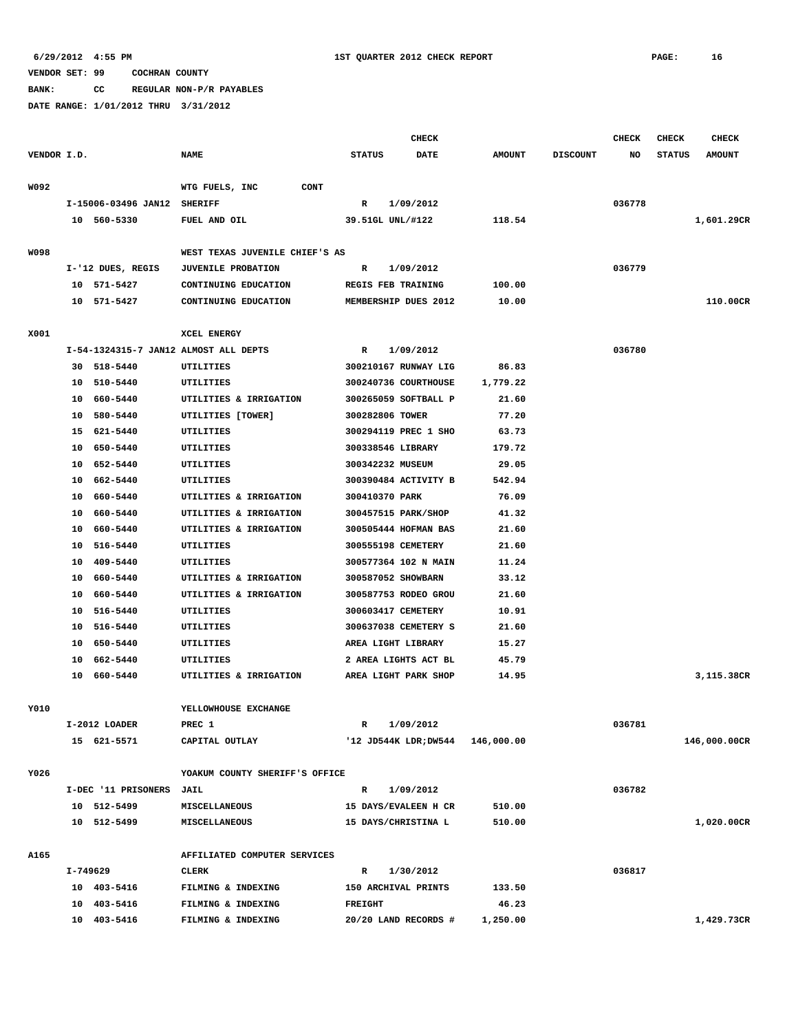6/29/2012 4:55 PM 1ST QUARTER 2012 CHECK REPORT

VENDOR SET: 99 COCHRAN COUNTY

BANK: CC REGULAR NON-P/R PAYABLES

DATE RANGE: 1/01/2012 THRU 3/31/2012

| VENDOR I.D. | NAME | STATUS | CHECK DATE | AMOUNT | DISCOUNT | CHECK NO | CHECK STATUS | CHECK AMOUNT |
|---|---|---|---|---|---|---|---|---|
| W092 | WTG FUELS, INC CONT | | | | | | | |
| I-15006-03496 JAN12 | SHERIFF | R | 1/09/2012 | | | 036778 | | |
| 10 560-5330 | FUEL AND OIL | 39.51GL UNL/#122 | | 118.54 | | | | 1,601.29CR |
| W098 | WEST TEXAS JUVENILE CHIEF'S AS | | | | | | | |
| I-'12 DUES, REGIS | JUVENILE PROBATION | R | 1/09/2012 | | | 036779 | | |
| 10 571-5427 | CONTINUING EDUCATION | REGIS FEB TRAINING | | 100.00 | | | | |
| 10 571-5427 | CONTINUING EDUCATION | MEMBERSHIP DUES 2012 | | 10.00 | | | | 110.00CR |
| X001 | XCEL ENERGY | | | | | | | |
| I-54-1324315-7 JAN12 | ALMOST ALL DEPTS | R | 1/09/2012 | | | 036780 | | |
| 30 518-5440 | UTILITIES | 300210167 RUNWAY LIG | | 86.83 | | | | |
| 10 510-5440 | UTILITIES | 300240736 COURTHOUSE | | 1,779.22 | | | | |
| 10 660-5440 | UTILITIES & IRRIGATION | 300265059 SOFTBALL P | | 21.60 | | | | |
| 10 580-5440 | UTILITIES [TOWER] | 300282806 TOWER | | 77.20 | | | | |
| 15 621-5440 | UTILITIES | 300294119 PREC 1 SHO | | 63.73 | | | | |
| 10 650-5440 | UTILITIES | 300338546 LIBRARY | | 179.72 | | | | |
| 10 652-5440 | UTILITIES | 300342232 MUSEUM | | 29.05 | | | | |
| 10 662-5440 | UTILITIES | 300390484 ACTIVITY B | | 542.94 | | | | |
| 10 660-5440 | UTILITIES & IRRIGATION | 300410370 PARK | | 76.09 | | | | |
| 10 660-5440 | UTILITIES & IRRIGATION | 300457515 PARK/SHOP | | 41.32 | | | | |
| 10 660-5440 | UTILITIES & IRRIGATION | 300505444 HOFMAN BAS | | 21.60 | | | | |
| 10 516-5440 | UTILITIES | 300555198 CEMETERY | | 21.60 | | | | |
| 10 409-5440 | UTILITIES | 300577364 102 N MAIN | | 11.24 | | | | |
| 10 660-5440 | UTILITIES & IRRIGATION | 300587052 SHOWBARN | | 33.12 | | | | |
| 10 660-5440 | UTILITIES & IRRIGATION | 300587753 RODEO GROU | | 21.60 | | | | |
| 10 516-5440 | UTILITIES | 300603417 CEMETERY | | 10.91 | | | | |
| 10 516-5440 | UTILITIES | 300637038 CEMETERY S | | 21.60 | | | | |
| 10 650-5440 | UTILITIES | AREA LIGHT LIBRARY | | 15.27 | | | | |
| 10 662-5440 | UTILITIES | 2 AREA LIGHTS ACT BL | | 45.79 | | | | |
| 10 660-5440 | UTILITIES & IRRIGATION | AREA LIGHT PARK SHOP | | 14.95 | | | | 3,115.38CR |
| Y010 | YELLOWHOUSE EXCHANGE | | | | | | | |
| I-2012 LOADER | PREC 1 | R | 1/09/2012 | | | 036781 | | |
| 15 621-5571 | CAPITAL OUTLAY | '12 JD544K LDR;DW544 | | 146,000.00 | | | | 146,000.00CR |
| Y026 | YOAKUM COUNTY SHERIFF'S OFFICE | | | | | | | |
| I-DEC '11 PRISONERS | JAIL | R | 1/09/2012 | | | 036782 | | |
| 10 512-5499 | MISCELLANEOUS | 15 DAYS/EVALEEN H CR | | 510.00 | | | | |
| 10 512-5499 | MISCELLANEOUS | 15 DAYS/CHRISTINA L | | 510.00 | | | | 1,020.00CR |
| A165 | AFFILIATED COMPUTER SERVICES | | | | | | | |
| I-749629 | CLERK | R | 1/30/2012 | | | 036817 | | |
| 10 403-5416 | FILMING & INDEXING | 150 ARCHIVAL PRINTS | | 133.50 | | | | |
| 10 403-5416 | FILMING & INDEXING | FREIGHT | | 46.23 | | | | |
| 10 403-5416 | FILMING & INDEXING | 20/20 LAND RECORDS # | | 1,250.00 | | | | 1,429.73CR |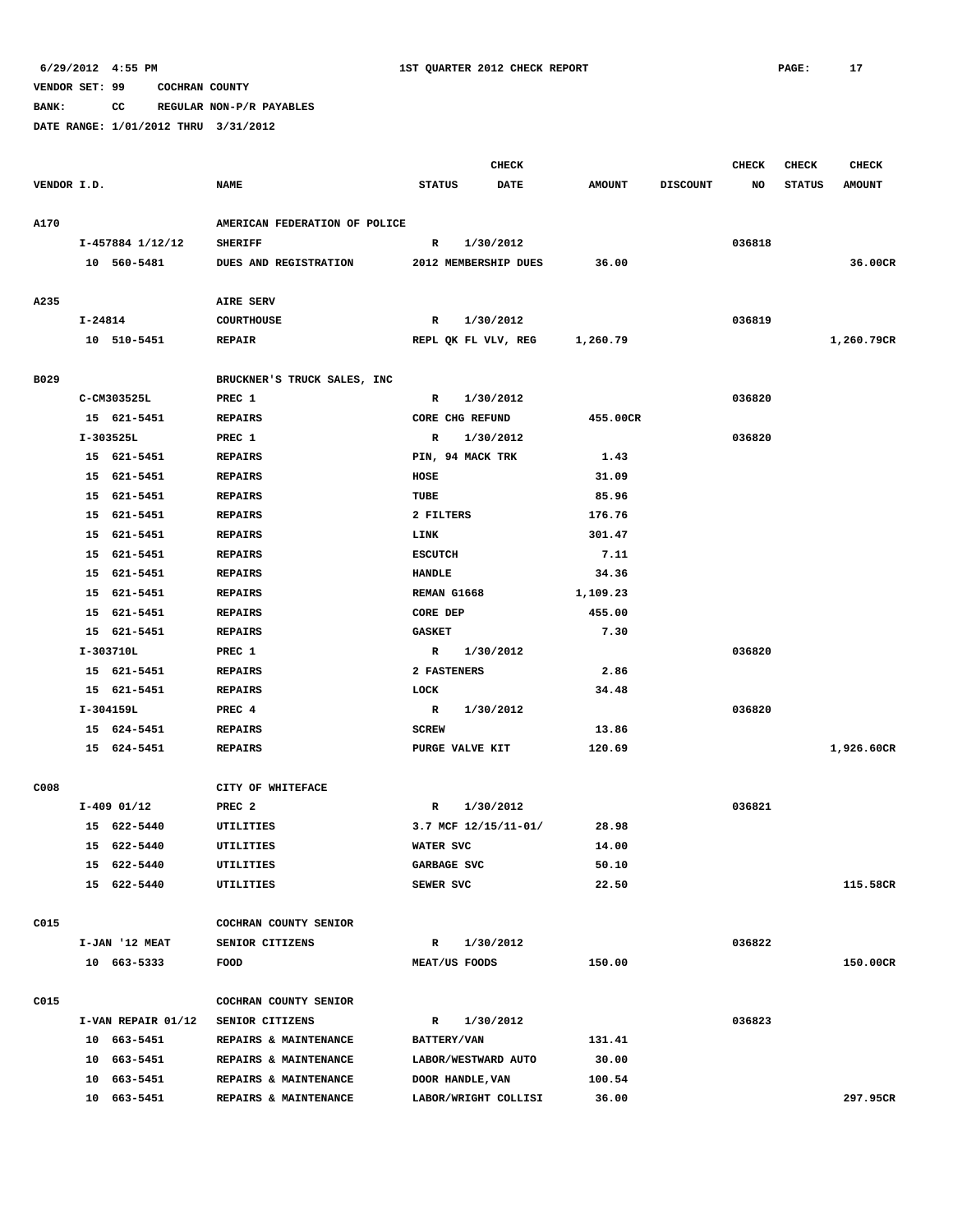6/29/2012 4:55 PM — 1ST QUARTER 2012 CHECK REPORT — PAGE: 17

VENDOR SET: 99 COCHRAN COUNTY

BANK: CC REGULAR NON-P/R PAYABLES

DATE RANGE: 1/01/2012 THRU 3/31/2012

| VENDOR I.D. | NAME | STATUS | CHECK DATE | AMOUNT | DISCOUNT | CHECK NO | CHECK STATUS | CHECK AMOUNT |
|---|---|---|---|---|---|---|---|---|
| A170 | AMERICAN FEDERATION OF POLICE | | | | | | | |
| I-457884 1/12/12 | SHERIFF | R | 1/30/2012 | | | 036818 | | |
| 10 560-5481 | DUES AND REGISTRATION | 2012 MEMBERSHIP DUES | | 36.00 | | | | 36.00CR |
| A235 | AIRE SERV | | | | | | | |
| I-24814 | COURTHOUSE | R | 1/30/2012 | | | 036819 | | |
| 10 510-5451 | REPAIR | REPL QK FL VLV, REG | | 1,260.79 | | | | 1,260.79CR |
| B029 | BRUCKNER'S TRUCK SALES, INC | | | | | | | |
| C-CM303525L | PREC 1 | R | 1/30/2012 | | | 036820 | | |
| 15 621-5451 | REPAIRS | CORE CHG REFUND | | 455.00CR | | | | |
| I-303525L | PREC 1 | R | 1/30/2012 | | | 036820 | | |
| 15 621-5451 | REPAIRS | PIN, 94 MACK TRK | | 1.43 | | | | |
| 15 621-5451 | REPAIRS | HOSE | | 31.09 | | | | |
| 15 621-5451 | REPAIRS | TUBE | | 85.96 | | | | |
| 15 621-5451 | REPAIRS | 2 FILTERS | | 176.76 | | | | |
| 15 621-5451 | REPAIRS | LINK | | 301.47 | | | | |
| 15 621-5451 | REPAIRS | ESCUTCH | | 7.11 | | | | |
| 15 621-5451 | REPAIRS | HANDLE | | 34.36 | | | | |
| 15 621-5451 | REPAIRS | REMAN G1668 | | 1,109.23 | | | | |
| 15 621-5451 | REPAIRS | CORE DEP | | 455.00 | | | | |
| 15 621-5451 | REPAIRS | GASKET | | 7.30 | | | | |
| I-303710L | PREC 1 | R | 1/30/2012 | | | 036820 | | |
| 15 621-5451 | REPAIRS | 2 FASTENERS | | 2.86 | | | | |
| 15 621-5451 | REPAIRS | LOCK | | 34.48 | | | | |
| I-304159L | PREC 4 | R | 1/30/2012 | | | 036820 | | |
| 15 624-5451 | REPAIRS | SCREW | | 13.86 | | | | |
| 15 624-5451 | REPAIRS | PURGE VALVE KIT | | 120.69 | | | | 1,926.60CR |
| C008 | CITY OF WHITEFACE | | | | | | | |
| I-409 01/12 | PREC 2 | R | 1/30/2012 | | | 036821 | | |
| 15 622-5440 | UTILITIES | 3.7 MCF 12/15/11-01/ | | 28.98 | | | | |
| 15 622-5440 | UTILITIES | WATER SVC | | 14.00 | | | | |
| 15 622-5440 | UTILITIES | GARBAGE SVC | | 50.10 | | | | |
| 15 622-5440 | UTILITIES | SEWER SVC | | 22.50 | | | | 115.58CR |
| C015 | COCHRAN COUNTY SENIOR | | | | | | | |
| I-JAN '12 MEAT | SENIOR CITIZENS | R | 1/30/2012 | | | 036822 | | |
| 10 663-5333 | FOOD | MEAT/US FOODS | | 150.00 | | | | 150.00CR |
| C015 | COCHRAN COUNTY SENIOR | | | | | | | |
| I-VAN REPAIR 01/12 | SENIOR CITIZENS | R | 1/30/2012 | | | 036823 | | |
| 10 663-5451 | REPAIRS & MAINTENANCE | BATTERY/VAN | | 131.41 | | | | |
| 10 663-5451 | REPAIRS & MAINTENANCE | LABOR/WESTWARD AUTO | | 30.00 | | | | |
| 10 663-5451 | REPAIRS & MAINTENANCE | DOOR HANDLE,VAN | | 100.54 | | | | |
| 10 663-5451 | REPAIRS & MAINTENANCE | LABOR/WRIGHT COLLISI | | 36.00 | | | | 297.95CR |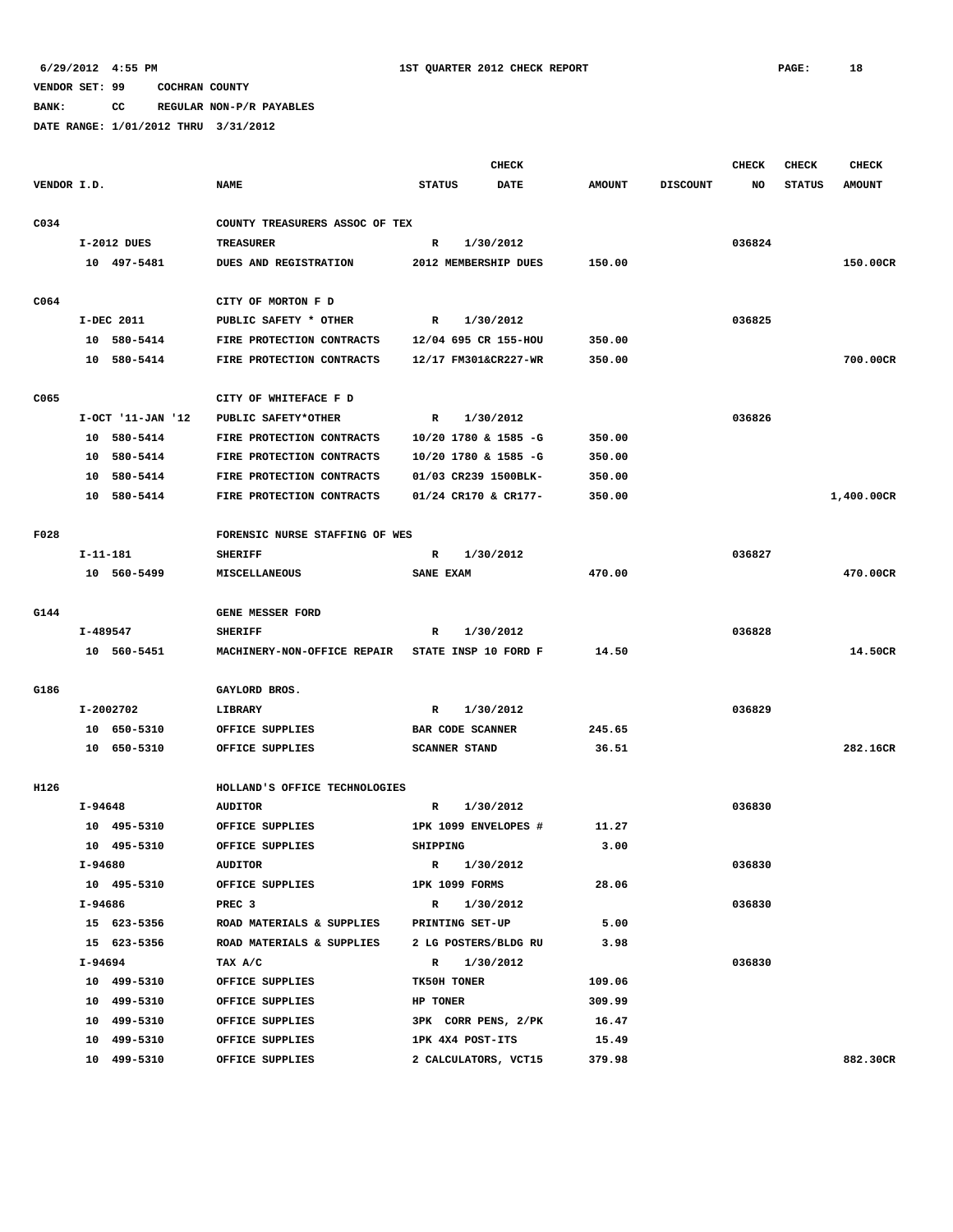6/29/2012 4:55 PM 1ST QUARTER 2012 CHECK REPORT

VENDOR SET: 99 COCHRAN COUNTY

BANK: CC REGULAR NON-P/R PAYABLES

DATE RANGE: 1/01/2012 THRU 3/31/2012

| VENDOR I.D. | NAME | STATUS | CHECK DATE | AMOUNT | DISCOUNT | CHECK NO | CHECK STATUS | CHECK AMOUNT |
|---|---|---|---|---|---|---|---|---|
| C034 | COUNTY TREASURERS ASSOC OF TEX | | | | | | | |
| I-2012 DUES | TREASURER | R | 1/30/2012 | | | 036824 | | |
| 10 497-5481 | DUES AND REGISTRATION | 2012 MEMBERSHIP DUES | | 150.00 | | | | 150.00CR |
| C064 | CITY OF MORTON F D | | | | | | | |
| I-DEC 2011 | PUBLIC SAFETY * OTHER | R | 1/30/2012 | | | 036825 | | |
| 10 580-5414 | FIRE PROTECTION CONTRACTS | 12/04 695 CR 155-HOU | | 350.00 | | | | |
| 10 580-5414 | FIRE PROTECTION CONTRACTS | 12/17 FM301&CR227-WR | | 350.00 | | | | 700.00CR |
| C065 | CITY OF WHITEFACE F D | | | | | | | |
| I-OCT '11-JAN '12 | PUBLIC SAFETY*OTHER | R | 1/30/2012 | | | 036826 | | |
| 10 580-5414 | FIRE PROTECTION CONTRACTS | 10/20 1780 & 1585 -G | | 350.00 | | | | |
| 10 580-5414 | FIRE PROTECTION CONTRACTS | 10/20 1780 & 1585 -G | | 350.00 | | | | |
| 10 580-5414 | FIRE PROTECTION CONTRACTS | 01/03 CR239 1500BLK- | | 350.00 | | | | |
| 10 580-5414 | FIRE PROTECTION CONTRACTS | 01/24 CR170 & CR177- | | 350.00 | | | | 1,400.00CR |
| F028 | FORENSIC NURSE STAFFING OF WES | | | | | | | |
| I-11-181 | SHERIFF | R | 1/30/2012 | | | 036827 | | |
| 10 560-5499 | MISCELLANEOUS | SANE EXAM | | 470.00 | | | | 470.00CR |
| G144 | GENE MESSER FORD | | | | | | | |
| I-489547 | SHERIFF | R | 1/30/2012 | | | 036828 | | |
| 10 560-5451 | MACHINERY-NON-OFFICE REPAIR | STATE INSP 10 FORD F | | 14.50 | | | | 14.50CR |
| G186 | GAYLORD BROS. | | | | | | | |
| I-2002702 | LIBRARY | R | 1/30/2012 | | | 036829 | | |
| 10 650-5310 | OFFICE SUPPLIES | BAR CODE SCANNER | | 245.65 | | | | |
| 10 650-5310 | OFFICE SUPPLIES | SCANNER STAND | | 36.51 | | | | 282.16CR |
| H126 | HOLLAND'S OFFICE TECHNOLOGIES | | | | | | | |
| I-94648 | AUDITOR | R | 1/30/2012 | | | 036830 | | |
| 10 495-5310 | OFFICE SUPPLIES | 1PK 1099 ENVELOPES # | | 11.27 | | | | |
| 10 495-5310 | OFFICE SUPPLIES | SHIPPING | | 3.00 | | | | |
| I-94680 | AUDITOR | R | 1/30/2012 | | | 036830 | | |
| 10 495-5310 | OFFICE SUPPLIES | 1PK 1099 FORMS | | 28.06 | | | | |
| I-94686 | PREC 3 | R | 1/30/2012 | | | 036830 | | |
| 15 623-5356 | ROAD MATERIALS & SUPPLIES | PRINTING SET-UP | | 5.00 | | | | |
| 15 623-5356 | ROAD MATERIALS & SUPPLIES | 2 LG POSTERS/BLDG RU | | 3.98 | | | | |
| I-94694 | TAX A/C | R | 1/30/2012 | | | 036830 | | |
| 10 499-5310 | OFFICE SUPPLIES | TK50H TONER | | 109.06 | | | | |
| 10 499-5310 | OFFICE SUPPLIES | HP TONER | | 309.99 | | | | |
| 10 499-5310 | OFFICE SUPPLIES | 3PK CORR PENS, 2/PK | | 16.47 | | | | |
| 10 499-5310 | OFFICE SUPPLIES | 1PK 4X4 POST-ITS | | 15.49 | | | | |
| 10 499-5310 | OFFICE SUPPLIES | 2 CALCULATORS, VCT15 | | 379.98 | | | | 882.30CR |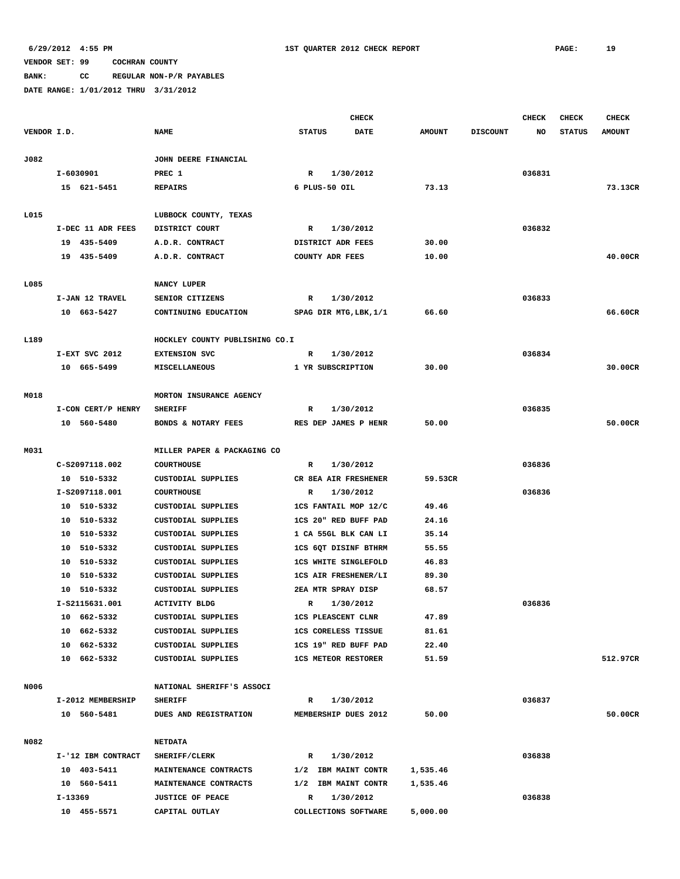6/29/2012 4:55 PM 1ST QUARTER 2012 CHECK REPORT

VENDOR SET: 99 COCHRAN COUNTY

BANK: CC REGULAR NON-P/R PAYABLES

DATE RANGE: 1/01/2012 THRU 3/31/2012

| VENDOR I.D. | NAME | STATUS | CHECK DATE | AMOUNT | DISCOUNT | CHECK NO | CHECK STATUS | CHECK AMOUNT |
|---|---|---|---|---|---|---|---|---|
| J082 | JOHN DEERE FINANCIAL | | | | | | | |
| I-6030901 | PREC 1 | R | 1/30/2012 | | | 036831 | | |
| 15 621-5451 | REPAIRS | 6 PLUS-50 OIL | | 73.13 | | | | 73.13CR |
| L015 | LUBBOCK COUNTY, TEXAS | | | | | | | |
| I-DEC 11 ADR FEES | DISTRICT COURT | R | 1/30/2012 | | | 036832 | | |
| 19 435-5409 | A.D.R. CONTRACT | DISTRICT ADR FEES | | 30.00 | | | | |
| 19 435-5409 | A.D.R. CONTRACT | COUNTY ADR FEES | | 10.00 | | | | 40.00CR |
| L085 | NANCY LUPER | | | | | | | |
| I-JAN 12 TRAVEL | SENIOR CITIZENS | R | 1/30/2012 | | | 036833 | | |
| 10 663-5427 | CONTINUING EDUCATION | SPAG DIR MTG,LBK,1/1 | | 66.60 | | | | 66.60CR |
| L189 | HOCKLEY COUNTY PUBLISHING CO.I | | | | | | | |
| I-EXT SVC 2012 | EXTENSION SVC | R | 1/30/2012 | | | 036834 | | |
| 10 665-5499 | MISCELLANEOUS | 1 YR SUBSCRIPTION | | 30.00 | | | | 30.00CR |
| M018 | MORTON INSURANCE AGENCY | | | | | | | |
| I-CON CERT/P HENRY | SHERIFF | R | 1/30/2012 | | | 036835 | | |
| 10 560-5480 | BONDS & NOTARY FEES | RES DEP JAMES P HENR | | 50.00 | | | | 50.00CR |
| M031 | MILLER PAPER & PACKAGING CO | | | | | | | |
| C-S2097118.002 | COURTHOUSE | R | 1/30/2012 | | | 036836 | | |
| 10 510-5332 | CUSTODIAL SUPPLIES | CR 8EA AIR FRESHENER | | 59.53CR | | | | |
| I-S2097118.001 | COURTHOUSE | R | 1/30/2012 | | | 036836 | | |
| 10 510-5332 | CUSTODIAL SUPPLIES | 1CS FANTAIL MOP 12/C | | 49.46 | | | | |
| 10 510-5332 | CUSTODIAL SUPPLIES | 1CS 20" RED BUFF PAD | | 24.16 | | | | |
| 10 510-5332 | CUSTODIAL SUPPLIES | 1 CA 55GL BLK CAN LI | | 35.14 | | | | |
| 10 510-5332 | CUSTODIAL SUPPLIES | 1CS 6QT DISINF BTHRM | | 55.55 | | | | |
| 10 510-5332 | CUSTODIAL SUPPLIES | 1CS WHITE SINGLEFOLD | | 46.83 | | | | |
| 10 510-5332 | CUSTODIAL SUPPLIES | 1CS AIR FRESHENER/LI | | 89.30 | | | | |
| 10 510-5332 | CUSTODIAL SUPPLIES | 2EA MTR SPRAY DISP | | 68.57 | | | | |
| I-S2115631.001 | ACTIVITY BLDG | R | 1/30/2012 | | | 036836 | | |
| 10 662-5332 | CUSTODIAL SUPPLIES | 1CS PLEASCENT CLNR | | 47.89 | | | | |
| 10 662-5332 | CUSTODIAL SUPPLIES | 1CS CORELESS TISSUE | | 81.61 | | | | |
| 10 662-5332 | CUSTODIAL SUPPLIES | 1CS 19" RED BUFF PAD | | 22.40 | | | | |
| 10 662-5332 | CUSTODIAL SUPPLIES | 1CS METEOR RESTORER | | 51.59 | | | | 512.97CR |
| N006 | NATIONAL SHERIFF'S ASSOCI | | | | | | | |
| I-2012 MEMBERSHIP | SHERIFF | R | 1/30/2012 | | | 036837 | | |
| 10 560-5481 | DUES AND REGISTRATION | MEMBERSHIP DUES 2012 | | 50.00 | | | | 50.00CR |
| N082 | NETDATA | | | | | | | |
| I-'12 IBM CONTRACT | SHERIFF/CLERK | R | 1/30/2012 | | | 036838 | | |
| 10 403-5411 | MAINTENANCE CONTRACTS | 1/2 IBM MAINT CONTR | | 1,535.46 | | | | |
| 10 560-5411 | MAINTENANCE CONTRACTS | 1/2 IBM MAINT CONTR | | 1,535.46 | | | | |
| I-13369 | JUSTICE OF PEACE | R | 1/30/2012 | | | 036838 | | |
| 10 455-5571 | CAPITAL OUTLAY | COLLECTIONS SOFTWARE | | 5,000.00 | | | | |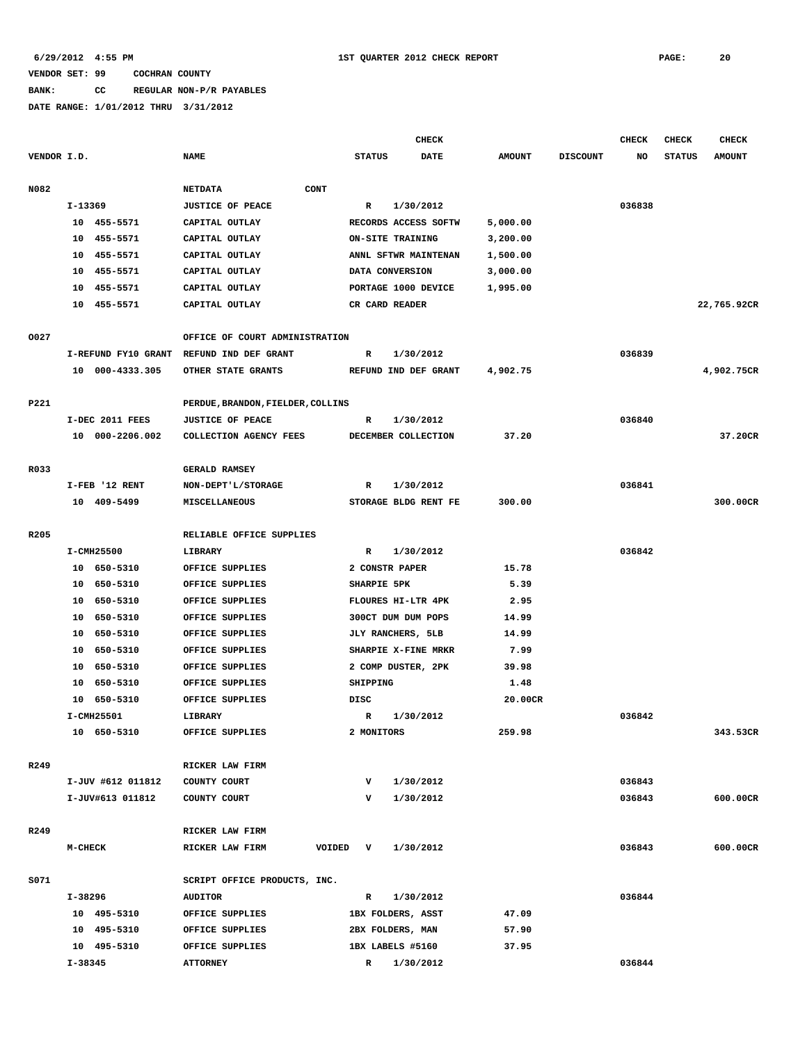6/29/2012 4:55 PM    1ST QUARTER 2012 CHECK REPORT

VENDOR SET: 99    COCHRAN COUNTY
BANK: CC    REGULAR NON-P/R PAYABLES
DATE RANGE: 1/01/2012 THRU 3/31/2012

| VENDOR I.D. | NAME | STATUS | CHECK DATE | AMOUNT | DISCOUNT | CHECK NO | CHECK STATUS | CHECK AMOUNT |
|---|---|---|---|---|---|---|---|---|
| N082 | NETDATA CONT | | | | | | | |
| I-13369 | JUSTICE OF PEACE | R | 1/30/2012 | | | 036838 | | |
| 10 455-5571 | CAPITAL OUTLAY | RECORDS ACCESS SOFTW | | 5,000.00 | | | | |
| 10 455-5571 | CAPITAL OUTLAY | ON-SITE TRAINING | | 3,200.00 | | | | |
| 10 455-5571 | CAPITAL OUTLAY | ANNL SFTWR MAINTENAN | | 1,500.00 | | | | |
| 10 455-5571 | CAPITAL OUTLAY | DATA CONVERSION | | 3,000.00 | | | | |
| 10 455-5571 | CAPITAL OUTLAY | PORTAGE 1000 DEVICE | | 1,995.00 | | | | |
| 10 455-5571 | CAPITAL OUTLAY | CR CARD READER | | | | | | 22,765.92CR |
| O027 | OFFICE OF COURT ADMINISTRATION | | | | | | | |
| I-REFUND FY10 GRANT | REFUND IND DEF GRANT | R | 1/30/2012 | | | 036839 | | |
| 10 000-4333.305 | OTHER STATE GRANTS | REFUND IND DEF GRANT | | 4,902.75 | | | | 4,902.75CR |
| P221 | PERDUE,BRANDON,FIELDER,COLLINS | | | | | | | |
| I-DEC 2011 FEES | JUSTICE OF PEACE | R | 1/30/2012 | | | 036840 | | |
| 10 000-2206.002 | COLLECTION AGENCY FEES | DECEMBER COLLECTION | | 37.20 | | | | 37.20CR |
| R033 | GERALD RAMSEY | | | | | | | |
| I-FEB '12 RENT | NON-DEPT'L/STORAGE | R | 1/30/2012 | | | 036841 | | |
| 10 409-5499 | MISCELLANEOUS | STORAGE BLDG RENT FE | | 300.00 | | | | 300.00CR |
| R205 | RELIABLE OFFICE SUPPLIES | | | | | | | |
| I-CMH25500 | LIBRARY | R | 1/30/2012 | | | 036842 | | |
| 10 650-5310 | OFFICE SUPPLIES | 2 CONSTR PAPER | | 15.78 | | | | |
| 10 650-5310 | OFFICE SUPPLIES | SHARPIE 5PK | | 5.39 | | | | |
| 10 650-5310 | OFFICE SUPPLIES | FLOURES HI-LTR 4PK | | 2.95 | | | | |
| 10 650-5310 | OFFICE SUPPLIES | 300CT DUM DUM POPS | | 14.99 | | | | |
| 10 650-5310 | OFFICE SUPPLIES | JLY RANCHERS, 5LB | | 14.99 | | | | |
| 10 650-5310 | OFFICE SUPPLIES | SHARPIE X-FINE MRKR | | 7.99 | | | | |
| 10 650-5310 | OFFICE SUPPLIES | 2 COMP DUSTER, 2PK | | 39.98 | | | | |
| 10 650-5310 | OFFICE SUPPLIES | SHIPPING | | 1.48 | | | | |
| 10 650-5310 | OFFICE SUPPLIES | DISC | | 20.00CR | | | | |
| I-CMH25501 | LIBRARY | R | 1/30/2012 | | | 036842 | | |
| 10 650-5310 | OFFICE SUPPLIES | 2 MONITORS | | 259.98 | | | | 343.53CR |
| R249 | RICKER LAW FIRM | | | | | | | |
| I-JUV #612 011812 | COUNTY COURT | V | 1/30/2012 | | | 036843 | | |
| I-JUV#613 011812 | COUNTY COURT | V | 1/30/2012 | | | 036843 | | 600.00CR |
| R249 | RICKER LAW FIRM | | | | | | | |
| M-CHECK | RICKER LAW FIRM VOIDED | V | 1/30/2012 | | | 036843 | | 600.00CR |
| S071 | SCRIPT OFFICE PRODUCTS, INC. | | | | | | | |
| I-38296 | AUDITOR | R | 1/30/2012 | | | 036844 | | |
| 10 495-5310 | OFFICE SUPPLIES | 1BX FOLDERS, ASST | | 47.09 | | | | |
| 10 495-5310 | OFFICE SUPPLIES | 2BX FOLDERS, MAN | | 57.90 | | | | |
| 10 495-5310 | OFFICE SUPPLIES | 1BX LABELS #5160 | | 37.95 | | | | |
| I-38345 | ATTORNEY | R | 1/30/2012 | | | 036844 | | |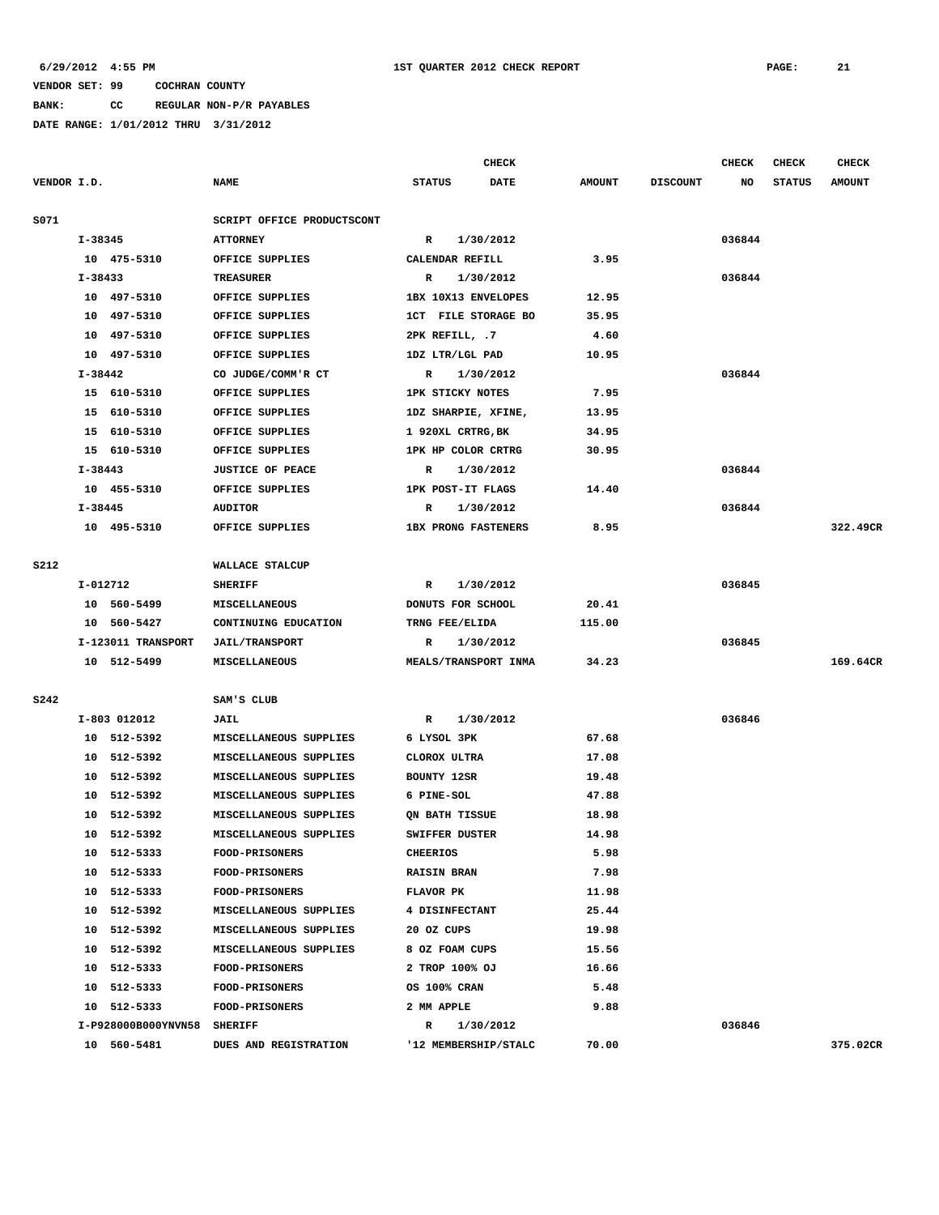6/29/2012 4:55 PM 1ST QUARTER 2012 CHECK REPORT PAGE: 21

VENDOR SET: 99 COCHRAN COUNTY

BANK: CC REGULAR NON-P/R PAYABLES

DATE RANGE: 1/01/2012 THRU 3/31/2012

| VENDOR I.D. | NAME | STATUS | CHECK DATE | AMOUNT | DISCOUNT | CHECK NO | CHECK STATUS | CHECK AMOUNT |
|---|---|---|---|---|---|---|---|---|
| S071 | SCRIPT OFFICE PRODUCTSCONT | | | | | | | |
| I-38345 | ATTORNEY | R | 1/30/2012 | | | 036844 | | |
| 10 475-5310 | OFFICE SUPPLIES | CALENDAR REFILL | | 3.95 | | | | |
| I-38433 | TREASURER | R | 1/30/2012 | | | 036844 | | |
| 10 497-5310 | OFFICE SUPPLIES | 1BX 10X13 ENVELOPES | | 12.95 | | | | |
| 10 497-5310 | OFFICE SUPPLIES | 1CT FILE STORAGE BO | | 35.95 | | | | |
| 10 497-5310 | OFFICE SUPPLIES | 2PK REFILL, .7 | | 4.60 | | | | |
| 10 497-5310 | OFFICE SUPPLIES | 1DZ LTR/LGL PAD | | 10.95 | | | | |
| I-38442 | CO JUDGE/COMM'R CT | R | 1/30/2012 | | | 036844 | | |
| 15 610-5310 | OFFICE SUPPLIES | 1PK STICKY NOTES | | 7.95 | | | | |
| 15 610-5310 | OFFICE SUPPLIES | 1DZ SHARPIE, XFINE, | | 13.95 | | | | |
| 15 610-5310 | OFFICE SUPPLIES | 1 920XL CRTRG,BK | | 34.95 | | | | |
| 15 610-5310 | OFFICE SUPPLIES | 1PK HP COLOR CRTRG | | 30.95 | | | | |
| I-38443 | JUSTICE OF PEACE | R | 1/30/2012 | | | 036844 | | |
| 10 455-5310 | OFFICE SUPPLIES | 1PK POST-IT FLAGS | | 14.40 | | | | |
| I-38445 | AUDITOR | R | 1/30/2012 | | | 036844 | | |
| 10 495-5310 | OFFICE SUPPLIES | 1BX PRONG FASTENERS | | 8.95 | | | | 322.49CR |
| S212 | WALLACE STALCUP | | | | | | | |
| I-012712 | SHERIFF | R | 1/30/2012 | | | 036845 | | |
| 10 560-5499 | MISCELLANEOUS | DONUTS FOR SCHOOL | | 20.41 | | | | |
| 10 560-5427 | CONTINUING EDUCATION | TRNG FEE/ELIDA | | 115.00 | | | | |
| I-123011 TRANSPORT | JAIL/TRANSPORT | R | 1/30/2012 | | | 036845 | | |
| 10 512-5499 | MISCELLANEOUS | MEALS/TRANSPORT INMA | | 34.23 | | | | 169.64CR |
| S242 | SAM'S CLUB | | | | | | | |
| I-803 012012 | JAIL | R | 1/30/2012 | | | 036846 | | |
| 10 512-5392 | MISCELLANEOUS SUPPLIES | 6 LYSOL 3PK | | 67.68 | | | | |
| 10 512-5392 | MISCELLANEOUS SUPPLIES | CLOROX ULTRA | | 17.08 | | | | |
| 10 512-5392 | MISCELLANEOUS SUPPLIES | BOUNTY 12SR | | 19.48 | | | | |
| 10 512-5392 | MISCELLANEOUS SUPPLIES | 6 PINE-SOL | | 47.88 | | | | |
| 10 512-5392 | MISCELLANEOUS SUPPLIES | QN BATH TISSUE | | 18.98 | | | | |
| 10 512-5392 | MISCELLANEOUS SUPPLIES | SWIFFER DUSTER | | 14.98 | | | | |
| 10 512-5333 | FOOD-PRISONERS | CHEERIOS | | 5.98 | | | | |
| 10 512-5333 | FOOD-PRISONERS | RAISIN BRAN | | 7.98 | | | | |
| 10 512-5333 | FOOD-PRISONERS | FLAVOR PK | | 11.98 | | | | |
| 10 512-5392 | MISCELLANEOUS SUPPLIES | 4 DISINFECTANT | | 25.44 | | | | |
| 10 512-5392 | MISCELLANEOUS SUPPLIES | 20 OZ CUPS | | 19.98 | | | | |
| 10 512-5392 | MISCELLANEOUS SUPPLIES | 8 OZ FOAM CUPS | | 15.56 | | | | |
| 10 512-5333 | FOOD-PRISONERS | 2 TROP 100% OJ | | 16.66 | | | | |
| 10 512-5333 | FOOD-PRISONERS | OS 100% CRAN | | 5.48 | | | | |
| 10 512-5333 | FOOD-PRISONERS | 2 MM APPLE | | 9.88 | | | | |
| I-P928000B000YNVN58 | SHERIFF | R | 1/30/2012 | | | 036846 | | |
| 10 560-5481 | DUES AND REGISTRATION | '12 MEMBERSHIP/STALC | | 70.00 | | | | 375.02CR |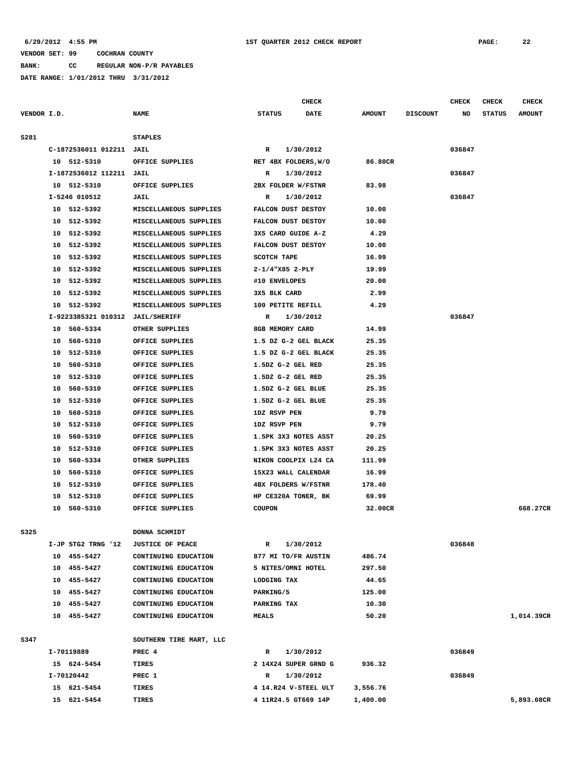6/29/2012 4:55 PM 1ST QUARTER 2012 CHECK REPORT

VENDOR SET: 99 COCHRAN COUNTY

BANK: CC REGULAR NON-P/R PAYABLES

DATE RANGE: 1/01/2012 THRU 3/31/2012

| VENDOR I.D. | NAME | STATUS | CHECK DATE | AMOUNT | DISCOUNT | CHECK NO | CHECK STATUS | CHECK AMOUNT |
|---|---|---|---|---|---|---|---|---|
| S281 | STAPLES | | | | | | | |
| C-1872536011 012211 | JAIL | R | 1/30/2012 | | | 036847 | | |
| 10 512-5310 | OFFICE SUPPLIES | RET 4BX FOLDERS,W/O | | 86.80CR | | | | |
| I-1872536012 112211 | JAIL | R | 1/30/2012 | | | 036847 | | |
| 10 512-5310 | OFFICE SUPPLIES | 2BX FOLDER W/FSTNR | | 83.98 | | | | |
| I-5246 010512 | JAIL | R | 1/30/2012 | | | 036847 | | |
| 10 512-5392 | MISCELLANEOUS SUPPLIES | FALCON DUST DESTOY | | 10.00 | | | | |
| 10 512-5392 | MISCELLANEOUS SUPPLIES | FALCON DUST DESTOY | | 10.00 | | | | |
| 10 512-5392 | MISCELLANEOUS SUPPLIES | 3X5 CARD GUIDE A-Z | | 4.29 | | | | |
| 10 512-5392 | MISCELLANEOUS SUPPLIES | FALCON DUST DESTOY | | 10.00 | | | | |
| 10 512-5392 | MISCELLANEOUS SUPPLIES | SCOTCH TAPE | | 16.99 | | | | |
| 10 512-5392 | MISCELLANEOUS SUPPLIES | 2-1/4"X85 2-PLY | | 19.99 | | | | |
| 10 512-5392 | MISCELLANEOUS SUPPLIES | #10 ENVELOPES | | 20.00 | | | | |
| 10 512-5392 | MISCELLANEOUS SUPPLIES | 3X5 BLK CARD | | 2.99 | | | | |
| 10 512-5392 | MISCELLANEOUS SUPPLIES | 100 PETITE REFILL | | 4.29 | | | | |
| I-9223385321 010312 | JAIL/SHERIFF | R | 1/30/2012 | | | 036847 | | |
| 10 560-5334 | OTHER SUPPLIES | 8GB MEMORY CARD | | 14.99 | | | | |
| 10 560-5310 | OFFICE SUPPLIES | 1.5 DZ G-2 GEL BLACK | | 25.35 | | | | |
| 10 512-5310 | OFFICE SUPPLIES | 1.5 DZ G-2 GEL BLACK | | 25.35 | | | | |
| 10 560-5310 | OFFICE SUPPLIES | 1.5DZ G-2 GEL RED | | 25.35 | | | | |
| 10 512-5310 | OFFICE SUPPLIES | 1.5DZ G-2 GEL RED | | 25.35 | | | | |
| 10 560-5310 | OFFICE SUPPLIES | 1.5DZ G-2 GEL BLUE | | 25.35 | | | | |
| 10 512-5310 | OFFICE SUPPLIES | 1.5DZ G-2 GEL BLUE | | 25.35 | | | | |
| 10 560-5310 | OFFICE SUPPLIES | 1DZ RSVP PEN | | 9.79 | | | | |
| 10 512-5310 | OFFICE SUPPLIES | 1DZ RSVP PEN | | 9.79 | | | | |
| 10 560-5310 | OFFICE SUPPLIES | 1.5PK 3X3 NOTES ASST | | 20.25 | | | | |
| 10 512-5310 | OFFICE SUPPLIES | 1.5PK 3X3 NOTES ASST | | 20.25 | | | | |
| 10 560-5334 | OTHER SUPPLIES | NIKON COOLPIX L24 CA | | 111.99 | | | | |
| 10 560-5310 | OFFICE SUPPLIES | 15X23 WALL CALENDAR | | 16.99 | | | | |
| 10 512-5310 | OFFICE SUPPLIES | 4BX FOLDERS W/FSTNR | | 178.40 | | | | |
| 10 512-5310 | OFFICE SUPPLIES | HP CE320A TONER, BK | | 69.99 | | | | |
| 10 560-5310 | OFFICE SUPPLIES | COUPON | | 32.00CR | | | | 668.27CR |
| S325 | DONNA SCHMIDT | | | | | | | |
| I-JP STG2 TRNG '12 | JUSTICE OF PEACE | R | 1/30/2012 | | | 036848 | | |
| 10 455-5427 | CONTINUING EDUCATION | 877 MI TO/FR AUSTIN | | 486.74 | | | | |
| 10 455-5427 | CONTINUING EDUCATION | 5 NITES/OMNI HOTEL | | 297.50 | | | | |
| 10 455-5427 | CONTINUING EDUCATION | LODGING TAX | | 44.65 | | | | |
| 10 455-5427 | CONTINUING EDUCATION | PARKING/5 | | 125.00 | | | | |
| 10 455-5427 | CONTINUING EDUCATION | PARKING TAX | | 10.30 | | | | |
| 10 455-5427 | CONTINUING EDUCATION | MEALS | | 50.20 | | | | 1,014.39CR |
| S347 | SOUTHERN TIRE MART, LLC | | | | | | | |
| I-70119889 | PREC 4 | R | 1/30/2012 | | | 036849 | | |
| 15 624-5454 | TIRES | 2 14X24 SUPER GRND G | | 936.32 | | | | |
| I-70120442 | PREC 1 | R | 1/30/2012 | | | 036849 | | |
| 15 621-5454 | TIRES | 4 14.R24 V-STEEL ULT | | 3,556.76 | | | | |
| 15 621-5454 | TIRES | 4 11R24.5 GT669 14P | | 1,400.00 | | | | 5,893.08CR |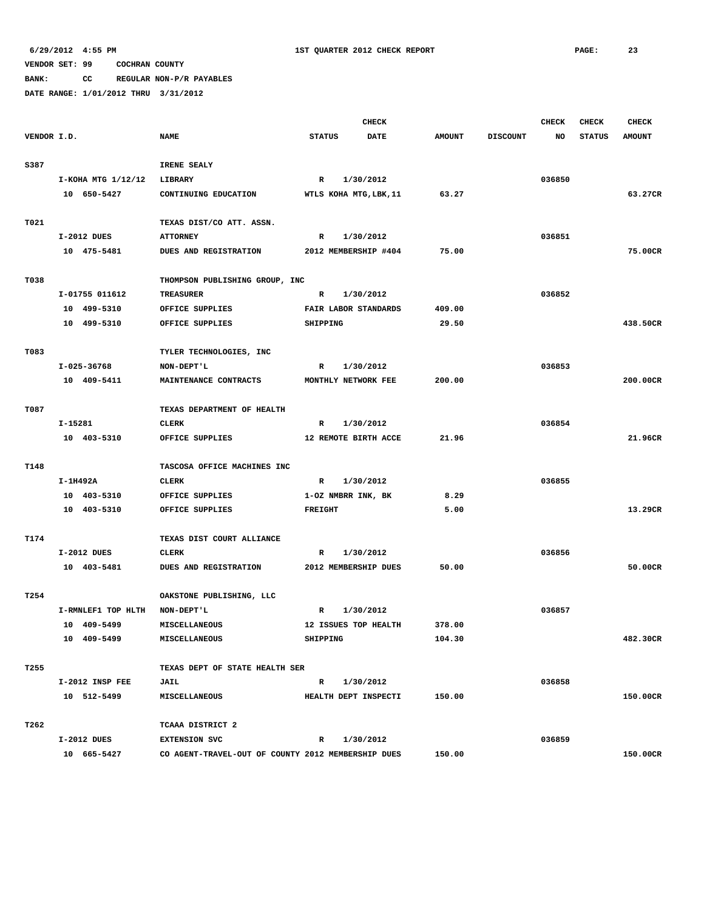6/29/2012 4:55 PM 1ST QUARTER 2012 CHECK REPORT

VENDOR SET: 99 COCHRAN COUNTY

BANK: CC REGULAR NON-P/R PAYABLES

DATE RANGE: 1/01/2012 THRU 3/31/2012

| VENDOR I.D. | NAME | STATUS | CHECK DATE | AMOUNT | DISCOUNT | CHECK NO | CHECK STATUS | CHECK AMOUNT |
|---|---|---|---|---|---|---|---|---|
| S387 | IRENE SEALY | | | | | | | |
| I-KOHA MTG 1/12/12 | LIBRARY | R | 1/30/2012 | | | 036850 | | |
| 10 650-5427 | CONTINUING EDUCATION | WTLS KOHA MTG,LBK,11 | | 63.27 | | | | 63.27CR |
| T021 | TEXAS DIST/CO ATT. ASSN. | | | | | | | |
| I-2012 DUES | ATTORNEY | R | 1/30/2012 | | | 036851 | | |
| 10 475-5481 | DUES AND REGISTRATION | 2012 MEMBERSHIP #404 | | 75.00 | | | | 75.00CR |
| T038 | THOMPSON PUBLISHING GROUP, INC | | | | | | | |
| I-01755 011612 | TREASURER | R | 1/30/2012 | | | 036852 | | |
| 10 499-5310 | OFFICE SUPPLIES | FAIR LABOR STANDARDS | | 409.00 | | | | |
| 10 499-5310 | OFFICE SUPPLIES | SHIPPING | | 29.50 | | | | 438.50CR |
| T083 | TYLER TECHNOLOGIES, INC | | | | | | | |
| I-025-36768 | NON-DEPT'L | R | 1/30/2012 | | | 036853 | | |
| 10 409-5411 | MAINTENANCE CONTRACTS | MONTHLY NETWORK FEE | | 200.00 | | | | 200.00CR |
| T087 | TEXAS DEPARTMENT OF HEALTH | | | | | | | |
| I-15281 | CLERK | R | 1/30/2012 | | | 036854 | | |
| 10 403-5310 | OFFICE SUPPLIES | 12 REMOTE BIRTH ACCE | | 21.96 | | | | 21.96CR |
| T148 | TASCOSA OFFICE MACHINES INC | | | | | | | |
| I-1H492A | CLERK | R | 1/30/2012 | | | 036855 | | |
| 10 403-5310 | OFFICE SUPPLIES | 1-OZ NMBRR INK, BK | | 8.29 | | | | |
| 10 403-5310 | OFFICE SUPPLIES | FREIGHT | | 5.00 | | | | 13.29CR |
| T174 | TEXAS DIST COURT ALLIANCE | | | | | | | |
| I-2012 DUES | CLERK | R | 1/30/2012 | | | 036856 | | |
| 10 403-5481 | DUES AND REGISTRATION | 2012 MEMBERSHIP DUES | | 50.00 | | | | 50.00CR |
| T254 | OAKSTONE PUBLISHING, LLC | | | | | | | |
| I-RMNLEF1 TOP HLTH | NON-DEPT'L | R | 1/30/2012 | | | 036857 | | |
| 10 409-5499 | MISCELLANEOUS | 12 ISSUES TOP HEALTH | | 378.00 | | | | |
| 10 409-5499 | MISCELLANEOUS | SHIPPING | | 104.30 | | | | 482.30CR |
| T255 | TEXAS DEPT OF STATE HEALTH SER | | | | | | | |
| I-2012 INSP FEE | JAIL | R | 1/30/2012 | | | 036858 | | |
| 10 512-5499 | MISCELLANEOUS | HEALTH DEPT INSPECTI | | 150.00 | | | | 150.00CR |
| T262 | TCAAA DISTRICT 2 | | | | | | | |
| I-2012 DUES | EXTENSION SVC | R | 1/30/2012 | | | 036859 | | |
| 10 665-5427 | CO AGENT-TRAVEL-OUT OF COUNTY | 2012 MEMBERSHIP DUES | | 150.00 | | | | 150.00CR |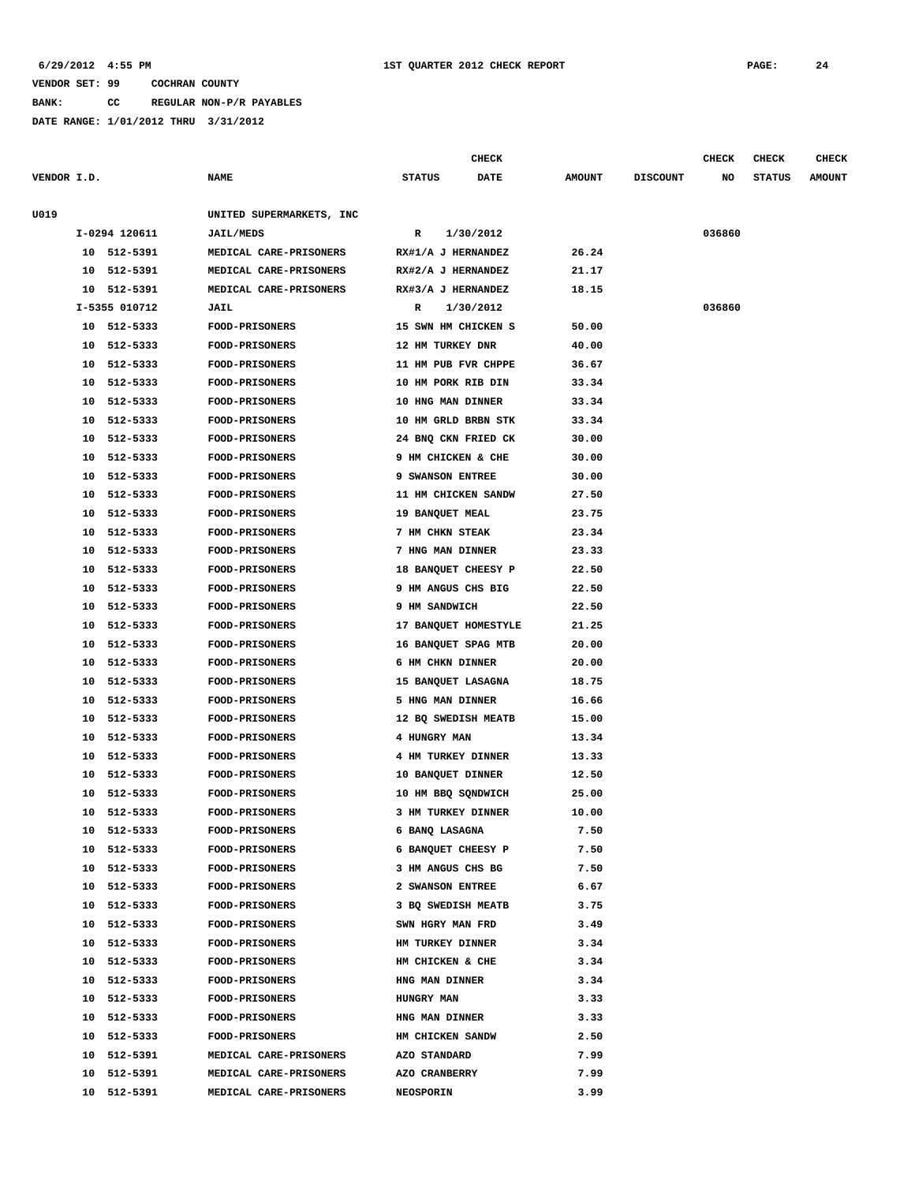VENDOR SET: 99 COCHRAN COUNTY

BANK: CC REGULAR NON-P/R PAYABLES

DATE RANGE: 1/01/2012 THRU 3/31/2012

| VENDOR I.D. | NAME | STATUS | CHECK DATE | AMOUNT | DISCOUNT | CHECK NO | CHECK STATUS | CHECK AMOUNT |
|---|---|---|---|---|---|---|---|---|
| U019 | UNITED SUPERMARKETS, INC | | | | | | | |
| I-0294 120611 | JAIL/MEDS | R | 1/30/2012 | | | 036860 | | |
| 10 512-5391 | MEDICAL CARE-PRISONERS | RX#1/A J HERNANDEZ | | 26.24 | | | | |
| 10 512-5391 | MEDICAL CARE-PRISONERS | RX#2/A J HERNANDEZ | | 21.17 | | | | |
| 10 512-5391 | MEDICAL CARE-PRISONERS | RX#3/A J HERNANDEZ | | 18.15 | | | | |
| I-5355 010712 | JAIL | R | 1/30/2012 | | | 036860 | | |
| 10 512-5333 | FOOD-PRISONERS | 15 SWN HM CHICKEN S | | 50.00 | | | | |
| 10 512-5333 | FOOD-PRISONERS | 12 HM TURKEY DNR | | 40.00 | | | | |
| 10 512-5333 | FOOD-PRISONERS | 11 HM PUB FVR CHPPE | | 36.67 | | | | |
| 10 512-5333 | FOOD-PRISONERS | 10 HM PORK RIB DIN | | 33.34 | | | | |
| 10 512-5333 | FOOD-PRISONERS | 10 HNG MAN DINNER | | 33.34 | | | | |
| 10 512-5333 | FOOD-PRISONERS | 10 HM GRLD BRBN STK | | 33.34 | | | | |
| 10 512-5333 | FOOD-PRISONERS | 24 BNQ CKN FRIED CK | | 30.00 | | | | |
| 10 512-5333 | FOOD-PRISONERS | 9 HM CHICKEN & CHE | | 30.00 | | | | |
| 10 512-5333 | FOOD-PRISONERS | 9 SWANSON ENTREE | | 30.00 | | | | |
| 10 512-5333 | FOOD-PRISONERS | 11 HM CHICKEN SANDW | | 27.50 | | | | |
| 10 512-5333 | FOOD-PRISONERS | 19 BANQUET MEAL | | 23.75 | | | | |
| 10 512-5333 | FOOD-PRISONERS | 7 HM CHKN STEAK | | 23.34 | | | | |
| 10 512-5333 | FOOD-PRISONERS | 7 HNG MAN DINNER | | 23.33 | | | | |
| 10 512-5333 | FOOD-PRISONERS | 18 BANQUET CHEESY P | | 22.50 | | | | |
| 10 512-5333 | FOOD-PRISONERS | 9 HM ANGUS CHS BIG | | 22.50 | | | | |
| 10 512-5333 | FOOD-PRISONERS | 9 HM SANDWICH | | 22.50 | | | | |
| 10 512-5333 | FOOD-PRISONERS | 17 BANQUET HOMESTYLE | | 21.25 | | | | |
| 10 512-5333 | FOOD-PRISONERS | 16 BANQUET SPAG MTB | | 20.00 | | | | |
| 10 512-5333 | FOOD-PRISONERS | 6 HM CHKN DINNER | | 20.00 | | | | |
| 10 512-5333 | FOOD-PRISONERS | 15 BANQUET LASAGNA | | 18.75 | | | | |
| 10 512-5333 | FOOD-PRISONERS | 5 HNG MAN DINNER | | 16.66 | | | | |
| 10 512-5333 | FOOD-PRISONERS | 12 BQ SWEDISH MEATB | | 15.00 | | | | |
| 10 512-5333 | FOOD-PRISONERS | 4 HUNGRY MAN | | 13.34 | | | | |
| 10 512-5333 | FOOD-PRISONERS | 4 HM TURKEY DINNER | | 13.33 | | | | |
| 10 512-5333 | FOOD-PRISONERS | 10 BANQUET DINNER | | 12.50 | | | | |
| 10 512-5333 | FOOD-PRISONERS | 10 HM BBQ SQNDWICH | | 25.00 | | | | |
| 10 512-5333 | FOOD-PRISONERS | 3 HM TURKEY DINNER | | 10.00 | | | | |
| 10 512-5333 | FOOD-PRISONERS | 6 BANQ LASAGNA | | 7.50 | | | | |
| 10 512-5333 | FOOD-PRISONERS | 6 BANQUET CHEESY P | | 7.50 | | | | |
| 10 512-5333 | FOOD-PRISONERS | 3 HM ANGUS CHS BG | | 7.50 | | | | |
| 10 512-5333 | FOOD-PRISONERS | 2 SWANSON ENTREE | | 6.67 | | | | |
| 10 512-5333 | FOOD-PRISONERS | 3 BQ SWEDISH MEATB | | 3.75 | | | | |
| 10 512-5333 | FOOD-PRISONERS | SWN HGRY MAN FRD | | 3.49 | | | | |
| 10 512-5333 | FOOD-PRISONERS | HM TURKEY DINNER | | 3.34 | | | | |
| 10 512-5333 | FOOD-PRISONERS | HM CHICKEN & CHE | | 3.34 | | | | |
| 10 512-5333 | FOOD-PRISONERS | HNG MAN DINNER | | 3.34 | | | | |
| 10 512-5333 | FOOD-PRISONERS | HUNGRY MAN | | 3.33 | | | | |
| 10 512-5333 | FOOD-PRISONERS | HNG MAN DINNER | | 3.33 | | | | |
| 10 512-5333 | FOOD-PRISONERS | HM CHICKEN SANDW | | 2.50 | | | | |
| 10 512-5391 | MEDICAL CARE-PRISONERS | AZO STANDARD | | 7.99 | | | | |
| 10 512-5391 | MEDICAL CARE-PRISONERS | AZO CRANBERRY | | 7.99 | | | | |
| 10 512-5391 | MEDICAL CARE-PRISONERS | NEOSPORIN | | 3.99 | | | | |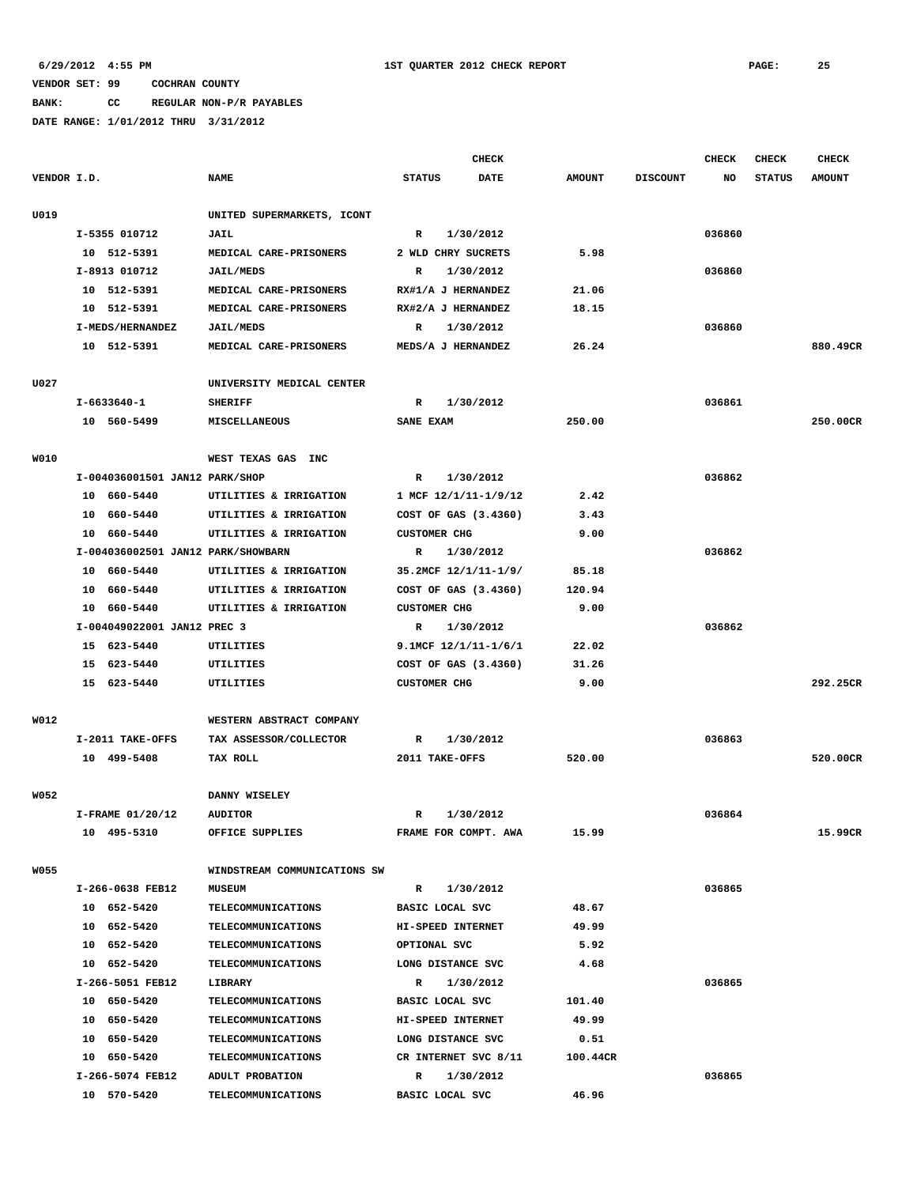6/29/2012 4:55 PM — 1ST QUARTER 2012 CHECK REPORT

VENDOR SET: 99 COCHRAN COUNTY

BANK: CC REGULAR NON-P/R PAYABLES

DATE RANGE: 1/01/2012 THRU 3/31/2012

| VENDOR I.D. | NAME | STATUS | CHECK DATE | AMOUNT | DISCOUNT | CHECK NO | CHECK STATUS | CHECK AMOUNT |
|---|---|---|---|---|---|---|---|---|
| U019 | UNITED SUPERMARKETS, ICONT | | | | | | | |
| I-5355 010712 | JAIL | R | 1/30/2012 | | | 036860 | | |
| 10 512-5391 | MEDICAL CARE-PRISONERS | 2 WLD CHRY SUCRETS | | 5.98 | | | | |
| I-8913 010712 | JAIL/MEDS | R | 1/30/2012 | | | 036860 | | |
| 10 512-5391 | MEDICAL CARE-PRISONERS | RX#1/A J HERNANDEZ | | 21.06 | | | | |
| 10 512-5391 | MEDICAL CARE-PRISONERS | RX#2/A J HERNANDEZ | | 18.15 | | | | |
| I-MEDS/HERNANDEZ | JAIL/MEDS | R | 1/30/2012 | | | 036860 | | |
| 10 512-5391 | MEDICAL CARE-PRISONERS | MEDS/A J HERNANDEZ | | 26.24 | | | | 880.49CR |
| U027 | UNIVERSITY MEDICAL CENTER | | | | | | | |
| I-6633640-1 | SHERIFF | R | 1/30/2012 | | | 036861 | | |
| 10 560-5499 | MISCELLANEOUS | SANE EXAM | | 250.00 | | | | 250.00CR |
| W010 | WEST TEXAS GAS INC | | | | | | | |
| I-004036001501 JAN12 PARK/SHOP | | R | 1/30/2012 | | | 036862 | | |
| 10 660-5440 | UTILITIES & IRRIGATION | 1 MCF 12/1/11-1/9/12 | | 2.42 | | | | |
| 10 660-5440 | UTILITIES & IRRIGATION | COST OF GAS (3.4360) | | 3.43 | | | | |
| 10 660-5440 | UTILITIES & IRRIGATION | CUSTOMER CHG | | 9.00 | | | | |
| I-004036002501 JAN12 PARK/SHOWBARN | | R | 1/30/2012 | | | 036862 | | |
| 10 660-5440 | UTILITIES & IRRIGATION | 35.2MCF 12/1/11-1/9/ | | 85.18 | | | | |
| 10 660-5440 | UTILITIES & IRRIGATION | COST OF GAS (3.4360) | | 120.94 | | | | |
| 10 660-5440 | UTILITIES & IRRIGATION | CUSTOMER CHG | | 9.00 | | | | |
| I-004049022001 JAN12 PREC 3 | | R | 1/30/2012 | | | 036862 | | |
| 15 623-5440 | UTILITIES | 9.1MCF 12/1/11-1/6/1 | | 22.02 | | | | |
| 15 623-5440 | UTILITIES | COST OF GAS (3.4360) | | 31.26 | | | | |
| 15 623-5440 | UTILITIES | CUSTOMER CHG | | 9.00 | | | | 292.25CR |
| W012 | WESTERN ABSTRACT COMPANY | | | | | | | |
| I-2011 TAKE-OFFS | TAX ASSESSOR/COLLECTOR | R | 1/30/2012 | | | 036863 | | |
| 10 499-5408 | TAX ROLL | 2011 TAKE-OFFS | | 520.00 | | | | 520.00CR |
| W052 | DANNY WISELEY | | | | | | | |
| I-FRAME 01/20/12 | AUDITOR | R | 1/30/2012 | | | 036864 | | |
| 10 495-5310 | OFFICE SUPPLIES | FRAME FOR COMPT. AWA | | 15.99 | | | | 15.99CR |
| W055 | WINDSTREAM COMMUNICATIONS SW | | | | | | | |
| I-266-0638 FEB12 | MUSEUM | R | 1/30/2012 | | | 036865 | | |
| 10 652-5420 | TELECOMMUNICATIONS | BASIC LOCAL SVC | | 48.67 | | | | |
| 10 652-5420 | TELECOMMUNICATIONS | HI-SPEED INTERNET | | 49.99 | | | | |
| 10 652-5420 | TELECOMMUNICATIONS | OPTIONAL SVC | | 5.92 | | | | |
| 10 652-5420 | TELECOMMUNICATIONS | LONG DISTANCE SVC | | 4.68 | | | | |
| I-266-5051 FEB12 | LIBRARY | R | 1/30/2012 | | | 036865 | | |
| 10 650-5420 | TELECOMMUNICATIONS | BASIC LOCAL SVC | | 101.40 | | | | |
| 10 650-5420 | TELECOMMUNICATIONS | HI-SPEED INTERNET | | 49.99 | | | | |
| 10 650-5420 | TELECOMMUNICATIONS | LONG DISTANCE SVC | | 0.51 | | | | |
| 10 650-5420 | TELECOMMUNICATIONS | CR INTERNET SVC 8/11 | | 100.44CR | | | | |
| I-266-5074 FEB12 | ADULT PROBATION | R | 1/30/2012 | | | 036865 | | |
| 10 570-5420 | TELECOMMUNICATIONS | BASIC LOCAL SVC | | 46.96 | | | | |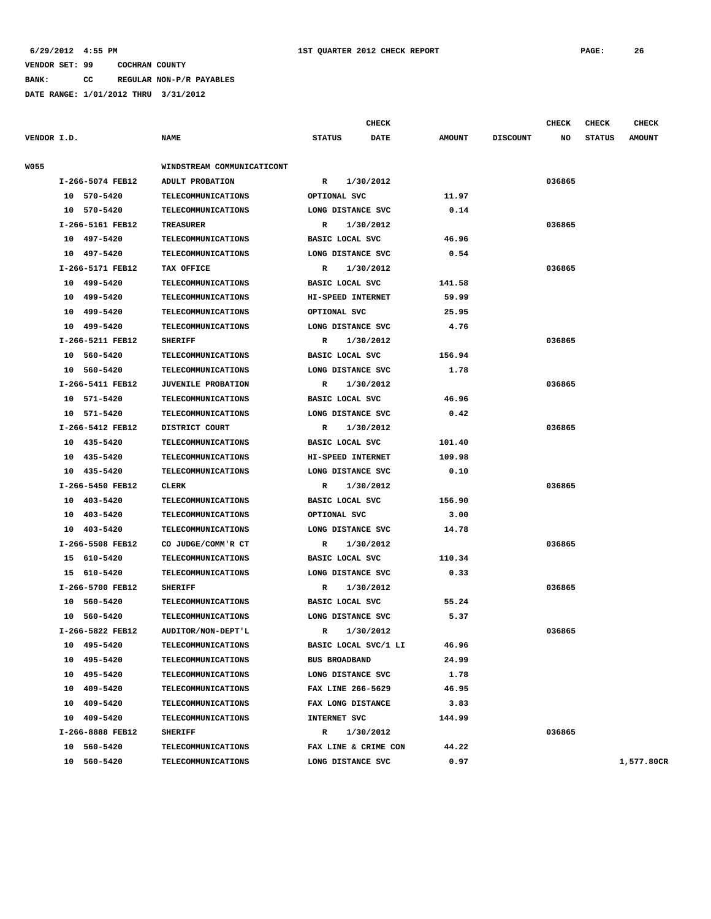6/29/2012 4:55 PM — 1ST QUARTER 2012 CHECK REPORT

VENDOR SET: 99 COCHRAN COUNTY

BANK: CC REGULAR NON-P/R PAYABLES

DATE RANGE: 1/01/2012 THRU 3/31/2012

| VENDOR I.D. | NAME | STATUS | CHECK DATE | AMOUNT | DISCOUNT | CHECK NO | CHECK STATUS | CHECK AMOUNT |
|---|---|---|---|---|---|---|---|---|
| W055 | WINDSTREAM COMMUNICATICONT | | | | | | | |
| I-266-5074 FEB12 | ADULT PROBATION | R | 1/30/2012 | | | 036865 | | |
| 10 570-5420 | TELECOMMUNICATIONS | OPTIONAL SVC | | 11.97 | | | | |
| 10 570-5420 | TELECOMMUNICATIONS | LONG DISTANCE SVC | | 0.14 | | | | |
| I-266-5161 FEB12 | TREASURER | R | 1/30/2012 | | | 036865 | | |
| 10 497-5420 | TELECOMMUNICATIONS | BASIC LOCAL SVC | | 46.96 | | | | |
| 10 497-5420 | TELECOMMUNICATIONS | LONG DISTANCE SVC | | 0.54 | | | | |
| I-266-5171 FEB12 | TAX OFFICE | R | 1/30/2012 | | | 036865 | | |
| 10 499-5420 | TELECOMMUNICATIONS | BASIC LOCAL SVC | | 141.58 | | | | |
| 10 499-5420 | TELECOMMUNICATIONS | HI-SPEED INTERNET | | 59.99 | | | | |
| 10 499-5420 | TELECOMMUNICATIONS | OPTIONAL SVC | | 25.95 | | | | |
| 10 499-5420 | TELECOMMUNICATIONS | LONG DISTANCE SVC | | 4.76 | | | | |
| I-266-5211 FEB12 | SHERIFF | R | 1/30/2012 | | | 036865 | | |
| 10 560-5420 | TELECOMMUNICATIONS | BASIC LOCAL SVC | | 156.94 | | | | |
| 10 560-5420 | TELECOMMUNICATIONS | LONG DISTANCE SVC | | 1.78 | | | | |
| I-266-5411 FEB12 | JUVENILE PROBATION | R | 1/30/2012 | | | 036865 | | |
| 10 571-5420 | TELECOMMUNICATIONS | BASIC LOCAL SVC | | 46.96 | | | | |
| 10 571-5420 | TELECOMMUNICATIONS | LONG DISTANCE SVC | | 0.42 | | | | |
| I-266-5412 FEB12 | DISTRICT COURT | R | 1/30/2012 | | | 036865 | | |
| 10 435-5420 | TELECOMMUNICATIONS | BASIC LOCAL SVC | | 101.40 | | | | |
| 10 435-5420 | TELECOMMUNICATIONS | HI-SPEED INTERNET | | 109.98 | | | | |
| 10 435-5420 | TELECOMMUNICATIONS | LONG DISTANCE SVC | | 0.10 | | | | |
| I-266-5450 FEB12 | CLERK | R | 1/30/2012 | | | 036865 | | |
| 10 403-5420 | TELECOMMUNICATIONS | BASIC LOCAL SVC | | 156.90 | | | | |
| 10 403-5420 | TELECOMMUNICATIONS | OPTIONAL SVC | | 3.00 | | | | |
| 10 403-5420 | TELECOMMUNICATIONS | LONG DISTANCE SVC | | 14.78 | | | | |
| I-266-5508 FEB12 | CO JUDGE/COMM'R CT | R | 1/30/2012 | | | 036865 | | |
| 15 610-5420 | TELECOMMUNICATIONS | BASIC LOCAL SVC | | 110.34 | | | | |
| 15 610-5420 | TELECOMMUNICATIONS | LONG DISTANCE SVC | | 0.33 | | | | |
| I-266-5700 FEB12 | SHERIFF | R | 1/30/2012 | | | 036865 | | |
| 10 560-5420 | TELECOMMUNICATIONS | BASIC LOCAL SVC | | 55.24 | | | | |
| 10 560-5420 | TELECOMMUNICATIONS | LONG DISTANCE SVC | | 5.37 | | | | |
| I-266-5822 FEB12 | AUDITOR/NON-DEPT'L | R | 1/30/2012 | | | 036865 | | |
| 10 495-5420 | TELECOMMUNICATIONS | BASIC LOCAL SVC/1 LI | | 46.96 | | | | |
| 10 495-5420 | TELECOMMUNICATIONS | BUS BROADBAND | | 24.99 | | | | |
| 10 495-5420 | TELECOMMUNICATIONS | LONG DISTANCE SVC | | 1.78 | | | | |
| 10 409-5420 | TELECOMMUNICATIONS | FAX LINE 266-5629 | | 46.95 | | | | |
| 10 409-5420 | TELECOMMUNICATIONS | FAX LONG DISTANCE | | 3.83 | | | | |
| 10 409-5420 | TELECOMMUNICATIONS | INTERNET SVC | | 144.99 | | | | |
| I-266-8888 FEB12 | SHERIFF | R | 1/30/2012 | | | 036865 | | |
| 10 560-5420 | TELECOMMUNICATIONS | FAX LINE & CRIME CON | | 44.22 | | | | |
| 10 560-5420 | TELECOMMUNICATIONS | LONG DISTANCE SVC | | 0.97 | | | | 1,577.80CR |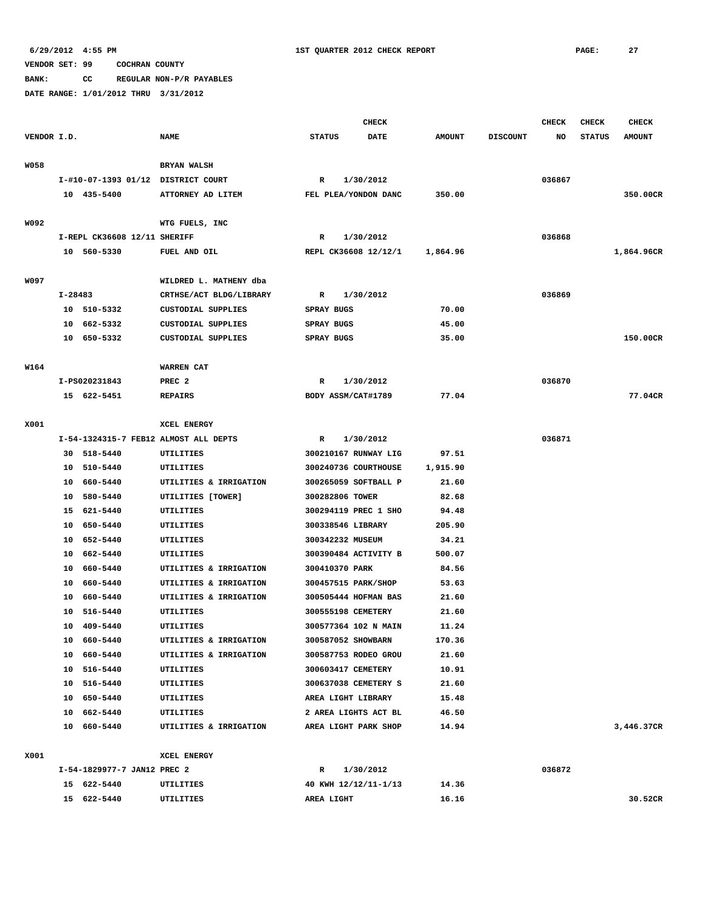6/29/2012 4:55 PM 1ST QUARTER 2012 CHECK REPORT

VENDOR SET: 99 COCHRAN COUNTY

BANK: CC REGULAR NON-P/R PAYABLES

DATE RANGE: 1/01/2012 THRU 3/31/2012

| VENDOR I.D. | NAME | STATUS | CHECK DATE | AMOUNT | DISCOUNT | CHECK NO | CHECK STATUS | CHECK AMOUNT |
|---|---|---|---|---|---|---|---|---|
| W058 | BRYAN WALSH | | | | | | | |
| I-#10-07-1393 01/12 | DISTRICT COURT | R | 1/30/2012 | | | 036867 | | |
| 10 435-5400 | ATTORNEY AD LITEM | FEL PLEA/YONDON DANC | | 350.00 | | | | 350.00CR |
| W092 | WTG FUELS, INC | | | | | | | |
| I-REPL CK36608 12/11 | SHERIFF | R | 1/30/2012 | | | 036868 | | |
| 10 560-5330 | FUEL AND OIL | REPL CK36608 12/12/1 | | 1,864.96 | | | | 1,864.96CR |
| W097 | WILDRED L. MATHENY dba | | | | | | | |
| I-28483 | CRTHSE/ACT BLDG/LIBRARY | R | 1/30/2012 | | | 036869 | | |
| 10 510-5332 | CUSTODIAL SUPPLIES | SPRAY BUGS | | 70.00 | | | | |
| 10 662-5332 | CUSTODIAL SUPPLIES | SPRAY BUGS | | 45.00 | | | | |
| 10 650-5332 | CUSTODIAL SUPPLIES | SPRAY BUGS | | 35.00 | | | | 150.00CR |
| W164 | WARREN CAT | | | | | | | |
| I-PS020231843 | PREC 2 | R | 1/30/2012 | | | 036870 | | |
| 15 622-5451 | REPAIRS | BODY ASSM/CAT#1789 | | 77.04 | | | | 77.04CR |
| X001 | XCEL ENERGY | | | | | | | |
| I-54-1324315-7 FEB12 | ALMOST ALL DEPTS | R | 1/30/2012 | | | 036871 | | |
| 30 518-5440 | UTILITIES | 300210167 RUNWAY LIG | | 97.51 | | | | |
| 10 510-5440 | UTILITIES | 300240736 COURTHOUSE | | 1,915.90 | | | | |
| 10 660-5440 | UTILITIES & IRRIGATION | 300265059 SOFTBALL P | | 21.60 | | | | |
| 10 580-5440 | UTILITIES [TOWER] | 300282806 TOWER | | 82.68 | | | | |
| 15 621-5440 | UTILITIES | 300294119 PREC 1 SHO | | 94.48 | | | | |
| 10 650-5440 | UTILITIES | 300338546 LIBRARY | | 205.90 | | | | |
| 10 652-5440 | UTILITIES | 300342232 MUSEUM | | 34.21 | | | | |
| 10 662-5440 | UTILITIES | 300390484 ACTIVITY B | | 500.07 | | | | |
| 10 660-5440 | UTILITIES & IRRIGATION | 300410370 PARK | | 84.56 | | | | |
| 10 660-5440 | UTILITIES & IRRIGATION | 300457515 PARK/SHOP | | 53.63 | | | | |
| 10 660-5440 | UTILITIES & IRRIGATION | 300505444 HOFMAN BAS | | 21.60 | | | | |
| 10 516-5440 | UTILITIES | 300555198 CEMETERY | | 21.60 | | | | |
| 10 409-5440 | UTILITIES | 300577364 102 N MAIN | | 11.24 | | | | |
| 10 660-5440 | UTILITIES & IRRIGATION | 300587052 SHOWBARN | | 170.36 | | | | |
| 10 660-5440 | UTILITIES & IRRIGATION | 300587753 RODEO GROU | | 21.60 | | | | |
| 10 516-5440 | UTILITIES | 300603417 CEMETERY | | 10.91 | | | | |
| 10 516-5440 | UTILITIES | 300637038 CEMETERY S | | 21.60 | | | | |
| 10 650-5440 | UTILITIES | AREA LIGHT LIBRARY | | 15.48 | | | | |
| 10 662-5440 | UTILITIES | 2 AREA LIGHTS ACT BL | | 46.50 | | | | |
| 10 660-5440 | UTILITIES & IRRIGATION | AREA LIGHT PARK SHOP | | 14.94 | | | | 3,446.37CR |
| X001 | XCEL ENERGY | | | | | | | |
| I-54-1829977-7 JAN12 | PREC 2 | R | 1/30/2012 | | | 036872 | | |
| 15 622-5440 | UTILITIES | 40 KWH 12/12/11-1/13 | | 14.36 | | | | |
| 15 622-5440 | UTILITIES | AREA LIGHT | | 16.16 | | | | 30.52CR |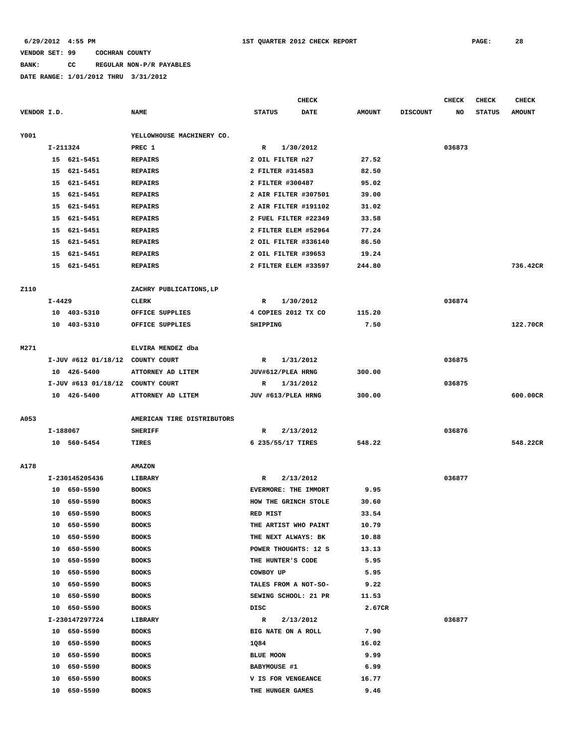6/29/2012 4:55 PM 1ST QUARTER 2012 CHECK REPORT

VENDOR SET: 99 COCHRAN COUNTY

BANK: CC REGULAR NON-P/R PAYABLES

DATE RANGE: 1/01/2012 THRU 3/31/2012

| VENDOR I.D. | NAME | STATUS | CHECK DATE | AMOUNT | DISCOUNT | CHECK NO | CHECK STATUS | CHECK AMOUNT |
|---|---|---|---|---|---|---|---|---|
| Y001 | YELLOWHOUSE MACHINERY CO. | | | | | | | |
| I-211324 | PREC 1 | R | 1/30/2012 | | | 036873 | | |
| 15 621-5451 | REPAIRS | 2 OIL FILTER n27 | | 27.52 | | | | |
| 15 621-5451 | REPAIRS | 2 FILTER #314583 | | 82.50 | | | | |
| 15 621-5451 | REPAIRS | 2 FILTER #300487 | | 95.02 | | | | |
| 15 621-5451 | REPAIRS | 2 AIR FILTER #307501 | | 39.00 | | | | |
| 15 621-5451 | REPAIRS | 2 AIR FILTER #191102 | | 31.02 | | | | |
| 15 621-5451 | REPAIRS | 2 FUEL FILTER #22349 | | 33.58 | | | | |
| 15 621-5451 | REPAIRS | 2 FILTER ELEM #52964 | | 77.24 | | | | |
| 15 621-5451 | REPAIRS | 2 OIL FILTER #336140 | | 86.50 | | | | |
| 15 621-5451 | REPAIRS | 2 OIL FILTER #39653 | | 19.24 | | | | |
| 15 621-5451 | REPAIRS | 2 FILTER ELEM #33597 | | 244.80 | | | | 736.42CR |
| Z110 | ZACHRY PUBLICATIONS,LP | | | | | | | |
| I-4429 | CLERK | R | 1/30/2012 | | | 036874 | | |
| 10 403-5310 | OFFICE SUPPLIES | 4 COPIES 2012 TX CO | | 115.20 | | | | |
| 10 403-5310 | OFFICE SUPPLIES | SHIPPING | | 7.50 | | | | 122.70CR |
| M271 | ELVIRA MENDEZ dba | | | | | | | |
| I-JUV #612 01/18/12 | COUNTY COURT | R | 1/31/2012 | | | 036875 | | |
| 10 426-5400 | ATTORNEY AD LITEM | JUV#612/PLEA HRNG | | 300.00 | | | | |
| I-JUV #613 01/18/12 | COUNTY COURT | R | 1/31/2012 | | | 036875 | | |
| 10 426-5400 | ATTORNEY AD LITEM | JUV #613/PLEA HRNG | | 300.00 | | | | 600.00CR |
| A053 | AMERICAN TIRE DISTRIBUTORS | | | | | | | |
| I-188067 | SHERIFF | R | 2/13/2012 | | | 036876 | | |
| 10 560-5454 | TIRES | 6 235/55/17 TIRES | | 548.22 | | | | 548.22CR |
| A178 | AMAZON | | | | | | | |
| I-230145205436 | LIBRARY | R | 2/13/2012 | | | 036877 | | |
| 10 650-5590 | BOOKS | EVERMORE: THE IMMORT | | 9.95 | | | | |
| 10 650-5590 | BOOKS | HOW THE GRINCH STOLE | | 30.60 | | | | |
| 10 650-5590 | BOOKS | RED MIST | | 33.54 | | | | |
| 10 650-5590 | BOOKS | THE ARTIST WHO PAINT | | 10.79 | | | | |
| 10 650-5590 | BOOKS | THE NEXT ALWAYS: BK | | 10.88 | | | | |
| 10 650-5590 | BOOKS | POWER THOUGHTS: 12 S | | 13.13 | | | | |
| 10 650-5590 | BOOKS | THE HUNTER'S CODE | | 5.95 | | | | |
| 10 650-5590 | BOOKS | COWBOY UP | | 5.95 | | | | |
| 10 650-5590 | BOOKS | TALES FROM A NOT-SO- | | 9.22 | | | | |
| 10 650-5590 | BOOKS | SEWING SCHOOL: 21 PR | | 11.53 | | | | |
| 10 650-5590 | BOOKS | DISC | | 2.67CR | | | | |
| I-230147297724 | LIBRARY | R | 2/13/2012 | | | 036877 | | |
| 10 650-5590 | BOOKS | BIG NATE ON A ROLL | | 7.90 | | | | |
| 10 650-5590 | BOOKS | 1Q84 | | 16.02 | | | | |
| 10 650-5590 | BOOKS | BLUE MOON | | 9.99 | | | | |
| 10 650-5590 | BOOKS | BABYMOUSE #1 | | 6.99 | | | | |
| 10 650-5590 | BOOKS | V IS FOR VENGEANCE | | 16.77 | | | | |
| 10 650-5590 | BOOKS | THE HUNGER GAMES | | 9.46 | | | | |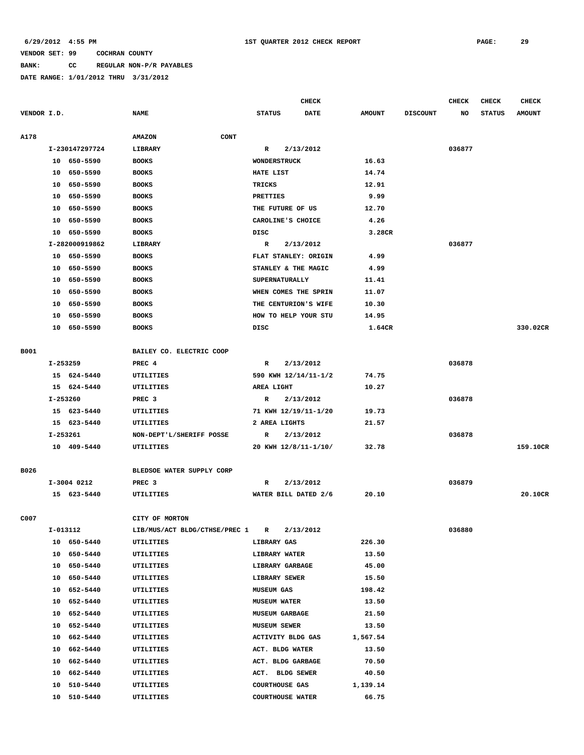6/29/2012 4:55 PM    1ST QUARTER 2012 CHECK REPORT

VENDOR SET: 99    COCHRAN COUNTY

BANK:    CC    REGULAR NON-P/R PAYABLES

DATE RANGE: 1/01/2012 THRU 3/31/2012

| VENDOR I.D. | NAME | STATUS | CHECK DATE | AMOUNT | DISCOUNT | CHECK NO | CHECK STATUS | CHECK AMOUNT |
|---|---|---|---|---|---|---|---|---|
| A178 | AMAZON CONT | | | | | | | |
| I-230147297724 | LIBRARY | R | 2/13/2012 | | | 036877 | | |
| 10 650-5590 | BOOKS | WONDERSTRUCK | | 16.63 | | | | |
| 10 650-5590 | BOOKS | HATE LIST | | 14.74 | | | | |
| 10 650-5590 | BOOKS | TRICKS | | 12.91 | | | | |
| 10 650-5590 | BOOKS | PRETTIES | | 9.99 | | | | |
| 10 650-5590 | BOOKS | THE FUTURE OF US | | 12.70 | | | | |
| 10 650-5590 | BOOKS | CAROLINE'S CHOICE | | 4.26 | | | | |
| 10 650-5590 | BOOKS | DISC | | 3.28CR | | | | |
| I-282000919862 | LIBRARY | R | 2/13/2012 | | | 036877 | | |
| 10 650-5590 | BOOKS | FLAT STANLEY: ORIGIN | | 4.99 | | | | |
| 10 650-5590 | BOOKS | STANLEY & THE MAGIC | | 4.99 | | | | |
| 10 650-5590 | BOOKS | SUPERNATURALLY | | 11.41 | | | | |
| 10 650-5590 | BOOKS | WHEN COMES THE SPRIN | | 11.07 | | | | |
| 10 650-5590 | BOOKS | THE CENTURION'S WIFE | | 10.30 | | | | |
| 10 650-5590 | BOOKS | HOW TO HELP YOUR STU | | 14.95 | | | | |
| 10 650-5590 | BOOKS | DISC | | 1.64CR | | | | 330.02CR |
| B001 | BAILEY CO. ELECTRIC COOP | | | | | | | |
| I-253259 | PREC 4 | R | 2/13/2012 | | | 036878 | | |
| 15 624-5440 | UTILITIES | 590 KWH 12/14/11-1/2 | | 74.75 | | | | |
| 15 624-5440 | UTILITIES | AREA LIGHT | | 10.27 | | | | |
| I-253260 | PREC 3 | R | 2/13/2012 | | | 036878 | | |
| 15 623-5440 | UTILITIES | 71 KWH 12/19/11-1/20 | | 19.73 | | | | |
| 15 623-5440 | UTILITIES | 2 AREA LIGHTS | | 21.57 | | | | |
| I-253261 | NON-DEPT'L/SHERIFF POSSE | R | 2/13/2012 | | | 036878 | | |
| 10 409-5440 | UTILITIES | 20 KWH 12/8/11-1/10/ | | 32.78 | | | | 159.10CR |
| B026 | BLEDSOE WATER SUPPLY CORP | | | | | | | |
| I-3004 0212 | PREC 3 | R | 2/13/2012 | | | 036879 | | |
| 15 623-5440 | UTILITIES | WATER BILL DATED 2/6 | | 20.10 | | | | 20.10CR |
| C007 | CITY OF MORTON | | | | | | | |
| I-013112 | LIB/MUS/ACT BLDG/CTHSE/PREC 1 | R | 2/13/2012 | | | 036880 | | |
| 10 650-5440 | UTILITIES | LIBRARY GAS | | 226.30 | | | | |
| 10 650-5440 | UTILITIES | LIBRARY WATER | | 13.50 | | | | |
| 10 650-5440 | UTILITIES | LIBRARY GARBAGE | | 45.00 | | | | |
| 10 650-5440 | UTILITIES | LIBRARY SEWER | | 15.50 | | | | |
| 10 652-5440 | UTILITIES | MUSEUM GAS | | 198.42 | | | | |
| 10 652-5440 | UTILITIES | MUSEUM WATER | | 13.50 | | | | |
| 10 652-5440 | UTILITIES | MUSEUM GARBAGE | | 21.50 | | | | |
| 10 652-5440 | UTILITIES | MUSEUM SEWER | | 13.50 | | | | |
| 10 662-5440 | UTILITIES | ACTIVITY BLDG GAS | | 1,567.54 | | | | |
| 10 662-5440 | UTILITIES | ACT. BLDG WATER | | 13.50 | | | | |
| 10 662-5440 | UTILITIES | ACT. BLDG GARBAGE | | 70.50 | | | | |
| 10 662-5440 | UTILITIES | ACT. BLDG SEWER | | 40.50 | | | | |
| 10 510-5440 | UTILITIES | COURTHOUSE GAS | | 1,139.14 | | | | |
| 10 510-5440 | UTILITIES | COURTHOUSE WATER | | 66.75 | | | | |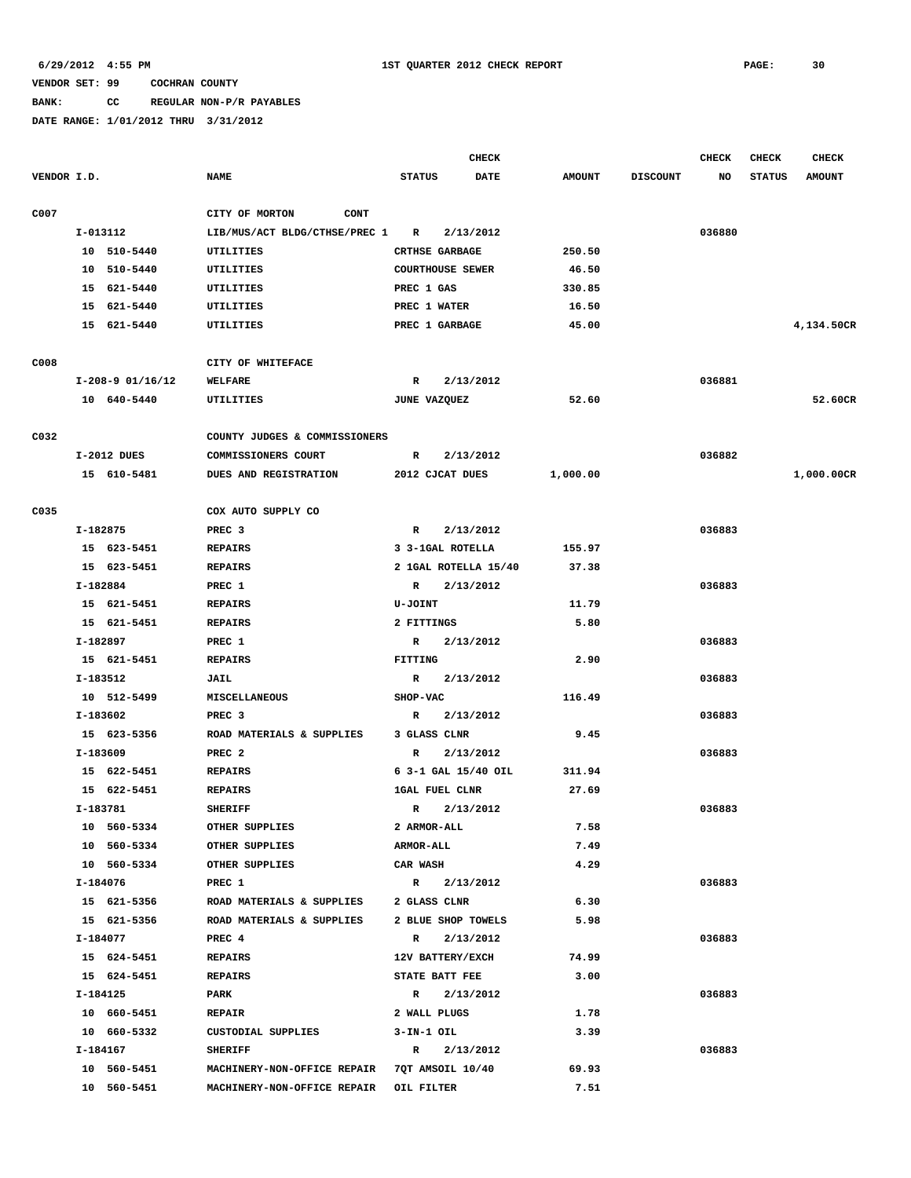6/29/2012 4:55 PM 1ST QUARTER 2012 CHECK REPORT

VENDOR SET: 99 COCHRAN COUNTY

BANK: CC REGULAR NON-P/R PAYABLES

DATE RANGE: 1/01/2012 THRU 3/31/2012

| VENDOR I.D. | NAME | STATUS | CHECK DATE | AMOUNT | DISCOUNT | CHECK NO | CHECK STATUS | CHECK AMOUNT |
|---|---|---|---|---|---|---|---|---|
| C007 | CITY OF MORTON CONT | | | | | | | |
| I-013112 | LIB/MUS/ACT BLDG/CTHSE/PREC 1 | R | 2/13/2012 | | | 036880 | | |
| 10 510-5440 | UTILITIES | CRTHSE GARBAGE | | 250.50 | | | | |
| 10 510-5440 | UTILITIES | COURTHOUSE SEWER | | 46.50 | | | | |
| 15 621-5440 | UTILITIES | PREC 1 GAS | | 330.85 | | | | |
| 15 621-5440 | UTILITIES | PREC 1 WATER | | 16.50 | | | | |
| 15 621-5440 | UTILITIES | PREC 1 GARBAGE | | 45.00 | | | | 4,134.50CR |
| C008 | CITY OF WHITEFACE | | | | | | | |
| I-208-9 01/16/12 | WELFARE | R | 2/13/2012 | | | 036881 | | |
| 10 640-5440 | UTILITIES | JUNE VAZQUEZ | | 52.60 | | | | 52.60CR |
| C032 | COUNTY JUDGES & COMMISSIONERS | | | | | | | |
| I-2012 DUES | COMMISSIONERS COURT | R | 2/13/2012 | | | 036882 | | |
| 15 610-5481 | DUES AND REGISTRATION | 2012 CJCAT DUES | | 1,000.00 | | | | 1,000.00CR |
| C035 | COX AUTO SUPPLY CO | | | | | | | |
| I-182875 | PREC 3 | R | 2/13/2012 | | | 036883 | | |
| 15 623-5451 | REPAIRS | 3 3-1GAL ROTELLA | | 155.97 | | | | |
| 15 623-5451 | REPAIRS | 2 1GAL ROTELLA 15/40 | | 37.38 | | | | |
| I-182884 | PREC 1 | R | 2/13/2012 | | | 036883 | | |
| 15 621-5451 | REPAIRS | U-JOINT | | 11.79 | | | | |
| 15 621-5451 | REPAIRS | 2 FITTINGS | | 5.80 | | | | |
| I-182897 | PREC 1 | R | 2/13/2012 | | | 036883 | | |
| 15 621-5451 | REPAIRS | FITTING | | 2.90 | | | | |
| I-183512 | JAIL | R | 2/13/2012 | | | 036883 | | |
| 10 512-5499 | MISCELLANEOUS | SHOP-VAC | | 116.49 | | | | |
| I-183602 | PREC 3 | R | 2/13/2012 | | | 036883 | | |
| 15 623-5356 | ROAD MATERIALS & SUPPLIES | 3 GLASS CLNR | | 9.45 | | | | |
| I-183609 | PREC 2 | R | 2/13/2012 | | | 036883 | | |
| 15 622-5451 | REPAIRS | 6 3-1 GAL 15/40 OIL | | 311.94 | | | | |
| 15 622-5451 | REPAIRS | 1GAL FUEL CLNR | | 27.69 | | | | |
| I-183781 | SHERIFF | R | 2/13/2012 | | | 036883 | | |
| 10 560-5334 | OTHER SUPPLIES | 2 ARMOR-ALL | | 7.58 | | | | |
| 10 560-5334 | OTHER SUPPLIES | ARMOR-ALL | | 7.49 | | | | |
| 10 560-5334 | OTHER SUPPLIES | CAR WASH | | 4.29 | | | | |
| I-184076 | PREC 1 | R | 2/13/2012 | | | 036883 | | |
| 15 621-5356 | ROAD MATERIALS & SUPPLIES | 2 GLASS CLNR | | 6.30 | | | | |
| 15 621-5356 | ROAD MATERIALS & SUPPLIES | 2 BLUE SHOP TOWELS | | 5.98 | | | | |
| I-184077 | PREC 4 | R | 2/13/2012 | | | 036883 | | |
| 15 624-5451 | REPAIRS | 12V BATTERY/EXCH | | 74.99 | | | | |
| 15 624-5451 | REPAIRS | STATE BATT FEE | | 3.00 | | | | |
| I-184125 | PARK | R | 2/13/2012 | | | 036883 | | |
| 10 660-5451 | REPAIR | 2 WALL PLUGS | | 1.78 | | | | |
| 10 660-5332 | CUSTODIAL SUPPLIES | 3-IN-1 OIL | | 3.39 | | | | |
| I-184167 | SHERIFF | R | 2/13/2012 | | | 036883 | | |
| 10 560-5451 | MACHINERY-NON-OFFICE REPAIR | 7QT AMSOIL 10/40 | | 69.93 | | | | |
| 10 560-5451 | MACHINERY-NON-OFFICE REPAIR | OIL FILTER | | 7.51 | | | | |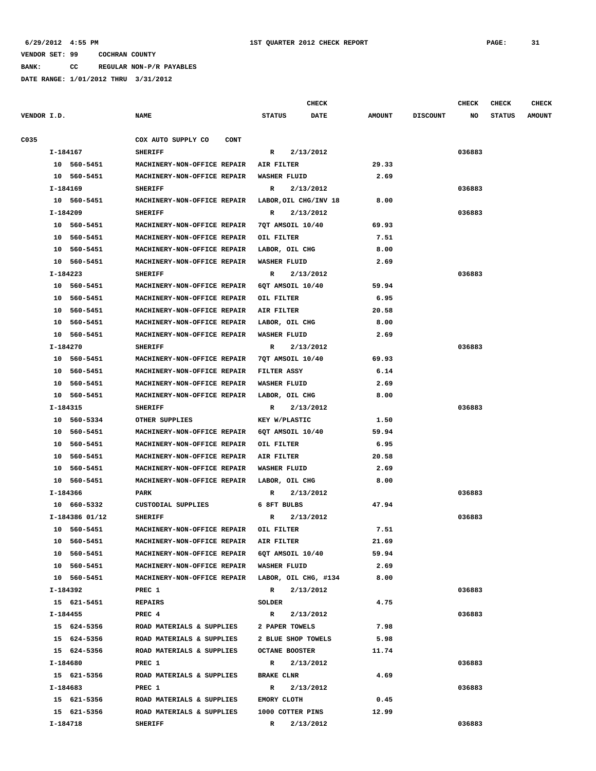6/29/2012 4:55 PM 1ST QUARTER 2012 CHECK REPORT PAGE: 31

VENDOR SET: 99 COCHRAN COUNTY

BANK: CC REGULAR NON-P/R PAYABLES

DATE RANGE: 1/01/2012 THRU 3/31/2012

| VENDOR I.D. | NAME | STATUS | CHECK DATE | AMOUNT | DISCOUNT | CHECK NO | CHECK STATUS | CHECK AMOUNT |
|---|---|---|---|---|---|---|---|---|
| C035 | COX AUTO SUPPLY CO CONT | | | | | | | |
| I-184167 | SHERIFF | R | 2/13/2012 | | | 036883 | | |
| 10 560-5451 | MACHINERY-NON-OFFICE REPAIR | AIR FILTER | | 29.33 | | | | |
| 10 560-5451 | MACHINERY-NON-OFFICE REPAIR | WASHER FLUID | | 2.69 | | | | |
| I-184169 | SHERIFF | R | 2/13/2012 | | | 036883 | | |
| 10 560-5451 | MACHINERY-NON-OFFICE REPAIR | LABOR,OIL CHG/INV 18 | | 8.00 | | | | |
| I-184209 | SHERIFF | R | 2/13/2012 | | | 036883 | | |
| 10 560-5451 | MACHINERY-NON-OFFICE REPAIR | 7QT AMSOIL 10/40 | | 69.93 | | | | |
| 10 560-5451 | MACHINERY-NON-OFFICE REPAIR | OIL FILTER | | 7.51 | | | | |
| 10 560-5451 | MACHINERY-NON-OFFICE REPAIR | LABOR, OIL CHG | | 8.00 | | | | |
| 10 560-5451 | MACHINERY-NON-OFFICE REPAIR | WASHER FLUID | | 2.69 | | | | |
| I-184223 | SHERIFF | R | 2/13/2012 | | | 036883 | | |
| 10 560-5451 | MACHINERY-NON-OFFICE REPAIR | 6QT AMSOIL 10/40 | | 59.94 | | | | |
| 10 560-5451 | MACHINERY-NON-OFFICE REPAIR | OIL FILTER | | 6.95 | | | | |
| 10 560-5451 | MACHINERY-NON-OFFICE REPAIR | AIR FILTER | | 20.58 | | | | |
| 10 560-5451 | MACHINERY-NON-OFFICE REPAIR | LABOR, OIL CHG | | 8.00 | | | | |
| 10 560-5451 | MACHINERY-NON-OFFICE REPAIR | WASHER FLUID | | 2.69 | | | | |
| I-184270 | SHERIFF | R | 2/13/2012 | | | 036883 | | |
| 10 560-5451 | MACHINERY-NON-OFFICE REPAIR | 7QT AMSOIL 10/40 | | 69.93 | | | | |
| 10 560-5451 | MACHINERY-NON-OFFICE REPAIR | FILTER ASSY | | 6.14 | | | | |
| 10 560-5451 | MACHINERY-NON-OFFICE REPAIR | WASHER FLUID | | 2.69 | | | | |
| 10 560-5451 | MACHINERY-NON-OFFICE REPAIR | LABOR, OIL CHG | | 8.00 | | | | |
| I-184315 | SHERIFF | R | 2/13/2012 | | | 036883 | | |
| 10 560-5334 | OTHER SUPPLIES | KEY W/PLASTIC | | 1.50 | | | | |
| 10 560-5451 | MACHINERY-NON-OFFICE REPAIR | 6QT AMSOIL 10/40 | | 59.94 | | | | |
| 10 560-5451 | MACHINERY-NON-OFFICE REPAIR | OIL FILTER | | 6.95 | | | | |
| 10 560-5451 | MACHINERY-NON-OFFICE REPAIR | AIR FILTER | | 20.58 | | | | |
| 10 560-5451 | MACHINERY-NON-OFFICE REPAIR | WASHER FLUID | | 2.69 | | | | |
| 10 560-5451 | MACHINERY-NON-OFFICE REPAIR | LABOR, OIL CHG | | 8.00 | | | | |
| I-184366 | PARK | R | 2/13/2012 | | | 036883 | | |
| 10 660-5332 | CUSTODIAL SUPPLIES | 6 8FT BULBS | | 47.94 | | | | |
| I-184386 01/12 | SHERIFF | R | 2/13/2012 | | | 036883 | | |
| 10 560-5451 | MACHINERY-NON-OFFICE REPAIR | OIL FILTER | | 7.51 | | | | |
| 10 560-5451 | MACHINERY-NON-OFFICE REPAIR | AIR FILTER | | 21.69 | | | | |
| 10 560-5451 | MACHINERY-NON-OFFICE REPAIR | 6QT AMSOIL 10/40 | | 59.94 | | | | |
| 10 560-5451 | MACHINERY-NON-OFFICE REPAIR | WASHER FLUID | | 2.69 | | | | |
| 10 560-5451 | MACHINERY-NON-OFFICE REPAIR | LABOR, OIL CHG, #134 | | 8.00 | | | | |
| I-184392 | PREC 1 | R | 2/13/2012 | | | 036883 | | |
| 15 621-5451 | REPAIRS | SOLDER | | 4.75 | | | | |
| I-184455 | PREC 4 | R | 2/13/2012 | | | 036883 | | |
| 15 624-5356 | ROAD MATERIALS & SUPPLIES | 2 PAPER TOWELS | | 7.98 | | | | |
| 15 624-5356 | ROAD MATERIALS & SUPPLIES | 2 BLUE SHOP TOWELS | | 5.98 | | | | |
| 15 624-5356 | ROAD MATERIALS & SUPPLIES | OCTANE BOOSTER | | 11.74 | | | | |
| I-184680 | PREC 1 | R | 2/13/2012 | | | 036883 | | |
| 15 621-5356 | ROAD MATERIALS & SUPPLIES | BRAKE CLNR | | 4.69 | | | | |
| I-184683 | PREC 1 | R | 2/13/2012 | | | 036883 | | |
| 15 621-5356 | ROAD MATERIALS & SUPPLIES | EMORY CLOTH | | 0.45 | | | | |
| 15 621-5356 | ROAD MATERIALS & SUPPLIES | 1000 COTTER PINS | | 12.99 | | | | |
| I-184718 | SHERIFF | R | 2/13/2012 | | | 036883 | | |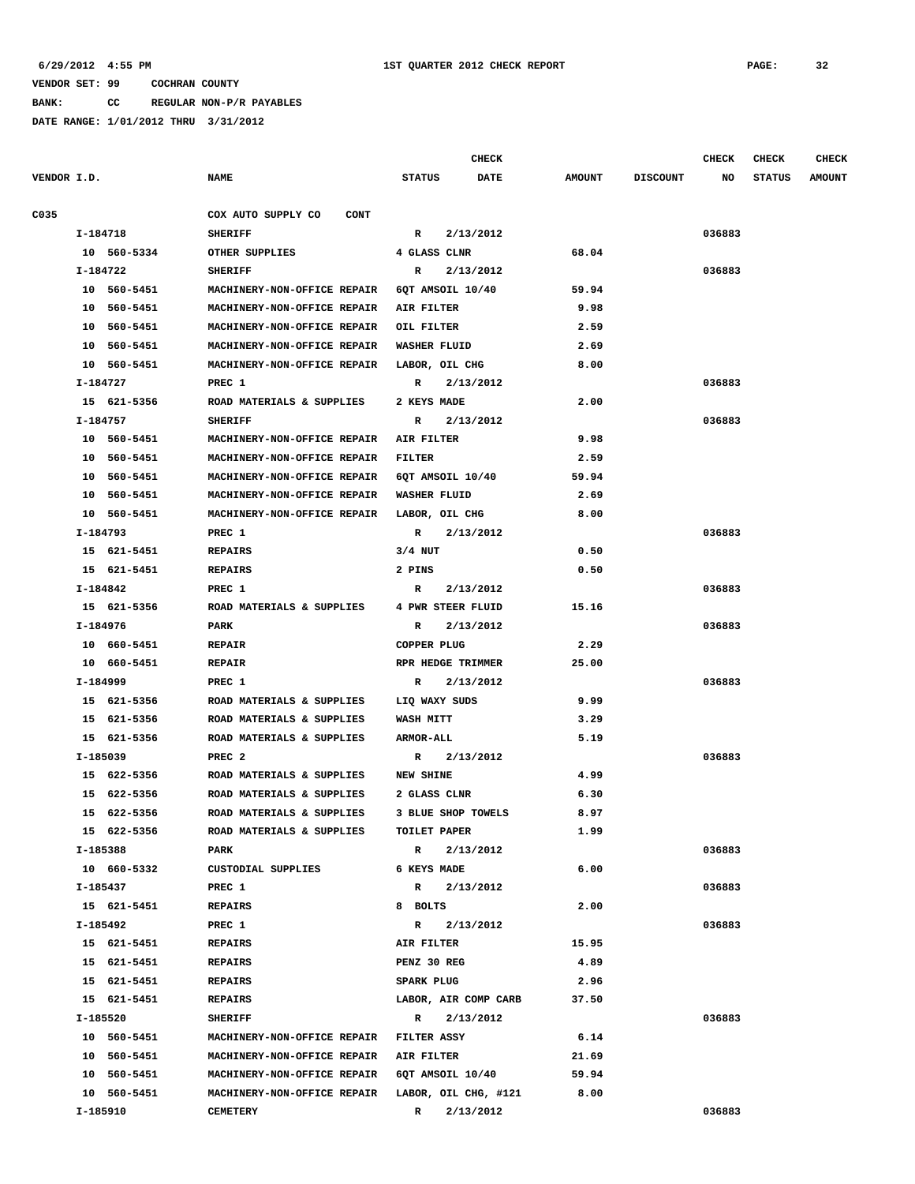6/29/2012 4:55 PM 1ST QUARTER 2012 CHECK REPORT PAGE: 32

VENDOR SET: 99 COCHRAN COUNTY

BANK: CC REGULAR NON-P/R PAYABLES

DATE RANGE: 1/01/2012 THRU 3/31/2012

| VENDOR I.D. | NAME | STATUS | CHECK DATE | AMOUNT | DISCOUNT | CHECK NO | CHECK STATUS | CHECK AMOUNT |
|---|---|---|---|---|---|---|---|---|
| C035 | COX AUTO SUPPLY CO CONT | | | | | | | |
| I-184718 | SHERIFF | R | 2/13/2012 | | | 036883 | | |
| 10 560-5334 | OTHER SUPPLIES | 4 GLASS CLNR | | 68.04 | | | | |
| I-184722 | SHERIFF | R | 2/13/2012 | | | 036883 | | |
| 10 560-5451 | MACHINERY-NON-OFFICE REPAIR | 6QT AMSOIL 10/40 | | 59.94 | | | | |
| 10 560-5451 | MACHINERY-NON-OFFICE REPAIR | AIR FILTER | | 9.98 | | | | |
| 10 560-5451 | MACHINERY-NON-OFFICE REPAIR | OIL FILTER | | 2.59 | | | | |
| 10 560-5451 | MACHINERY-NON-OFFICE REPAIR | WASHER FLUID | | 2.69 | | | | |
| 10 560-5451 | MACHINERY-NON-OFFICE REPAIR | LABOR, OIL CHG | | 8.00 | | | | |
| I-184727 | PREC 1 | R | 2/13/2012 | | | 036883 | | |
| 15 621-5356 | ROAD MATERIALS & SUPPLIES | 2 KEYS MADE | | 2.00 | | | | |
| I-184757 | SHERIFF | R | 2/13/2012 | | | 036883 | | |
| 10 560-5451 | MACHINERY-NON-OFFICE REPAIR | AIR FILTER | | 9.98 | | | | |
| 10 560-5451 | MACHINERY-NON-OFFICE REPAIR | FILTER | | 2.59 | | | | |
| 10 560-5451 | MACHINERY-NON-OFFICE REPAIR | 6QT AMSOIL 10/40 | | 59.94 | | | | |
| 10 560-5451 | MACHINERY-NON-OFFICE REPAIR | WASHER FLUID | | 2.69 | | | | |
| 10 560-5451 | MACHINERY-NON-OFFICE REPAIR | LABOR, OIL CHG | | 8.00 | | | | |
| I-184793 | PREC 1 | R | 2/13/2012 | | | 036883 | | |
| 15 621-5451 | REPAIRS | 3/4 NUT | | 0.50 | | | | |
| 15 621-5451 | REPAIRS | 2 PINS | | 0.50 | | | | |
| I-184842 | PREC 1 | R | 2/13/2012 | | | 036883 | | |
| 15 621-5356 | ROAD MATERIALS & SUPPLIES | 4 PWR STEER FLUID | | 15.16 | | | | |
| I-184976 | PARK | R | 2/13/2012 | | | 036883 | | |
| 10 660-5451 | REPAIR | COPPER PLUG | | 2.29 | | | | |
| 10 660-5451 | REPAIR | RPR HEDGE TRIMMER | | 25.00 | | | | |
| I-184999 | PREC 1 | R | 2/13/2012 | | | 036883 | | |
| 15 621-5356 | ROAD MATERIALS & SUPPLIES | LIQ WAXY SUDS | | 9.99 | | | | |
| 15 621-5356 | ROAD MATERIALS & SUPPLIES | WASH MITT | | 3.29 | | | | |
| 15 621-5356 | ROAD MATERIALS & SUPPLIES | ARMOR-ALL | | 5.19 | | | | |
| I-185039 | PREC 2 | R | 2/13/2012 | | | 036883 | | |
| 15 622-5356 | ROAD MATERIALS & SUPPLIES | NEW SHINE | | 4.99 | | | | |
| 15 622-5356 | ROAD MATERIALS & SUPPLIES | 2 GLASS CLNR | | 6.30 | | | | |
| 15 622-5356 | ROAD MATERIALS & SUPPLIES | 3 BLUE SHOP TOWELS | | 8.97 | | | | |
| 15 622-5356 | ROAD MATERIALS & SUPPLIES | TOILET PAPER | | 1.99 | | | | |
| I-185388 | PARK | R | 2/13/2012 | | | 036883 | | |
| 10 660-5332 | CUSTODIAL SUPPLIES | 6 KEYS MADE | | 6.00 | | | | |
| I-185437 | PREC 1 | R | 2/13/2012 | | | 036883 | | |
| 15 621-5451 | REPAIRS | 8 BOLTS | | 2.00 | | | | |
| I-185492 | PREC 1 | R | 2/13/2012 | | | 036883 | | |
| 15 621-5451 | REPAIRS | AIR FILTER | | 15.95 | | | | |
| 15 621-5451 | REPAIRS | PENZ 30 REG | | 4.89 | | | | |
| 15 621-5451 | REPAIRS | SPARK PLUG | | 2.96 | | | | |
| 15 621-5451 | REPAIRS | LABOR, AIR COMP CARB | | 37.50 | | | | |
| I-185520 | SHERIFF | R | 2/13/2012 | | | 036883 | | |
| 10 560-5451 | MACHINERY-NON-OFFICE REPAIR | FILTER ASSY | | 6.14 | | | | |
| 10 560-5451 | MACHINERY-NON-OFFICE REPAIR | AIR FILTER | | 21.69 | | | | |
| 10 560-5451 | MACHINERY-NON-OFFICE REPAIR | 6QT AMSOIL 10/40 | | 59.94 | | | | |
| 10 560-5451 | MACHINERY-NON-OFFICE REPAIR | LABOR, OIL CHG, #121 | | 8.00 | | | | |
| I-185910 | CEMETERY | R | 2/13/2012 | | | 036883 | | |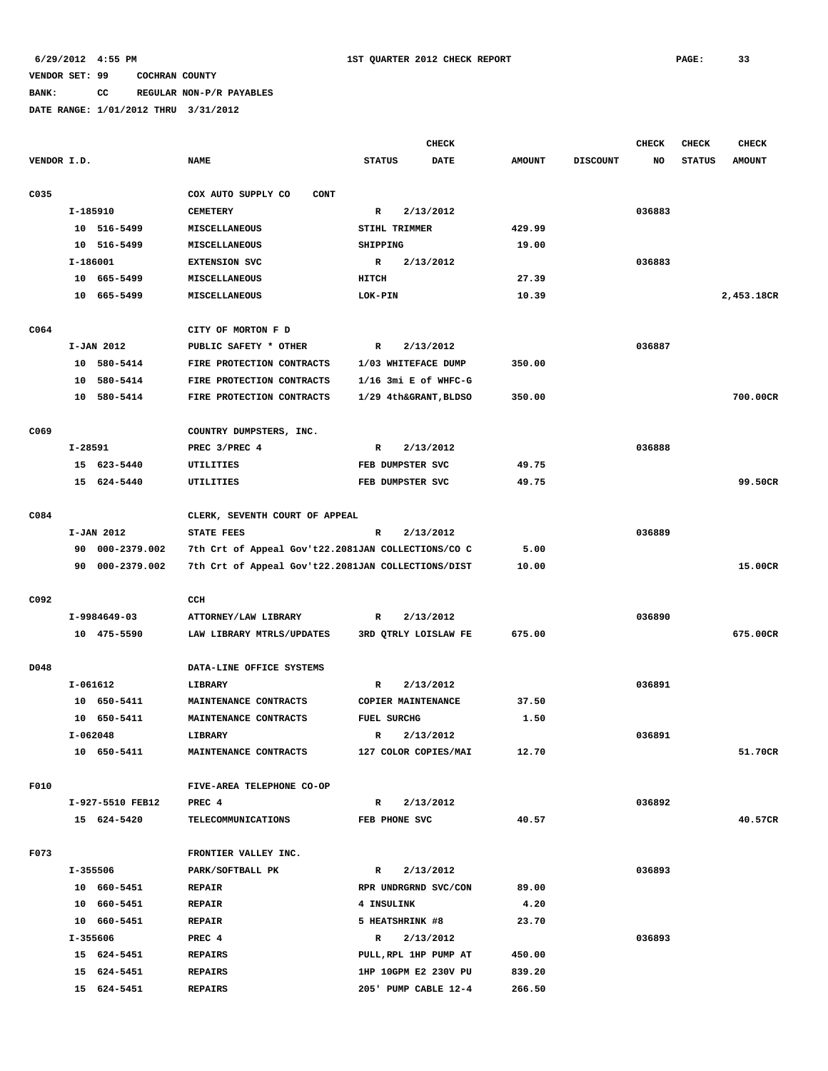6/29/2012 4:55 PM    1ST QUARTER 2012 CHECK REPORT    PAGE: 33

VENDOR SET: 99    COCHRAN COUNTY

BANK: CC    REGULAR NON-P/R PAYABLES

DATE RANGE: 1/01/2012 THRU 3/31/2012

| VENDOR I.D. | NAME | STATUS | CHECK DATE | AMOUNT | DISCOUNT | CHECK NO | CHECK STATUS | CHECK AMOUNT |
|---|---|---|---|---|---|---|---|---|
| C035 | COX AUTO SUPPLY CO CONT | | | | | | | |
| I-185910 | CEMETERY | R | 2/13/2012 | | | 036883 | | |
| 10 516-5499 | MISCELLANEOUS | STIHL TRIMMER | | 429.99 | | | | |
| 10 516-5499 | MISCELLANEOUS | SHIPPING | | 19.00 | | | | |
| I-186001 | EXTENSION SVC | R | 2/13/2012 | | | 036883 | | |
| 10 665-5499 | MISCELLANEOUS | HITCH | | 27.39 | | | | |
| 10 665-5499 | MISCELLANEOUS | LOK-PIN | | 10.39 | | | | 2,453.18CR |
| C064 | CITY OF MORTON F D | | | | | | | |
| I-JAN 2012 | PUBLIC SAFETY * OTHER | R | 2/13/2012 | | | 036887 | | |
| 10 580-5414 | FIRE PROTECTION CONTRACTS | 1/03 WHITEFACE DUMP | | 350.00 | | | | |
| 10 580-5414 | FIRE PROTECTION CONTRACTS | 1/16 3mi E of WHFC-G | | | | | | |
| 10 580-5414 | FIRE PROTECTION CONTRACTS | 1/29 4th&GRANT,BLDSO | | 350.00 | | | | 700.00CR |
| C069 | COUNTRY DUMPSTERS, INC. | | | | | | | |
| I-28591 | PREC 3/PREC 4 | R | 2/13/2012 | | | 036888 | | |
| 15 623-5440 | UTILITIES | FEB DUMPSTER SVC | | 49.75 | | | | |
| 15 624-5440 | UTILITIES | FEB DUMPSTER SVC | | 49.75 | | | | 99.50CR |
| C084 | CLERK, SEVENTH COURT OF APPEAL | | | | | | | |
| I-JAN 2012 | STATE FEES | R | 2/13/2012 | | | 036889 | | |
| 90 000-2379.002 | 7th Crt of Appeal Gov't22.2081 | JAN COLLECTIONS/CO C | | 5.00 | | | | |
| 90 000-2379.002 | 7th Crt of Appeal Gov't22.2081 | JAN COLLECTIONS/DIST | | 10.00 | | | | 15.00CR |
| C092 | CCH | | | | | | | |
| I-9984649-03 | ATTORNEY/LAW LIBRARY | R | 2/13/2012 | | | 036890 | | |
| 10 475-5590 | LAW LIBRARY MTRLS/UPDATES | 3RD QTRLY LOISLAW FE | | 675.00 | | | | 675.00CR |
| D048 | DATA-LINE OFFICE SYSTEMS | | | | | | | |
| I-061612 | LIBRARY | R | 2/13/2012 | | | 036891 | | |
| 10 650-5411 | MAINTENANCE CONTRACTS | COPIER MAINTENANCE | | 37.50 | | | | |
| 10 650-5411 | MAINTENANCE CONTRACTS | FUEL SURCHG | | 1.50 | | | | |
| I-062048 | LIBRARY | R | 2/13/2012 | | | 036891 | | |
| 10 650-5411 | MAINTENANCE CONTRACTS | 127 COLOR COPIES/MAI | | 12.70 | | | | 51.70CR |
| F010 | FIVE-AREA TELEPHONE CO-OP | | | | | | | |
| I-927-5510 FEB12 | PREC 4 | R | 2/13/2012 | | | 036892 | | |
| 15 624-5420 | TELECOMMUNICATIONS | FEB PHONE SVC | | 40.57 | | | | 40.57CR |
| F073 | FRONTIER VALLEY INC. | | | | | | | |
| I-355506 | PARK/SOFTBALL PK | R | 2/13/2012 | | | 036893 | | |
| 10 660-5451 | REPAIR | RPR UNDRGRND SVC/CON | | 89.00 | | | | |
| 10 660-5451 | REPAIR | 4 INSULINK | | 4.20 | | | | |
| 10 660-5451 | REPAIR | 5 HEATSHRINK #8 | | 23.70 | | | | |
| I-355606 | PREC 4 | R | 2/13/2012 | | | 036893 | | |
| 15 624-5451 | REPAIRS | PULL,RPL 1HP PUMP AT | | 450.00 | | | | |
| 15 624-5451 | REPAIRS | 1HP 10GPM E2 230V PU | | 839.20 | | | | |
| 15 624-5451 | REPAIRS | 205' PUMP CABLE 12-4 | | 266.50 | | | | |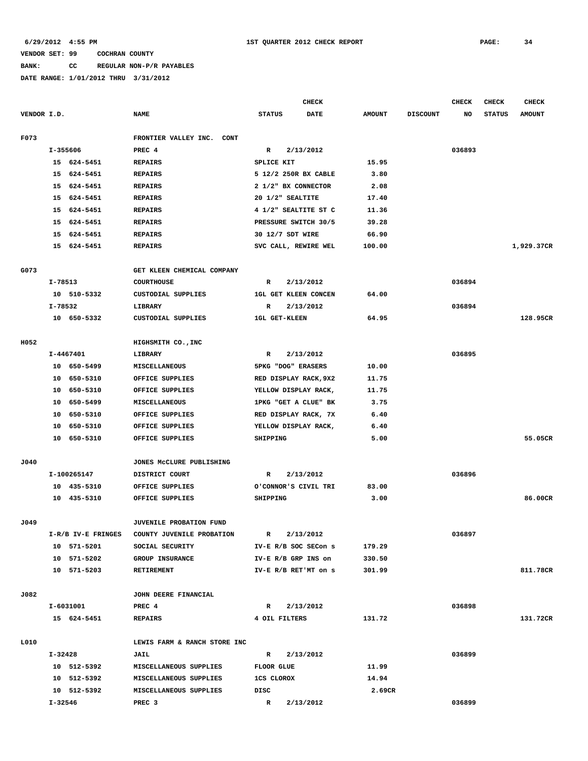6/29/2012 4:55 PM 1ST QUARTER 2012 CHECK REPORT PAGE: 34

VENDOR SET: 99 COCHRAN COUNTY

BANK: CC REGULAR NON-P/R PAYABLES

DATE RANGE: 1/01/2012 THRU 3/31/2012

| VENDOR I.D. | NAME | STATUS | CHECK DATE | AMOUNT | DISCOUNT | CHECK NO | CHECK STATUS | CHECK AMOUNT |
|---|---|---|---|---|---|---|---|---|
| F073 | FRONTIER VALLEY INC. CONT | | | | | | | |
| I-355606 | PREC 4 | R | 2/13/2012 | | | 036893 | | |
| 15 624-5451 | REPAIRS | SPLICE KIT | | 15.95 | | | | |
| 15 624-5451 | REPAIRS | 5 12/2 250R BX CABLE | | 3.80 | | | | |
| 15 624-5451 | REPAIRS | 2 1/2" BX CONNECTOR | | 2.08 | | | | |
| 15 624-5451 | REPAIRS | 20 1/2" SEALTITE | | 17.40 | | | | |
| 15 624-5451 | REPAIRS | 4 1/2" SEALTITE ST C | | 11.36 | | | | |
| 15 624-5451 | REPAIRS | PRESSURE SWITCH 30/5 | | 39.28 | | | | |
| 15 624-5451 | REPAIRS | 30 12/7 SDT WIRE | | 66.90 | | | | |
| 15 624-5451 | REPAIRS | SVC CALL, REWIRE WEL | | 100.00 | | | | 1,929.37CR |
| G073 | GET KLEEN CHEMICAL COMPANY | | | | | | | |
| I-78513 | COURTHOUSE | R | 2/13/2012 | | | 036894 | | |
| 10 510-5332 | CUSTODIAL SUPPLIES | 1GL GET KLEEN CONCEN | | 64.00 | | | | |
| I-78532 | LIBRARY | R | 2/13/2012 | | | 036894 | | |
| 10 650-5332 | CUSTODIAL SUPPLIES | 1GL GET-KLEEN | | 64.95 | | | | 128.95CR |
| H052 | HIGHSMITH CO.,INC | | | | | | | |
| I-4467401 | LIBRARY | R | 2/13/2012 | | | 036895 | | |
| 10 650-5499 | MISCELLANEOUS | 5PKG "DOG" ERASERS | | 10.00 | | | | |
| 10 650-5310 | OFFICE SUPPLIES | RED DISPLAY RACK,9X2 | | 11.75 | | | | |
| 10 650-5310 | OFFICE SUPPLIES | YELLOW DISPLAY RACK, | | 11.75 | | | | |
| 10 650-5499 | MISCELLANEOUS | 1PKG "GET A CLUE" BK | | 3.75 | | | | |
| 10 650-5310 | OFFICE SUPPLIES | RED DISPLAY RACK, 7X | | 6.40 | | | | |
| 10 650-5310 | OFFICE SUPPLIES | YELLOW DISPLAY RACK, | | 6.40 | | | | |
| 10 650-5310 | OFFICE SUPPLIES | SHIPPING | | 5.00 | | | | 55.05CR |
| J040 | JONES McCLURE PUBLISHING | | | | | | | |
| I-100265147 | DISTRICT COURT | R | 2/13/2012 | | | 036896 | | |
| 10 435-5310 | OFFICE SUPPLIES | O'CONNOR'S CIVIL TRI | | 83.00 | | | | |
| 10 435-5310 | OFFICE SUPPLIES | SHIPPING | | 3.00 | | | | 86.00CR |
| J049 | JUVENILE PROBATION FUND | | | | | | | |
| I-R/B IV-E FRINGES | COUNTY JUVENILE PROBATION | R | 2/13/2012 | | | 036897 | | |
| 10 571-5201 | SOCIAL SECURITY | IV-E R/B SOC SECon s | | 179.29 | | | | |
| 10 571-5202 | GROUP INSURANCE | IV-E R/B GRP INS on | | 330.50 | | | | |
| 10 571-5203 | RETIREMENT | IV-E R/B RET'MT on s | | 301.99 | | | | 811.78CR |
| J082 | JOHN DEERE FINANCIAL | | | | | | | |
| I-6031001 | PREC 4 | R | 2/13/2012 | | | 036898 | | |
| 15 624-5451 | REPAIRS | 4 OIL FILTERS | | 131.72 | | | | 131.72CR |
| L010 | LEWIS FARM & RANCH STORE INC | | | | | | | |
| I-32428 | JAIL | R | 2/13/2012 | | | 036899 | | |
| 10 512-5392 | MISCELLANEOUS SUPPLIES | FLOOR GLUE | | 11.99 | | | | |
| 10 512-5392 | MISCELLANEOUS SUPPLIES | 1CS CLOROX | | 14.94 | | | | |
| 10 512-5392 | MISCELLANEOUS SUPPLIES | DISC | | 2.69CR | | | | |
| I-32546 | PREC 3 | R | 2/13/2012 | | | 036899 | | |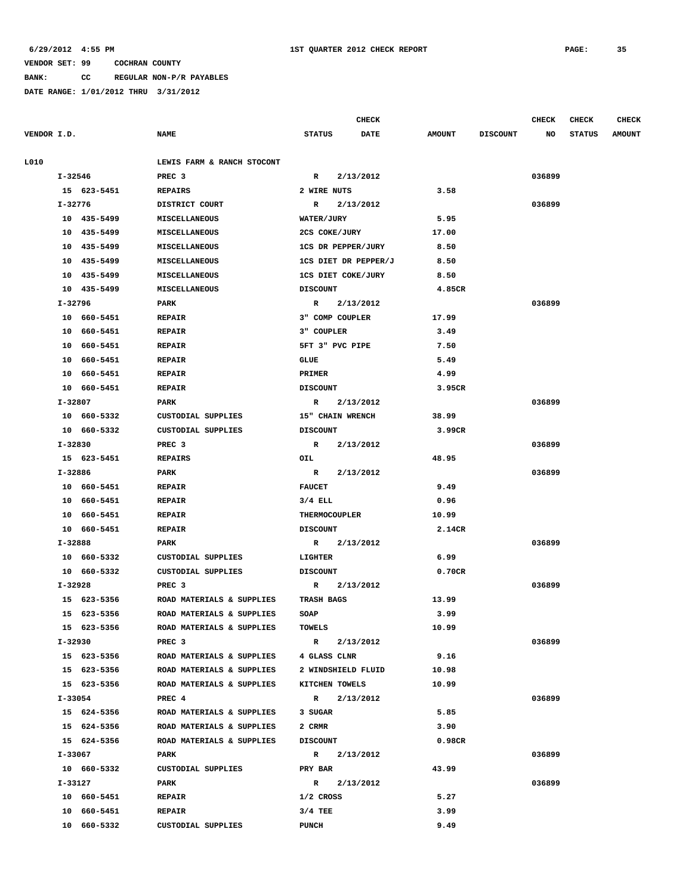VENDOR SET: 99 COCHRAN COUNTY

BANK: CC REGULAR NON-P/R PAYABLES

DATE RANGE: 1/01/2012 THRU 3/31/2012

| VENDOR I.D. | NAME | STATUS | CHECK DATE | AMOUNT | DISCOUNT | CHECK NO | CHECK STATUS | CHECK AMOUNT |
|---|---|---|---|---|---|---|---|---|
| L010 | LEWIS FARM & RANCH STOCONT | | | | | | | |
| I-32546 | PREC 3 | R | 2/13/2012 | | | 036899 | | |
| 15 623-5451 | REPAIRS | 2 WIRE NUTS | | 3.58 | | | | |
| I-32776 | DISTRICT COURT | R | 2/13/2012 | | | 036899 | | |
| 10 435-5499 | MISCELLANEOUS | WATER/JURY | | 5.95 | | | | |
| 10 435-5499 | MISCELLANEOUS | 2CS COKE/JURY | | 17.00 | | | | |
| 10 435-5499 | MISCELLANEOUS | 1CS DR PEPPER/JURY | | 8.50 | | | | |
| 10 435-5499 | MISCELLANEOUS | 1CS DIET DR PEPPER/J | | 8.50 | | | | |
| 10 435-5499 | MISCELLANEOUS | 1CS DIET COKE/JURY | | 8.50 | | | | |
| 10 435-5499 | MISCELLANEOUS | DISCOUNT | | 4.85CR | | | | |
| I-32796 | PARK | R | 2/13/2012 | | | 036899 | | |
| 10 660-5451 | REPAIR | 3" COMP COUPLER | | 17.99 | | | | |
| 10 660-5451 | REPAIR | 3" COUPLER | | 3.49 | | | | |
| 10 660-5451 | REPAIR | 5FT 3" PVC PIPE | | 7.50 | | | | |
| 10 660-5451 | REPAIR | GLUE | | 5.49 | | | | |
| 10 660-5451 | REPAIR | PRIMER | | 4.99 | | | | |
| 10 660-5451 | REPAIR | DISCOUNT | | 3.95CR | | | | |
| I-32807 | PARK | R | 2/13/2012 | | | 036899 | | |
| 10 660-5332 | CUSTODIAL SUPPLIES | 15" CHAIN WRENCH | | 38.99 | | | | |
| 10 660-5332 | CUSTODIAL SUPPLIES | DISCOUNT | | 3.99CR | | | | |
| I-32830 | PREC 3 | R | 2/13/2012 | | | 036899 | | |
| 15 623-5451 | REPAIRS | OIL | | 48.95 | | | | |
| I-32886 | PARK | R | 2/13/2012 | | | 036899 | | |
| 10 660-5451 | REPAIR | FAUCET | | 9.49 | | | | |
| 10 660-5451 | REPAIR | 3/4 ELL | | 0.96 | | | | |
| 10 660-5451 | REPAIR | THERMOCOUPLER | | 10.99 | | | | |
| 10 660-5451 | REPAIR | DISCOUNT | | 2.14CR | | | | |
| I-32888 | PARK | R | 2/13/2012 | | | 036899 | | |
| 10 660-5332 | CUSTODIAL SUPPLIES | LIGHTER | | 6.99 | | | | |
| 10 660-5332 | CUSTODIAL SUPPLIES | DISCOUNT | | 0.70CR | | | | |
| I-32928 | PREC 3 | R | 2/13/2012 | | | 036899 | | |
| 15 623-5356 | ROAD MATERIALS & SUPPLIES | TRASH BAGS | | 13.99 | | | | |
| 15 623-5356 | ROAD MATERIALS & SUPPLIES | SOAP | | 3.99 | | | | |
| 15 623-5356 | ROAD MATERIALS & SUPPLIES | TOWELS | | 10.99 | | | | |
| I-32930 | PREC 3 | R | 2/13/2012 | | | 036899 | | |
| 15 623-5356 | ROAD MATERIALS & SUPPLIES | 4 GLASS CLNR | | 9.16 | | | | |
| 15 623-5356 | ROAD MATERIALS & SUPPLIES | 2 WINDSHIELD FLUID | | 10.98 | | | | |
| 15 623-5356 | ROAD MATERIALS & SUPPLIES | KITCHEN TOWELS | | 10.99 | | | | |
| I-33054 | PREC 4 | R | 2/13/2012 | | | 036899 | | |
| 15 624-5356 | ROAD MATERIALS & SUPPLIES | 3 SUGAR | | 5.85 | | | | |
| 15 624-5356 | ROAD MATERIALS & SUPPLIES | 2 CRMR | | 3.90 | | | | |
| 15 624-5356 | ROAD MATERIALS & SUPPLIES | DISCOUNT | | 0.98CR | | | | |
| I-33067 | PARK | R | 2/13/2012 | | | 036899 | | |
| 10 660-5332 | CUSTODIAL SUPPLIES | PRY BAR | | 43.99 | | | | |
| I-33127 | PARK | R | 2/13/2012 | | | 036899 | | |
| 10 660-5451 | REPAIR | 1/2 CROSS | | 5.27 | | | | |
| 10 660-5451 | REPAIR | 3/4 TEE | | 3.99 | | | | |
| 10 660-5332 | CUSTODIAL SUPPLIES | PUNCH | | 9.49 | | | | |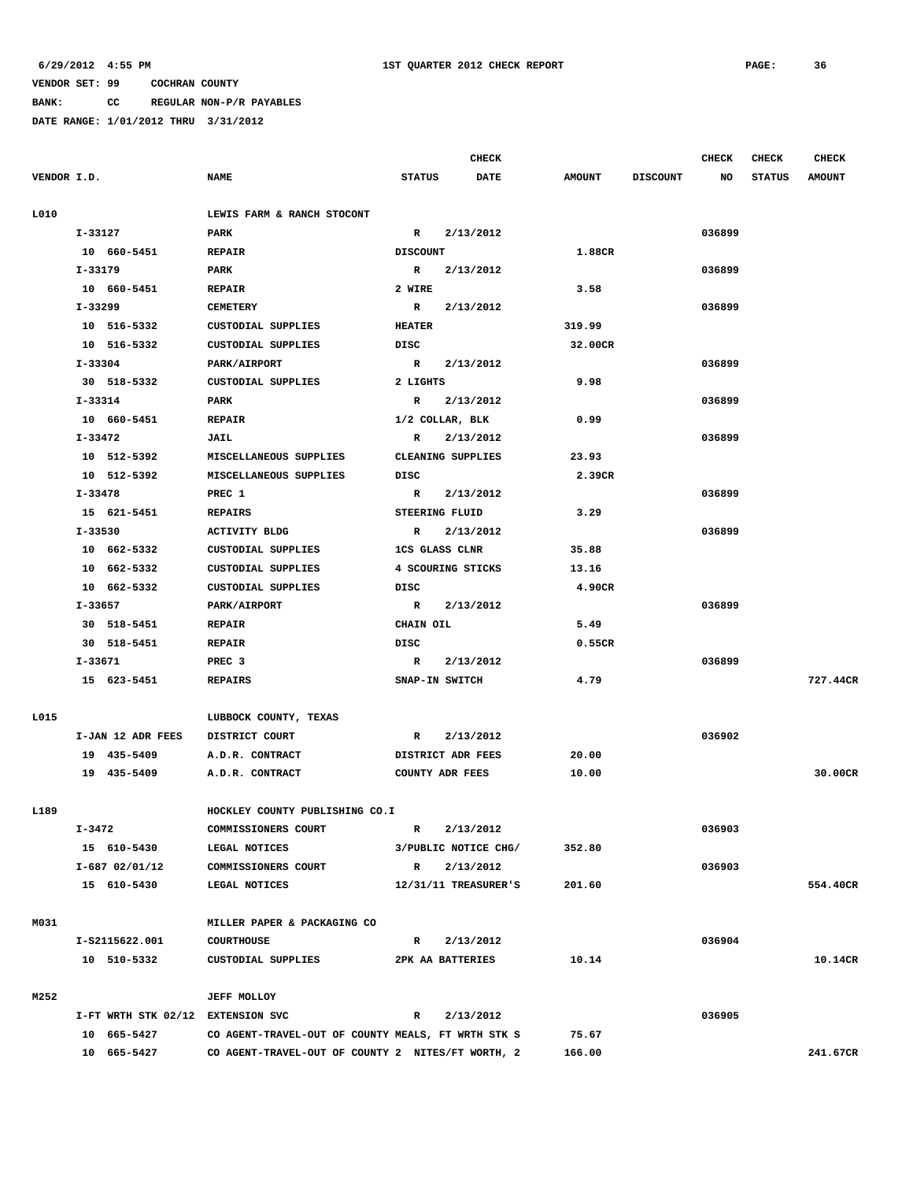6/29/2012 4:55 PM  1ST QUARTER 2012 CHECK REPORT  PAGE: 36

VENDOR SET: 99  COCHRAN COUNTY

BANK: CC  REGULAR NON-P/R PAYABLES

DATE RANGE: 1/01/2012 THRU 3/31/2012

| VENDOR I.D. | NAME | STATUS | CHECK DATE | AMOUNT | DISCOUNT | CHECK NO | CHECK STATUS | CHECK AMOUNT |
|---|---|---|---|---|---|---|---|---|
| L010 | LEWIS FARM & RANCH STOCONT | | | | | | | |
| I-33127 | PARK | R | 2/13/2012 | | | 036899 | | |
| 10 660-5451 | REPAIR | DISCOUNT | | 1.88CR | | | | |
| I-33179 | PARK | R | 2/13/2012 | | | 036899 | | |
| 10 660-5451 | REPAIR | 2 WIRE | | 3.58 | | | | |
| I-33299 | CEMETERY | R | 2/13/2012 | | | 036899 | | |
| 10 516-5332 | CUSTODIAL SUPPLIES | HEATER | | 319.99 | | | | |
| 10 516-5332 | CUSTODIAL SUPPLIES | DISC | | 32.00CR | | | | |
| I-33304 | PARK/AIRPORT | R | 2/13/2012 | | | 036899 | | |
| 30 518-5332 | CUSTODIAL SUPPLIES | 2 LIGHTS | | 9.98 | | | | |
| I-33314 | PARK | R | 2/13/2012 | | | 036899 | | |
| 10 660-5451 | REPAIR | 1/2 COLLAR, BLK | | 0.99 | | | | |
| I-33472 | JAIL | R | 2/13/2012 | | | 036899 | | |
| 10 512-5392 | MISCELLANEOUS SUPPLIES | CLEANING SUPPLIES | | 23.93 | | | | |
| 10 512-5392 | MISCELLANEOUS SUPPLIES | DISC | | 2.39CR | | | | |
| I-33478 | PREC 1 | R | 2/13/2012 | | | 036899 | | |
| 15 621-5451 | REPAIRS | STEERING FLUID | | 3.29 | | | | |
| I-33530 | ACTIVITY BLDG | R | 2/13/2012 | | | 036899 | | |
| 10 662-5332 | CUSTODIAL SUPPLIES | 1CS GLASS CLNR | | 35.88 | | | | |
| 10 662-5332 | CUSTODIAL SUPPLIES | 4 SCOURING STICKS | | 13.16 | | | | |
| 10 662-5332 | CUSTODIAL SUPPLIES | DISC | | 4.90CR | | | | |
| I-33657 | PARK/AIRPORT | R | 2/13/2012 | | | 036899 | | |
| 30 518-5451 | REPAIR | CHAIN OIL | | 5.49 | | | | |
| 30 518-5451 | REPAIR | DISC | | 0.55CR | | | | |
| I-33671 | PREC 3 | R | 2/13/2012 | | | 036899 | | |
| 15 623-5451 | REPAIRS | SNAP-IN SWITCH | | 4.79 | | | | 727.44CR |
| L015 | LUBBOCK COUNTY, TEXAS | | | | | | | |
| I-JAN 12 ADR FEES | DISTRICT COURT | R | 2/13/2012 | | | 036902 | | |
| 19 435-5409 | A.D.R. CONTRACT | DISTRICT ADR FEES | | 20.00 | | | | |
| 19 435-5409 | A.D.R. CONTRACT | COUNTY ADR FEES | | 10.00 | | | | 30.00CR |
| L189 | HOCKLEY COUNTY PUBLISHING CO.I | | | | | | | |
| I-3472 | COMMISSIONERS COURT | R | 2/13/2012 | | | 036903 | | |
| 15 610-5430 | LEGAL NOTICES | 3/PUBLIC NOTICE CHG/ | | 352.80 | | | | |
| I-687 02/01/12 | COMMISSIONERS COURT | R | 2/13/2012 | | | 036903 | | |
| 15 610-5430 | LEGAL NOTICES | 12/31/11 TREASURER'S | | 201.60 | | | | 554.40CR |
| M031 | MILLER PAPER & PACKAGING CO | | | | | | | |
| I-S2115622.001 | COURTHOUSE | R | 2/13/2012 | | | 036904 | | |
| 10 510-5332 | CUSTODIAL SUPPLIES | 2PK AA BATTERIES | | 10.14 | | | | 10.14CR |
| M252 | JEFF MOLLOY | | | | | | | |
| I-FT WRTH STK 02/12 | EXTENSION SVC | R | 2/13/2012 | | | 036905 | | |
| 10 665-5427 | CO AGENT-TRAVEL-OUT OF COUNTY | MEALS, FT WRTH STK S | | 75.67 | | | | |
| 10 665-5427 | CO AGENT-TRAVEL-OUT OF COUNTY | 2 NITES/FT WORTH, 2 | | 166.00 | | | | 241.67CR |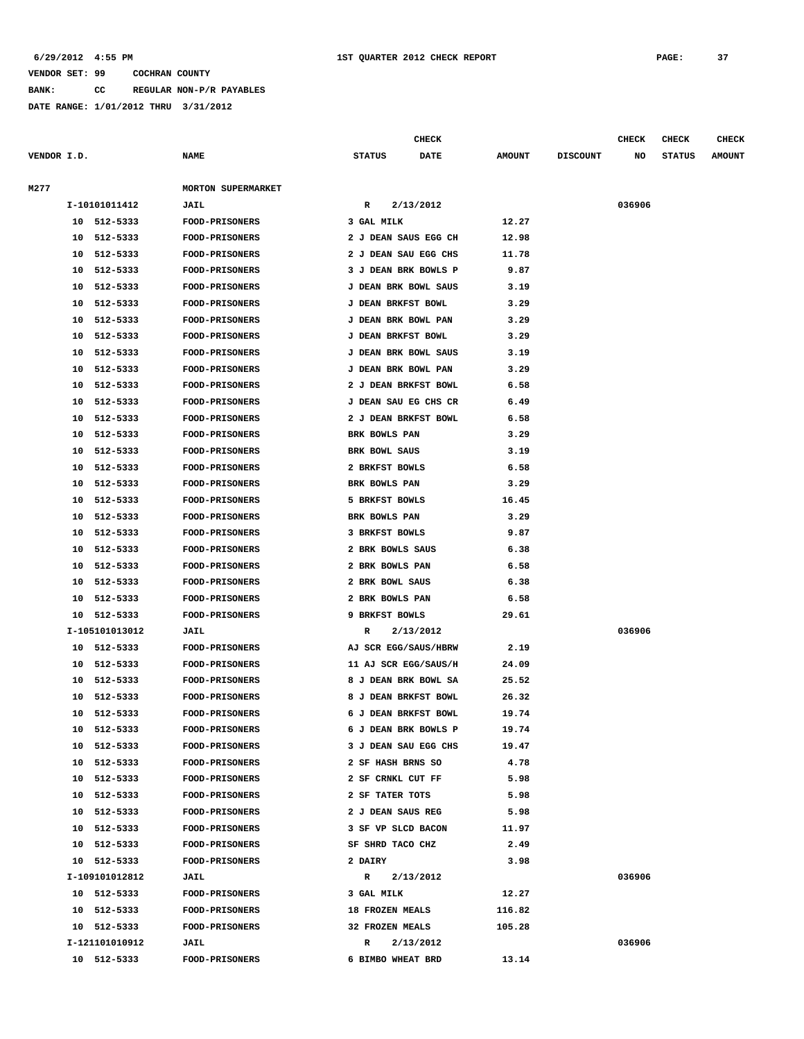6/29/2012 4:55 PM  1ST QUARTER 2012 CHECK REPORT

VENDOR SET: 99 COCHRAN COUNTY

BANK: CC REGULAR NON-P/R PAYABLES

DATE RANGE: 1/01/2012 THRU 3/31/2012

| VENDOR I.D. | NAME | STATUS | CHECK DATE | AMOUNT | DISCOUNT | CHECK NO | CHECK STATUS | CHECK AMOUNT |
|---|---|---|---|---|---|---|---|---|
| M277 | MORTON SUPERMARKET | | | | | | | |
| I-10101011412 | JAIL | R | 2/13/2012 | | | 036906 | | |
| 10 512-5333 | FOOD-PRISONERS | 3 GAL MILK | | 12.27 | | | | |
| 10 512-5333 | FOOD-PRISONERS | 2 J DEAN SAUS EGG CH | | 12.98 | | | | |
| 10 512-5333 | FOOD-PRISONERS | 2 J DEAN SAU EGG CHS | | 11.78 | | | | |
| 10 512-5333 | FOOD-PRISONERS | 3 J DEAN BRK BOWLS P | | 9.87 | | | | |
| 10 512-5333 | FOOD-PRISONERS | J DEAN BRK BOWL SAUS | | 3.19 | | | | |
| 10 512-5333 | FOOD-PRISONERS | J DEAN BRKFST BOWL | | 3.29 | | | | |
| 10 512-5333 | FOOD-PRISONERS | J DEAN BRK BOWL PAN | | 3.29 | | | | |
| 10 512-5333 | FOOD-PRISONERS | J DEAN BRKFST BOWL | | 3.29 | | | | |
| 10 512-5333 | FOOD-PRISONERS | J DEAN BRK BOWL SAUS | | 3.19 | | | | |
| 10 512-5333 | FOOD-PRISONERS | J DEAN BRK BOWL PAN | | 3.29 | | | | |
| 10 512-5333 | FOOD-PRISONERS | 2 J DEAN BRKFST BOWL | | 6.58 | | | | |
| 10 512-5333 | FOOD-PRISONERS | J DEAN SAU EG CHS CR | | 6.49 | | | | |
| 10 512-5333 | FOOD-PRISONERS | 2 J DEAN BRKFST BOWL | | 6.58 | | | | |
| 10 512-5333 | FOOD-PRISONERS | BRK BOWLS PAN | | 3.29 | | | | |
| 10 512-5333 | FOOD-PRISONERS | BRK BOWL SAUS | | 3.19 | | | | |
| 10 512-5333 | FOOD-PRISONERS | 2 BRKFST BOWLS | | 6.58 | | | | |
| 10 512-5333 | FOOD-PRISONERS | BRK BOWLS PAN | | 3.29 | | | | |
| 10 512-5333 | FOOD-PRISONERS | 5 BRKFST BOWLS | | 16.45 | | | | |
| 10 512-5333 | FOOD-PRISONERS | BRK BOWLS PAN | | 3.29 | | | | |
| 10 512-5333 | FOOD-PRISONERS | 3 BRKFST BOWLS | | 9.87 | | | | |
| 10 512-5333 | FOOD-PRISONERS | 2 BRK BOWLS SAUS | | 6.38 | | | | |
| 10 512-5333 | FOOD-PRISONERS | 2 BRK BOWLS PAN | | 6.58 | | | | |
| 10 512-5333 | FOOD-PRISONERS | 2 BRK BOWL SAUS | | 6.38 | | | | |
| 10 512-5333 | FOOD-PRISONERS | 2 BRK BOWLS PAN | | 6.58 | | | | |
| 10 512-5333 | FOOD-PRISONERS | 9 BRKFST BOWLS | | 29.61 | | | | |
| I-105101013012 | JAIL | R | 2/13/2012 | | | 036906 | | |
| 10 512-5333 | FOOD-PRISONERS | AJ SCR EGG/SAUS/HBRW | | 2.19 | | | | |
| 10 512-5333 | FOOD-PRISONERS | 11 AJ SCR EGG/SAUS/H | | 24.09 | | | | |
| 10 512-5333 | FOOD-PRISONERS | 8 J DEAN BRK BOWL SA | | 25.52 | | | | |
| 10 512-5333 | FOOD-PRISONERS | 8 J DEAN BRKFST BOWL | | 26.32 | | | | |
| 10 512-5333 | FOOD-PRISONERS | 6 J DEAN BRKFST BOWL | | 19.74 | | | | |
| 10 512-5333 | FOOD-PRISONERS | 6 J DEAN BRK BOWLS P | | 19.74 | | | | |
| 10 512-5333 | FOOD-PRISONERS | 3 J DEAN SAU EGG CHS | | 19.47 | | | | |
| 10 512-5333 | FOOD-PRISONERS | 2 SF HASH BRNS SO | | 4.78 | | | | |
| 10 512-5333 | FOOD-PRISONERS | 2 SF CRNKL CUT FF | | 5.98 | | | | |
| 10 512-5333 | FOOD-PRISONERS | 2 SF TATER TOTS | | 5.98 | | | | |
| 10 512-5333 | FOOD-PRISONERS | 2 J DEAN SAUS REG | | 5.98 | | | | |
| 10 512-5333 | FOOD-PRISONERS | 3 SF VP SLCD BACON | | 11.97 | | | | |
| 10 512-5333 | FOOD-PRISONERS | SF SHRD TACO CHZ | | 2.49 | | | | |
| 10 512-5333 | FOOD-PRISONERS | 2 DAIRY | | 3.98 | | | | |
| I-109101012812 | JAIL | R | 2/13/2012 | | | 036906 | | |
| 10 512-5333 | FOOD-PRISONERS | 3 GAL MILK | | 12.27 | | | | |
| 10 512-5333 | FOOD-PRISONERS | 18 FROZEN MEALS | | 116.82 | | | | |
| 10 512-5333 | FOOD-PRISONERS | 32 FROZEN MEALS | | 105.28 | | | | |
| I-121101010912 | JAIL | R | 2/13/2012 | | | 036906 | | |
| 10 512-5333 | FOOD-PRISONERS | 6 BIMBO WHEAT BRD | | 13.14 | | | | |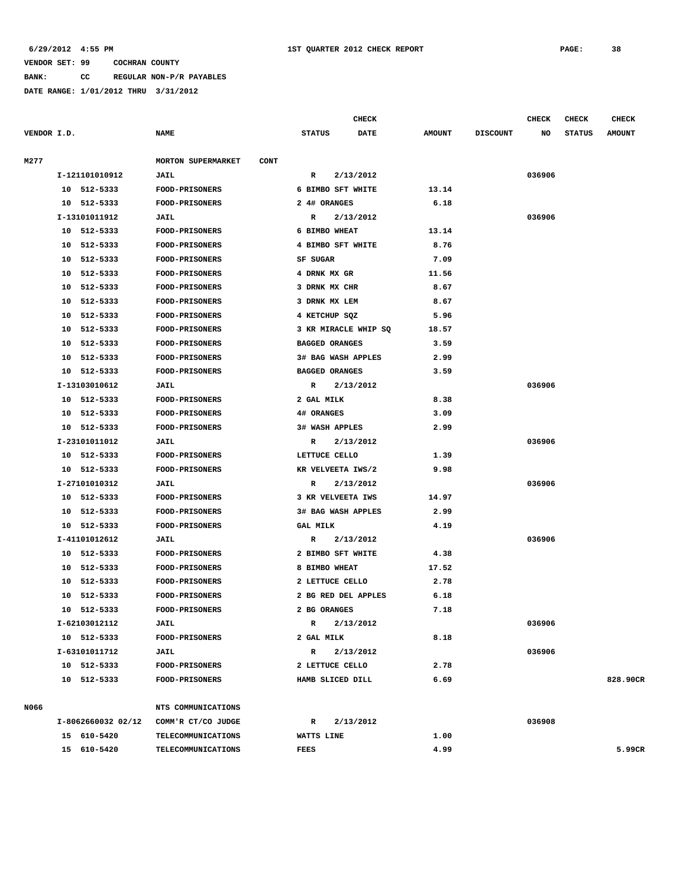6/29/2012 4:55 PM — 1ST QUARTER 2012 CHECK REPORT

VENDOR SET: 99 COCHRAN COUNTY

BANK: CC REGULAR NON-P/R PAYABLES

DATE RANGE: 1/01/2012 THRU 3/31/2012

| VENDOR I.D. | NAME | STATUS | CHECK DATE | AMOUNT | DISCOUNT | CHECK NO | CHECK STATUS | CHECK AMOUNT |
|---|---|---|---|---|---|---|---|---|
| M277 | MORTON SUPERMARKET CONT | | | | | | | |
| I-121101010912 | JAIL | R | 2/13/2012 | | | 036906 | | |
| 10 512-5333 | FOOD-PRISONERS | 6 BIMBO SFT WHITE | | 13.14 | | | | |
| 10 512-5333 | FOOD-PRISONERS | 2 4# ORANGES | | 6.18 | | | | |
| I-13101011912 | JAIL | R | 2/13/2012 | | | 036906 | | |
| 10 512-5333 | FOOD-PRISONERS | 6 BIMBO WHEAT | | 13.14 | | | | |
| 10 512-5333 | FOOD-PRISONERS | 4 BIMBO SFT WHITE | | 8.76 | | | | |
| 10 512-5333 | FOOD-PRISONERS | SF SUGAR | | 7.09 | | | | |
| 10 512-5333 | FOOD-PRISONERS | 4 DRNK MX GR | | 11.56 | | | | |
| 10 512-5333 | FOOD-PRISONERS | 3 DRNK MX CHR | | 8.67 | | | | |
| 10 512-5333 | FOOD-PRISONERS | 3 DRNK MX LEM | | 8.67 | | | | |
| 10 512-5333 | FOOD-PRISONERS | 4 KETCHUP SQZ | | 5.96 | | | | |
| 10 512-5333 | FOOD-PRISONERS | 3 KR MIRACLE WHIP SQ | | 18.57 | | | | |
| 10 512-5333 | FOOD-PRISONERS | BAGGED ORANGES | | 3.59 | | | | |
| 10 512-5333 | FOOD-PRISONERS | 3# BAG WASH APPLES | | 2.99 | | | | |
| 10 512-5333 | FOOD-PRISONERS | BAGGED ORANGES | | 3.59 | | | | |
| I-13103010612 | JAIL | R | 2/13/2012 | | | 036906 | | |
| 10 512-5333 | FOOD-PRISONERS | 2 GAL MILK | | 8.38 | | | | |
| 10 512-5333 | FOOD-PRISONERS | 4# ORANGES | | 3.09 | | | | |
| 10 512-5333 | FOOD-PRISONERS | 3# WASH APPLES | | 2.99 | | | | |
| I-23101011012 | JAIL | R | 2/13/2012 | | | 036906 | | |
| 10 512-5333 | FOOD-PRISONERS | LETTUCE CELLO | | 1.39 | | | | |
| 10 512-5333 | FOOD-PRISONERS | KR VELVEETA IWS/2 | | 9.98 | | | | |
| I-27101010312 | JAIL | R | 2/13/2012 | | | 036906 | | |
| 10 512-5333 | FOOD-PRISONERS | 3 KR VELVEETA IWS | | 14.97 | | | | |
| 10 512-5333 | FOOD-PRISONERS | 3# BAG WASH APPLES | | 2.99 | | | | |
| 10 512-5333 | FOOD-PRISONERS | GAL MILK | | 4.19 | | | | |
| I-41101012612 | JAIL | R | 2/13/2012 | | | 036906 | | |
| 10 512-5333 | FOOD-PRISONERS | 2 BIMBO SFT WHITE | | 4.38 | | | | |
| 10 512-5333 | FOOD-PRISONERS | 8 BIMBO WHEAT | | 17.52 | | | | |
| 10 512-5333 | FOOD-PRISONERS | 2 LETTUCE CELLO | | 2.78 | | | | |
| 10 512-5333 | FOOD-PRISONERS | 2 BG RED DEL APPLES | | 6.18 | | | | |
| 10 512-5333 | FOOD-PRISONERS | 2 BG ORANGES | | 7.18 | | | | |
| I-62103012112 | JAIL | R | 2/13/2012 | | | 036906 | | |
| 10 512-5333 | FOOD-PRISONERS | 2 GAL MILK | | 8.18 | | | | |
| I-63101011712 | JAIL | R | 2/13/2012 | | | 036906 | | |
| 10 512-5333 | FOOD-PRISONERS | 2 LETTUCE CELLO | | 2.78 | | | | |
| 10 512-5333 | FOOD-PRISONERS | HAMB SLICED DILL | | 6.69 | | | | 828.90CR |
| N066 | NTS COMMUNICATIONS | | | | | | | |
| I-8062660032 02/12 | COMM'R CT/CO JUDGE | R | 2/13/2012 | | | 036908 | | |
| 15 610-5420 | TELECOMMUNICATIONS | WATTS LINE | | 1.00 | | | | |
| 15 610-5420 | TELECOMMUNICATIONS | FEES | | 4.99 | | | | 5.99CR |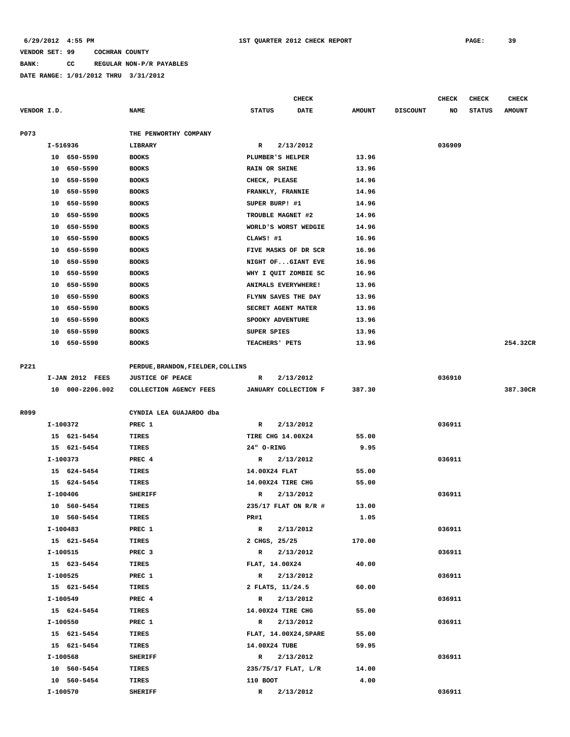6/29/2012 4:55 PM 1ST QUARTER 2012 CHECK REPORT PAGE: 39

VENDOR SET: 99 COCHRAN COUNTY

BANK: CC REGULAR NON-P/R PAYABLES

DATE RANGE: 1/01/2012 THRU 3/31/2012

| VENDOR I.D. | NAME | STATUS | CHECK DATE | AMOUNT | DISCOUNT | CHECK NO | CHECK STATUS | CHECK AMOUNT |
|---|---|---|---|---|---|---|---|---|
| P073 | THE PENWORTHY COMPANY | | | | | | | |
| I-516936 | LIBRARY | R | 2/13/2012 | | | 036909 | | |
| 10 650-5590 | BOOKS | PLUMBER'S HELPER | | 13.96 | | | | |
| 10 650-5590 | BOOKS | RAIN OR SHINE | | 13.96 | | | | |
| 10 650-5590 | BOOKS | CHECK, PLEASE | | 14.96 | | | | |
| 10 650-5590 | BOOKS | FRANKLY, FRANNIE | | 14.96 | | | | |
| 10 650-5590 | BOOKS | SUPER BURP! #1 | | 14.96 | | | | |
| 10 650-5590 | BOOKS | TROUBLE MAGNET #2 | | 14.96 | | | | |
| 10 650-5590 | BOOKS | WORLD'S WORST WEDGIE | | 14.96 | | | | |
| 10 650-5590 | BOOKS | CLAWS! #1 | | 16.96 | | | | |
| 10 650-5590 | BOOKS | FIVE MASKS OF DR SCR | | 16.96 | | | | |
| 10 650-5590 | BOOKS | NIGHT OF...GIANT EVE | | 16.96 | | | | |
| 10 650-5590 | BOOKS | WHY I QUIT ZOMBIE SC | | 16.96 | | | | |
| 10 650-5590 | BOOKS | ANIMALS EVERYWHERE! | | 13.96 | | | | |
| 10 650-5590 | BOOKS | FLYNN SAVES THE DAY | | 13.96 | | | | |
| 10 650-5590 | BOOKS | SECRET AGENT MATER | | 13.96 | | | | |
| 10 650-5590 | BOOKS | SPOOKY ADVENTURE | | 13.96 | | | | |
| 10 650-5590 | BOOKS | SUPER SPIES | | 13.96 | | | | |
| 10 650-5590 | BOOKS | TEACHERS' PETS | | 13.96 | | | | 254.32CR |
| P221 | PERDUE,BRANDON,FIELDER,COLLINS | | | | | | | |
| I-JAN 2012 FEES | JUSTICE OF PEACE | R | 2/13/2012 | | | 036910 | | |
| 10 000-2206.002 | COLLECTION AGENCY FEES | JANUARY COLLECTION F | | 387.30 | | | | 387.30CR |
| R099 | CYNDIA LEA GUAJARDO dba | | | | | | | |
| I-100372 | PREC 1 | R | 2/13/2012 | | | 036911 | | |
| 15 621-5454 | TIRES | TIRE CHG 14.00X24 | | 55.00 | | | | |
| 15 621-5454 | TIRES | 24" O-RING | | 9.95 | | | | |
| I-100373 | PREC 4 | R | 2/13/2012 | | | 036911 | | |
| 15 624-5454 | TIRES | 14.00X24 FLAT | | 55.00 | | | | |
| 15 624-5454 | TIRES | 14.00X24 TIRE CHG | | 55.00 | | | | |
| I-100406 | SHERIFF | R | 2/13/2012 | | | 036911 | | |
| 10 560-5454 | TIRES | 235/17 FLAT ON R/R # | | 13.00 | | | | |
| 10 560-5454 | TIRES | PR#1 | | 1.05 | | | | |
| I-100483 | PREC 1 | R | 2/13/2012 | | | 036911 | | |
| 15 621-5454 | TIRES | 2 CHGS, 25/25 | | 170.00 | | | | |
| I-100515 | PREC 3 | R | 2/13/2012 | | | 036911 | | |
| 15 623-5454 | TIRES | FLAT, 14.00X24 | | 40.00 | | | | |
| I-100525 | PREC 1 | R | 2/13/2012 | | | 036911 | | |
| 15 621-5454 | TIRES | 2 FLATS, 11/24.5 | | 60.00 | | | | |
| I-100549 | PREC 4 | R | 2/13/2012 | | | 036911 | | |
| 15 624-5454 | TIRES | 14.00X24 TIRE CHG | | 55.00 | | | | |
| I-100550 | PREC 1 | R | 2/13/2012 | | | 036911 | | |
| 15 621-5454 | TIRES | FLAT, 14.00X24,SPARE | | 55.00 | | | | |
| 15 621-5454 | TIRES | 14.00X24 TUBE | | 59.95 | | | | |
| I-100568 | SHERIFF | R | 2/13/2012 | | | 036911 | | |
| 10 560-5454 | TIRES | 235/75/17 FLAT, L/R | | 14.00 | | | | |
| 10 560-5454 | TIRES | 110 BOOT | | 4.00 | | | | |
| I-100570 | SHERIFF | R | 2/13/2012 | | | 036911 | | |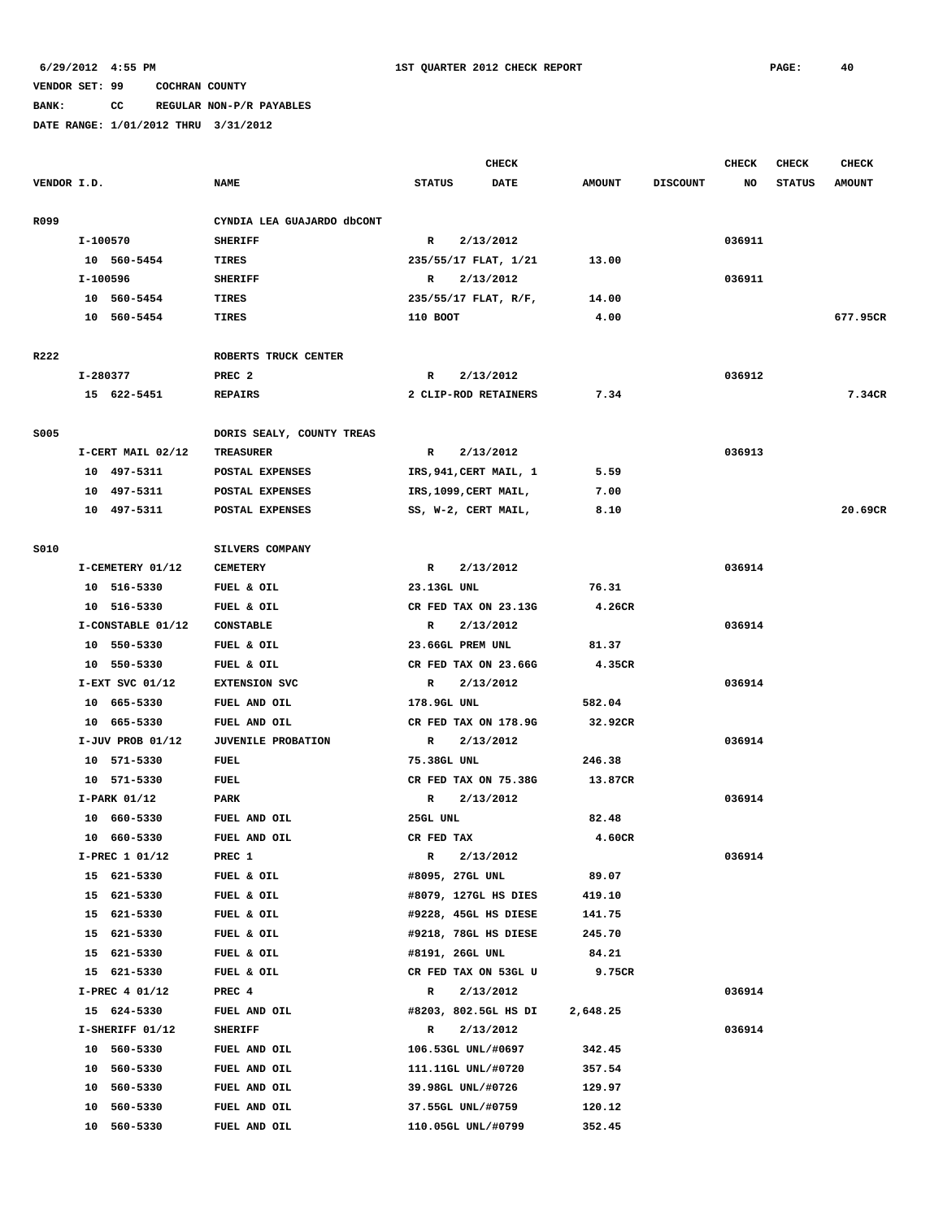6/29/2012 4:55 PM 1ST QUARTER 2012 CHECK REPORT

VENDOR SET: 99 COCHRAN COUNTY

BANK: CC REGULAR NON-P/R PAYABLES

DATE RANGE: 1/01/2012 THRU 3/31/2012

| VENDOR I.D. | NAME | STATUS | CHECK DATE | AMOUNT | DISCOUNT | CHECK NO | CHECK STATUS | CHECK AMOUNT |
|---|---|---|---|---|---|---|---|---|
| R099 | CYNDIA LEA GUAJARDO dbCONT | | | | | | | |
| I-100570 | SHERIFF | R | 2/13/2012 | | | 036911 | | |
| 10 560-5454 | TIRES | 235/55/17 FLAT, 1/21 | | 13.00 | | | | |
| I-100596 | SHERIFF | R | 2/13/2012 | | | 036911 | | |
| 10 560-5454 | TIRES | 235/55/17 FLAT, R/F, | | 14.00 | | | | |
| 10 560-5454 | TIRES | 110 BOOT | | 4.00 | | | | 677.95CR |
| R222 | ROBERTS TRUCK CENTER | | | | | | | |
| I-280377 | PREC 2 | R | 2/13/2012 | | | 036912 | | |
| 15 622-5451 | REPAIRS | 2 CLIP-ROD RETAINERS | | 7.34 | | | | 7.34CR |
| S005 | DORIS SEALY, COUNTY TREAS | | | | | | | |
| I-CERT MAIL 02/12 | TREASURER | R | 2/13/2012 | | | 036913 | | |
| 10 497-5311 | POSTAL EXPENSES | IRS,941,CERT MAIL, 1 | | 5.59 | | | | |
| 10 497-5311 | POSTAL EXPENSES | IRS,1099,CERT MAIL, | | 7.00 | | | | |
| 10 497-5311 | POSTAL EXPENSES | SS, W-2, CERT MAIL, | | 8.10 | | | | 20.69CR |
| S010 | SILVERS COMPANY | | | | | | | |
| I-CEMETERY 01/12 | CEMETERY | R | 2/13/2012 | | | 036914 | | |
| 10 516-5330 | FUEL & OIL | 23.13GL UNL | | 76.31 | | | | |
| 10 516-5330 | FUEL & OIL | CR FED TAX ON 23.13G | | 4.26CR | | | | |
| I-CONSTABLE 01/12 | CONSTABLE | R | 2/13/2012 | | | 036914 | | |
| 10 550-5330 | FUEL & OIL | 23.66GL PREM UNL | | 81.37 | | | | |
| 10 550-5330 | FUEL & OIL | CR FED TAX ON 23.66G | | 4.35CR | | | | |
| I-EXT SVC 01/12 | EXTENSION SVC | R | 2/13/2012 | | | 036914 | | |
| 10 665-5330 | FUEL AND OIL | 178.9GL UNL | | 582.04 | | | | |
| 10 665-5330 | FUEL AND OIL | CR FED TAX ON 178.9G | | 32.92CR | | | | |
| I-JUV PROB 01/12 | JUVENILE PROBATION | R | 2/13/2012 | | | 036914 | | |
| 10 571-5330 | FUEL | 75.38GL UNL | | 246.38 | | | | |
| 10 571-5330 | FUEL | CR FED TAX ON 75.38G | | 13.87CR | | | | |
| I-PARK 01/12 | PARK | R | 2/13/2012 | | | 036914 | | |
| 10 660-5330 | FUEL AND OIL | 25GL UNL | | 82.48 | | | | |
| 10 660-5330 | FUEL AND OIL | CR FED TAX | | 4.60CR | | | | |
| I-PREC 1 01/12 | PREC 1 | R | 2/13/2012 | | | 036914 | | |
| 15 621-5330 | FUEL & OIL | #8095, 27GL UNL | | 89.07 | | | | |
| 15 621-5330 | FUEL & OIL | #8079, 127GL HS DIES | | 419.10 | | | | |
| 15 621-5330 | FUEL & OIL | #9228, 45GL HS DIESE | | 141.75 | | | | |
| 15 621-5330 | FUEL & OIL | #9218, 78GL HS DIESE | | 245.70 | | | | |
| 15 621-5330 | FUEL & OIL | #8191, 26GL UNL | | 84.21 | | | | |
| 15 621-5330 | FUEL & OIL | CR FED TAX ON 53GL U | | 9.75CR | | | | |
| I-PREC 4 01/12 | PREC 4 | R | 2/13/2012 | | | 036914 | | |
| 15 624-5330 | FUEL AND OIL | #8203, 802.5GL HS DI | | 2,648.25 | | | | |
| I-SHERIFF 01/12 | SHERIFF | R | 2/13/2012 | | | 036914 | | |
| 10 560-5330 | FUEL AND OIL | 106.53GL UNL/#0697 | | 342.45 | | | | |
| 10 560-5330 | FUEL AND OIL | 111.11GL UNL/#0720 | | 357.54 | | | | |
| 10 560-5330 | FUEL AND OIL | 39.98GL UNL/#0726 | | 129.97 | | | | |
| 10 560-5330 | FUEL AND OIL | 37.55GL UNL/#0759 | | 120.12 | | | | |
| 10 560-5330 | FUEL AND OIL | 110.05GL UNL/#0799 | | 352.45 | | | | |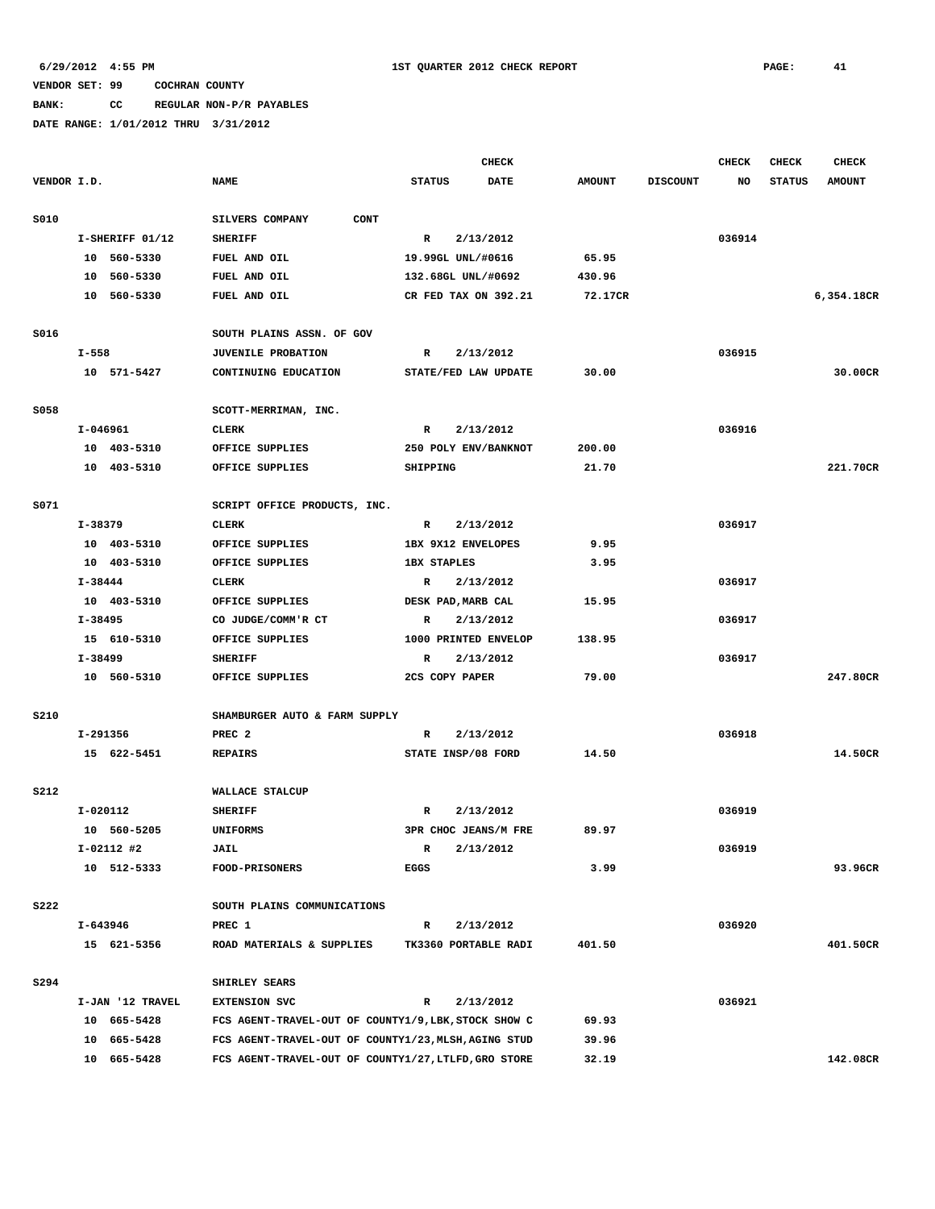6/29/2012 4:55 PM 1ST QUARTER 2012 CHECK REPORT

VENDOR SET: 99 COCHRAN COUNTY

BANK: CC REGULAR NON-P/R PAYABLES

DATE RANGE: 1/01/2012 THRU 3/31/2012

| VENDOR I.D. | NAME | CHECK STATUS | CHECK DATE | AMOUNT | DISCOUNT | CHECK NO | CHECK STATUS | CHECK AMOUNT |
|---|---|---|---|---|---|---|---|---|
| S010 | SILVERS COMPANY CONT | | | | | | | |
| I-SHERIFF 01/12 | SHERIFF | R | 2/13/2012 | | | 036914 | | |
| 10 560-5330 | FUEL AND OIL | 19.99GL UNL/#0616 | | 65.95 | | | | |
| 10 560-5330 | FUEL AND OIL | 132.68GL UNL/#0692 | | 430.96 | | | | |
| 10 560-5330 | FUEL AND OIL | CR FED TAX ON 392.21 | | 72.17CR | | | | 6,354.18CR |
| S016 | SOUTH PLAINS ASSN. OF GOV | | | | | | | |
| I-558 | JUVENILE PROBATION | R | 2/13/2012 | | | 036915 | | |
| 10 571-5427 | CONTINUING EDUCATION | STATE/FED LAW UPDATE | | 30.00 | | | | 30.00CR |
| S058 | SCOTT-MERRIMAN, INC. | | | | | | | |
| I-046961 | CLERK | R | 2/13/2012 | | | 036916 | | |
| 10 403-5310 | OFFICE SUPPLIES | 250 POLY ENV/BANKNOT | | 200.00 | | | | |
| 10 403-5310 | OFFICE SUPPLIES | SHIPPING | | 21.70 | | | | 221.70CR |
| S071 | SCRIPT OFFICE PRODUCTS, INC. | | | | | | | |
| I-38379 | CLERK | R | 2/13/2012 | | | 036917 | | |
| 10 403-5310 | OFFICE SUPPLIES | 1BX 9X12 ENVELOPES | | 9.95 | | | | |
| 10 403-5310 | OFFICE SUPPLIES | 1BX STAPLES | | 3.95 | | | | |
| I-38444 | CLERK | R | 2/13/2012 | | | 036917 | | |
| 10 403-5310 | OFFICE SUPPLIES | DESK PAD,MARB CAL | | 15.95 | | | | |
| I-38495 | CO JUDGE/COMM'R CT | R | 2/13/2012 | | | 036917 | | |
| 15 610-5310 | OFFICE SUPPLIES | 1000 PRINTED ENVELOP | | 138.95 | | | | |
| I-38499 | SHERIFF | R | 2/13/2012 | | | 036917 | | |
| 10 560-5310 | OFFICE SUPPLIES | 2CS COPY PAPER | | 79.00 | | | | 247.80CR |
| S210 | SHAMBURGER AUTO & FARM SUPPLY | | | | | | | |
| I-291356 | PREC 2 | R | 2/13/2012 | | | 036918 | | |
| 15 622-5451 | REPAIRS | STATE INSP/08 FORD | | 14.50 | | | | 14.50CR |
| S212 | WALLACE STALCUP | | | | | | | |
| I-020112 | SHERIFF | R | 2/13/2012 | | | 036919 | | |
| 10 560-5205 | UNIFORMS | 3PR CHOC JEANS/M FRE | | 89.97 | | | | |
| I-02112 #2 | JAIL | R | 2/13/2012 | | | 036919 | | |
| 10 512-5333 | FOOD-PRISONERS | EGGS | | 3.99 | | | | 93.96CR |
| S222 | SOUTH PLAINS COMMUNICATIONS | | | | | | | |
| I-643946 | PREC 1 | R | 2/13/2012 | | | 036920 | | |
| 15 621-5356 | ROAD MATERIALS & SUPPLIES | TK3360 PORTABLE RADI | | 401.50 | | | | 401.50CR |
| S294 | SHIRLEY SEARS | | | | | | | |
| I-JAN '12 TRAVEL | EXTENSION SVC | R | 2/13/2012 | | | 036921 | | |
| 10 665-5428 | FCS AGENT-TRAVEL-OUT OF COUNTY | 1/9,LBK,STOCK SHOW C | | 69.93 | | | | |
| 10 665-5428 | FCS AGENT-TRAVEL-OUT OF COUNTY | 1/23,MLSH,AGING STUD | | 39.96 | | | | |
| 10 665-5428 | FCS AGENT-TRAVEL-OUT OF COUNTY | 1/27,LTLFD,GRO STORE | | 32.19 | | | | 142.08CR |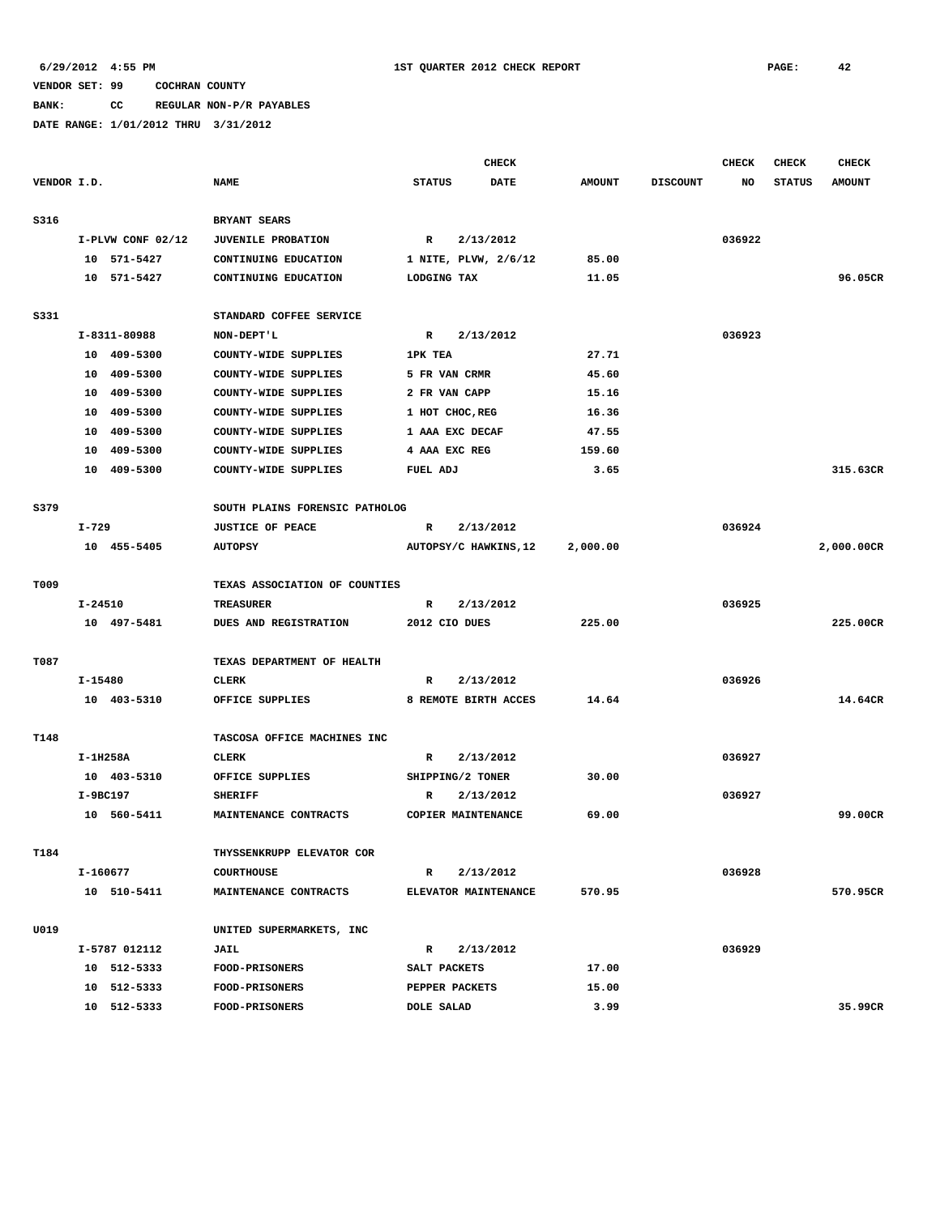6/29/2012 4:55 PM 1ST QUARTER 2012 CHECK REPORT

VENDOR SET: 99 COCHRAN COUNTY

BANK: CC REGULAR NON-P/R PAYABLES

DATE RANGE: 1/01/2012 THRU 3/31/2012

| VENDOR I.D. | NAME | STATUS | CHECK DATE | AMOUNT | DISCOUNT | CHECK NO | CHECK STATUS | CHECK AMOUNT |
|---|---|---|---|---|---|---|---|---|
| S316 | BRYANT SEARS | | | | | | | |
| I-PLVW CONF 02/12 | JUVENILE PROBATION | R | 2/13/2012 | | | 036922 | | |
| 10 571-5427 | CONTINUING EDUCATION | 1 NITE, PLVW, 2/6/12 | | 85.00 | | | | |
| 10 571-5427 | CONTINUING EDUCATION | LODGING TAX | | 11.05 | | | | 96.05CR |
| S331 | STANDARD COFFEE SERVICE | | | | | | | |
| I-8311-80988 | NON-DEPT'L | R | 2/13/2012 | | | 036923 | | |
| 10 409-5300 | COUNTY-WIDE SUPPLIES | 1PK TEA | | 27.71 | | | | |
| 10 409-5300 | COUNTY-WIDE SUPPLIES | 5 FR VAN CRMR | | 45.60 | | | | |
| 10 409-5300 | COUNTY-WIDE SUPPLIES | 2 FR VAN CAPP | | 15.16 | | | | |
| 10 409-5300 | COUNTY-WIDE SUPPLIES | 1 HOT CHOC,REG | | 16.36 | | | | |
| 10 409-5300 | COUNTY-WIDE SUPPLIES | 1 AAA EXC DECAF | | 47.55 | | | | |
| 10 409-5300 | COUNTY-WIDE SUPPLIES | 4 AAA EXC REG | | 159.60 | | | | |
| 10 409-5300 | COUNTY-WIDE SUPPLIES | FUEL ADJ | | 3.65 | | | | 315.63CR |
| S379 | SOUTH PLAINS FORENSIC PATHOLOG | | | | | | | |
| I-729 | JUSTICE OF PEACE | R | 2/13/2012 | | | 036924 | | |
| 10 455-5405 | AUTOPSY | AUTOPSY/C HAWKINS,12 | | 2,000.00 | | | | 2,000.00CR |
| T009 | TEXAS ASSOCIATION OF COUNTIES | | | | | | | |
| I-24510 | TREASURER | R | 2/13/2012 | | | 036925 | | |
| 10 497-5481 | DUES AND REGISTRATION | 2012 CIO DUES | | 225.00 | | | | 225.00CR |
| T087 | TEXAS DEPARTMENT OF HEALTH | | | | | | | |
| I-15480 | CLERK | R | 2/13/2012 | | | 036926 | | |
| 10 403-5310 | OFFICE SUPPLIES | 8 REMOTE BIRTH ACCES | | 14.64 | | | | 14.64CR |
| T148 | TASCOSA OFFICE MACHINES INC | | | | | | | |
| I-1H258A | CLERK | R | 2/13/2012 | | | 036927 | | |
| 10 403-5310 | OFFICE SUPPLIES | SHIPPING/2 TONER | | 30.00 | | | | |
| I-9BC197 | SHERIFF | R | 2/13/2012 | | | 036927 | | |
| 10 560-5411 | MAINTENANCE CONTRACTS | COPIER MAINTENANCE | | 69.00 | | | | 99.00CR |
| T184 | THYSSENKRUPP ELEVATOR COR | | | | | | | |
| I-160677 | COURTHOUSE | R | 2/13/2012 | | | 036928 | | |
| 10 510-5411 | MAINTENANCE CONTRACTS | ELEVATOR MAINTENANCE | | 570.95 | | | | 570.95CR |
| U019 | UNITED SUPERMARKETS, INC | | | | | | | |
| I-5787 012112 | JAIL | R | 2/13/2012 | | | 036929 | | |
| 10 512-5333 | FOOD-PRISONERS | SALT PACKETS | | 17.00 | | | | |
| 10 512-5333 | FOOD-PRISONERS | PEPPER PACKETS | | 15.00 | | | | |
| 10 512-5333 | FOOD-PRISONERS | DOLE SALAD | | 3.99 | | | | 35.99CR |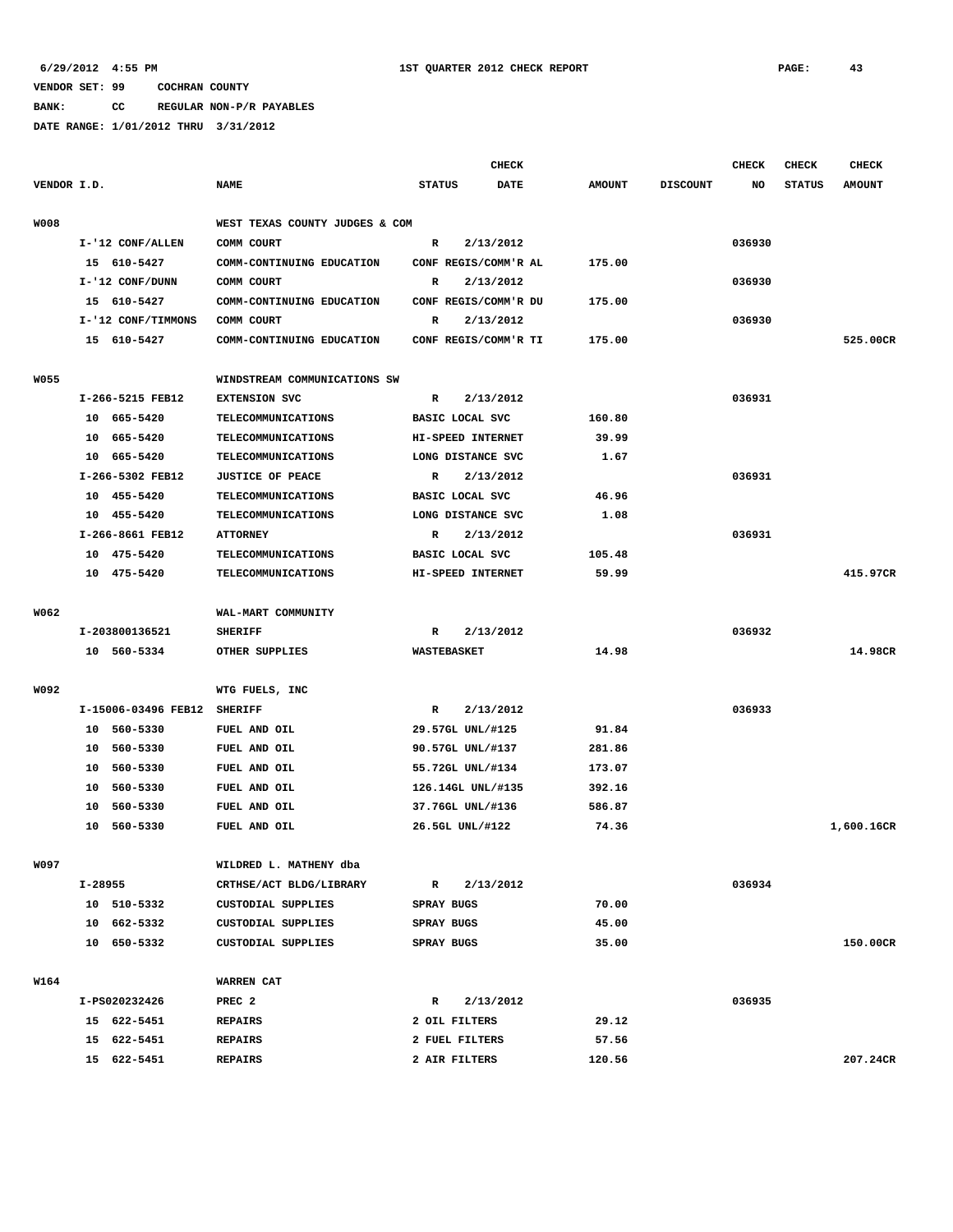6/29/2012 4:55 PM    1ST QUARTER 2012 CHECK REPORT

VENDOR SET: 99    COCHRAN COUNTY

BANK: CC    REGULAR NON-P/R PAYABLES

DATE RANGE: 1/01/2012 THRU 3/31/2012

| VENDOR I.D. | NAME | STATUS | CHECK DATE | AMOUNT | DISCOUNT | CHECK NO | CHECK STATUS | CHECK AMOUNT |
|---|---|---|---|---|---|---|---|---|
| W008 | WEST TEXAS COUNTY JUDGES & COM | | | | | | | |
| I-'12 CONF/ALLEN | COMM COURT | R | 2/13/2012 | | | 036930 | | |
| 15 610-5427 | COMM-CONTINUING EDUCATION | CONF REGIS/COMM'R AL | | 175.00 | | | | |
| I-'12 CONF/DUNN | COMM COURT | R | 2/13/2012 | | | 036930 | | |
| 15 610-5427 | COMM-CONTINUING EDUCATION | CONF REGIS/COMM'R DU | | 175.00 | | | | |
| I-'12 CONF/TIMMONS | COMM COURT | R | 2/13/2012 | | | 036930 | | |
| 15 610-5427 | COMM-CONTINUING EDUCATION | CONF REGIS/COMM'R TI | | 175.00 | | | | 525.00CR |
| W055 | WINDSTREAM COMMUNICATIONS SW | | | | | | | |
| I-266-5215 FEB12 | EXTENSION SVC | R | 2/13/2012 | | | 036931 | | |
| 10 665-5420 | TELECOMMUNICATIONS | BASIC LOCAL SVC | | 160.80 | | | | |
| 10 665-5420 | TELECOMMUNICATIONS | HI-SPEED INTERNET | | 39.99 | | | | |
| 10 665-5420 | TELECOMMUNICATIONS | LONG DISTANCE SVC | | 1.67 | | | | |
| I-266-5302 FEB12 | JUSTICE OF PEACE | R | 2/13/2012 | | | 036931 | | |
| 10 455-5420 | TELECOMMUNICATIONS | BASIC LOCAL SVC | | 46.96 | | | | |
| 10 455-5420 | TELECOMMUNICATIONS | LONG DISTANCE SVC | | 1.08 | | | | |
| I-266-8661 FEB12 | ATTORNEY | R | 2/13/2012 | | | 036931 | | |
| 10 475-5420 | TELECOMMUNICATIONS | BASIC LOCAL SVC | | 105.48 | | | | |
| 10 475-5420 | TELECOMMUNICATIONS | HI-SPEED INTERNET | | 59.99 | | | | 415.97CR |
| W062 | WAL-MART COMMUNITY | | | | | | | |
| I-203800136521 | SHERIFF | R | 2/13/2012 | | | 036932 | | |
| 10 560-5334 | OTHER SUPPLIES | WASTEBASKET | | 14.98 | | | | 14.98CR |
| W092 | WTG FUELS, INC | | | | | | | |
| I-15006-03496 FEB12 | SHERIFF | R | 2/13/2012 | | | 036933 | | |
| 10 560-5330 | FUEL AND OIL | 29.57GL UNL/#125 | | 91.84 | | | | |
| 10 560-5330 | FUEL AND OIL | 90.57GL UNL/#137 | | 281.86 | | | | |
| 10 560-5330 | FUEL AND OIL | 55.72GL UNL/#134 | | 173.07 | | | | |
| 10 560-5330 | FUEL AND OIL | 126.14GL UNL/#135 | | 392.16 | | | | |
| 10 560-5330 | FUEL AND OIL | 37.76GL UNL/#136 | | 586.87 | | | | |
| 10 560-5330 | FUEL AND OIL | 26.5GL UNL/#122 | | 74.36 | | | | 1,600.16CR |
| W097 | WILDRED L. MATHENY dba | | | | | | | |
| I-28955 | CRTHSE/ACT BLDG/LIBRARY | R | 2/13/2012 | | | 036934 | | |
| 10 510-5332 | CUSTODIAL SUPPLIES | SPRAY BUGS | | 70.00 | | | | |
| 10 662-5332 | CUSTODIAL SUPPLIES | SPRAY BUGS | | 45.00 | | | | |
| 10 650-5332 | CUSTODIAL SUPPLIES | SPRAY BUGS | | 35.00 | | | | 150.00CR |
| W164 | WARREN CAT | | | | | | | |
| I-PS020232426 | PREC 2 | R | 2/13/2012 | | | 036935 | | |
| 15 622-5451 | REPAIRS | 2 OIL FILTERS | | 29.12 | | | | |
| 15 622-5451 | REPAIRS | 2 FUEL FILTERS | | 57.56 | | | | |
| 15 622-5451 | REPAIRS | 2 AIR FILTERS | | 120.56 | | | | 207.24CR |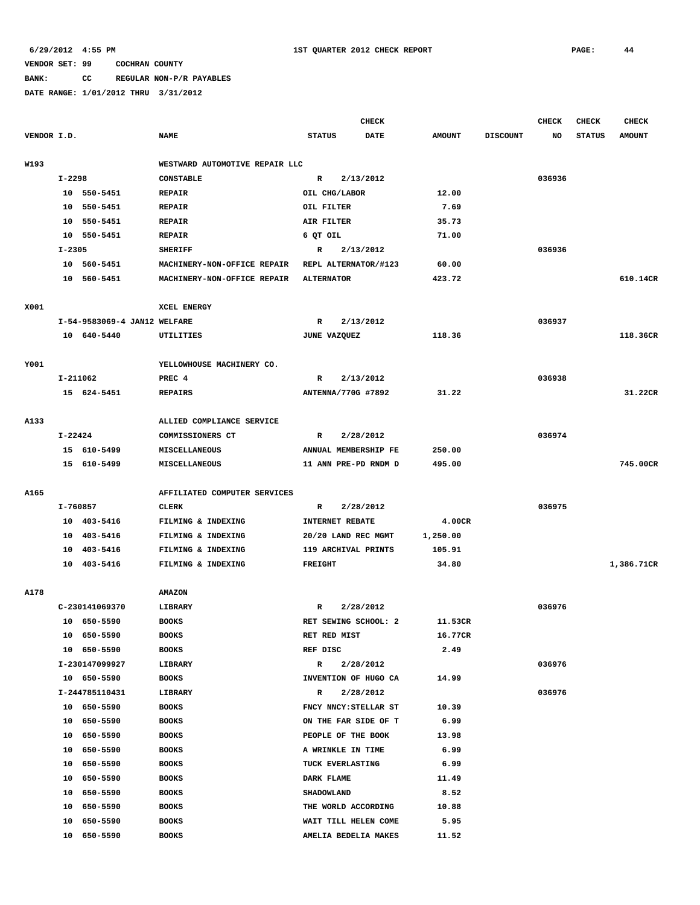6/29/2012 4:55 PM 1ST QUARTER 2012 CHECK REPORT

VENDOR SET: 99 COCHRAN COUNTY

BANK: CC REGULAR NON-P/R PAYABLES

DATE RANGE: 1/01/2012 THRU 3/31/2012

| VENDOR I.D. | NAME | STATUS | CHECK DATE | AMOUNT | DISCOUNT | CHECK NO | CHECK STATUS | CHECK AMOUNT |
|---|---|---|---|---|---|---|---|---|
| W193 | WESTWARD AUTOMOTIVE REPAIR LLC | | | | | | | |
| I-2298 | CONSTABLE | R | 2/13/2012 | | | 036936 | | |
| 10 550-5451 | REPAIR | OIL CHG/LABOR | | 12.00 | | | | |
| 10 550-5451 | REPAIR | OIL FILTER | | 7.69 | | | | |
| 10 550-5451 | REPAIR | AIR FILTER | | 35.73 | | | | |
| 10 550-5451 | REPAIR | 6 QT OIL | | 71.00 | | | | |
| I-2305 | SHERIFF | R | 2/13/2012 | | | 036936 | | |
| 10 560-5451 | MACHINERY-NON-OFFICE REPAIR | REPL ALTERNATOR/#123 | | 60.00 | | | | |
| 10 560-5451 | MACHINERY-NON-OFFICE REPAIR | ALTERNATOR | | 423.72 | | | | 610.14CR |
| X001 | XCEL ENERGY | | | | | | | |
| I-54-9583069-4 JAN12 | WELFARE | R | 2/13/2012 | | | 036937 | | |
| 10 640-5440 | UTILITIES | JUNE VAZQUEZ | | 118.36 | | | | 118.36CR |
| Y001 | YELLOWHOUSE MACHINERY CO. | | | | | | | |
| I-211062 | PREC 4 | R | 2/13/2012 | | | 036938 | | |
| 15 624-5451 | REPAIRS | ANTENNA/770G #7892 | | 31.22 | | | | 31.22CR |
| A133 | ALLIED COMPLIANCE SERVICE | | | | | | | |
| I-22424 | COMMISSIONERS CT | R | 2/28/2012 | | | 036974 | | |
| 15 610-5499 | MISCELLANEOUS | ANNUAL MEMBERSHIP FE | | 250.00 | | | | |
| 15 610-5499 | MISCELLANEOUS | 11 ANN PRE-PD RNDM D | | 495.00 | | | | 745.00CR |
| A165 | AFFILIATED COMPUTER SERVICES | | | | | | | |
| I-760857 | CLERK | R | 2/28/2012 | | | 036975 | | |
| 10 403-5416 | FILMING & INDEXING | INTERNET REBATE | | 4.00CR | | | | |
| 10 403-5416 | FILMING & INDEXING | 20/20 LAND REC MGMT | | 1,250.00 | | | | |
| 10 403-5416 | FILMING & INDEXING | 119 ARCHIVAL PRINTS | | 105.91 | | | | |
| 10 403-5416 | FILMING & INDEXING | FREIGHT | | 34.80 | | | | 1,386.71CR |
| A178 | AMAZON | | | | | | | |
| C-230141069370 | LIBRARY | R | 2/28/2012 | | | 036976 | | |
| 10 650-5590 | BOOKS | RET SEWING SCHOOL: 2 | | 11.53CR | | | | |
| 10 650-5590 | BOOKS | RET RED MIST | | 16.77CR | | | | |
| 10 650-5590 | BOOKS | REF DISC | | 2.49 | | | | |
| I-230147099927 | LIBRARY | R | 2/28/2012 | | | 036976 | | |
| 10 650-5590 | BOOKS | INVENTION OF HUGO CA | | 14.99 | | | | |
| I-244785110431 | LIBRARY | R | 2/28/2012 | | | 036976 | | |
| 10 650-5590 | BOOKS | FNCY NNCY:STELLAR ST | | 10.39 | | | | |
| 10 650-5590 | BOOKS | ON THE FAR SIDE OF T | | 6.99 | | | | |
| 10 650-5590 | BOOKS | PEOPLE OF THE BOOK | | 13.98 | | | | |
| 10 650-5590 | BOOKS | A WRINKLE IN TIME | | 6.99 | | | | |
| 10 650-5590 | BOOKS | TUCK EVERLASTING | | 6.99 | | | | |
| 10 650-5590 | BOOKS | DARK FLAME | | 11.49 | | | | |
| 10 650-5590 | BOOKS | SHADOWLAND | | 8.52 | | | | |
| 10 650-5590 | BOOKS | THE WORLD ACCORDING | | 10.88 | | | | |
| 10 650-5590 | BOOKS | WAIT TILL HELEN COME | | 5.95 | | | | |
| 10 650-5590 | BOOKS | AMELIA BEDELIA MAKES | | 11.52 | | | | |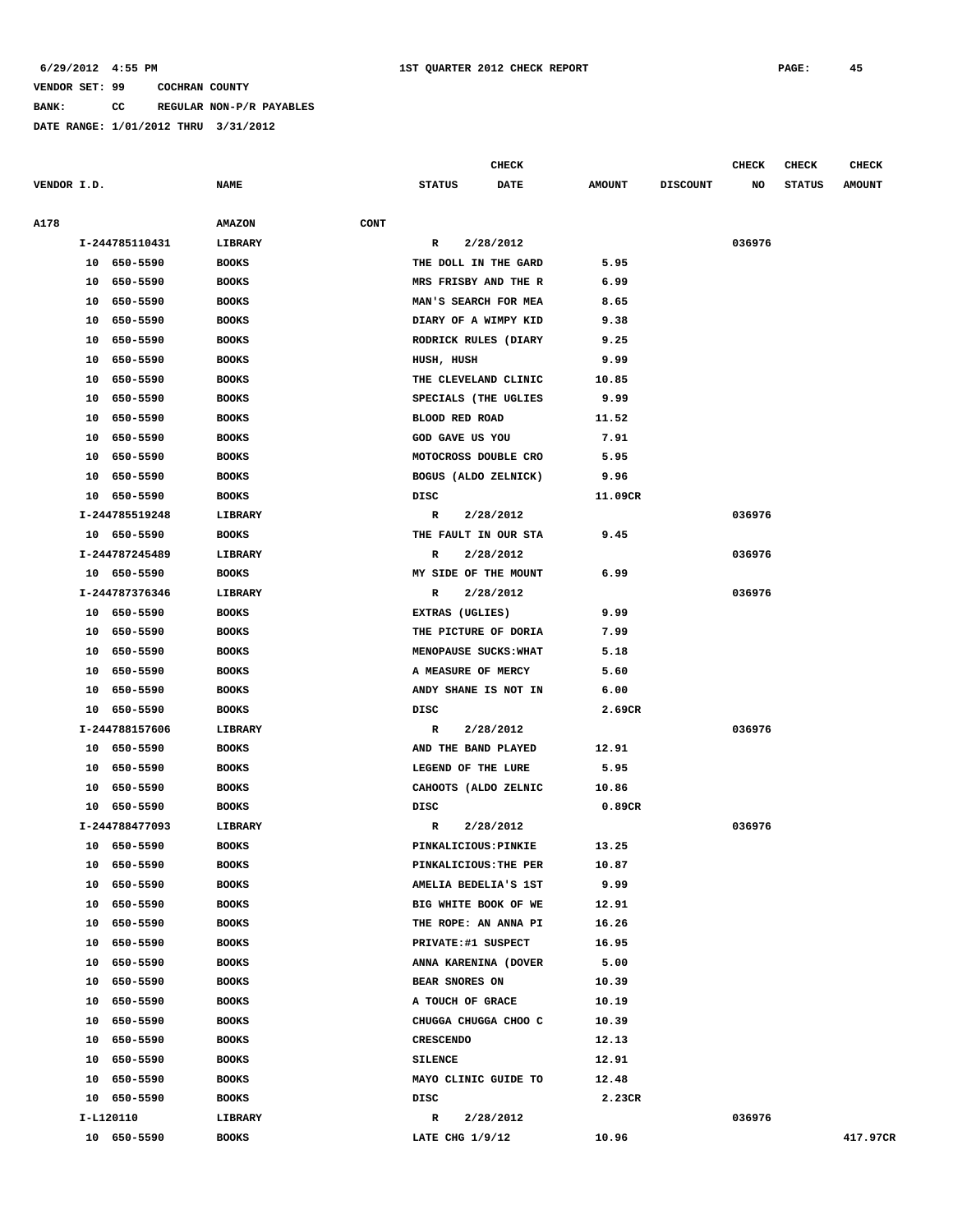6/29/2012 4:55 PM 1ST QUARTER 2012 CHECK REPORT

VENDOR SET: 99 COCHRAN COUNTY

BANK: CC REGULAR NON-P/R PAYABLES

DATE RANGE: 1/01/2012 THRU 3/31/2012

| VENDOR I.D. | NAME | STATUS | CHECK DATE | AMOUNT | DISCOUNT | CHECK NO | CHECK STATUS | CHECK AMOUNT |
|---|---|---|---|---|---|---|---|---|
| A178 | AMAZON CONT | | | | | | | |
| I-244785110431 | LIBRARY | R | 2/28/2012 | | | 036976 | | |
| 10 650-5590 | BOOKS | THE DOLL IN THE GARD | | 5.95 | | | | |
| 10 650-5590 | BOOKS | MRS FRISBY AND THE R | | 6.99 | | | | |
| 10 650-5590 | BOOKS | MAN'S SEARCH FOR MEA | | 8.65 | | | | |
| 10 650-5590 | BOOKS | DIARY OF A WIMPY KID | | 9.38 | | | | |
| 10 650-5590 | BOOKS | RODRICK RULES (DIARY | | 9.25 | | | | |
| 10 650-5590 | BOOKS | HUSH, HUSH | | 9.99 | | | | |
| 10 650-5590 | BOOKS | THE CLEVELAND CLINIC | | 10.85 | | | | |
| 10 650-5590 | BOOKS | SPECIALS (THE UGLIES | | 9.99 | | | | |
| 10 650-5590 | BOOKS | BLOOD RED ROAD | | 11.52 | | | | |
| 10 650-5590 | BOOKS | GOD GAVE US YOU | | 7.91 | | | | |
| 10 650-5590 | BOOKS | MOTOCROSS DOUBLE CRO | | 5.95 | | | | |
| 10 650-5590 | BOOKS | BOGUS (ALDO ZELNICK) | | 9.96 | | | | |
| 10 650-5590 | BOOKS | DISC | | 11.09CR | | | | |
| I-244785519248 | LIBRARY | R | 2/28/2012 | | | 036976 | | |
| 10 650-5590 | BOOKS | THE FAULT IN OUR STA | | 9.45 | | | | |
| I-244787245489 | LIBRARY | R | 2/28/2012 | | | 036976 | | |
| 10 650-5590 | BOOKS | MY SIDE OF THE MOUNT | | 6.99 | | | | |
| I-244787376346 | LIBRARY | R | 2/28/2012 | | | 036976 | | |
| 10 650-5590 | BOOKS | EXTRAS (UGLIES) | | 9.99 | | | | |
| 10 650-5590 | BOOKS | THE PICTURE OF DORIA | | 7.99 | | | | |
| 10 650-5590 | BOOKS | MENOPAUSE SUCKS:WHAT | | 5.18 | | | | |
| 10 650-5590 | BOOKS | A MEASURE OF MERCY | | 5.60 | | | | |
| 10 650-5590 | BOOKS | ANDY SHANE IS NOT IN | | 6.00 | | | | |
| 10 650-5590 | BOOKS | DISC | | 2.69CR | | | | |
| I-244788157606 | LIBRARY | R | 2/28/2012 | | | 036976 | | |
| 10 650-5590 | BOOKS | AND THE BAND PLAYED | | 12.91 | | | | |
| 10 650-5590 | BOOKS | LEGEND OF THE LURE | | 5.95 | | | | |
| 10 650-5590 | BOOKS | CAHOOTS (ALDO ZELNIC | | 10.86 | | | | |
| 10 650-5590 | BOOKS | DISC | | 0.89CR | | | | |
| I-244788477093 | LIBRARY | R | 2/28/2012 | | | 036976 | | |
| 10 650-5590 | BOOKS | PINKALICIOUS:PINKIE | | 13.25 | | | | |
| 10 650-5590 | BOOKS | PINKALICIOUS:THE PER | | 10.87 | | | | |
| 10 650-5590 | BOOKS | AMELIA BEDELIA'S 1ST | | 9.99 | | | | |
| 10 650-5590 | BOOKS | BIG WHITE BOOK OF WE | | 12.91 | | | | |
| 10 650-5590 | BOOKS | THE ROPE: AN ANNA PI | | 16.26 | | | | |
| 10 650-5590 | BOOKS | PRIVATE:#1 SUSPECT | | 16.95 | | | | |
| 10 650-5590 | BOOKS | ANNA KARENINA (DOVER | | 5.00 | | | | |
| 10 650-5590 | BOOKS | BEAR SNORES ON | | 10.39 | | | | |
| 10 650-5590 | BOOKS | A TOUCH OF GRACE | | 10.19 | | | | |
| 10 650-5590 | BOOKS | CHUGGA CHUGGA CHOO C | | 10.39 | | | | |
| 10 650-5590 | BOOKS | CRESCENDO | | 12.13 | | | | |
| 10 650-5590 | BOOKS | SILENCE | | 12.91 | | | | |
| 10 650-5590 | BOOKS | MAYO CLINIC GUIDE TO | | 12.48 | | | | |
| 10 650-5590 | BOOKS | DISC | | 2.23CR | | | | |
| I-L120110 | LIBRARY | R | 2/28/2012 | | | 036976 | | |
| 10 650-5590 | BOOKS | LATE CHG 1/9/12 | | 10.96 | | | | 417.97CR |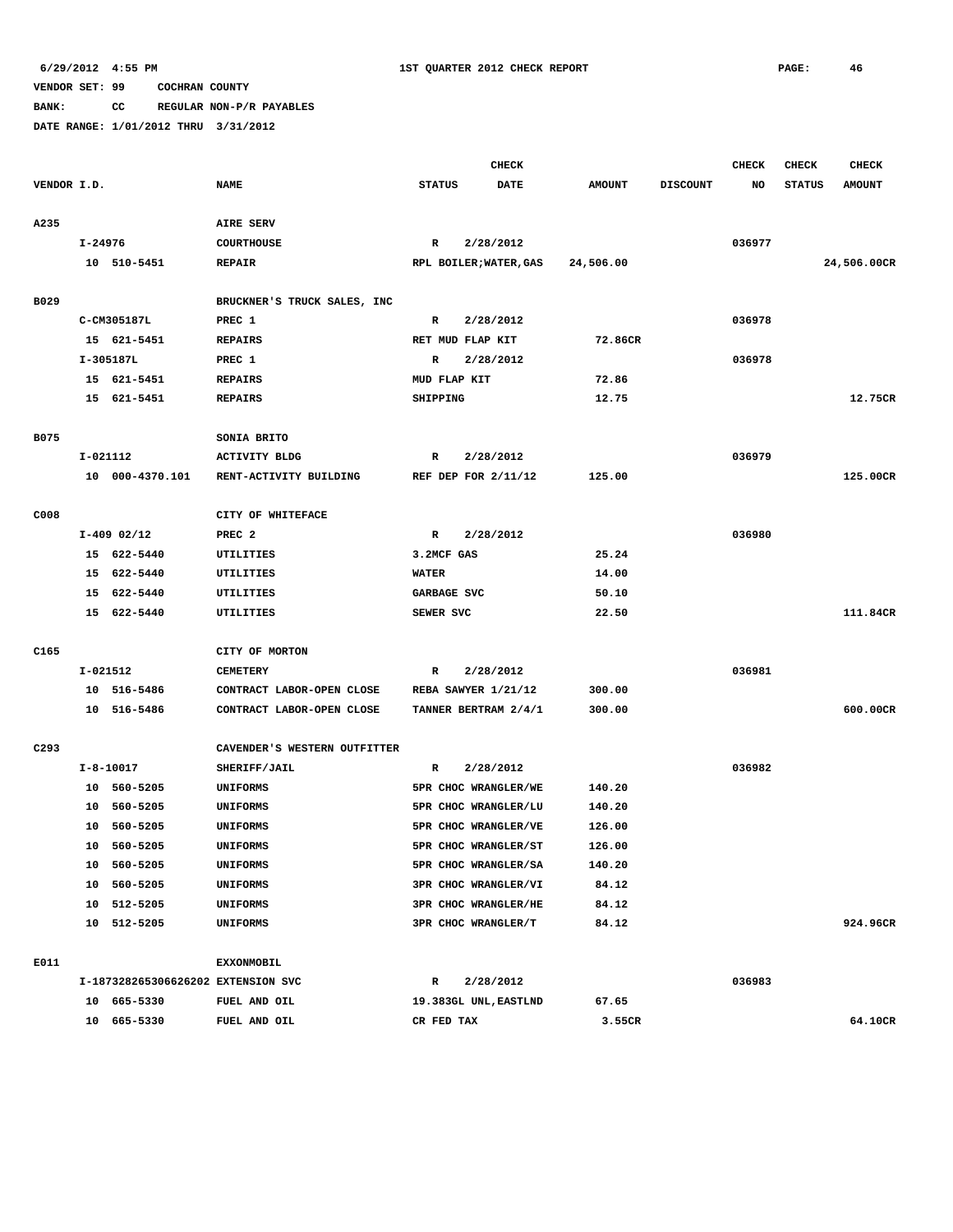6/29/2012 4:55 PM 1ST QUARTER 2012 CHECK REPORT PAGE: 46

VENDOR SET: 99 COCHRAN COUNTY

BANK: CC REGULAR NON-P/R PAYABLES

DATE RANGE: 1/01/2012 THRU 3/31/2012

| VENDOR I.D. | NAME | STATUS | CHECK DATE | AMOUNT | DISCOUNT | CHECK NO | CHECK STATUS | CHECK AMOUNT |
|---|---|---|---|---|---|---|---|---|
| A235 | AIRE SERV | | | | | | | |
| I-24976 | COURTHOUSE | R | 2/28/2012 | | | 036977 | | |
| 10 510-5451 | REPAIR | RPL BOILER;WATER,GAS | | 24,506.00 | | | | 24,506.00CR |
| B029 | BRUCKNER'S TRUCK SALES, INC | | | | | | | |
| C-CM305187L | PREC 1 | R | 2/28/2012 | | | 036978 | | |
| 15 621-5451 | REPAIRS | RET MUD FLAP KIT | | 72.86CR | | | | |
| I-305187L | PREC 1 | R | 2/28/2012 | | | 036978 | | |
| 15 621-5451 | REPAIRS | MUD FLAP KIT | | 72.86 | | | | |
| 15 621-5451 | REPAIRS | SHIPPING | | 12.75 | | | | 12.75CR |
| B075 | SONIA BRITO | | | | | | | |
| I-021112 | ACTIVITY BLDG | R | 2/28/2012 | | | 036979 | | |
| 10 000-4370.101 | RENT-ACTIVITY BUILDING | REF DEP FOR 2/11/12 | | 125.00 | | | | 125.00CR |
| C008 | CITY OF WHITEFACE | | | | | | | |
| I-409 02/12 | PREC 2 | R | 2/28/2012 | | | 036980 | | |
| 15 622-5440 | UTILITIES | 3.2MCF GAS | | 25.24 | | | | |
| 15 622-5440 | UTILITIES | WATER | | 14.00 | | | | |
| 15 622-5440 | UTILITIES | GARBAGE SVC | | 50.10 | | | | |
| 15 622-5440 | UTILITIES | SEWER SVC | | 22.50 | | | | 111.84CR |
| C165 | CITY OF MORTON | | | | | | | |
| I-021512 | CEMETERY | R | 2/28/2012 | | | 036981 | | |
| 10 516-5486 | CONTRACT LABOR-OPEN CLOSE | REBA SAWYER 1/21/12 | | 300.00 | | | | |
| 10 516-5486 | CONTRACT LABOR-OPEN CLOSE | TANNER BERTRAM 2/4/1 | | 300.00 | | | | 600.00CR |
| C293 | CAVENDER'S WESTERN OUTFITTER | | | | | | | |
| I-8-10017 | SHERIFF/JAIL | R | 2/28/2012 | | | 036982 | | |
| 10 560-5205 | UNIFORMS | 5PR CHOC WRANGLER/WE | | 140.20 | | | | |
| 10 560-5205 | UNIFORMS | 5PR CHOC WRANGLER/LU | | 140.20 | | | | |
| 10 560-5205 | UNIFORMS | 5PR CHOC WRANGLER/VE | | 126.00 | | | | |
| 10 560-5205 | UNIFORMS | 5PR CHOC WRANGLER/ST | | 126.00 | | | | |
| 10 560-5205 | UNIFORMS | 5PR CHOC WRANGLER/SA | | 140.20 | | | | |
| 10 560-5205 | UNIFORMS | 3PR CHOC WRANGLER/VI | | 84.12 | | | | |
| 10 512-5205 | UNIFORMS | 3PR CHOC WRANGLER/HE | | 84.12 | | | | |
| 10 512-5205 | UNIFORMS | 3PR CHOC WRANGLER/T | | 84.12 | | | | 924.96CR |
| E011 | EXXONMOBIL | | | | | | | |
| I-187328265306626202 | EXTENSION SVC | R | 2/28/2012 | | | 036983 | | |
| 10 665-5330 | FUEL AND OIL | 19.383GL UNL,EASTLND | | 67.65 | | | | |
| 10 665-5330 | FUEL AND OIL | CR FED TAX | | 3.55CR | | | | 64.10CR |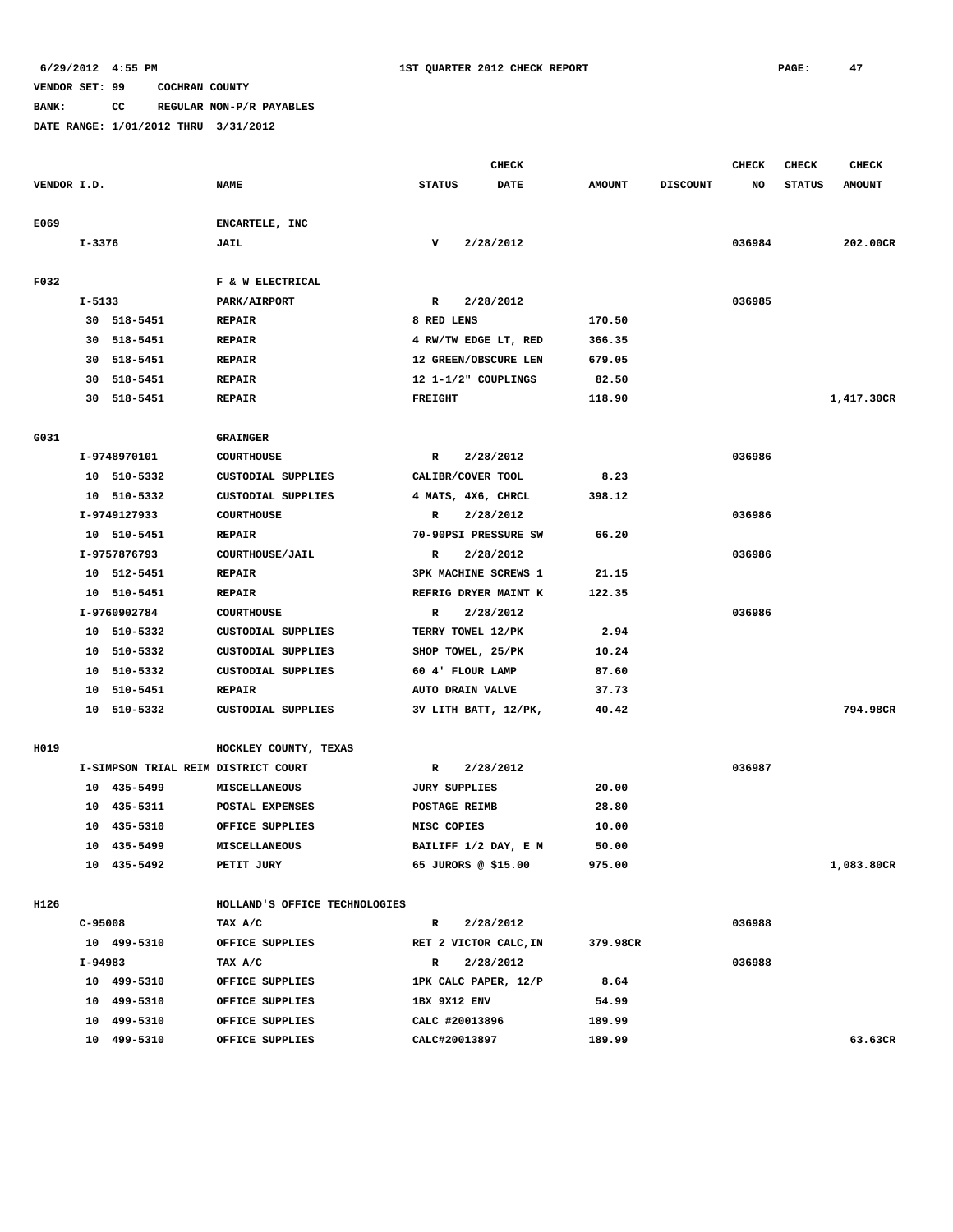6/29/2012 4:55 PM 1ST QUARTER 2012 CHECK REPORT PAGE: 47

VENDOR SET: 99 COCHRAN COUNTY

BANK: CC REGULAR NON-P/R PAYABLES

DATE RANGE: 1/01/2012 THRU 3/31/2012

| VENDOR I.D. | NAME | STATUS | CHECK DATE | AMOUNT | DISCOUNT | CHECK NO | CHECK STATUS | CHECK AMOUNT |
|---|---|---|---|---|---|---|---|---|
| E069 | ENCARTELE, INC | | | | | | | |
| I-3376 | JAIL | V | 2/28/2012 | | | 036984 | | 202.00CR |
| F032 | F & W ELECTRICAL | | | | | | | |
| I-5133 | PARK/AIRPORT | R | 2/28/2012 | | | 036985 | | |
| 30 518-5451 | REPAIR | 8 RED LENS | | 170.50 | | | | |
| 30 518-5451 | REPAIR | 4 RW/TW EDGE LT, RED | | 366.35 | | | | |
| 30 518-5451 | REPAIR | 12 GREEN/OBSCURE LEN | | 679.05 | | | | |
| 30 518-5451 | REPAIR | 12 1-1/2" COUPLINGS | | 82.50 | | | | |
| 30 518-5451 | REPAIR | FREIGHT | | 118.90 | | | | 1,417.30CR |
| G031 | GRAINGER | | | | | | | |
| I-9748970101 | COURTHOUSE | R | 2/28/2012 | | | 036986 | | |
| 10 510-5332 | CUSTODIAL SUPPLIES | CALIBR/COVER TOOL | | 8.23 | | | | |
| 10 510-5332 | CUSTODIAL SUPPLIES | 4 MATS, 4X6, CHRCL | | 398.12 | | | | |
| I-9749127933 | COURTHOUSE | R | 2/28/2012 | | | 036986 | | |
| 10 510-5451 | REPAIR | 70-90PSI PRESSURE SW | | 66.20 | | | | |
| I-9757876793 | COURTHOUSE/JAIL | R | 2/28/2012 | | | 036986 | | |
| 10 512-5451 | REPAIR | 3PK MACHINE SCREWS 1 | | 21.15 | | | | |
| 10 510-5451 | REPAIR | REFRIG DRYER MAINT K | | 122.35 | | | | |
| I-9760902784 | COURTHOUSE | R | 2/28/2012 | | | 036986 | | |
| 10 510-5332 | CUSTODIAL SUPPLIES | TERRY TOWEL 12/PK | | 2.94 | | | | |
| 10 510-5332 | CUSTODIAL SUPPLIES | SHOP TOWEL, 25/PK | | 10.24 | | | | |
| 10 510-5332 | CUSTODIAL SUPPLIES | 60 4' FLOUR LAMP | | 87.60 | | | | |
| 10 510-5451 | REPAIR | AUTO DRAIN VALVE | | 37.73 | | | | |
| 10 510-5332 | CUSTODIAL SUPPLIES | 3V LITH BATT, 12/PK, | | 40.42 | | | | 794.98CR |
| H019 | HOCKLEY COUNTY, TEXAS | | | | | | | |
| I-SIMPSON TRIAL REIM | DISTRICT COURT | R | 2/28/2012 | | | 036987 | | |
| 10 435-5499 | MISCELLANEOUS | JURY SUPPLIES | | 20.00 | | | | |
| 10 435-5311 | POSTAL EXPENSES | POSTAGE REIMB | | 28.80 | | | | |
| 10 435-5310 | OFFICE SUPPLIES | MISC COPIES | | 10.00 | | | | |
| 10 435-5499 | MISCELLANEOUS | BAILIFF 1/2 DAY, E M | | 50.00 | | | | |
| 10 435-5492 | PETIT JURY | 65 JURORS @ $15.00 | | 975.00 | | | | 1,083.80CR |
| H126 | HOLLAND'S OFFICE TECHNOLOGIES | | | | | | | |
| C-95008 | TAX A/C | R | 2/28/2012 | | | 036988 | | |
| 10 499-5310 | OFFICE SUPPLIES | RET 2 VICTOR CALC,IN | | 379.98CR | | | | |
| I-94983 | TAX A/C | R | 2/28/2012 | | | 036988 | | |
| 10 499-5310 | OFFICE SUPPLIES | 1PK CALC PAPER, 12/P | | 8.64 | | | | |
| 10 499-5310 | OFFICE SUPPLIES | 1BX 9X12 ENV | | 54.99 | | | | |
| 10 499-5310 | OFFICE SUPPLIES | CALC #20013896 | | 189.99 | | | | |
| 10 499-5310 | OFFICE SUPPLIES | CALC#20013897 | | 189.99 | | | | 63.63CR |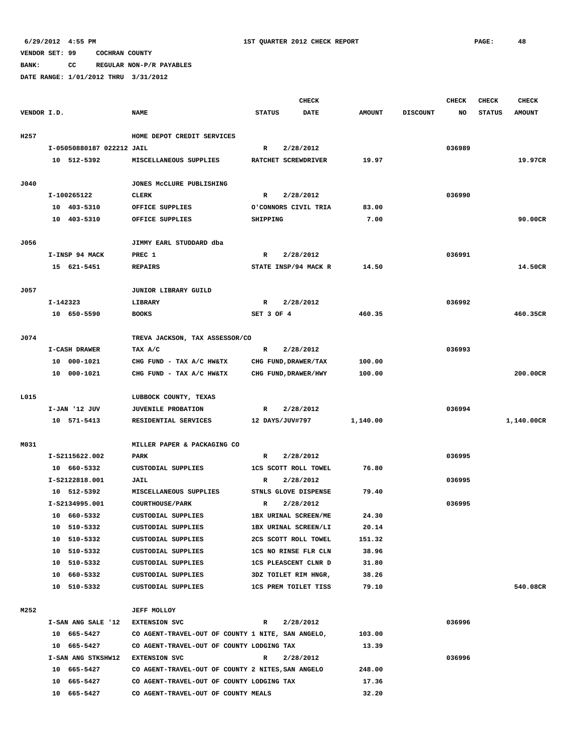6/29/2012 4:55 PM 1ST QUARTER 2012 CHECK REPORT PAGE: 48

VENDOR SET: 99 COCHRAN COUNTY

BANK: CC REGULAR NON-P/R PAYABLES

DATE RANGE: 1/01/2012 THRU 3/31/2012

| VENDOR I.D. | NAME | STATUS | CHECK DATE | AMOUNT | DISCOUNT | CHECK NO | CHECK STATUS | CHECK AMOUNT |
|---|---|---|---|---|---|---|---|---|
| H257 | HOME DEPOT CREDIT SERVICES | | | | | | | |
| I-05050880187 022212 | JAIL | R | 2/28/2012 | | | 036989 | | |
| 10 512-5392 | MISCELLANEOUS SUPPLIES | RATCHET SCREWDRIVER | | 19.97 | | | | 19.97CR |
| J040 | JONES McCLURE PUBLISHING | | | | | | | |
| I-100265122 | CLERK | R | 2/28/2012 | | | 036990 | | |
| 10 403-5310 | OFFICE SUPPLIES | O'CONNORS CIVIL TRIA | | 83.00 | | | | |
| 10 403-5310 | OFFICE SUPPLIES | SHIPPING | | 7.00 | | | | 90.00CR |
| J056 | JIMMY EARL STUDDARD dba | | | | | | | |
| I-INSP 94 MACK | PREC 1 | R | 2/28/2012 | | | 036991 | | |
| 15 621-5451 | REPAIRS | STATE INSP/94 MACK R | | 14.50 | | | | 14.50CR |
| J057 | JUNIOR LIBRARY GUILD | | | | | | | |
| I-142323 | LIBRARY | R | 2/28/2012 | | | 036992 | | |
| 10 650-5590 | BOOKS | SET 3 OF 4 | | 460.35 | | | | 460.35CR |
| J074 | TREVA JACKSON, TAX ASSESSOR/CO | | | | | | | |
| I-CASH DRAWER | TAX A/C | R | 2/28/2012 | | | 036993 | | |
| 10 000-1021 | CHG FUND - TAX A/C HW&TX | CHG FUND,DRAWER/TAX | | 100.00 | | | | |
| 10 000-1021 | CHG FUND - TAX A/C HW&TX | CHG FUND,DRAWER/HWY | | 100.00 | | | | 200.00CR |
| L015 | LUBBOCK COUNTY, TEXAS | | | | | | | |
| I-JAN '12 JUV | JUVENILE PROBATION | R | 2/28/2012 | | | 036994 | | |
| 10 571-5413 | RESIDENTIAL SERVICES | 12 DAYS/JUV#797 | | 1,140.00 | | | | 1,140.00CR |
| M031 | MILLER PAPER & PACKAGING CO | | | | | | | |
| I-S2115622.002 | PARK | R | 2/28/2012 | | | 036995 | | |
| 10 660-5332 | CUSTODIAL SUPPLIES | 1CS SCOTT ROLL TOWEL | | 76.80 | | | | |
| I-S2122818.001 | JAIL | R | 2/28/2012 | | | 036995 | | |
| 10 512-5392 | MISCELLANEOUS SUPPLIES | STNLS GLOVE DISPENSE | | 79.40 | | | | |
| I-S2134995.001 | COURTHOUSE/PARK | R | 2/28/2012 | | | 036995 | | |
| 10 660-5332 | CUSTODIAL SUPPLIES | 1BX URINAL SCREEN/ME | | 24.30 | | | | |
| 10 510-5332 | CUSTODIAL SUPPLIES | 1BX URINAL SCREEN/LI | | 20.14 | | | | |
| 10 510-5332 | CUSTODIAL SUPPLIES | 2CS SCOTT ROLL TOWEL | | 151.32 | | | | |
| 10 510-5332 | CUSTODIAL SUPPLIES | 1CS NO RINSE FLR CLN | | 38.96 | | | | |
| 10 510-5332 | CUSTODIAL SUPPLIES | 1CS PLEASCENT CLNR D | | 31.80 | | | | |
| 10 660-5332 | CUSTODIAL SUPPLIES | 3DZ TOILET RIM HNGR, | | 38.26 | | | | |
| 10 510-5332 | CUSTODIAL SUPPLIES | 1CS PREM TOILET TISS | | 79.10 | | | | 540.08CR |
| M252 | JEFF MOLLOY | | | | | | | |
| I-SAN ANG SALE '12 | EXTENSION SVC | R | 2/28/2012 | | | 036996 | | |
| 10 665-5427 | CO AGENT-TRAVEL-OUT OF COUNTY 1 NITE, SAN ANGELO, | | | 103.00 | | | | |
| 10 665-5427 | CO AGENT-TRAVEL-OUT OF COUNTY LODGING TAX | | | 13.39 | | | | |
| I-SAN ANG STKSHW12 | EXTENSION SVC | R | 2/28/2012 | | | 036996 | | |
| 10 665-5427 | CO AGENT-TRAVEL-OUT OF COUNTY 2 NITES,SAN ANGELO | | | 248.00 | | | | |
| 10 665-5427 | CO AGENT-TRAVEL-OUT OF COUNTY LODGING TAX | | | 17.36 | | | | |
| 10 665-5427 | CO AGENT-TRAVEL-OUT OF COUNTY MEALS | | | 32.20 | | | | |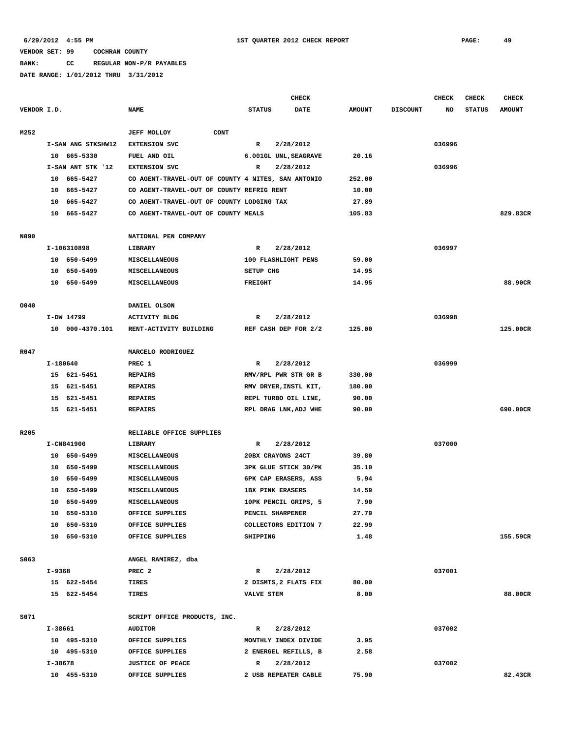6/29/2012 4:55 PM 1ST QUARTER 2012 CHECK REPORT

VENDOR SET: 99 COCHRAN COUNTY

BANK: CC REGULAR NON-P/R PAYABLES

DATE RANGE: 1/01/2012 THRU 3/31/2012

| VENDOR I.D. | NAME | STATUS | CHECK DATE | AMOUNT | DISCOUNT | CHECK NO | CHECK STATUS | CHECK AMOUNT |
|---|---|---|---|---|---|---|---|---|
| M252 | JEFF MOLLOY CONT | | | | | | | |
| I-SAN ANG STKSHW12 | EXTENSION SVC | R | 2/28/2012 | | | 036996 | | |
| 10 665-5330 | FUEL AND OIL | 6.001GL UNL,SEAGRAVE | | 20.16 | | | | |
| I-SAN ANT STK '12 | EXTENSION SVC | R | 2/28/2012 | | | 036996 | | |
| 10 665-5427 | CO AGENT-TRAVEL-OUT OF COUNTY 4 NITES, SAN ANTONIO | | | 252.00 | | | | |
| 10 665-5427 | CO AGENT-TRAVEL-OUT OF COUNTY REFRIG RENT | | | 10.00 | | | | |
| 10 665-5427 | CO AGENT-TRAVEL-OUT OF COUNTY LODGING TAX | | | 27.89 | | | | |
| 10 665-5427 | CO AGENT-TRAVEL-OUT OF COUNTY MEALS | | | 105.83 | | | | 829.83CR |
| N090 | NATIONAL PEN COMPANY | | | | | | | |
| I-106310898 | LIBRARY | R | 2/28/2012 | | | 036997 | | |
| 10 650-5499 | MISCELLANEOUS | 100 FLASHLIGHT PENS | | 59.00 | | | | |
| 10 650-5499 | MISCELLANEOUS | SETUP CHG | | 14.95 | | | | |
| 10 650-5499 | MISCELLANEOUS | FREIGHT | | 14.95 | | | | 88.90CR |
| O040 | DANIEL OLSON | | | | | | | |
| I-DW 14799 | ACTIVITY BLDG | R | 2/28/2012 | | | 036998 | | |
| 10 000-4370.101 | RENT-ACTIVITY BUILDING | REF CASH DEP FOR 2/2 | | 125.00 | | | | 125.00CR |
| R047 | MARCELO RODRIGUEZ | | | | | | | |
| I-180640 | PREC 1 | R | 2/28/2012 | | | 036999 | | |
| 15 621-5451 | REPAIRS | RMV/RPL PWR STR GR B | | 330.00 | | | | |
| 15 621-5451 | REPAIRS | RMV DRYER,INSTL KIT, | | 180.00 | | | | |
| 15 621-5451 | REPAIRS | REPL TURBO OIL LINE, | | 90.00 | | | | |
| 15 621-5451 | REPAIRS | RPL DRAG LNK,ADJ WHE | | 90.00 | | | | 690.00CR |
| R205 | RELIABLE OFFICE SUPPLIES | | | | | | | |
| I-CN841900 | LIBRARY | R | 2/28/2012 | | | 037000 | | |
| 10 650-5499 | MISCELLANEOUS | 20BX CRAYONS 24CT | | 39.80 | | | | |
| 10 650-5499 | MISCELLANEOUS | 3PK GLUE STICK 30/PK | | 35.10 | | | | |
| 10 650-5499 | MISCELLANEOUS | 6PK CAP ERASERS, ASS | | 5.94 | | | | |
| 10 650-5499 | MISCELLANEOUS | 1BX PINK ERASERS | | 14.59 | | | | |
| 10 650-5499 | MISCELLANEOUS | 10PK PENCIL GRIPS, 5 | | 7.90 | | | | |
| 10 650-5310 | OFFICE SUPPLIES | PENCIL SHARPENER | | 27.79 | | | | |
| 10 650-5310 | OFFICE SUPPLIES | COLLECTORS EDITION 7 | | 22.99 | | | | |
| 10 650-5310 | OFFICE SUPPLIES | SHIPPING | | 1.48 | | | | 155.59CR |
| S063 | ANGEL RAMIREZ, dba | | | | | | | |
| I-9368 | PREC 2 | R | 2/28/2012 | | | 037001 | | |
| 15 622-5454 | TIRES | 2 DISMTS,2 FLATS FIX | | 80.00 | | | | |
| 15 622-5454 | TIRES | VALVE STEM | | 8.00 | | | | 88.00CR |
| S071 | SCRIPT OFFICE PRODUCTS, INC. | | | | | | | |
| I-38661 | AUDITOR | R | 2/28/2012 | | | 037002 | | |
| 10 495-5310 | OFFICE SUPPLIES | MONTHLY INDEX DIVIDE | | 3.95 | | | | |
| 10 495-5310 | OFFICE SUPPLIES | 2 ENERGEL REFILLS, B | | 2.58 | | | | |
| I-38678 | JUSTICE OF PEACE | R | 2/28/2012 | | | 037002 | | |
| 10 455-5310 | OFFICE SUPPLIES | 2 USB REPEATER CABLE | | 75.90 | | | | 82.43CR |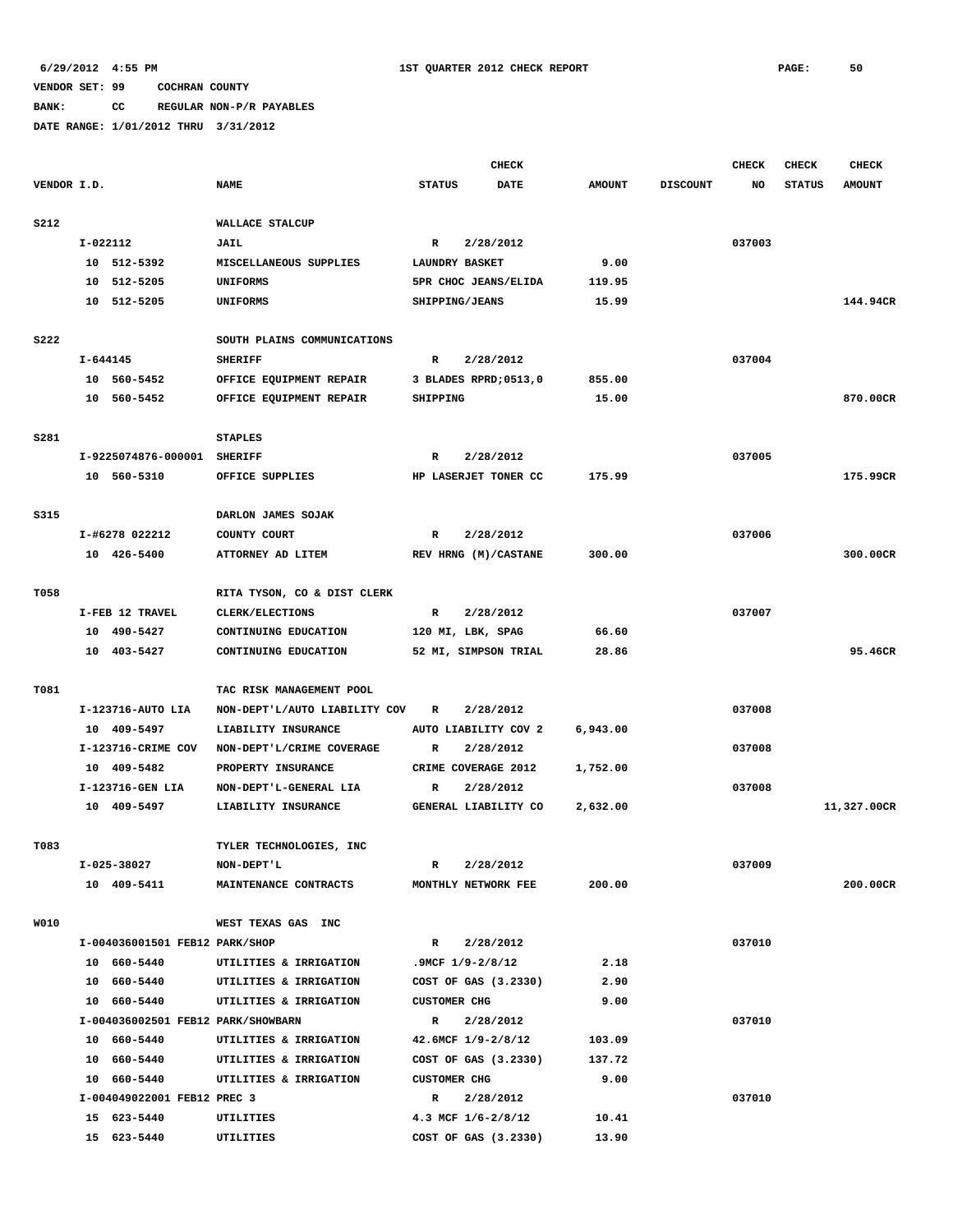6/29/2012 4:55 PM 1ST QUARTER 2012 CHECK REPORT PAGE: 50

VENDOR SET: 99 COCHRAN COUNTY

BANK: CC REGULAR NON-P/R PAYABLES

DATE RANGE: 1/01/2012 THRU 3/31/2012

| VENDOR I.D. | NAME | STATUS | CHECK DATE | AMOUNT | DISCOUNT | CHECK NO | CHECK STATUS | CHECK AMOUNT |
|---|---|---|---|---|---|---|---|---|
| S212 | WALLACE STALCUP | | | | | | | |
| I-022112 | JAIL | R | 2/28/2012 | | | 037003 | | |
| 10 512-5392 | MISCELLANEOUS SUPPLIES | LAUNDRY BASKET | | 9.00 | | | | |
| 10 512-5205 | UNIFORMS | 5PR CHOC JEANS/ELIDA | | 119.95 | | | | |
| 10 512-5205 | UNIFORMS | SHIPPING/JEANS | | 15.99 | | | | 144.94CR |
| S222 | SOUTH PLAINS COMMUNICATIONS | | | | | | | |
| I-644145 | SHERIFF | R | 2/28/2012 | | | 037004 | | |
| 10 560-5452 | OFFICE EQUIPMENT REPAIR | 3 BLADES RPRD;0513,0 | | 855.00 | | | | |
| 10 560-5452 | OFFICE EQUIPMENT REPAIR | SHIPPING | | 15.00 | | | | 870.00CR |
| S281 | STAPLES | | | | | | | |
| I-9225074876-000001 | SHERIFF | R | 2/28/2012 | | | 037005 | | |
| 10 560-5310 | OFFICE SUPPLIES | HP LASERJET TONER CC | | 175.99 | | | | 175.99CR |
| S315 | DARLON JAMES SOJAK | | | | | | | |
| I-#6278 022212 | COUNTY COURT | R | 2/28/2012 | | | 037006 | | |
| 10 426-5400 | ATTORNEY AD LITEM | REV HRNG (M)/CASTANE | | 300.00 | | | | 300.00CR |
| T058 | RITA TYSON, CO & DIST CLERK | | | | | | | |
| I-FEB 12 TRAVEL | CLERK/ELECTIONS | R | 2/28/2012 | | | 037007 | | |
| 10 490-5427 | CONTINUING EDUCATION | 120 MI, LBK, SPAG | | 66.60 | | | | |
| 10 403-5427 | CONTINUING EDUCATION | 52 MI, SIMPSON TRIAL | | 28.86 | | | | 95.46CR |
| T081 | TAC RISK MANAGEMENT POOL | | | | | | | |
| I-123716-AUTO LIA | NON-DEPT'L/AUTO LIABILITY COV | R | 2/28/2012 | | | 037008 | | |
| 10 409-5497 | LIABILITY INSURANCE | AUTO LIABILITY COV 2 | | 6,943.00 | | | | |
| I-123716-CRIME COV | NON-DEPT'L/CRIME COVERAGE | R | 2/28/2012 | | | 037008 | | |
| 10 409-5482 | PROPERTY INSURANCE | CRIME COVERAGE 2012 | | 1,752.00 | | | | |
| I-123716-GEN LIA | NON-DEPT'L-GENERAL LIA | R | 2/28/2012 | | | 037008 | | |
| 10 409-5497 | LIABILITY INSURANCE | GENERAL LIABILITY CO | | 2,632.00 | | | | 11,327.00CR |
| T083 | TYLER TECHNOLOGIES, INC | | | | | | | |
| I-025-38027 | NON-DEPT'L | R | 2/28/2012 | | | 037009 | | |
| 10 409-5411 | MAINTENANCE CONTRACTS | MONTHLY NETWORK FEE | | 200.00 | | | | 200.00CR |
| W010 | WEST TEXAS GAS INC | | | | | | | |
| I-004036001501 FEB12 | PARK/SHOP | R | 2/28/2012 | | | 037010 | | |
| 10 660-5440 | UTILITIES & IRRIGATION | .9MCF 1/9-2/8/12 | | 2.18 | | | | |
| 10 660-5440 | UTILITIES & IRRIGATION | COST OF GAS (3.2330) | | 2.90 | | | | |
| 10 660-5440 | UTILITIES & IRRIGATION | CUSTOMER CHG | | 9.00 | | | | |
| I-004036002501 FEB12 | PARK/SHOWBARN | R | 2/28/2012 | | | 037010 | | |
| 10 660-5440 | UTILITIES & IRRIGATION | 42.6MCF 1/9-2/8/12 | | 103.09 | | | | |
| 10 660-5440 | UTILITIES & IRRIGATION | COST OF GAS (3.2330) | | 137.72 | | | | |
| 10 660-5440 | UTILITIES & IRRIGATION | CUSTOMER CHG | | 9.00 | | | | |
| I-004049022001 FEB12 | PREC 3 | R | 2/28/2012 | | | 037010 | | |
| 15 623-5440 | UTILITIES | 4.3 MCF 1/6-2/8/12 | | 10.41 | | | | |
| 15 623-5440 | UTILITIES | COST OF GAS (3.2330) | | 13.90 | | | | |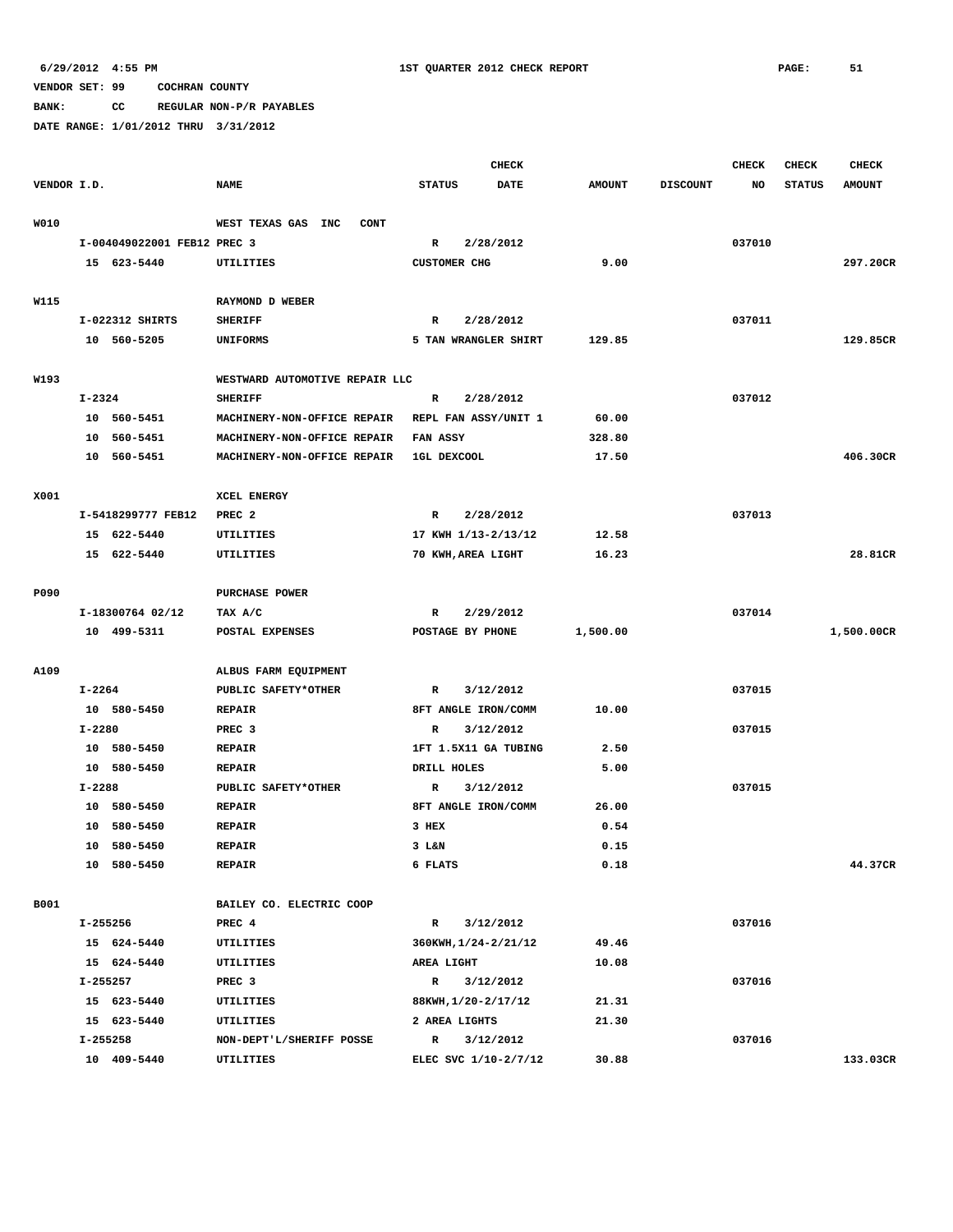6/29/2012 4:55 PM 1ST QUARTER 2012 CHECK REPORT PAGE: 51

VENDOR SET: 99 COCHRAN COUNTY

BANK: CC REGULAR NON-P/R PAYABLES

DATE RANGE: 1/01/2012 THRU 3/31/2012

| VENDOR I.D. | NAME | STATUS | CHECK DATE | AMOUNT | DISCOUNT | CHECK NO | CHECK STATUS | CHECK AMOUNT |
|---|---|---|---|---|---|---|---|---|
| W010 | WEST TEXAS GAS INC CONT | | | | | | | |
| I-004049022001 FEB12 | PREC 3 | R | 2/28/2012 | | | 037010 | | |
| 15 623-5440 | UTILITIES | CUSTOMER CHG | | 9.00 | | | | 297.20CR |
| W115 | RAYMOND D WEBER | | | | | | | |
| I-022312 SHIRTS | SHERIFF | R | 2/28/2012 | | | 037011 | | |
| 10 560-5205 | UNIFORMS | 5 TAN WRANGLER SHIRT | | 129.85 | | | | 129.85CR |
| W193 | WESTWARD AUTOMOTIVE REPAIR LLC | | | | | | | |
| I-2324 | SHERIFF | R | 2/28/2012 | | | 037012 | | |
| 10 560-5451 | MACHINERY-NON-OFFICE REPAIR | REPL FAN ASSY/UNIT 1 | | 60.00 | | | | |
| 10 560-5451 | MACHINERY-NON-OFFICE REPAIR | FAN ASSY | | 328.80 | | | | |
| 10 560-5451 | MACHINERY-NON-OFFICE REPAIR | 1GL DEXCOOL | | 17.50 | | | | 406.30CR |
| X001 | XCEL ENERGY | | | | | | | |
| I-5418299777 FEB12 | PREC 2 | R | 2/28/2012 | | | 037013 | | |
| 15 622-5440 | UTILITIES | 17 KWH 1/13-2/13/12 | | 12.58 | | | | |
| 15 622-5440 | UTILITIES | 70 KWH,AREA LIGHT | | 16.23 | | | | 28.81CR |
| P090 | PURCHASE POWER | | | | | | | |
| I-18300764 02/12 | TAX A/C | R | 2/29/2012 | | | 037014 | | |
| 10 499-5311 | POSTAL EXPENSES | POSTAGE BY PHONE | | 1,500.00 | | | | 1,500.00CR |
| A109 | ALBUS FARM EQUIPMENT | | | | | | | |
| I-2264 | PUBLIC SAFETY*OTHER | R | 3/12/2012 | | | 037015 | | |
| 10 580-5450 | REPAIR | 8FT ANGLE IRON/COMM | | 10.00 | | | | |
| I-2280 | PREC 3 | R | 3/12/2012 | | | 037015 | | |
| 10 580-5450 | REPAIR | 1FT 1.5X11 GA TUBING | | 2.50 | | | | |
| 10 580-5450 | REPAIR | DRILL HOLES | | 5.00 | | | | |
| I-2288 | PUBLIC SAFETY*OTHER | R | 3/12/2012 | | | 037015 | | |
| 10 580-5450 | REPAIR | 8FT ANGLE IRON/COMM | | 26.00 | | | | |
| 10 580-5450 | REPAIR | 3 HEX | | 0.54 | | | | |
| 10 580-5450 | REPAIR | 3 L&N | | 0.15 | | | | |
| 10 580-5450 | REPAIR | 6 FLATS | | 0.18 | | | | 44.37CR |
| B001 | BAILEY CO. ELECTRIC COOP | | | | | | | |
| I-255256 | PREC 4 | R | 3/12/2012 | | | 037016 | | |
| 15 624-5440 | UTILITIES | 360KWH,1/24-2/21/12 | | 49.46 | | | | |
| 15 624-5440 | UTILITIES | AREA LIGHT | | 10.08 | | | | |
| I-255257 | PREC 3 | R | 3/12/2012 | | | 037016 | | |
| 15 623-5440 | UTILITIES | 88KWH,1/20-2/17/12 | | 21.31 | | | | |
| 15 623-5440 | UTILITIES | 2 AREA LIGHTS | | 21.30 | | | | |
| I-255258 | NON-DEPT'L/SHERIFF POSSE | R | 3/12/2012 | | | 037016 | | |
| 10 409-5440 | UTILITIES | ELEC SVC 1/10-2/7/12 | | 30.88 | | | | 133.03CR |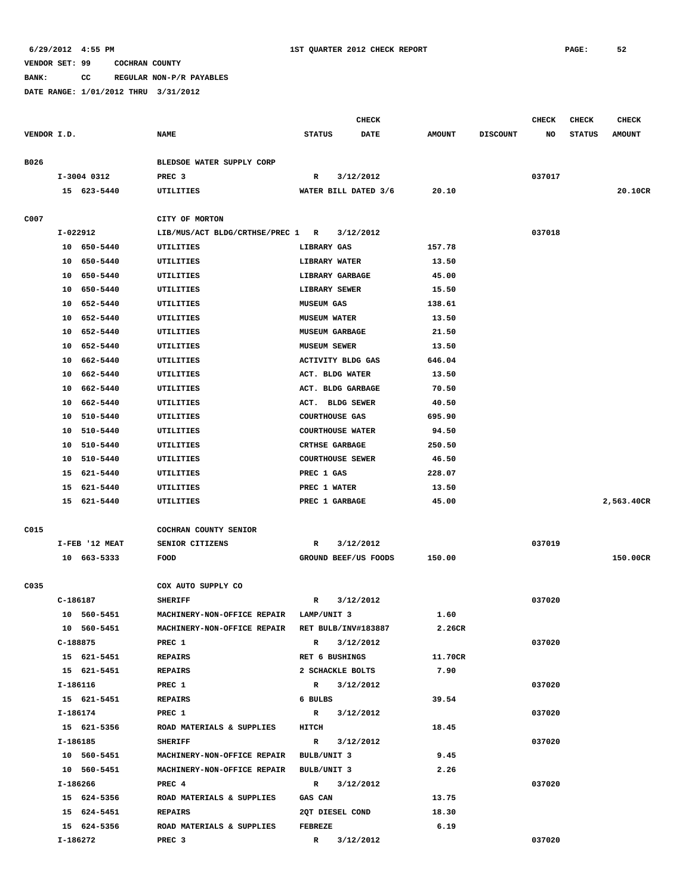6/29/2012 4:55 PM 1ST QUARTER 2012 CHECK REPORT

VENDOR SET: 99 COCHRAN COUNTY

BANK: CC REGULAR NON-P/R PAYABLES

DATE RANGE: 1/01/2012 THRU 3/31/2012

| VENDOR I.D. | NAME | STATUS | CHECK DATE | AMOUNT | DISCOUNT | CHECK NO | CHECK STATUS | CHECK AMOUNT |
|---|---|---|---|---|---|---|---|---|
| B026 | BLEDSOE WATER SUPPLY CORP | | | | | | | |
| I-3004 0312 | PREC 3 | R | 3/12/2012 | | | 037017 | | |
| 15 623-5440 | UTILITIES | WATER BILL DATED 3/6 | | 20.10 | | | | 20.10CR |
| C007 | CITY OF MORTON | | | | | | | |
| I-022912 | LIB/MUS/ACT BLDG/CRTHSE/PREC 1 | R | 3/12/2012 | | | 037018 | | |
| 10 650-5440 | UTILITIES | LIBRARY GAS | | 157.78 | | | | |
| 10 650-5440 | UTILITIES | LIBRARY WATER | | 13.50 | | | | |
| 10 650-5440 | UTILITIES | LIBRARY GARBAGE | | 45.00 | | | | |
| 10 650-5440 | UTILITIES | LIBRARY SEWER | | 15.50 | | | | |
| 10 652-5440 | UTILITIES | MUSEUM GAS | | 138.61 | | | | |
| 10 652-5440 | UTILITIES | MUSEUM WATER | | 13.50 | | | | |
| 10 652-5440 | UTILITIES | MUSEUM GARBAGE | | 21.50 | | | | |
| 10 652-5440 | UTILITIES | MUSEUM SEWER | | 13.50 | | | | |
| 10 662-5440 | UTILITIES | ACTIVITY BLDG GAS | | 646.04 | | | | |
| 10 662-5440 | UTILITIES | ACT. BLDG WATER | | 13.50 | | | | |
| 10 662-5440 | UTILITIES | ACT. BLDG GARBAGE | | 70.50 | | | | |
| 10 662-5440 | UTILITIES | ACT. BLDG SEWER | | 40.50 | | | | |
| 10 510-5440 | UTILITIES | COURTHOUSE GAS | | 695.90 | | | | |
| 10 510-5440 | UTILITIES | COURTHOUSE WATER | | 94.50 | | | | |
| 10 510-5440 | UTILITIES | CRTHSE GARBAGE | | 250.50 | | | | |
| 10 510-5440 | UTILITIES | COURTHOUSE SEWER | | 46.50 | | | | |
| 15 621-5440 | UTILITIES | PREC 1 GAS | | 228.07 | | | | |
| 15 621-5440 | UTILITIES | PREC 1 WATER | | 13.50 | | | | |
| 15 621-5440 | UTILITIES | PREC 1 GARBAGE | | 45.00 | | | | 2,563.40CR |
| C015 | COCHRAN COUNTY SENIOR | | | | | | | |
| I-FEB '12 MEAT | SENIOR CITIZENS | R | 3/12/2012 | | | 037019 | | |
| 10 663-5333 | FOOD | GROUND BEEF/US FOODS | | 150.00 | | | | 150.00CR |
| C035 | COX AUTO SUPPLY CO | | | | | | | |
| C-186187 | SHERIFF | R | 3/12/2012 | | | 037020 | | |
| 10 560-5451 | MACHINERY-NON-OFFICE REPAIR | LAMP/UNIT 3 | | 1.60 | | | | |
| 10 560-5451 | MACHINERY-NON-OFFICE REPAIR | RET BULB/INV#183887 | | 2.26CR | | | | |
| C-188875 | PREC 1 | R | 3/12/2012 | | | 037020 | | |
| 15 621-5451 | REPAIRS | RET 6 BUSHINGS | | 11.70CR | | | | |
| 15 621-5451 | REPAIRS | 2 SCHACKLE BOLTS | | 7.90 | | | | |
| I-186116 | PREC 1 | R | 3/12/2012 | | | 037020 | | |
| 15 621-5451 | REPAIRS | 6 BULBS | | 39.54 | | | | |
| I-186174 | PREC 1 | R | 3/12/2012 | | | 037020 | | |
| 15 621-5356 | ROAD MATERIALS & SUPPLIES | HITCH | | 18.45 | | | | |
| I-186185 | SHERIFF | R | 3/12/2012 | | | 037020 | | |
| 10 560-5451 | MACHINERY-NON-OFFICE REPAIR | BULB/UNIT 3 | | 9.45 | | | | |
| 10 560-5451 | MACHINERY-NON-OFFICE REPAIR | BULB/UNIT 3 | | 2.26 | | | | |
| I-186266 | PREC 4 | R | 3/12/2012 | | | 037020 | | |
| 15 624-5356 | ROAD MATERIALS & SUPPLIES | GAS CAN | | 13.75 | | | | |
| 15 624-5451 | REPAIRS | 2QT DIESEL COND | | 18.30 | | | | |
| 15 624-5356 | ROAD MATERIALS & SUPPLIES | FEBREZE | | 6.19 | | | | |
| I-186272 | PREC 3 | R | 3/12/2012 | | | 037020 | | |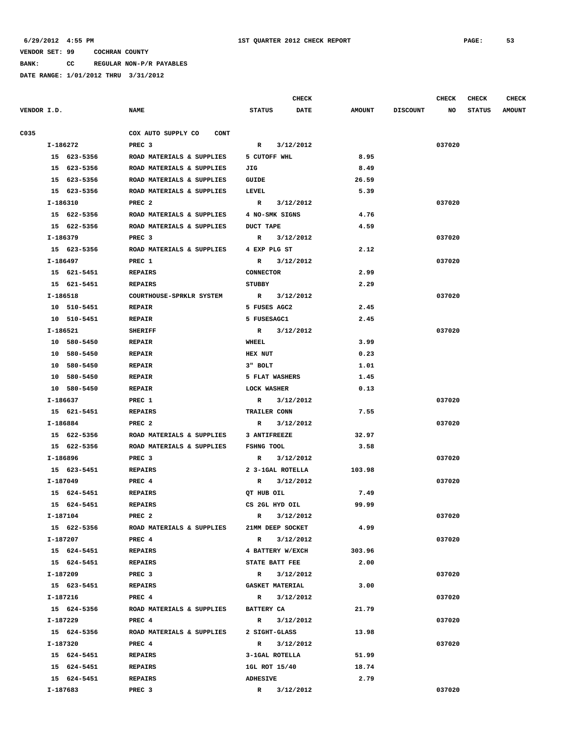VENDOR SET: 99 COCHRAN COUNTY

BANK: CC REGULAR NON-P/R PAYABLES

DATE RANGE: 1/01/2012 THRU 3/31/2012

| VENDOR I.D. | NAME | STATUS | CHECK DATE | AMOUNT | DISCOUNT | CHECK NO | CHECK STATUS | CHECK AMOUNT |
|---|---|---|---|---|---|---|---|---|
| C035 | COX AUTO SUPPLY CO CONT | | | | | | | |
| I-186272 | PREC 3 | R | 3/12/2012 | | | 037020 | | |
| 15 623-5356 | ROAD MATERIALS & SUPPLIES | 5 CUTOFF WHL | | 8.95 | | | | |
| 15 623-5356 | ROAD MATERIALS & SUPPLIES | JIG | | 8.49 | | | | |
| 15 623-5356 | ROAD MATERIALS & SUPPLIES | GUIDE | | 26.59 | | | | |
| 15 623-5356 | ROAD MATERIALS & SUPPLIES | LEVEL | | 5.39 | | | | |
| I-186310 | PREC 2 | R | 3/12/2012 | | | 037020 | | |
| 15 622-5356 | ROAD MATERIALS & SUPPLIES | 4 NO-SMK SIGNS | | 4.76 | | | | |
| 15 622-5356 | ROAD MATERIALS & SUPPLIES | DUCT TAPE | | 4.59 | | | | |
| I-186379 | PREC 3 | R | 3/12/2012 | | | 037020 | | |
| 15 623-5356 | ROAD MATERIALS & SUPPLIES | 4 EXP PLG ST | | 2.12 | | | | |
| I-186497 | PREC 1 | R | 3/12/2012 | | | 037020 | | |
| 15 621-5451 | REPAIRS | CONNECTOR | | 2.99 | | | | |
| 15 621-5451 | REPAIRS | STUBBY | | 2.29 | | | | |
| I-186518 | COURTHOUSE-SPRKLR SYSTEM | R | 3/12/2012 | | | 037020 | | |
| 10 510-5451 | REPAIR | 5 FUSES AGC2 | | 2.45 | | | | |
| 10 510-5451 | REPAIR | 5 FUSESAGC1 | | 2.45 | | | | |
| I-186521 | SHERIFF | R | 3/12/2012 | | | 037020 | | |
| 10 580-5450 | REPAIR | WHEEL | | 3.99 | | | | |
| 10 580-5450 | REPAIR | HEX NUT | | 0.23 | | | | |
| 10 580-5450 | REPAIR | 3" BOLT | | 1.01 | | | | |
| 10 580-5450 | REPAIR | 5 FLAT WASHERS | | 1.45 | | | | |
| 10 580-5450 | REPAIR | LOCK WASHER | | 0.13 | | | | |
| I-186637 | PREC 1 | R | 3/12/2012 | | | 037020 | | |
| 15 621-5451 | REPAIRS | TRAILER CONN | | 7.55 | | | | |
| I-186884 | PREC 2 | R | 3/12/2012 | | | 037020 | | |
| 15 622-5356 | ROAD MATERIALS & SUPPLIES | 3 ANTIFREEZE | | 32.97 | | | | |
| 15 622-5356 | ROAD MATERIALS & SUPPLIES | FSHNG TOOL | | 3.58 | | | | |
| I-186896 | PREC 3 | R | 3/12/2012 | | | 037020 | | |
| 15 623-5451 | REPAIRS | 2 3-1GAL ROTELLA | | 103.98 | | | | |
| I-187049 | PREC 4 | R | 3/12/2012 | | | 037020 | | |
| 15 624-5451 | REPAIRS | QT HUB OIL | | 7.49 | | | | |
| 15 624-5451 | REPAIRS | CS 2GL HYD OIL | | 99.99 | | | | |
| I-187104 | PREC 2 | R | 3/12/2012 | | | 037020 | | |
| 15 622-5356 | ROAD MATERIALS & SUPPLIES | 21MM DEEP SOCKET | | 4.99 | | | | |
| I-187207 | PREC 4 | R | 3/12/2012 | | | 037020 | | |
| 15 624-5451 | REPAIRS | 4 BATTERY W/EXCH | | 303.96 | | | | |
| 15 624-5451 | REPAIRS | STATE BATT FEE | | 2.00 | | | | |
| I-187209 | PREC 3 | R | 3/12/2012 | | | 037020 | | |
| 15 623-5451 | REPAIRS | GASKET MATERIAL | | 3.00 | | | | |
| I-187216 | PREC 4 | R | 3/12/2012 | | | 037020 | | |
| 15 624-5356 | ROAD MATERIALS & SUPPLIES | BATTERY CA | | 21.79 | | | | |
| I-187229 | PREC 4 | R | 3/12/2012 | | | 037020 | | |
| 15 624-5356 | ROAD MATERIALS & SUPPLIES | 2 SIGHT-GLASS | | 13.98 | | | | |
| I-187320 | PREC 4 | R | 3/12/2012 | | | 037020 | | |
| 15 624-5451 | REPAIRS | 3-1GAL ROTELLA | | 51.99 | | | | |
| 15 624-5451 | REPAIRS | 1GL ROT 15/40 | | 18.74 | | | | |
| 15 624-5451 | REPAIRS | ADHESIVE | | 2.79 | | | | |
| I-187683 | PREC 3 | R | 3/12/2012 | | | 037020 | | |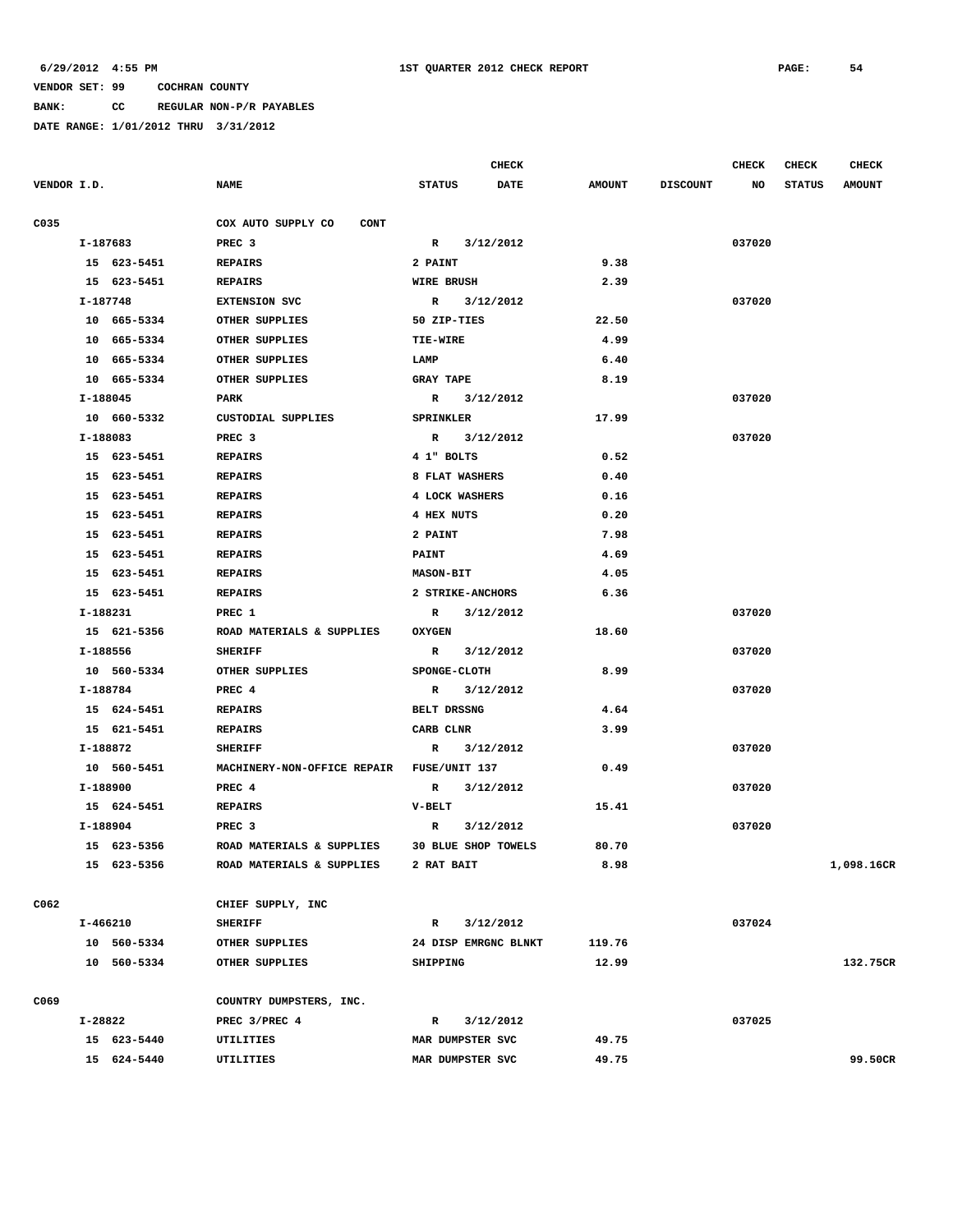VENDOR SET: 99 COCHRAN COUNTY

BANK: CC REGULAR NON-P/R PAYABLES

DATE RANGE: 1/01/2012 THRU 3/31/2012

| VENDOR I.D. | NAME | CHECK STATUS | CHECK DATE | AMOUNT | DISCOUNT | CHECK NO | CHECK STATUS | CHECK AMOUNT |
|---|---|---|---|---|---|---|---|---|
| C035 | COX AUTO SUPPLY CO CONT | | | | | | | |
| I-187683 | PREC 3 | R | 3/12/2012 | | | 037020 | | |
| 15 623-5451 | REPAIRS | 2 PAINT | | 9.38 | | | | |
| 15 623-5451 | REPAIRS | WIRE BRUSH | | 2.39 | | | | |
| I-187748 | EXTENSION SVC | R | 3/12/2012 | | | 037020 | | |
| 10 665-5334 | OTHER SUPPLIES | 50 ZIP-TIES | | 22.50 | | | | |
| 10 665-5334 | OTHER SUPPLIES | TIE-WIRE | | 4.99 | | | | |
| 10 665-5334 | OTHER SUPPLIES | LAMP | | 6.40 | | | | |
| 10 665-5334 | OTHER SUPPLIES | GRAY TAPE | | 8.19 | | | | |
| I-188045 | PARK | R | 3/12/2012 | | | 037020 | | |
| 10 660-5332 | CUSTODIAL SUPPLIES | SPRINKLER | | 17.99 | | | | |
| I-188083 | PREC 3 | R | 3/12/2012 | | | 037020 | | |
| 15 623-5451 | REPAIRS | 4 1" BOLTS | | 0.52 | | | | |
| 15 623-5451 | REPAIRS | 8 FLAT WASHERS | | 0.40 | | | | |
| 15 623-5451 | REPAIRS | 4 LOCK WASHERS | | 0.16 | | | | |
| 15 623-5451 | REPAIRS | 4 HEX NUTS | | 0.20 | | | | |
| 15 623-5451 | REPAIRS | 2 PAINT | | 7.98 | | | | |
| 15 623-5451 | REPAIRS | PAINT | | 4.69 | | | | |
| 15 623-5451 | REPAIRS | MASON-BIT | | 4.05 | | | | |
| 15 623-5451 | REPAIRS | 2 STRIKE-ANCHORS | | 6.36 | | | | |
| I-188231 | PREC 1 | R | 3/12/2012 | | | 037020 | | |
| 15 621-5356 | ROAD MATERIALS & SUPPLIES | OXYGEN | | 18.60 | | | | |
| I-188556 | SHERIFF | R | 3/12/2012 | | | 037020 | | |
| 10 560-5334 | OTHER SUPPLIES | SPONGE-CLOTH | | 8.99 | | | | |
| I-188784 | PREC 4 | R | 3/12/2012 | | | 037020 | | |
| 15 624-5451 | REPAIRS | BELT DRSSNG | | 4.64 | | | | |
| 15 621-5451 | REPAIRS | CARB CLNR | | 3.99 | | | | |
| I-188872 | SHERIFF | R | 3/12/2012 | | | 037020 | | |
| 10 560-5451 | MACHINERY-NON-OFFICE REPAIR | FUSE/UNIT 137 | | 0.49 | | | | |
| I-188900 | PREC 4 | R | 3/12/2012 | | | 037020 | | |
| 15 624-5451 | REPAIRS | V-BELT | | 15.41 | | | | |
| I-188904 | PREC 3 | R | 3/12/2012 | | | 037020 | | |
| 15 623-5356 | ROAD MATERIALS & SUPPLIES | 30 BLUE SHOP TOWELS | | 80.70 | | | | |
| 15 623-5356 | ROAD MATERIALS & SUPPLIES | 2 RAT BAIT | | 8.98 | | | | 1,098.16CR |
| C062 | CHIEF SUPPLY, INC | | | | | | | |
| I-466210 | SHERIFF | R | 3/12/2012 | | | 037024 | | |
| 10 560-5334 | OTHER SUPPLIES | 24 DISP EMRGNC BLNKT | | 119.76 | | | | |
| 10 560-5334 | OTHER SUPPLIES | SHIPPING | | 12.99 | | | | 132.75CR |
| C069 | COUNTRY DUMPSTERS, INC. | | | | | | | |
| I-28822 | PREC 3/PREC 4 | R | 3/12/2012 | | | 037025 | | |
| 15 623-5440 | UTILITIES | MAR DUMPSTER SVC | | 49.75 | | | | |
| 15 624-5440 | UTILITIES | MAR DUMPSTER SVC | | 49.75 | | | | 99.50CR |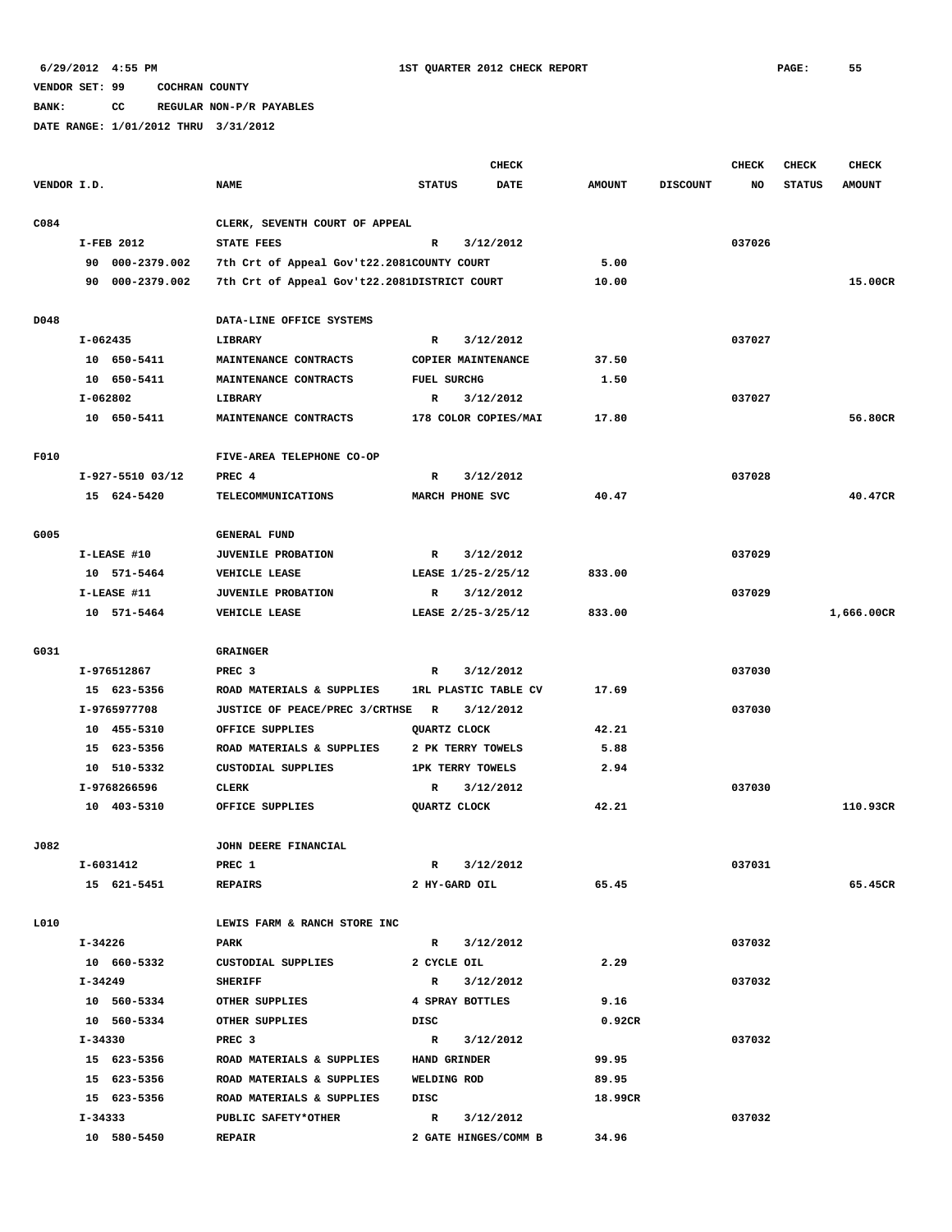6/29/2012 4:55 PM 1ST QUARTER 2012 CHECK REPORT

VENDOR SET: 99 COCHRAN COUNTY

BANK: CC REGULAR NON-P/R PAYABLES

DATE RANGE: 1/01/2012 THRU 3/31/2012

| VENDOR I.D. | NAME | STATUS | CHECK DATE | AMOUNT | DISCOUNT | CHECK NO | CHECK STATUS | CHECK AMOUNT |
|---|---|---|---|---|---|---|---|---|
| C084 | CLERK, SEVENTH COURT OF APPEAL | | | | | | | |
| I-FEB 2012 | STATE FEES | R | 3/12/2012 | | | 037026 | | |
| 90 000-2379.002 | 7th Crt of Appeal Gov't22.2081COUNTY COURT | | | 5.00 | | | | |
| 90 000-2379.002 | 7th Crt of Appeal Gov't22.2081DISTRICT COURT | | | 10.00 | | | | 15.00CR |
| D048 | DATA-LINE OFFICE SYSTEMS | | | | | | | |
| I-062435 | LIBRARY | R | 3/12/2012 | | | 037027 | | |
| 10 650-5411 | MAINTENANCE CONTRACTS | COPIER MAINTENANCE | | 37.50 | | | | |
| 10 650-5411 | MAINTENANCE CONTRACTS | FUEL SURCHG | | 1.50 | | | | |
| I-062802 | LIBRARY | R | 3/12/2012 | | | 037027 | | |
| 10 650-5411 | MAINTENANCE CONTRACTS | 178 COLOR COPIES/MAI | | 17.80 | | | | 56.80CR |
| F010 | FIVE-AREA TELEPHONE CO-OP | | | | | | | |
| I-927-5510 03/12 | PREC 4 | R | 3/12/2012 | | | 037028 | | |
| 15 624-5420 | TELECOMMUNICATIONS | MARCH PHONE SVC | | 40.47 | | | | 40.47CR |
| G005 | GENERAL FUND | | | | | | | |
| I-LEASE #10 | JUVENILE PROBATION | R | 3/12/2012 | | | 037029 | | |
| 10 571-5464 | VEHICLE LEASE | LEASE 1/25-2/25/12 | | 833.00 | | | | |
| I-LEASE #11 | JUVENILE PROBATION | R | 3/12/2012 | | | 037029 | | |
| 10 571-5464 | VEHICLE LEASE | LEASE 2/25-3/25/12 | | 833.00 | | | | 1,666.00CR |
| G031 | GRAINGER | | | | | | | |
| I-976512867 | PREC 3 | R | 3/12/2012 | | | 037030 | | |
| 15 623-5356 | ROAD MATERIALS & SUPPLIES | 1RL PLASTIC TABLE CV | | 17.69 | | | | |
| I-9765977708 | JUSTICE OF PEACE/PREC 3/CRTHSE | R | 3/12/2012 | | | 037030 | | |
| 10 455-5310 | OFFICE SUPPLIES | QUARTZ CLOCK | | 42.21 | | | | |
| 15 623-5356 | ROAD MATERIALS & SUPPLIES | 2 PK TERRY TOWELS | | 5.88 | | | | |
| 10 510-5332 | CUSTODIAL SUPPLIES | 1PK TERRY TOWELS | | 2.94 | | | | |
| I-9768266596 | CLERK | R | 3/12/2012 | | | 037030 | | |
| 10 403-5310 | OFFICE SUPPLIES | QUARTZ CLOCK | | 42.21 | | | | 110.93CR |
| J082 | JOHN DEERE FINANCIAL | | | | | | | |
| I-6031412 | PREC 1 | R | 3/12/2012 | | | 037031 | | |
| 15 621-5451 | REPAIRS | 2 HY-GARD OIL | | 65.45 | | | | 65.45CR |
| L010 | LEWIS FARM & RANCH STORE INC | | | | | | | |
| I-34226 | PARK | R | 3/12/2012 | | | 037032 | | |
| 10 660-5332 | CUSTODIAL SUPPLIES | 2 CYCLE OIL | | 2.29 | | | | |
| I-34249 | SHERIFF | R | 3/12/2012 | | | 037032 | | |
| 10 560-5334 | OTHER SUPPLIES | 4 SPRAY BOTTLES | | 9.16 | | | | |
| 10 560-5334 | OTHER SUPPLIES | DISC | | 0.92CR | | | | |
| I-34330 | PREC 3 | R | 3/12/2012 | | | 037032 | | |
| 15 623-5356 | ROAD MATERIALS & SUPPLIES | HAND GRINDER | | 99.95 | | | | |
| 15 623-5356 | ROAD MATERIALS & SUPPLIES | WELDING ROD | | 89.95 | | | | |
| 15 623-5356 | ROAD MATERIALS & SUPPLIES | DISC | | 18.99CR | | | | |
| I-34333 | PUBLIC SAFETY*OTHER | R | 3/12/2012 | | | 037032 | | |
| 10 580-5450 | REPAIR | 2 GATE HINGES/COMM B | | 34.96 | | | | |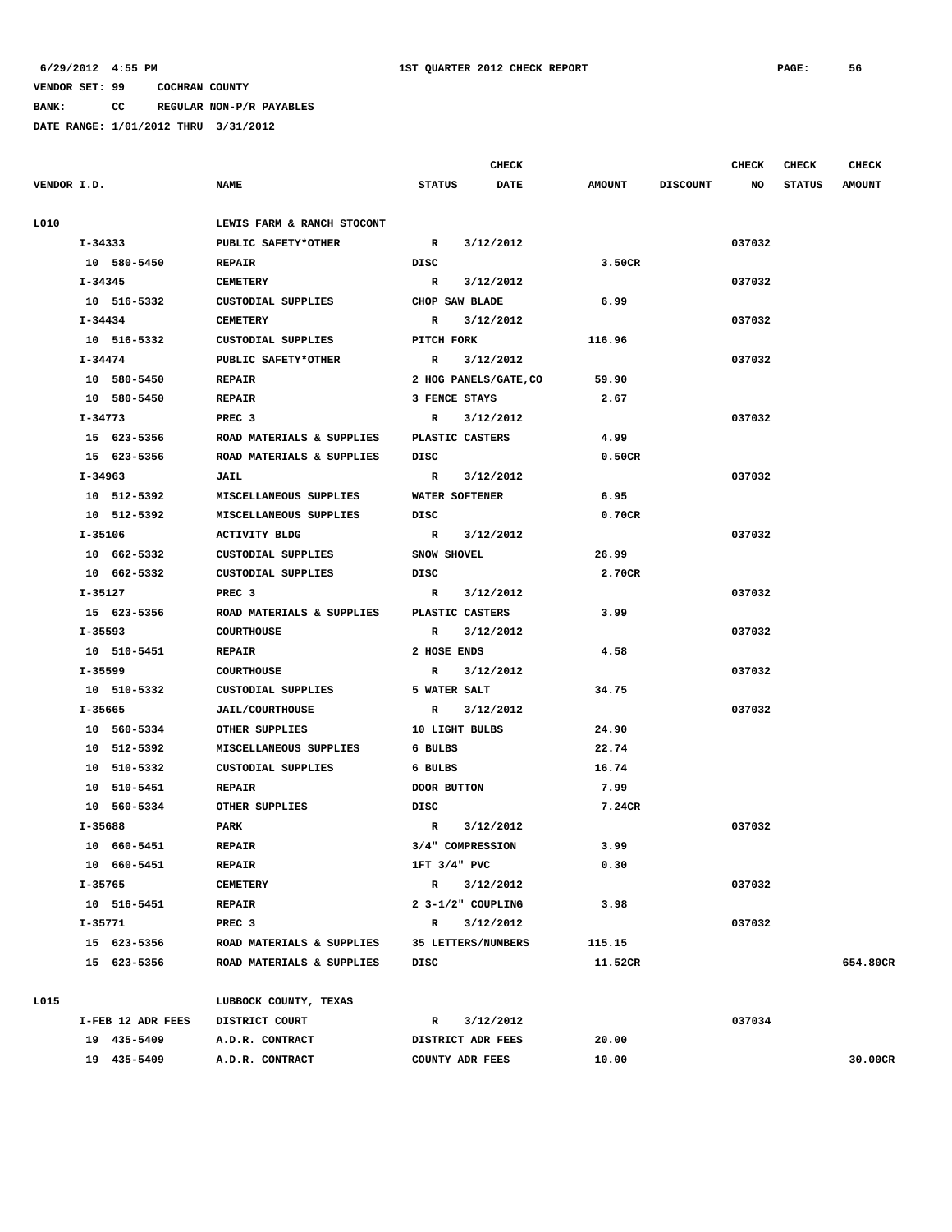6/29/2012 4:55 PM 1ST QUARTER 2012 CHECK REPORT

VENDOR SET: 99 COCHRAN COUNTY

BANK: CC REGULAR NON-P/R PAYABLES

DATE RANGE: 1/01/2012 THRU 3/31/2012

| VENDOR I.D. | NAME | CHECK STATUS | CHECK DATE | AMOUNT | DISCOUNT | CHECK NO | CHECK STATUS | CHECK AMOUNT |
|---|---|---|---|---|---|---|---|---|
| L010 | LEWIS FARM & RANCH STOCONT | | | | | | | |
| I-34333 | PUBLIC SAFETY*OTHER | R | 3/12/2012 | | | 037032 | | |
| 10 580-5450 | REPAIR | DISC | | 3.50CR | | | | |
| I-34345 | CEMETERY | R | 3/12/2012 | | | 037032 | | |
| 10 516-5332 | CUSTODIAL SUPPLIES | CHOP SAW BLADE | | 6.99 | | | | |
| I-34434 | CEMETERY | R | 3/12/2012 | | | 037032 | | |
| 10 516-5332 | CUSTODIAL SUPPLIES | PITCH FORK | | 116.96 | | | | |
| I-34474 | PUBLIC SAFETY*OTHER | R | 3/12/2012 | | | 037032 | | |
| 10 580-5450 | REPAIR | 2 HOG PANELS/GATE,CO | | 59.90 | | | | |
| 10 580-5450 | REPAIR | 3 FENCE STAYS | | 2.67 | | | | |
| I-34773 | PREC 3 | R | 3/12/2012 | | | 037032 | | |
| 15 623-5356 | ROAD MATERIALS & SUPPLIES | PLASTIC CASTERS | | 4.99 | | | | |
| 15 623-5356 | ROAD MATERIALS & SUPPLIES | DISC | | 0.50CR | | | | |
| I-34963 | JAIL | R | 3/12/2012 | | | 037032 | | |
| 10 512-5392 | MISCELLANEOUS SUPPLIES | WATER SOFTENER | | 6.95 | | | | |
| 10 512-5392 | MISCELLANEOUS SUPPLIES | DISC | | 0.70CR | | | | |
| I-35106 | ACTIVITY BLDG | R | 3/12/2012 | | | 037032 | | |
| 10 662-5332 | CUSTODIAL SUPPLIES | SNOW SHOVEL | | 26.99 | | | | |
| 10 662-5332 | CUSTODIAL SUPPLIES | DISC | | 2.70CR | | | | |
| I-35127 | PREC 3 | R | 3/12/2012 | | | 037032 | | |
| 15 623-5356 | ROAD MATERIALS & SUPPLIES | PLASTIC CASTERS | | 3.99 | | | | |
| I-35593 | COURTHOUSE | R | 3/12/2012 | | | 037032 | | |
| 10 510-5451 | REPAIR | 2 HOSE ENDS | | 4.58 | | | | |
| I-35599 | COURTHOUSE | R | 3/12/2012 | | | 037032 | | |
| 10 510-5332 | CUSTODIAL SUPPLIES | 5 WATER SALT | | 34.75 | | | | |
| I-35665 | JAIL/COURTHOUSE | R | 3/12/2012 | | | 037032 | | |
| 10 560-5334 | OTHER SUPPLIES | 10 LIGHT BULBS | | 24.90 | | | | |
| 10 512-5392 | MISCELLANEOUS SUPPLIES | 6 BULBS | | 22.74 | | | | |
| 10 510-5332 | CUSTODIAL SUPPLIES | 6 BULBS | | 16.74 | | | | |
| 10 510-5451 | REPAIR | DOOR BUTTON | | 7.99 | | | | |
| 10 560-5334 | OTHER SUPPLIES | DISC | | 7.24CR | | | | |
| I-35688 | PARK | R | 3/12/2012 | | | 037032 | | |
| 10 660-5451 | REPAIR | 3/4" COMPRESSION | | 3.99 | | | | |
| 10 660-5451 | REPAIR | 1FT 3/4" PVC | | 0.30 | | | | |
| I-35765 | CEMETERY | R | 3/12/2012 | | | 037032 | | |
| 10 516-5451 | REPAIR | 2 3-1/2" COUPLING | | 3.98 | | | | |
| I-35771 | PREC 3 | R | 3/12/2012 | | | 037032 | | |
| 15 623-5356 | ROAD MATERIALS & SUPPLIES | 35 LETTERS/NUMBERS | | 115.15 | | | | |
| 15 623-5356 | ROAD MATERIALS & SUPPLIES | DISC | | 11.52CR | | | | 654.80CR |
| L015 | LUBBOCK COUNTY, TEXAS | | | | | | | |
| I-FEB 12 ADR FEES | DISTRICT COURT | R | 3/12/2012 | | | 037034 | | |
| 19 435-5409 | A.D.R. CONTRACT | DISTRICT ADR FEES | | 20.00 | | | | |
| 19 435-5409 | A.D.R. CONTRACT | COUNTY ADR FEES | | 10.00 | | | | 30.00CR |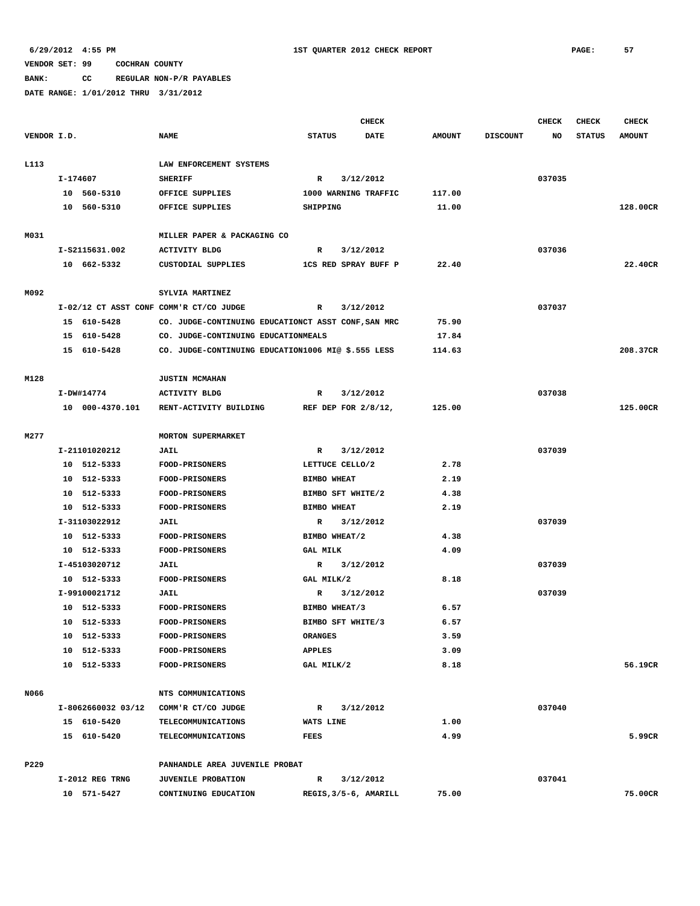6/29/2012 4:55 PM 1ST QUARTER 2012 CHECK REPORT PAGE: 57

VENDOR SET: 99 COCHRAN COUNTY

BANK: CC REGULAR NON-P/R PAYABLES

DATE RANGE: 1/01/2012 THRU 3/31/2012

| VENDOR I.D. | NAME | STATUS | CHECK DATE | AMOUNT | DISCOUNT | CHECK NO | CHECK STATUS | CHECK AMOUNT |
|---|---|---|---|---|---|---|---|---|
| L113 | LAW ENFORCEMENT SYSTEMS | | | | | | | |
| I-174607 | SHERIFF | R | 3/12/2012 | | | 037035 | | |
| 10 560-5310 | OFFICE SUPPLIES | 1000 WARNING TRAFFIC | | 117.00 | | | | |
| 10 560-5310 | OFFICE SUPPLIES | SHIPPING | | 11.00 | | | | 128.00CR |
| M031 | MILLER PAPER & PACKAGING CO | | | | | | | |
| I-S2115631.002 | ACTIVITY BLDG | R | 3/12/2012 | | | 037036 | | |
| 10 662-5332 | CUSTODIAL SUPPLIES | 1CS RED SPRAY BUFF P | | 22.40 | | | | 22.40CR |
| M092 | SYLVIA MARTINEZ | | | | | | | |
| I-02/12 CT ASST CONF | COMM'R CT/CO JUDGE | R | 3/12/2012 | | | 037037 | | |
| 15 610-5428 | CO. JUDGE-CONTINUING EDUCATION | CT ASST CONF,SAN MRC | | 75.90 | | | | |
| 15 610-5428 | CO. JUDGE-CONTINUING EDUCATION | MEALS | | 17.84 | | | | |
| 15 610-5428 | CO. JUDGE-CONTINUING EDUCATION | 1006 MI@ $.555 LESS | | 114.63 | | | | 208.37CR |
| M128 | JUSTIN MCMAHAN | | | | | | | |
| I-DW#14774 | ACTIVITY BLDG | R | 3/12/2012 | | | 037038 | | |
| 10 000-4370.101 | RENT-ACTIVITY BUILDING | REF DEP FOR 2/8/12, | | 125.00 | | | | 125.00CR |
| M277 | MORTON SUPERMARKET | | | | | | | |
| I-21101020212 | JAIL | R | 3/12/2012 | | | 037039 | | |
| 10 512-5333 | FOOD-PRISONERS | LETTUCE CELLO/2 | | 2.78 | | | | |
| 10 512-5333 | FOOD-PRISONERS | BIMBO WHEAT | | 2.19 | | | | |
| 10 512-5333 | FOOD-PRISONERS | BIMBO SFT WHITE/2 | | 4.38 | | | | |
| 10 512-5333 | FOOD-PRISONERS | BIMBO WHEAT | | 2.19 | | | | |
| I-31103022912 | JAIL | R | 3/12/2012 | | | 037039 | | |
| 10 512-5333 | FOOD-PRISONERS | BIMBO WHEAT/2 | | 4.38 | | | | |
| 10 512-5333 | FOOD-PRISONERS | GAL MILK | | 4.09 | | | | |
| I-45103020712 | JAIL | R | 3/12/2012 | | | 037039 | | |
| 10 512-5333 | FOOD-PRISONERS | GAL MILK/2 | | 8.18 | | | | |
| I-99100021712 | JAIL | R | 3/12/2012 | | | 037039 | | |
| 10 512-5333 | FOOD-PRISONERS | BIMBO WHEAT/3 | | 6.57 | | | | |
| 10 512-5333 | FOOD-PRISONERS | BIMBO SFT WHITE/3 | | 6.57 | | | | |
| 10 512-5333 | FOOD-PRISONERS | ORANGES | | 3.59 | | | | |
| 10 512-5333 | FOOD-PRISONERS | APPLES | | 3.09 | | | | |
| 10 512-5333 | FOOD-PRISONERS | GAL MILK/2 | | 8.18 | | | | 56.19CR |
| N066 | NTS COMMUNICATIONS | | | | | | | |
| I-8062660032 03/12 | COMM'R CT/CO JUDGE | R | 3/12/2012 | | | 037040 | | |
| 15 610-5420 | TELECOMMUNICATIONS | WATS LINE | | 1.00 | | | | |
| 15 610-5420 | TELECOMMUNICATIONS | FEES | | 4.99 | | | | 5.99CR |
| P229 | PANHANDLE AREA JUVENILE PROBAT | | | | | | | |
| I-2012 REG TRNG | JUVENILE PROBATION | R | 3/12/2012 | | | 037041 | | |
| 10 571-5427 | CONTINUING EDUCATION | REGIS,3/5-6, AMARILL | | 75.00 | | | | 75.00CR |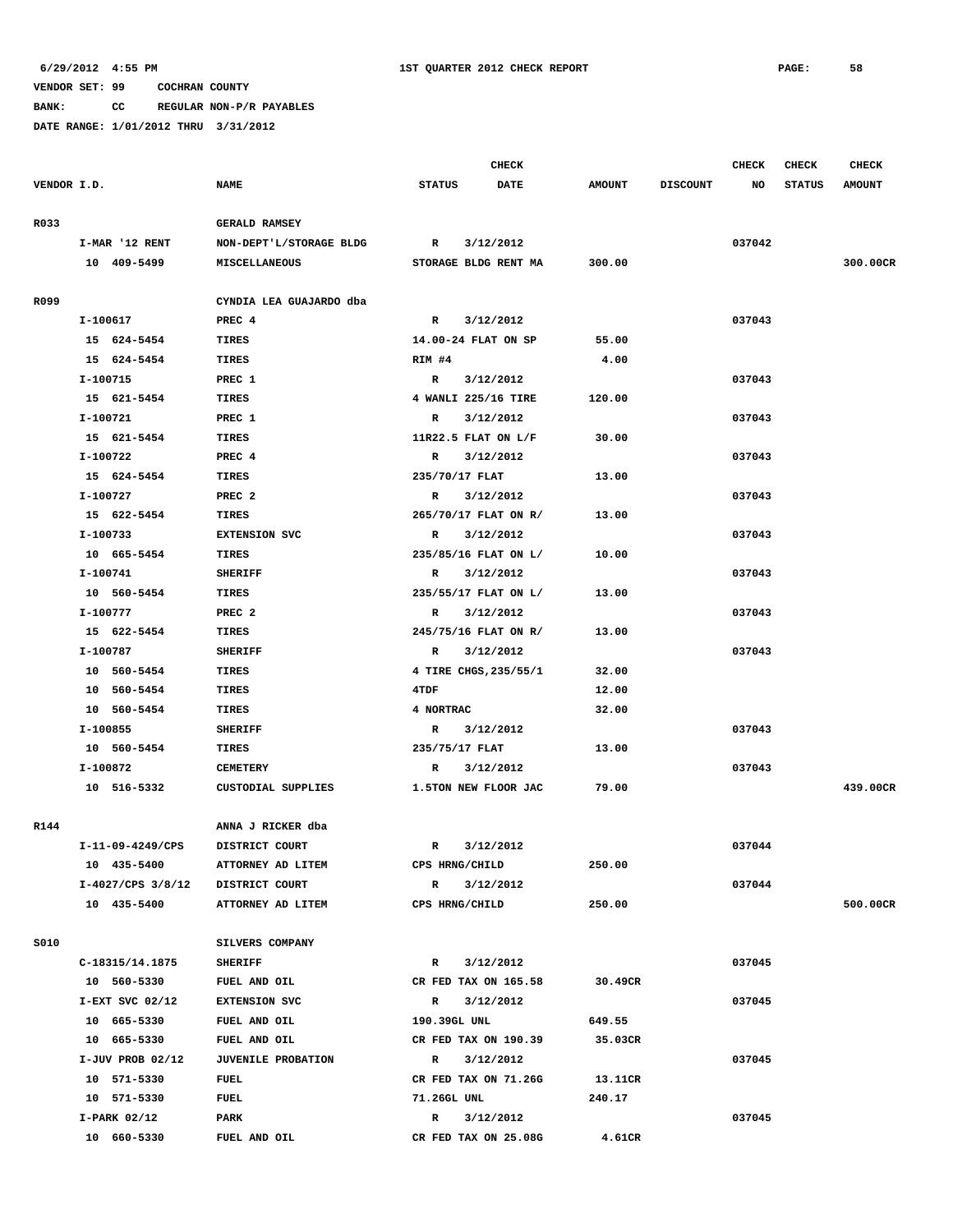6/29/2012 4:55 PM — 1ST QUARTER 2012 CHECK REPORT

VENDOR SET: 99 COCHRAN COUNTY
BANK: CC REGULAR NON-P/R PAYABLES
DATE RANGE: 1/01/2012 THRU 3/31/2012

| VENDOR I.D. | NAME | STATUS | CHECK DATE | AMOUNT | DISCOUNT | CHECK NO | CHECK STATUS | CHECK AMOUNT |
|---|---|---|---|---|---|---|---|---|
| R033 | GERALD RAMSEY | | | | | | | |
| I-MAR '12 RENT | NON-DEPT'L/STORAGE BLDG | R | 3/12/2012 | | | 037042 | | |
| 10 409-5499 | MISCELLANEOUS | STORAGE BLDG RENT MA | | 300.00 | | | | 300.00CR |
| R099 | CYNDIA LEA GUAJARDO dba | | | | | | | |
| I-100617 | PREC 4 | R | 3/12/2012 | | | 037043 | | |
| 15 624-5454 | TIRES | 14.00-24 FLAT ON SP | | 55.00 | | | | |
| 15 624-5454 | TIRES | RIM #4 | | 4.00 | | | | |
| I-100715 | PREC 1 | R | 3/12/2012 | | | 037043 | | |
| 15 621-5454 | TIRES | 4 WANLI 225/16 TIRE | | 120.00 | | | | |
| I-100721 | PREC 1 | R | 3/12/2012 | | | 037043 | | |
| 15 621-5454 | TIRES | 11R22.5 FLAT ON L/F | | 30.00 | | | | |
| I-100722 | PREC 4 | R | 3/12/2012 | | | 037043 | | |
| 15 624-5454 | TIRES | 235/70/17 FLAT | | 13.00 | | | | |
| I-100727 | PREC 2 | R | 3/12/2012 | | | 037043 | | |
| 15 622-5454 | TIRES | 265/70/17 FLAT ON R/ | | 13.00 | | | | |
| I-100733 | EXTENSION SVC | R | 3/12/2012 | | | 037043 | | |
| 10 665-5454 | TIRES | 235/85/16 FLAT ON L/ | | 10.00 | | | | |
| I-100741 | SHERIFF | R | 3/12/2012 | | | 037043 | | |
| 10 560-5454 | TIRES | 235/55/17 FLAT ON L/ | | 13.00 | | | | |
| I-100777 | PREC 2 | R | 3/12/2012 | | | 037043 | | |
| 15 622-5454 | TIRES | 245/75/16 FLAT ON R/ | | 13.00 | | | | |
| I-100787 | SHERIFF | R | 3/12/2012 | | | 037043 | | |
| 10 560-5454 | TIRES | 4 TIRE CHGS,235/55/1 | | 32.00 | | | | |
| 10 560-5454 | TIRES | 4TDF | | 12.00 | | | | |
| 10 560-5454 | TIRES | 4 NORTRAC | | 32.00 | | | | |
| I-100855 | SHERIFF | R | 3/12/2012 | | | 037043 | | |
| 10 560-5454 | TIRES | 235/75/17 FLAT | | 13.00 | | | | |
| I-100872 | CEMETERY | R | 3/12/2012 | | | 037043 | | |
| 10 516-5332 | CUSTODIAL SUPPLIES | 1.5TON NEW FLOOR JAC | | 79.00 | | | | 439.00CR |
| R144 | ANNA J RICKER dba | | | | | | | |
| I-11-09-4249/CPS | DISTRICT COURT | R | 3/12/2012 | | | 037044 | | |
| 10 435-5400 | ATTORNEY AD LITEM | CPS HRNG/CHILD | | 250.00 | | | | |
| I-4027/CPS 3/8/12 | DISTRICT COURT | R | 3/12/2012 | | | 037044 | | |
| 10 435-5400 | ATTORNEY AD LITEM | CPS HRNG/CHILD | | 250.00 | | | | 500.00CR |
| S010 | SILVERS COMPANY | | | | | | | |
| C-18315/14.1875 | SHERIFF | R | 3/12/2012 | | | 037045 | | |
| 10 560-5330 | FUEL AND OIL | CR FED TAX ON 165.58 | | 30.49CR | | | | |
| I-EXT SVC 02/12 | EXTENSION SVC | R | 3/12/2012 | | | 037045 | | |
| 10 665-5330 | FUEL AND OIL | 190.39GL UNL | | 649.55 | | | | |
| 10 665-5330 | FUEL AND OIL | CR FED TAX ON 190.39 | | 35.03CR | | | | |
| I-JUV PROB 02/12 | JUVENILE PROBATION | R | 3/12/2012 | | | 037045 | | |
| 10 571-5330 | FUEL | CR FED TAX ON 71.26G | | 13.11CR | | | | |
| 10 571-5330 | FUEL | 71.26GL UNL | | 240.17 | | | | |
| I-PARK 02/12 | PARK | R | 3/12/2012 | | | 037045 | | |
| 10 660-5330 | FUEL AND OIL | CR FED TAX ON 25.08G | | 4.61CR | | | | |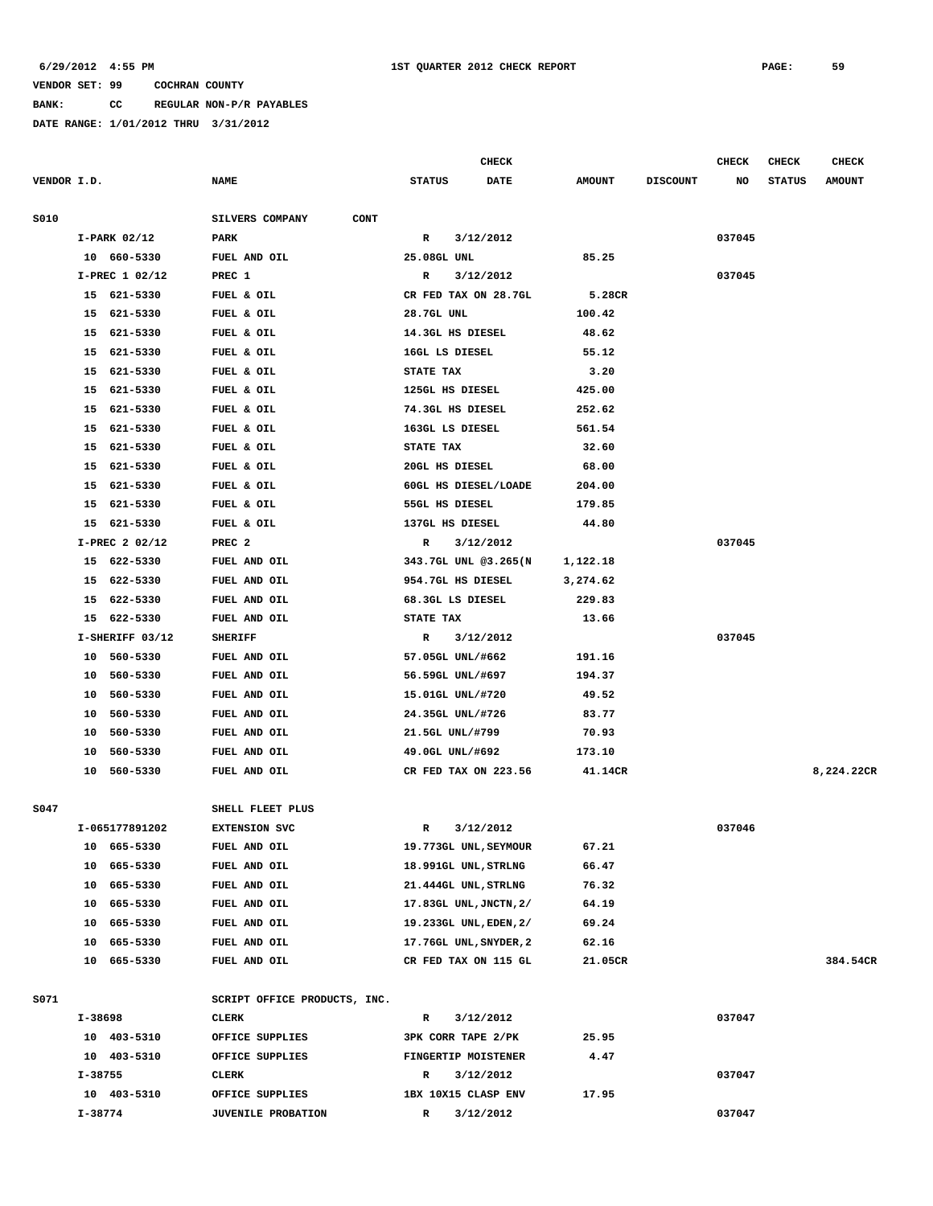6/29/2012 4:55 PM 1ST QUARTER 2012 CHECK REPORT

VENDOR SET: 99 COCHRAN COUNTY

BANK: CC REGULAR NON-P/R PAYABLES

DATE RANGE: 1/01/2012 THRU 3/31/2012

| VENDOR I.D. | NAME | STATUS | CHECK DATE | AMOUNT | DISCOUNT | CHECK NO | CHECK STATUS | CHECK AMOUNT |
|---|---|---|---|---|---|---|---|---|
| S010 | SILVERS COMPANY CONT | | | | | | | |
| I-PARK 02/12 | PARK | R | 3/12/2012 | | | 037045 | | |
| 10 660-5330 | FUEL AND OIL | 25.08GL UNL | | 85.25 | | | | |
| I-PREC 1 02/12 | PREC 1 | R | 3/12/2012 | | | 037045 | | |
| 15 621-5330 | FUEL & OIL | CR FED TAX ON 28.7GL | | 5.28CR | | | | |
| 15 621-5330 | FUEL & OIL | 28.7GL UNL | | 100.42 | | | | |
| 15 621-5330 | FUEL & OIL | 14.3GL HS DIESEL | | 48.62 | | | | |
| 15 621-5330 | FUEL & OIL | 16GL LS DIESEL | | 55.12 | | | | |
| 15 621-5330 | FUEL & OIL | STATE TAX | | 3.20 | | | | |
| 15 621-5330 | FUEL & OIL | 125GL HS DIESEL | | 425.00 | | | | |
| 15 621-5330 | FUEL & OIL | 74.3GL HS DIESEL | | 252.62 | | | | |
| 15 621-5330 | FUEL & OIL | 163GL LS DIESEL | | 561.54 | | | | |
| 15 621-5330 | FUEL & OIL | STATE TAX | | 32.60 | | | | |
| 15 621-5330 | FUEL & OIL | 20GL HS DIESEL | | 68.00 | | | | |
| 15 621-5330 | FUEL & OIL | 60GL HS DIESEL/LOADE | | 204.00 | | | | |
| 15 621-5330 | FUEL & OIL | 55GL HS DIESEL | | 179.85 | | | | |
| 15 621-5330 | FUEL & OIL | 137GL HS DIESEL | | 44.80 | | | | |
| I-PREC 2 02/12 | PREC 2 | R | 3/12/2012 | | | 037045 | | |
| 15 622-5330 | FUEL AND OIL | 343.7GL UNL @3.265(N | | 1,122.18 | | | | |
| 15 622-5330 | FUEL AND OIL | 954.7GL HS DIESEL | | 3,274.62 | | | | |
| 15 622-5330 | FUEL AND OIL | 68.3GL LS DIESEL | | 229.83 | | | | |
| 15 622-5330 | FUEL AND OIL | STATE TAX | | 13.66 | | | | |
| I-SHERIFF 03/12 | SHERIFF | R | 3/12/2012 | | | 037045 | | |
| 10 560-5330 | FUEL AND OIL | 57.05GL UNL/#662 | | 191.16 | | | | |
| 10 560-5330 | FUEL AND OIL | 56.59GL UNL/#697 | | 194.37 | | | | |
| 10 560-5330 | FUEL AND OIL | 15.01GL UNL/#720 | | 49.52 | | | | |
| 10 560-5330 | FUEL AND OIL | 24.35GL UNL/#726 | | 83.77 | | | | |
| 10 560-5330 | FUEL AND OIL | 21.5GL UNL/#799 | | 70.93 | | | | |
| 10 560-5330 | FUEL AND OIL | 49.0GL UNL/#692 | | 173.10 | | | | |
| 10 560-5330 | FUEL AND OIL | CR FED TAX ON 223.56 | | 41.14CR | | | | 8,224.22CR |
| S047 | SHELL FLEET PLUS | | | | | | | |
| I-065177891202 | EXTENSION SVC | R | 3/12/2012 | | | 037046 | | |
| 10 665-5330 | FUEL AND OIL | 19.773GL UNL,SEYMOUR | | 67.21 | | | | |
| 10 665-5330 | FUEL AND OIL | 18.991GL UNL,STRLNG | | 66.47 | | | | |
| 10 665-5330 | FUEL AND OIL | 21.444GL UNL,STRLNG | | 76.32 | | | | |
| 10 665-5330 | FUEL AND OIL | 17.83GL UNL,JNCTN,2/ | | 64.19 | | | | |
| 10 665-5330 | FUEL AND OIL | 19.233GL UNL,EDEN,2/ | | 69.24 | | | | |
| 10 665-5330 | FUEL AND OIL | 17.76GL UNL,SNYDER,2 | | 62.16 | | | | |
| 10 665-5330 | FUEL AND OIL | CR FED TAX ON 115 GL | | 21.05CR | | | | 384.54CR |
| S071 | SCRIPT OFFICE PRODUCTS, INC. | | | | | | | |
| I-38698 | CLERK | R | 3/12/2012 | | | 037047 | | |
| 10 403-5310 | OFFICE SUPPLIES | 3PK CORR TAPE 2/PK | | 25.95 | | | | |
| 10 403-5310 | OFFICE SUPPLIES | FINGERTIP MOISTENER | | 4.47 | | | | |
| I-38755 | CLERK | R | 3/12/2012 | | | 037047 | | |
| 10 403-5310 | OFFICE SUPPLIES | 1BX 10X15 CLASP ENV | | 17.95 | | | | |
| I-38774 | JUVENILE PROBATION | R | 3/12/2012 | | | 037047 | | |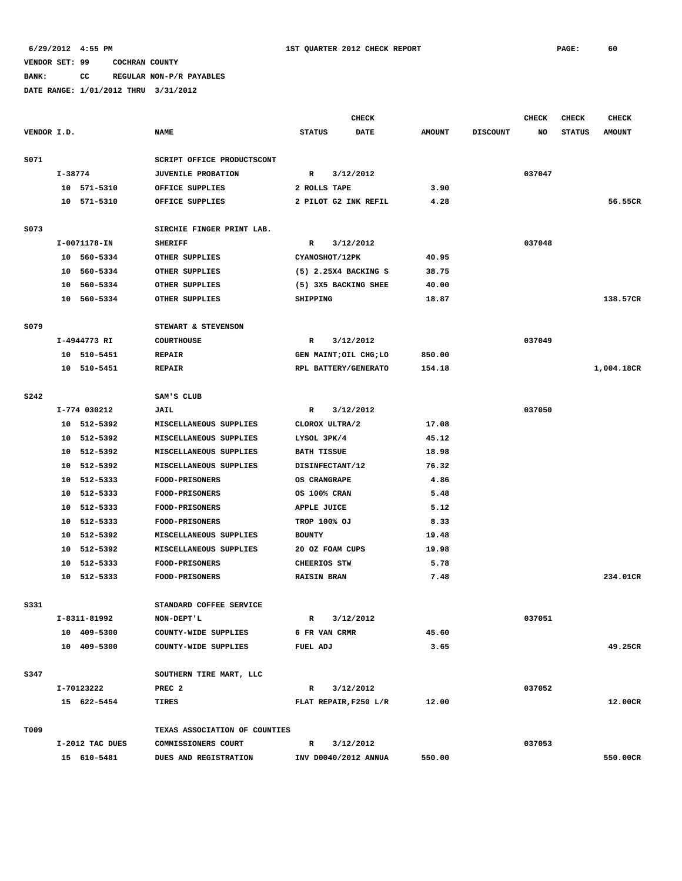6/29/2012 4:55 PM 1ST QUARTER 2012 CHECK REPORT

VENDOR SET: 99 COCHRAN COUNTY

BANK: CC REGULAR NON-P/R PAYABLES

DATE RANGE: 1/01/2012 THRU 3/31/2012

| VENDOR I.D. | NAME | STATUS | CHECK DATE | AMOUNT | DISCOUNT | CHECK NO | CHECK STATUS | CHECK AMOUNT |
|---|---|---|---|---|---|---|---|---|
| S071 | SCRIPT OFFICE PRODUCTSCONT | | | | | | | |
| I-38774 | JUVENILE PROBATION | R | 3/12/2012 | | | 037047 | | |
| 10 571-5310 | OFFICE SUPPLIES | 2 ROLLS TAPE | | 3.90 | | | | |
| 10 571-5310 | OFFICE SUPPLIES | 2 PILOT G2 INK REFIL | | 4.28 | | | | 56.55CR |
| S073 | SIRCHIE FINGER PRINT LAB. | | | | | | | |
| I-0071178-IN | SHERIFF | R | 3/12/2012 | | | 037048 | | |
| 10 560-5334 | OTHER SUPPLIES | CYANOSHOT/12PK | | 40.95 | | | | |
| 10 560-5334 | OTHER SUPPLIES | (5) 2.25X4 BACKING S | | 38.75 | | | | |
| 10 560-5334 | OTHER SUPPLIES | (5) 3X5 BACKING SHEE | | 40.00 | | | | |
| 10 560-5334 | OTHER SUPPLIES | SHIPPING | | 18.87 | | | | 138.57CR |
| S079 | STEWART & STEVENSON | | | | | | | |
| I-4944773 RI | COURTHOUSE | R | 3/12/2012 | | | 037049 | | |
| 10 510-5451 | REPAIR | GEN MAINT;OIL CHG;LO | | 850.00 | | | | |
| 10 510-5451 | REPAIR | RPL BATTERY/GENERATO | | 154.18 | | | | 1,004.18CR |
| S242 | SAM'S CLUB | | | | | | | |
| I-774 030212 | JAIL | R | 3/12/2012 | | | 037050 | | |
| 10 512-5392 | MISCELLANEOUS SUPPLIES | CLOROX ULTRA/2 | | 17.08 | | | | |
| 10 512-5392 | MISCELLANEOUS SUPPLIES | LYSOL 3PK/4 | | 45.12 | | | | |
| 10 512-5392 | MISCELLANEOUS SUPPLIES | BATH TISSUE | | 18.98 | | | | |
| 10 512-5392 | MISCELLANEOUS SUPPLIES | DISINFECTANT/12 | | 76.32 | | | | |
| 10 512-5333 | FOOD-PRISONERS | OS CRANGRAPE | | 4.86 | | | | |
| 10 512-5333 | FOOD-PRISONERS | OS 100% CRAN | | 5.48 | | | | |
| 10 512-5333 | FOOD-PRISONERS | APPLE JUICE | | 5.12 | | | | |
| 10 512-5333 | FOOD-PRISONERS | TROP 100% OJ | | 8.33 | | | | |
| 10 512-5392 | MISCELLANEOUS SUPPLIES | BOUNTY | | 19.48 | | | | |
| 10 512-5392 | MISCELLANEOUS SUPPLIES | 20 OZ FOAM CUPS | | 19.98 | | | | |
| 10 512-5333 | FOOD-PRISONERS | CHEERIOS STW | | 5.78 | | | | |
| 10 512-5333 | FOOD-PRISONERS | RAISIN BRAN | | 7.48 | | | | 234.01CR |
| S331 | STANDARD COFFEE SERVICE | | | | | | | |
| I-8311-81992 | NON-DEPT'L | R | 3/12/2012 | | | 037051 | | |
| 10 409-5300 | COUNTY-WIDE SUPPLIES | 6 FR VAN CRMR | | 45.60 | | | | |
| 10 409-5300 | COUNTY-WIDE SUPPLIES | FUEL ADJ | | 3.65 | | | | 49.25CR |
| S347 | SOUTHERN TIRE MART, LLC | | | | | | | |
| I-70123222 | PREC 2 | R | 3/12/2012 | | | 037052 | | |
| 15 622-5454 | TIRES | FLAT REPAIR,F250 L/R | | 12.00 | | | | 12.00CR |
| T009 | TEXAS ASSOCIATION OF COUNTIES | | | | | | | |
| I-2012 TAC DUES | COMMISSIONERS COURT | R | 3/12/2012 | | | 037053 | | |
| 15 610-5481 | DUES AND REGISTRATION | INV D0040/2012 ANNUA | | 550.00 | | | | 550.00CR |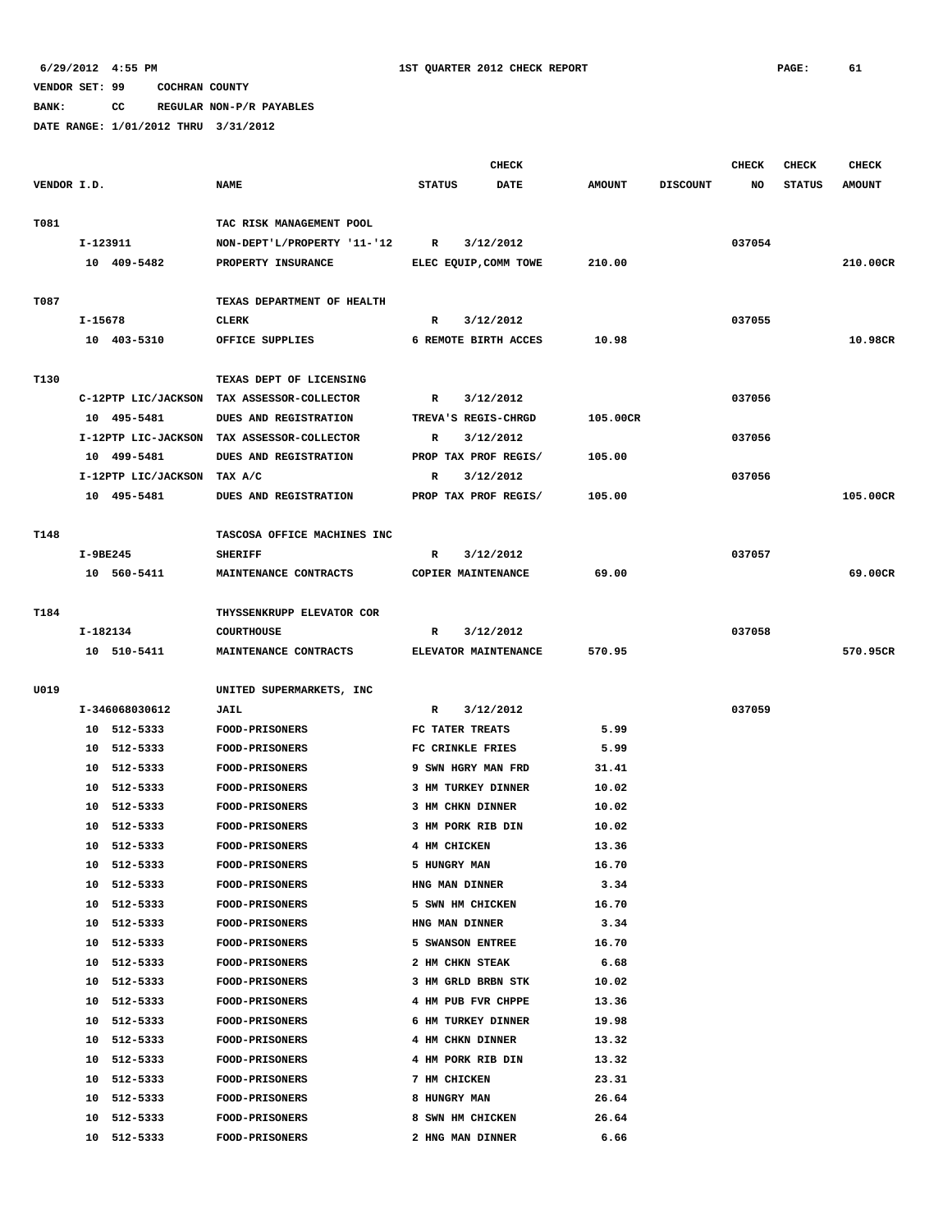6/29/2012 4:55 PM 1ST QUARTER 2012 CHECK REPORT

VENDOR SET: 99 COCHRAN COUNTY

BANK: CC REGULAR NON-P/R PAYABLES

DATE RANGE: 1/01/2012 THRU 3/31/2012

| VENDOR I.D. | NAME | STATUS | CHECK DATE | AMOUNT | DISCOUNT | CHECK NO | CHECK STATUS | CHECK AMOUNT |
|---|---|---|---|---|---|---|---|---|
| T081 | TAC RISK MANAGEMENT POOL | | | | | | | |
| I-123911 | NON-DEPT'L/PROPERTY '11-'12 | R | 3/12/2012 | | | 037054 | | |
| 10 409-5482 | PROPERTY INSURANCE | ELEC EQUIP,COMM TOWE | | 210.00 | | | | 210.00CR |
| T087 | TEXAS DEPARTMENT OF HEALTH | | | | | | | |
| I-15678 | CLERK | R | 3/12/2012 | | | 037055 | | |
| 10 403-5310 | OFFICE SUPPLIES | 6 REMOTE BIRTH ACCES | | 10.98 | | | | 10.98CR |
| T130 | TEXAS DEPT OF LICENSING | | | | | | | |
| C-12PTP LIC/JACKSON | TAX ASSESSOR-COLLECTOR | R | 3/12/2012 | | | 037056 | | |
| 10 495-5481 | DUES AND REGISTRATION | TREVA'S REGIS-CHRGD | | 105.00CR | | | | |
| I-12PTP LIC-JACKSON | TAX ASSESSOR-COLLECTOR | R | 3/12/2012 | | | 037056 | | |
| 10 499-5481 | DUES AND REGISTRATION | PROP TAX PROF REGIS/ | | 105.00 | | | | |
| I-12PTP LIC/JACKSON | TAX A/C | R | 3/12/2012 | | | 037056 | | |
| 10 495-5481 | DUES AND REGISTRATION | PROP TAX PROF REGIS/ | | 105.00 | | | | 105.00CR |
| T148 | TASCOSA OFFICE MACHINES INC | | | | | | | |
| I-9BE245 | SHERIFF | R | 3/12/2012 | | | 037057 | | |
| 10 560-5411 | MAINTENANCE CONTRACTS | COPIER MAINTENANCE | | 69.00 | | | | 69.00CR |
| T184 | THYSSENKRUPP ELEVATOR COR | | | | | | | |
| I-182134 | COURTHOUSE | R | 3/12/2012 | | | 037058 | | |
| 10 510-5411 | MAINTENANCE CONTRACTS | ELEVATOR MAINTENANCE | | 570.95 | | | | 570.95CR |
| U019 | UNITED SUPERMARKETS, INC | | | | | | | |
| I-346068030612 | JAIL | R | 3/12/2012 | | | 037059 | | |
| 10 512-5333 | FOOD-PRISONERS | FC TATER TREATS | | 5.99 | | | | |
| 10 512-5333 | FOOD-PRISONERS | FC CRINKLE FRIES | | 5.99 | | | | |
| 10 512-5333 | FOOD-PRISONERS | 9 SWN HGRY MAN FRD | | 31.41 | | | | |
| 10 512-5333 | FOOD-PRISONERS | 3 HM TURKEY DINNER | | 10.02 | | | | |
| 10 512-5333 | FOOD-PRISONERS | 3 HM CHKN DINNER | | 10.02 | | | | |
| 10 512-5333 | FOOD-PRISONERS | 3 HM PORK RIB DIN | | 10.02 | | | | |
| 10 512-5333 | FOOD-PRISONERS | 4 HM CHICKEN | | 13.36 | | | | |
| 10 512-5333 | FOOD-PRISONERS | 5 HUNGRY MAN | | 16.70 | | | | |
| 10 512-5333 | FOOD-PRISONERS | HNG MAN DINNER | | 3.34 | | | | |
| 10 512-5333 | FOOD-PRISONERS | 5 SWN HM CHICKEN | | 16.70 | | | | |
| 10 512-5333 | FOOD-PRISONERS | HNG MAN DINNER | | 3.34 | | | | |
| 10 512-5333 | FOOD-PRISONERS | 5 SWANSON ENTREE | | 16.70 | | | | |
| 10 512-5333 | FOOD-PRISONERS | 2 HM CHKN STEAK | | 6.68 | | | | |
| 10 512-5333 | FOOD-PRISONERS | 3 HM GRLD BRBN STK | | 10.02 | | | | |
| 10 512-5333 | FOOD-PRISONERS | 4 HM PUB FVR CHPPE | | 13.36 | | | | |
| 10 512-5333 | FOOD-PRISONERS | 6 HM TURKEY DINNER | | 19.98 | | | | |
| 10 512-5333 | FOOD-PRISONERS | 4 HM CHKN DINNER | | 13.32 | | | | |
| 10 512-5333 | FOOD-PRISONERS | 4 HM PORK RIB DIN | | 13.32 | | | | |
| 10 512-5333 | FOOD-PRISONERS | 7 HM CHICKEN | | 23.31 | | | | |
| 10 512-5333 | FOOD-PRISONERS | 8 HUNGRY MAN | | 26.64 | | | | |
| 10 512-5333 | FOOD-PRISONERS | 8 SWN HM CHICKEN | | 26.64 | | | | |
| 10 512-5333 | FOOD-PRISONERS | 2 HNG MAN DINNER | | 6.66 | | | | |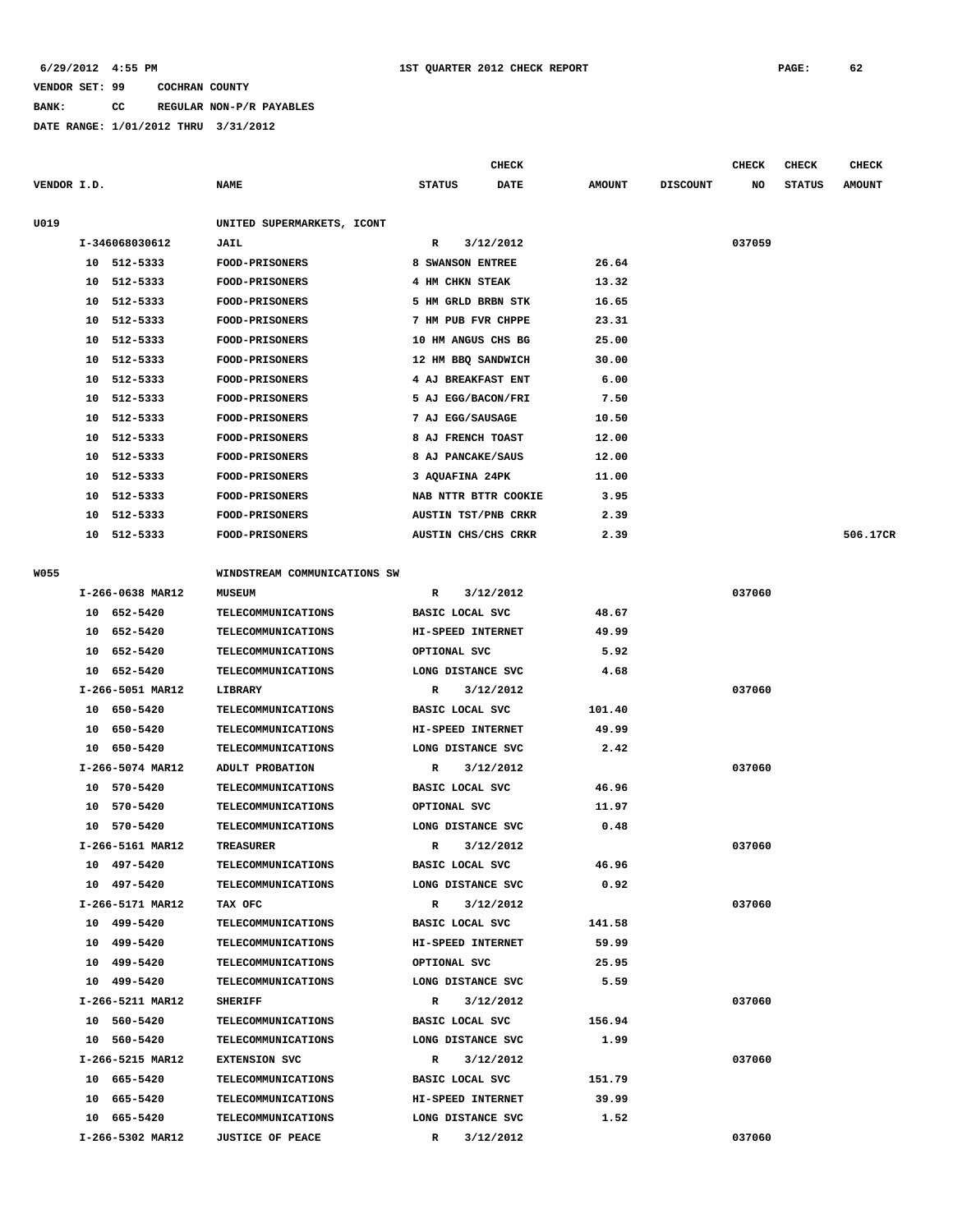6/29/2012 4:55 PM 1ST QUARTER 2012 CHECK REPORT

VENDOR SET: 99 COCHRAN COUNTY

BANK: CC REGULAR NON-P/R PAYABLES

DATE RANGE: 1/01/2012 THRU 3/31/2012

| VENDOR I.D. | NAME | STATUS | CHECK DATE | AMOUNT | DISCOUNT | CHECK NO | CHECK STATUS | CHECK AMOUNT |
|---|---|---|---|---|---|---|---|---|
| U019 | UNITED SUPERMARKETS, ICONT | | | | | | | |
| I-346068030612 | JAIL | R | 3/12/2012 | | | 037059 | | |
| 10 512-5333 | FOOD-PRISONERS | 8 SWANSON ENTREE | | 26.64 | | | | |
| 10 512-5333 | FOOD-PRISONERS | 4 HM CHKN STEAK | | 13.32 | | | | |
| 10 512-5333 | FOOD-PRISONERS | 5 HM GRLD BRBN STK | | 16.65 | | | | |
| 10 512-5333 | FOOD-PRISONERS | 7 HM PUB FVR CHPPE | | 23.31 | | | | |
| 10 512-5333 | FOOD-PRISONERS | 10 HM ANGUS CHS BG | | 25.00 | | | | |
| 10 512-5333 | FOOD-PRISONERS | 12 HM BBQ SANDWICH | | 30.00 | | | | |
| 10 512-5333 | FOOD-PRISONERS | 4 AJ BREAKFAST ENT | | 6.00 | | | | |
| 10 512-5333 | FOOD-PRISONERS | 5 AJ EGG/BACON/FRI | | 7.50 | | | | |
| 10 512-5333 | FOOD-PRISONERS | 7 AJ EGG/SAUSAGE | | 10.50 | | | | |
| 10 512-5333 | FOOD-PRISONERS | 8 AJ FRENCH TOAST | | 12.00 | | | | |
| 10 512-5333 | FOOD-PRISONERS | 8 AJ PANCAKE/SAUS | | 12.00 | | | | |
| 10 512-5333 | FOOD-PRISONERS | 3 AQUAFINA 24PK | | 11.00 | | | | |
| 10 512-5333 | FOOD-PRISONERS | NAB NTTR BTTR COOKIE | | 3.95 | | | | |
| 10 512-5333 | FOOD-PRISONERS | AUSTIN TST/PNB CRKR | | 2.39 | | | | |
| 10 512-5333 | FOOD-PRISONERS | AUSTIN CHS/CHS CRKR | | 2.39 | | | | 506.17CR |
| W055 | WINDSTREAM COMMUNICATIONS SW | | | | | | | |
| I-266-0638 MAR12 | MUSEUM | R | 3/12/2012 | | | 037060 | | |
| 10 652-5420 | TELECOMMUNICATIONS | BASIC LOCAL SVC | | 48.67 | | | | |
| 10 652-5420 | TELECOMMUNICATIONS | HI-SPEED INTERNET | | 49.99 | | | | |
| 10 652-5420 | TELECOMMUNICATIONS | OPTIONAL SVC | | 5.92 | | | | |
| 10 652-5420 | TELECOMMUNICATIONS | LONG DISTANCE SVC | | 4.68 | | | | |
| I-266-5051 MAR12 | LIBRARY | R | 3/12/2012 | | | 037060 | | |
| 10 650-5420 | TELECOMMUNICATIONS | BASIC LOCAL SVC | | 101.40 | | | | |
| 10 650-5420 | TELECOMMUNICATIONS | HI-SPEED INTERNET | | 49.99 | | | | |
| 10 650-5420 | TELECOMMUNICATIONS | LONG DISTANCE SVC | | 2.42 | | | | |
| I-266-5074 MAR12 | ADULT PROBATION | R | 3/12/2012 | | | 037060 | | |
| 10 570-5420 | TELECOMMUNICATIONS | BASIC LOCAL SVC | | 46.96 | | | | |
| 10 570-5420 | TELECOMMUNICATIONS | OPTIONAL SVC | | 11.97 | | | | |
| 10 570-5420 | TELECOMMUNICATIONS | LONG DISTANCE SVC | | 0.48 | | | | |
| I-266-5161 MAR12 | TREASURER | R | 3/12/2012 | | | 037060 | | |
| 10 497-5420 | TELECOMMUNICATIONS | BASIC LOCAL SVC | | 46.96 | | | | |
| 10 497-5420 | TELECOMMUNICATIONS | LONG DISTANCE SVC | | 0.92 | | | | |
| I-266-5171 MAR12 | TAX OFC | R | 3/12/2012 | | | 037060 | | |
| 10 499-5420 | TELECOMMUNICATIONS | BASIC LOCAL SVC | | 141.58 | | | | |
| 10 499-5420 | TELECOMMUNICATIONS | HI-SPEED INTERNET | | 59.99 | | | | |
| 10 499-5420 | TELECOMMUNICATIONS | OPTIONAL SVC | | 25.95 | | | | |
| 10 499-5420 | TELECOMMUNICATIONS | LONG DISTANCE SVC | | 5.59 | | | | |
| I-266-5211 MAR12 | SHERIFF | R | 3/12/2012 | | | 037060 | | |
| 10 560-5420 | TELECOMMUNICATIONS | BASIC LOCAL SVC | | 156.94 | | | | |
| 10 560-5420 | TELECOMMUNICATIONS | LONG DISTANCE SVC | | 1.99 | | | | |
| I-266-5215 MAR12 | EXTENSION SVC | R | 3/12/2012 | | | 037060 | | |
| 10 665-5420 | TELECOMMUNICATIONS | BASIC LOCAL SVC | | 151.79 | | | | |
| 10 665-5420 | TELECOMMUNICATIONS | HI-SPEED INTERNET | | 39.99 | | | | |
| 10 665-5420 | TELECOMMUNICATIONS | LONG DISTANCE SVC | | 1.52 | | | | |
| I-266-5302 MAR12 | JUSTICE OF PEACE | R | 3/12/2012 | | | 037060 | | |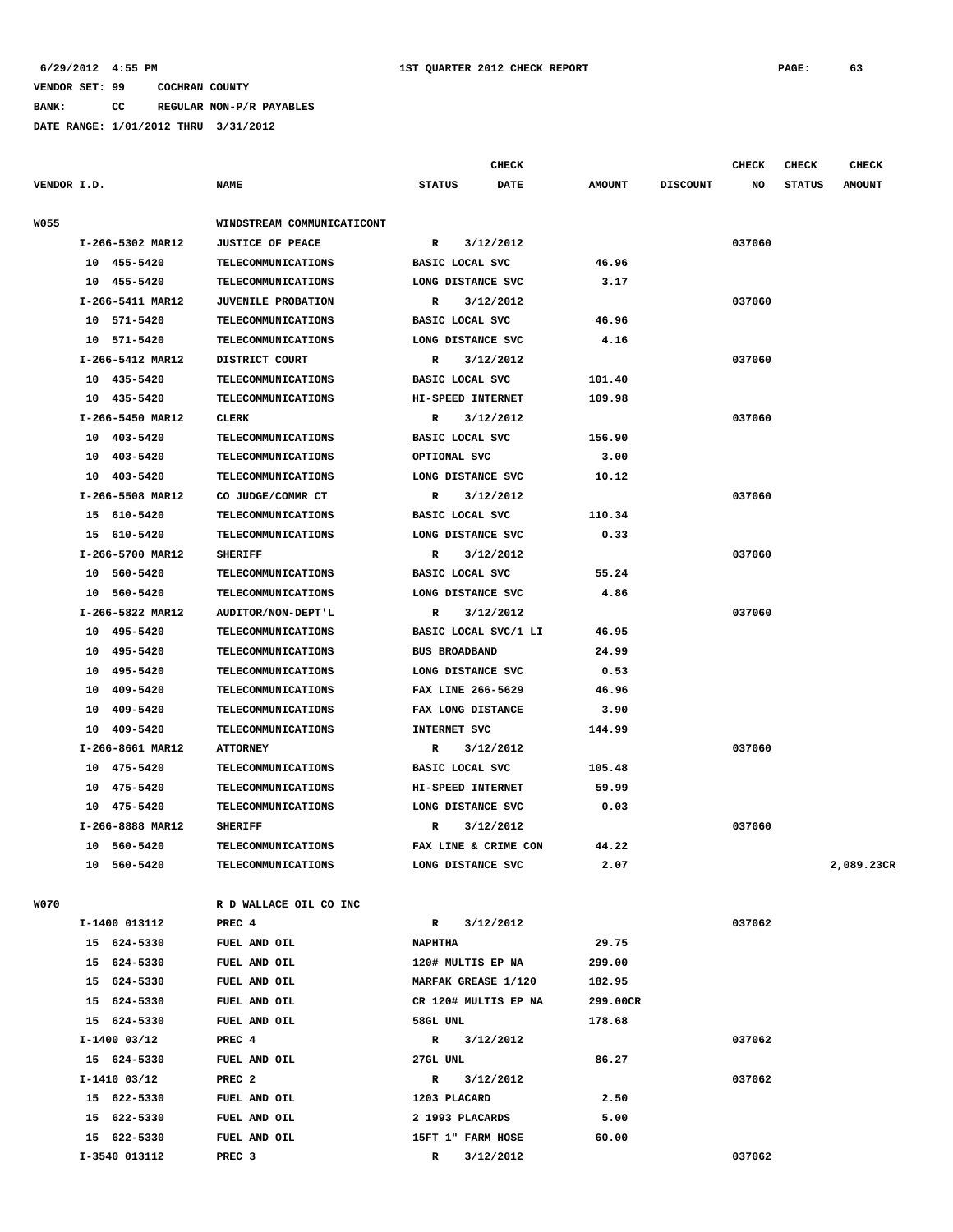6/29/2012 4:55 PM 1ST QUARTER 2012 CHECK REPORT

VENDOR SET: 99 COCHRAN COUNTY

BANK: CC REGULAR NON-P/R PAYABLES

DATE RANGE: 1/01/2012 THRU 3/31/2012

| VENDOR I.D. | NAME | STATUS | CHECK DATE | AMOUNT | DISCOUNT | CHECK NO | CHECK STATUS | CHECK AMOUNT |
|---|---|---|---|---|---|---|---|---|
| W055 | WINDSTREAM COMMUNICATICONT | | | | | | | |
| I-266-5302 MAR12 | JUSTICE OF PEACE | R | 3/12/2012 | | | 037060 | | |
| 10 455-5420 | TELECOMMUNICATIONS | BASIC LOCAL SVC | | 46.96 | | | | |
| 10 455-5420 | TELECOMMUNICATIONS | LONG DISTANCE SVC | | 3.17 | | | | |
| I-266-5411 MAR12 | JUVENILE PROBATION | R | 3/12/2012 | | | 037060 | | |
| 10 571-5420 | TELECOMMUNICATIONS | BASIC LOCAL SVC | | 46.96 | | | | |
| 10 571-5420 | TELECOMMUNICATIONS | LONG DISTANCE SVC | | 4.16 | | | | |
| I-266-5412 MAR12 | DISTRICT COURT | R | 3/12/2012 | | | 037060 | | |
| 10 435-5420 | TELECOMMUNICATIONS | BASIC LOCAL SVC | | 101.40 | | | | |
| 10 435-5420 | TELECOMMUNICATIONS | HI-SPEED INTERNET | | 109.98 | | | | |
| I-266-5450 MAR12 | CLERK | R | 3/12/2012 | | | 037060 | | |
| 10 403-5420 | TELECOMMUNICATIONS | BASIC LOCAL SVC | | 156.90 | | | | |
| 10 403-5420 | TELECOMMUNICATIONS | OPTIONAL SVC | | 3.00 | | | | |
| 10 403-5420 | TELECOMMUNICATIONS | LONG DISTANCE SVC | | 10.12 | | | | |
| I-266-5508 MAR12 | CO JUDGE/COMMR CT | R | 3/12/2012 | | | 037060 | | |
| 15 610-5420 | TELECOMMUNICATIONS | BASIC LOCAL SVC | | 110.34 | | | | |
| 15 610-5420 | TELECOMMUNICATIONS | LONG DISTANCE SVC | | 0.33 | | | | |
| I-266-5700 MAR12 | SHERIFF | R | 3/12/2012 | | | 037060 | | |
| 10 560-5420 | TELECOMMUNICATIONS | BASIC LOCAL SVC | | 55.24 | | | | |
| 10 560-5420 | TELECOMMUNICATIONS | LONG DISTANCE SVC | | 4.86 | | | | |
| I-266-5822 MAR12 | AUDITOR/NON-DEPT'L | R | 3/12/2012 | | | 037060 | | |
| 10 495-5420 | TELECOMMUNICATIONS | BASIC LOCAL SVC/1 LI | | 46.95 | | | | |
| 10 495-5420 | TELECOMMUNICATIONS | BUS BROADBAND | | 24.99 | | | | |
| 10 495-5420 | TELECOMMUNICATIONS | LONG DISTANCE SVC | | 0.53 | | | | |
| 10 409-5420 | TELECOMMUNICATIONS | FAX LINE 266-5629 | | 46.96 | | | | |
| 10 409-5420 | TELECOMMUNICATIONS | FAX LONG DISTANCE | | 3.90 | | | | |
| 10 409-5420 | TELECOMMUNICATIONS | INTERNET SVC | | 144.99 | | | | |
| I-266-8661 MAR12 | ATTORNEY | R | 3/12/2012 | | | 037060 | | |
| 10 475-5420 | TELECOMMUNICATIONS | BASIC LOCAL SVC | | 105.48 | | | | |
| 10 475-5420 | TELECOMMUNICATIONS | HI-SPEED INTERNET | | 59.99 | | | | |
| 10 475-5420 | TELECOMMUNICATIONS | LONG DISTANCE SVC | | 0.03 | | | | |
| I-266-8888 MAR12 | SHERIFF | R | 3/12/2012 | | | 037060 | | |
| 10 560-5420 | TELECOMMUNICATIONS | FAX LINE & CRIME CON | | 44.22 | | | | |
| 10 560-5420 | TELECOMMUNICATIONS | LONG DISTANCE SVC | | 2.07 | | | | 2,089.23CR |
| W070 | R D WALLACE OIL CO INC | | | | | | | |
| I-1400 013112 | PREC 4 | R | 3/12/2012 | | | 037062 | | |
| 15 624-5330 | FUEL AND OIL | NAPHTHA | | 29.75 | | | | |
| 15 624-5330 | FUEL AND OIL | 120# MULTIS EP NA | | 299.00 | | | | |
| 15 624-5330 | FUEL AND OIL | MARFAK GREASE 1/120 | | 182.95 | | | | |
| 15 624-5330 | FUEL AND OIL | CR 120# MULTIS EP NA | | 299.00CR | | | | |
| 15 624-5330 | FUEL AND OIL | 58GL UNL | | 178.68 | | | | |
| I-1400 03/12 | PREC 4 | R | 3/12/2012 | | | 037062 | | |
| 15 624-5330 | FUEL AND OIL | 27GL UNL | | 86.27 | | | | |
| I-1410 03/12 | PREC 2 | R | 3/12/2012 | | | 037062 | | |
| 15 622-5330 | FUEL AND OIL | 1203 PLACARD | | 2.50 | | | | |
| 15 622-5330 | FUEL AND OIL | 2 1993 PLACARDS | | 5.00 | | | | |
| 15 622-5330 | FUEL AND OIL | 15FT 1" FARM HOSE | | 60.00 | | | | |
| I-3540 013112 | PREC 3 | R | 3/12/2012 | | | 037062 | | |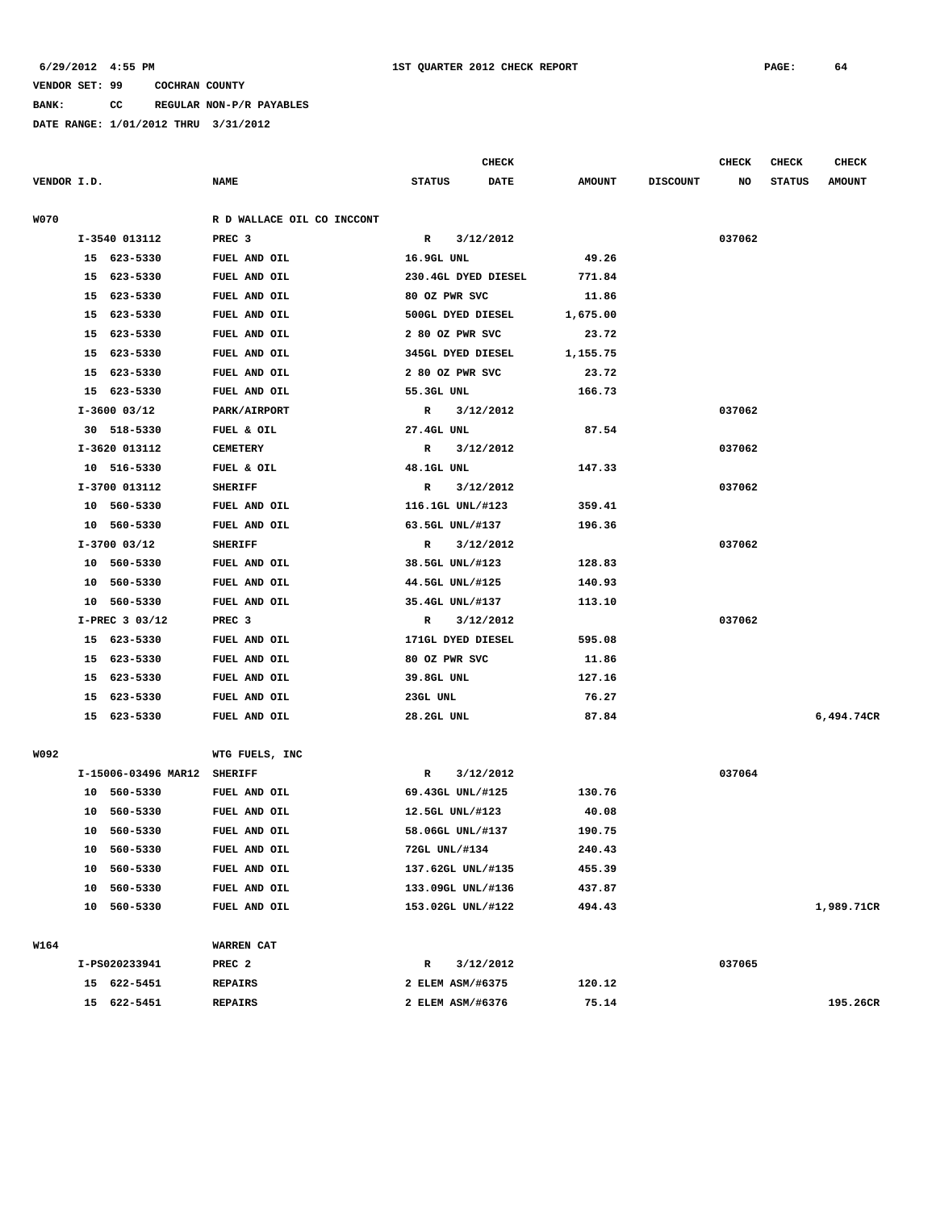6/29/2012 4:55 PM 1ST QUARTER 2012 CHECK REPORT

VENDOR SET: 99 COCHRAN COUNTY

BANK: CC REGULAR NON-P/R PAYABLES

DATE RANGE: 1/01/2012 THRU 3/31/2012

| VENDOR I.D. | NAME | STATUS | CHECK DATE | AMOUNT | DISCOUNT | CHECK NO | CHECK STATUS | CHECK AMOUNT |
|---|---|---|---|---|---|---|---|---|
| W070 | R D WALLACE OIL CO INCCONT | | | | | | | |
| I-3540 013112 | PREC 3 | R | 3/12/2012 | | | 037062 | | |
| 15 623-5330 | FUEL AND OIL | 16.9GL UNL | | 49.26 | | | | |
| 15 623-5330 | FUEL AND OIL | 230.4GL DYED DIESEL | | 771.84 | | | | |
| 15 623-5330 | FUEL AND OIL | 80 OZ PWR SVC | | 11.86 | | | | |
| 15 623-5330 | FUEL AND OIL | 500GL DYED DIESEL | | 1,675.00 | | | | |
| 15 623-5330 | FUEL AND OIL | 2 80 OZ PWR SVC | | 23.72 | | | | |
| 15 623-5330 | FUEL AND OIL | 345GL DYED DIESEL | | 1,155.75 | | | | |
| 15 623-5330 | FUEL AND OIL | 2 80 OZ PWR SVC | | 23.72 | | | | |
| 15 623-5330 | FUEL AND OIL | 55.3GL UNL | | 166.73 | | | | |
| I-3600 03/12 | PARK/AIRPORT | R | 3/12/2012 | | | 037062 | | |
| 30 518-5330 | FUEL & OIL | 27.4GL UNL | | 87.54 | | | | |
| I-3620 013112 | CEMETERY | R | 3/12/2012 | | | 037062 | | |
| 10 516-5330 | FUEL & OIL | 48.1GL UNL | | 147.33 | | | | |
| I-3700 013112 | SHERIFF | R | 3/12/2012 | | | 037062 | | |
| 10 560-5330 | FUEL AND OIL | 116.1GL UNL/#123 | | 359.41 | | | | |
| 10 560-5330 | FUEL AND OIL | 63.5GL UNL/#137 | | 196.36 | | | | |
| I-3700 03/12 | SHERIFF | R | 3/12/2012 | | | 037062 | | |
| 10 560-5330 | FUEL AND OIL | 38.5GL UNL/#123 | | 128.83 | | | | |
| 10 560-5330 | FUEL AND OIL | 44.5GL UNL/#125 | | 140.93 | | | | |
| 10 560-5330 | FUEL AND OIL | 35.4GL UNL/#137 | | 113.10 | | | | |
| I-PREC 3 03/12 | PREC 3 | R | 3/12/2012 | | | 037062 | | |
| 15 623-5330 | FUEL AND OIL | 171GL DYED DIESEL | | 595.08 | | | | |
| 15 623-5330 | FUEL AND OIL | 80 OZ PWR SVC | | 11.86 | | | | |
| 15 623-5330 | FUEL AND OIL | 39.8GL UNL | | 127.16 | | | | |
| 15 623-5330 | FUEL AND OIL | 23GL UNL | | 76.27 | | | | |
| 15 623-5330 | FUEL AND OIL | 28.2GL UNL | | 87.84 | | | | 6,494.74CR |
| W092 | WTG FUELS, INC | | | | | | | |
| I-15006-03496 MAR12 | SHERIFF | R | 3/12/2012 | | | 037064 | | |
| 10 560-5330 | FUEL AND OIL | 69.43GL UNL/#125 | | 130.76 | | | | |
| 10 560-5330 | FUEL AND OIL | 12.5GL UNL/#123 | | 40.08 | | | | |
| 10 560-5330 | FUEL AND OIL | 58.06GL UNL/#137 | | 190.75 | | | | |
| 10 560-5330 | FUEL AND OIL | 72GL UNL/#134 | | 240.43 | | | | |
| 10 560-5330 | FUEL AND OIL | 137.62GL UNL/#135 | | 455.39 | | | | |
| 10 560-5330 | FUEL AND OIL | 133.09GL UNL/#136 | | 437.87 | | | | |
| 10 560-5330 | FUEL AND OIL | 153.02GL UNL/#122 | | 494.43 | | | | 1,989.71CR |
| W164 | WARREN CAT | | | | | | | |
| I-PS020233941 | PREC 2 | R | 3/12/2012 | | | 037065 | | |
| 15 622-5451 | REPAIRS | 2 ELEM ASM/#6375 | | 120.12 | | | | |
| 15 622-5451 | REPAIRS | 2 ELEM ASM/#6376 | | 75.14 | | | | 195.26CR |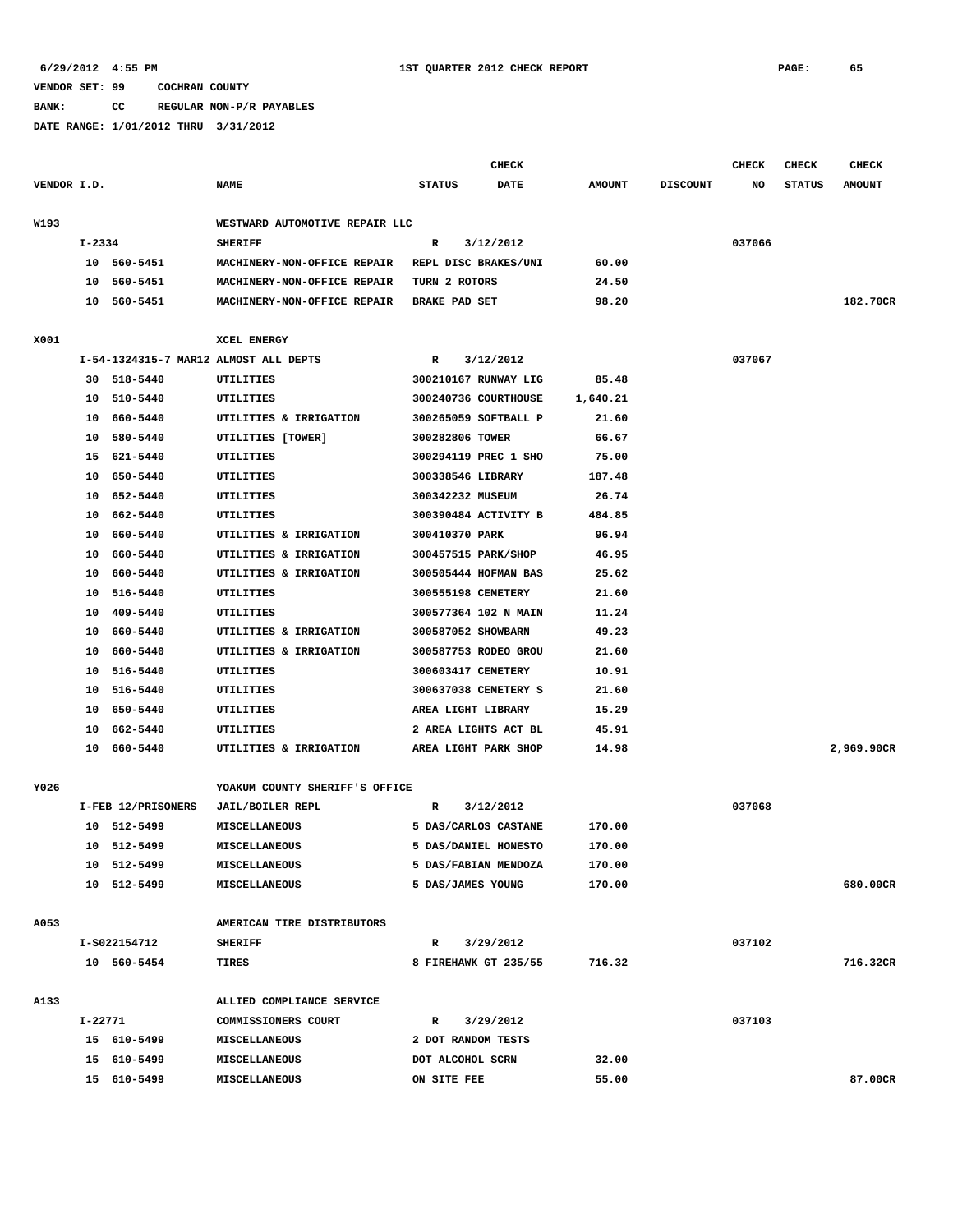6/29/2012 4:55 PM 1ST QUARTER 2012 CHECK REPORT PAGE: 65

VENDOR SET: 99 COCHRAN COUNTY

BANK: CC REGULAR NON-P/R PAYABLES

DATE RANGE: 1/01/2012 THRU 3/31/2012

| VENDOR I.D. | | NAME | STATUS | CHECK DATE | AMOUNT | DISCOUNT | CHECK NO | CHECK STATUS | CHECK AMOUNT |
|---|---|---|---|---|---|---|---|---|---|
| W193 | | WESTWARD AUTOMOTIVE REPAIR LLC | | | | | | | |
| I-2334 | | SHERIFF | R | 3/12/2012 | | | 037066 | | |
| 10 | 560-5451 | MACHINERY-NON-OFFICE REPAIR | REPL DISC BRAKES/UNI | | 60.00 | | | | |
| 10 | 560-5451 | MACHINERY-NON-OFFICE REPAIR | TURN 2 ROTORS | | 24.50 | | | | |
| 10 | 560-5451 | MACHINERY-NON-OFFICE REPAIR | BRAKE PAD SET | | 98.20 | | | | 182.70CR |
| X001 | | XCEL ENERGY | | | | | | | |
| I-54-1324315-7 MAR12 | | ALMOST ALL DEPTS | R | 3/12/2012 | | | 037067 | | |
| 30 | 518-5440 | UTILITIES | 300210167 RUNWAY LIG | | 85.48 | | | | |
| 10 | 510-5440 | UTILITIES | 300240736 COURTHOUSE | | 1,640.21 | | | | |
| 10 | 660-5440 | UTILITIES & IRRIGATION | 300265059 SOFTBALL P | | 21.60 | | | | |
| 10 | 580-5440 | UTILITIES [TOWER] | 300282806 TOWER | | 66.67 | | | | |
| 15 | 621-5440 | UTILITIES | 300294119 PREC 1 SHO | | 75.00 | | | | |
| 10 | 650-5440 | UTILITIES | 300338546 LIBRARY | | 187.48 | | | | |
| 10 | 652-5440 | UTILITIES | 300342232 MUSEUM | | 26.74 | | | | |
| 10 | 662-5440 | UTILITIES | 300390484 ACTIVITY B | | 484.85 | | | | |
| 10 | 660-5440 | UTILITIES & IRRIGATION | 300410370 PARK | | 96.94 | | | | |
| 10 | 660-5440 | UTILITIES & IRRIGATION | 300457515 PARK/SHOP | | 46.95 | | | | |
| 10 | 660-5440 | UTILITIES & IRRIGATION | 300505444 HOFMAN BAS | | 25.62 | | | | |
| 10 | 516-5440 | UTILITIES | 300555198 CEMETERY | | 21.60 | | | | |
| 10 | 409-5440 | UTILITIES | 300577364 102 N MAIN | | 11.24 | | | | |
| 10 | 660-5440 | UTILITIES & IRRIGATION | 300587052 SHOWBARN | | 49.23 | | | | |
| 10 | 660-5440 | UTILITIES & IRRIGATION | 300587753 RODEO GROU | | 21.60 | | | | |
| 10 | 516-5440 | UTILITIES | 300603417 CEMETERY | | 10.91 | | | | |
| 10 | 516-5440 | UTILITIES | 300637038 CEMETERY S | | 21.60 | | | | |
| 10 | 650-5440 | UTILITIES | AREA LIGHT LIBRARY | | 15.29 | | | | |
| 10 | 662-5440 | UTILITIES | 2 AREA LIGHTS ACT BL | | 45.91 | | | | |
| 10 | 660-5440 | UTILITIES & IRRIGATION | AREA LIGHT PARK SHOP | | 14.98 | | | | 2,969.90CR |
| Y026 | | YOAKUM COUNTY SHERIFF'S OFFICE | | | | | | | |
| I-FEB 12/PRISONERS | | JAIL/BOILER REPL | R | 3/12/2012 | | | 037068 | | |
| 10 | 512-5499 | MISCELLANEOUS | 5 DAS/CARLOS CASTANE | | 170.00 | | | | |
| 10 | 512-5499 | MISCELLANEOUS | 5 DAS/DANIEL HONESTO | | 170.00 | | | | |
| 10 | 512-5499 | MISCELLANEOUS | 5 DAS/FABIAN MENDOZA | | 170.00 | | | | |
| 10 | 512-5499 | MISCELLANEOUS | 5 DAS/JAMES YOUNG | | 170.00 | | | | 680.00CR |
| A053 | | AMERICAN TIRE DISTRIBUTORS | | | | | | | |
| I-S022154712 | | SHERIFF | R | 3/29/2012 | | | 037102 | | |
| 10 | 560-5454 | TIRES | 8 FIREHAWK GT 235/55 | | 716.32 | | | | 716.32CR |
| A133 | | ALLIED COMPLIANCE SERVICE | | | | | | | |
| I-22771 | | COMMISSIONERS COURT | R | 3/29/2012 | | | 037103 | | |
| 15 | 610-5499 | MISCELLANEOUS | 2 DOT RANDOM TESTS | | | | | | |
| 15 | 610-5499 | MISCELLANEOUS | DOT ALCOHOL SCRN | | 32.00 | | | | |
| 15 | 610-5499 | MISCELLANEOUS | ON SITE FEE | | 55.00 | | | | 87.00CR |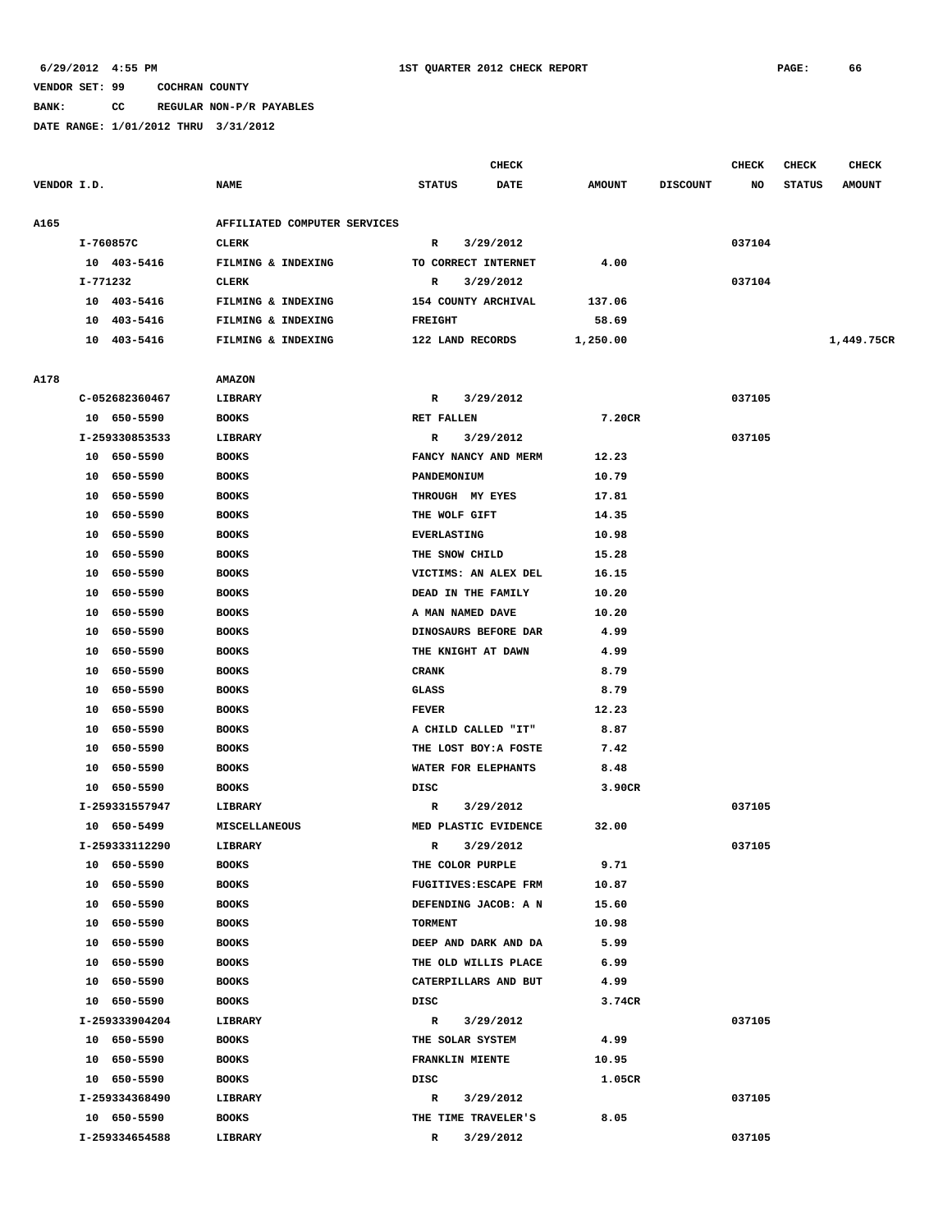VENDOR SET: 99 COCHRAN COUNTY

BANK: CC REGULAR NON-P/R PAYABLES

DATE RANGE: 1/01/2012 THRU 3/31/2012

1ST QUARTER 2012 CHECK REPORT

| VENDOR I.D. | NAME | STATUS | CHECK DATE | AMOUNT | DISCOUNT | CHECK NO | CHECK STATUS | CHECK AMOUNT |
|---|---|---|---|---|---|---|---|---|
| A165 | AFFILIATED COMPUTER SERVICES | | | | | | | |
| I-760857C | CLERK | R | 3/29/2012 | | | 037104 | | |
| 10 403-5416 | FILMING & INDEXING | TO CORRECT INTERNET | | 4.00 | | | | |
| I-771232 | CLERK | R | 3/29/2012 | | | 037104 | | |
| 10 403-5416 | FILMING & INDEXING | 154 COUNTY ARCHIVAL | | 137.06 | | | | |
| 10 403-5416 | FILMING & INDEXING | FREIGHT | | 58.69 | | | | |
| 10 403-5416 | FILMING & INDEXING | 122 LAND RECORDS | | 1,250.00 | | | | 1,449.75CR |
| A178 | AMAZON | | | | | | | |
| C-052682360467 | LIBRARY | R | 3/29/2012 | | | 037105 | | |
| 10 650-5590 | BOOKS | RET FALLEN | | 7.20CR | | | | |
| I-259330853533 | LIBRARY | R | 3/29/2012 | | | 037105 | | |
| 10 650-5590 | BOOKS | FANCY NANCY AND MERM | | 12.23 | | | | |
| 10 650-5590 | BOOKS | PANDEMONIUM | | 10.79 | | | | |
| 10 650-5590 | BOOKS | THROUGH MY EYES | | 17.81 | | | | |
| 10 650-5590 | BOOKS | THE WOLF GIFT | | 14.35 | | | | |
| 10 650-5590 | BOOKS | EVERLASTING | | 10.98 | | | | |
| 10 650-5590 | BOOKS | THE SNOW CHILD | | 15.28 | | | | |
| 10 650-5590 | BOOKS | VICTIMS: AN ALEX DEL | | 16.15 | | | | |
| 10 650-5590 | BOOKS | DEAD IN THE FAMILY | | 10.20 | | | | |
| 10 650-5590 | BOOKS | A MAN NAMED DAVE | | 10.20 | | | | |
| 10 650-5590 | BOOKS | DINOSAURS BEFORE DAR | | 4.99 | | | | |
| 10 650-5590 | BOOKS | THE KNIGHT AT DAWN | | 4.99 | | | | |
| 10 650-5590 | BOOKS | CRANK | | 8.79 | | | | |
| 10 650-5590 | BOOKS | GLASS | | 8.79 | | | | |
| 10 650-5590 | BOOKS | FEVER | | 12.23 | | | | |
| 10 650-5590 | BOOKS | A CHILD CALLED "IT" | | 8.87 | | | | |
| 10 650-5590 | BOOKS | THE LOST BOY:A FOSTE | | 7.42 | | | | |
| 10 650-5590 | BOOKS | WATER FOR ELEPHANTS | | 8.48 | | | | |
| 10 650-5590 | BOOKS | DISC | | 3.90CR | | | | |
| I-259331557947 | LIBRARY | R | 3/29/2012 | | | 037105 | | |
| 10 650-5499 | MISCELLANEOUS | MED PLASTIC EVIDENCE | | 32.00 | | | | |
| I-259333112290 | LIBRARY | R | 3/29/2012 | | | 037105 | | |
| 10 650-5590 | BOOKS | THE COLOR PURPLE | | 9.71 | | | | |
| 10 650-5590 | BOOKS | FUGITIVES:ESCAPE FRM | | 10.87 | | | | |
| 10 650-5590 | BOOKS | DEFENDING JACOB: A N | | 15.60 | | | | |
| 10 650-5590 | BOOKS | TORMENT | | 10.98 | | | | |
| 10 650-5590 | BOOKS | DEEP AND DARK AND DA | | 5.99 | | | | |
| 10 650-5590 | BOOKS | THE OLD WILLIS PLACE | | 6.99 | | | | |
| 10 650-5590 | BOOKS | CATERPILLARS AND BUT | | 4.99 | | | | |
| 10 650-5590 | BOOKS | DISC | | 3.74CR | | | | |
| I-259333904204 | LIBRARY | R | 3/29/2012 | | | 037105 | | |
| 10 650-5590 | BOOKS | THE SOLAR SYSTEM | | 4.99 | | | | |
| 10 650-5590 | BOOKS | FRANKLIN MIENTE | | 10.95 | | | | |
| 10 650-5590 | BOOKS | DISC | | 1.05CR | | | | |
| I-259334368490 | LIBRARY | R | 3/29/2012 | | | 037105 | | |
| 10 650-5590 | BOOKS | THE TIME TRAVELER'S | | 8.05 | | | | |
| I-259334654588 | LIBRARY | R | 3/29/2012 | | | 037105 | | |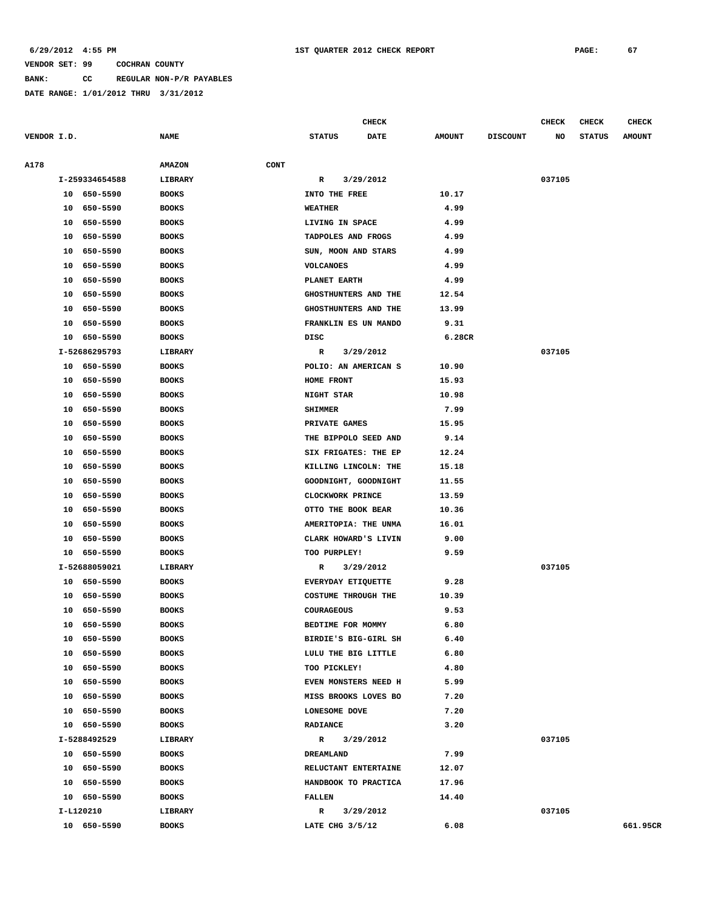6/29/2012 4:55 PM 1ST QUARTER 2012 CHECK REPORT PAGE: 67

VENDOR SET: 99 COCHRAN COUNTY

BANK: CC REGULAR NON-P/R PAYABLES

DATE RANGE: 1/01/2012 THRU 3/31/2012

| VENDOR I.D. | NAME | | STATUS | CHECK DATE | AMOUNT | DISCOUNT | CHECK NO | CHECK STATUS | CHECK AMOUNT |
|---|---|---|---|---|---|---|---|---|---|
| A178 | AMAZON | CONT | | | | | | | |
| I-259334654588 | LIBRARY | | R | 3/29/2012 | | | 037105 | | |
| 10 650-5590 | BOOKS | | INTO THE FREE | | 10.17 | | | | |
| 10 650-5590 | BOOKS | | WEATHER | | 4.99 | | | | |
| 10 650-5590 | BOOKS | | LIVING IN SPACE | | 4.99 | | | | |
| 10 650-5590 | BOOKS | | TADPOLES AND FROGS | | 4.99 | | | | |
| 10 650-5590 | BOOKS | | SUN, MOON AND STARS | | 4.99 | | | | |
| 10 650-5590 | BOOKS | | VOLCANOES | | 4.99 | | | | |
| 10 650-5590 | BOOKS | | PLANET EARTH | | 4.99 | | | | |
| 10 650-5590 | BOOKS | | GHOSTHUNTERS AND THE | | 12.54 | | | | |
| 10 650-5590 | BOOKS | | GHOSTHUNTERS AND THE | | 13.99 | | | | |
| 10 650-5590 | BOOKS | | FRANKLIN ES UN MANDO | | 9.31 | | | | |
| 10 650-5590 | BOOKS | | DISC | | 6.28CR | | | | |
| I-52686295793 | LIBRARY | | R | 3/29/2012 | | | 037105 | | |
| 10 650-5590 | BOOKS | | POLIO: AN AMERICAN S | | 10.90 | | | | |
| 10 650-5590 | BOOKS | | HOME FRONT | | 15.93 | | | | |
| 10 650-5590 | BOOKS | | NIGHT STAR | | 10.98 | | | | |
| 10 650-5590 | BOOKS | | SHIMMER | | 7.99 | | | | |
| 10 650-5590 | BOOKS | | PRIVATE GAMES | | 15.95 | | | | |
| 10 650-5590 | BOOKS | | THE BIPPOLO SEED AND | | 9.14 | | | | |
| 10 650-5590 | BOOKS | | SIX FRIGATES: THE EP | | 12.24 | | | | |
| 10 650-5590 | BOOKS | | KILLING LINCOLN: THE | | 15.18 | | | | |
| 10 650-5590 | BOOKS | | GOODNIGHT, GOODNIGHT | | 11.55 | | | | |
| 10 650-5590 | BOOKS | | CLOCKWORK PRINCE | | 13.59 | | | | |
| 10 650-5590 | BOOKS | | OTTO THE BOOK BEAR | | 10.36 | | | | |
| 10 650-5590 | BOOKS | | AMERITOPIA: THE UNMA | | 16.01 | | | | |
| 10 650-5590 | BOOKS | | CLARK HOWARD'S LIVIN | | 9.00 | | | | |
| 10 650-5590 | BOOKS | | TOO PURPLEY! | | 9.59 | | | | |
| I-52688059021 | LIBRARY | | R | 3/29/2012 | | | 037105 | | |
| 10 650-5590 | BOOKS | | EVERYDAY ETIQUETTE | | 9.28 | | | | |
| 10 650-5590 | BOOKS | | COSTUME THROUGH THE | | 10.39 | | | | |
| 10 650-5590 | BOOKS | | COURAGEOUS | | 9.53 | | | | |
| 10 650-5590 | BOOKS | | BEDTIME FOR MOMMY | | 6.80 | | | | |
| 10 650-5590 | BOOKS | | BIRDIE'S BIG-GIRL SH | | 6.40 | | | | |
| 10 650-5590 | BOOKS | | LULU THE BIG LITTLE | | 6.80 | | | | |
| 10 650-5590 | BOOKS | | TOO PICKLEY! | | 4.80 | | | | |
| 10 650-5590 | BOOKS | | EVEN MONSTERS NEED H | | 5.99 | | | | |
| 10 650-5590 | BOOKS | | MISS BROOKS LOVES BO | | 7.20 | | | | |
| 10 650-5590 | BOOKS | | LONESOME DOVE | | 7.20 | | | | |
| 10 650-5590 | BOOKS | | RADIANCE | | 3.20 | | | | |
| I-5288492529 | LIBRARY | | R | 3/29/2012 | | | 037105 | | |
| 10 650-5590 | BOOKS | | DREAMLAND | | 7.99 | | | | |
| 10 650-5590 | BOOKS | | RELUCTANT ENTERTAINE | | 12.07 | | | | |
| 10 650-5590 | BOOKS | | HANDBOOK TO PRACTICA | | 17.96 | | | | |
| 10 650-5590 | BOOKS | | FALLEN | | 14.40 | | | | |
| I-L120210 | LIBRARY | | R | 3/29/2012 | | | 037105 | | |
| 10 650-5590 | BOOKS | | LATE CHG 3/5/12 | | 6.08 | | | | 661.95CR |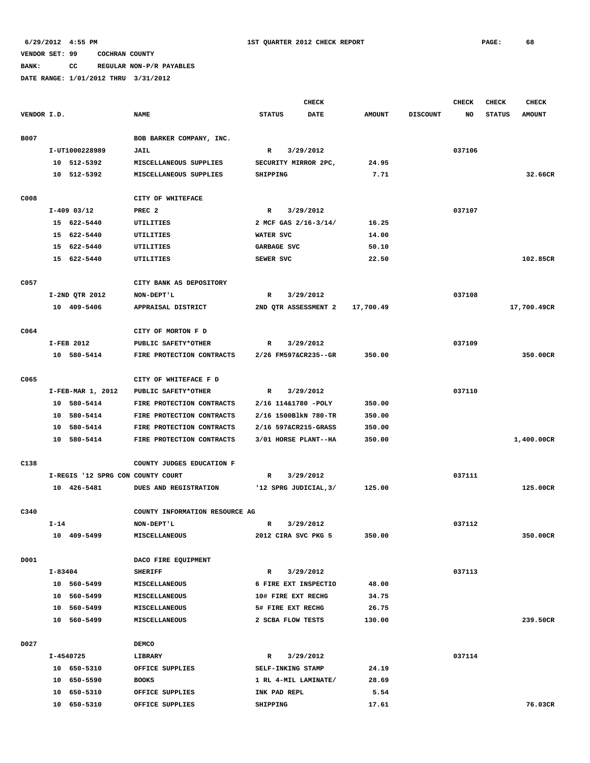6/29/2012 4:55 PM 1ST QUARTER 2012 CHECK REPORT PAGE: 68

VENDOR SET: 99 COCHRAN COUNTY

BANK: CC REGULAR NON-P/R PAYABLES

DATE RANGE: 1/01/2012 THRU 3/31/2012

| VENDOR I.D. | NAME | STATUS | CHECK DATE | AMOUNT | DISCOUNT | CHECK NO | CHECK STATUS | CHECK AMOUNT |
|---|---|---|---|---|---|---|---|---|
| B007 | BOB BARKER COMPANY, INC. | | | | | | | |
| I-UT1000228989 | JAIL | R | 3/29/2012 | | | 037106 | | |
| 10 512-5392 | MISCELLANEOUS SUPPLIES | SECURITY MIRROR 2PC, | | 24.95 | | | | |
| 10 512-5392 | MISCELLANEOUS SUPPLIES | SHIPPING | | 7.71 | | | | 32.66CR |
| C008 | CITY OF WHITEFACE | | | | | | | |
| I-409 03/12 | PREC 2 | R | 3/29/2012 | | | 037107 | | |
| 15 622-5440 | UTILITIES | 2 MCF GAS 2/16-3/14/ | | 16.25 | | | | |
| 15 622-5440 | UTILITIES | WATER SVC | | 14.00 | | | | |
| 15 622-5440 | UTILITIES | GARBAGE SVC | | 50.10 | | | | |
| 15 622-5440 | UTILITIES | SEWER SVC | | 22.50 | | | | 102.85CR |
| C057 | CITY BANK AS DEPOSITORY | | | | | | | |
| I-2ND QTR 2012 | NON-DEPT'L | R | 3/29/2012 | | | 037108 | | |
| 10 409-5406 | APPRAISAL DISTRICT | 2ND QTR ASSESSMENT 2 | | 17,700.49 | | | | 17,700.49CR |
| C064 | CITY OF MORTON F D | | | | | | | |
| I-FEB 2012 | PUBLIC SAFETY*OTHER | R | 3/29/2012 | | | 037109 | | |
| 10 580-5414 | FIRE PROTECTION CONTRACTS | 2/26 FM597&CR235--GR | | 350.00 | | | | 350.00CR |
| C065 | CITY OF WHITEFACE F D | | | | | | | |
| I-FEB-MAR 1, 2012 | PUBLIC SAFETY*OTHER | R | 3/29/2012 | | | 037110 | | |
| 10 580-5414 | FIRE PROTECTION CONTRACTS | 2/16 114&1780 -POLY | | 350.00 | | | | |
| 10 580-5414 | FIRE PROTECTION CONTRACTS | 2/16 1500BlkN 780-TR | | 350.00 | | | | |
| 10 580-5414 | FIRE PROTECTION CONTRACTS | 2/16 597&CR215-GRASS | | 350.00 | | | | |
| 10 580-5414 | FIRE PROTECTION CONTRACTS | 3/01 HORSE PLANT--HA | | 350.00 | | | | 1,400.00CR |
| C138 | COUNTY JUDGES EDUCATION F | | | | | | | |
| I-REGIS '12 SPRG CON | COUNTY COURT | R | 3/29/2012 | | | 037111 | | |
| 10 426-5481 | DUES AND REGISTRATION | '12 SPRG JUDICIAL,3/ | | 125.00 | | | | 125.00CR |
| C340 | COUNTY INFORMATION RESOURCE AG | | | | | | | |
| I-14 | NON-DEPT'L | R | 3/29/2012 | | | 037112 | | |
| 10 409-5499 | MISCELLANEOUS | 2012 CIRA SVC PKG 5 | | 350.00 | | | | 350.00CR |
| D001 | DACO FIRE EQUIPMENT | | | | | | | |
| I-83404 | SHERIFF | R | 3/29/2012 | | | 037113 | | |
| 10 560-5499 | MISCELLANEOUS | 6 FIRE EXT INSPECTIO | | 48.00 | | | | |
| 10 560-5499 | MISCELLANEOUS | 10# FIRE EXT RECHG | | 34.75 | | | | |
| 10 560-5499 | MISCELLANEOUS | 5# FIRE EXT RECHG | | 26.75 | | | | |
| 10 560-5499 | MISCELLANEOUS | 2 SCBA FLOW TESTS | | 130.00 | | | | 239.50CR |
| D027 | DEMCO | | | | | | | |
| I-4540725 | LIBRARY | R | 3/29/2012 | | | 037114 | | |
| 10 650-5310 | OFFICE SUPPLIES | SELF-INKING STAMP | | 24.19 | | | | |
| 10 650-5590 | BOOKS | 1 RL 4-MIL LAMINATE/ | | 28.69 | | | | |
| 10 650-5310 | OFFICE SUPPLIES | INK PAD REPL | | 5.54 | | | | |
| 10 650-5310 | OFFICE SUPPLIES | SHIPPING | | 17.61 | | | | 76.03CR |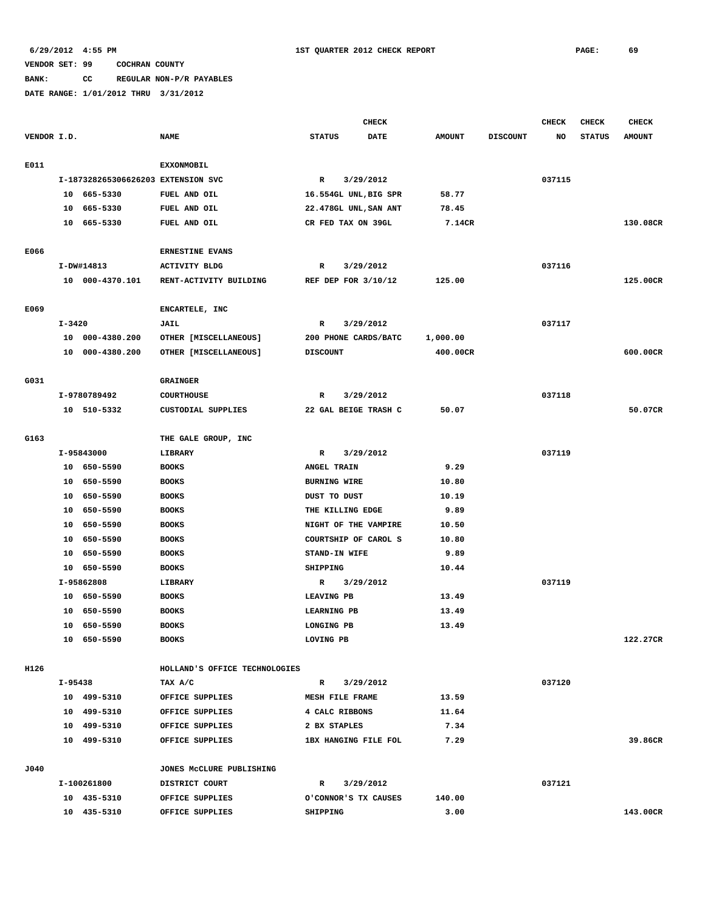6/29/2012 4:55 PM  1ST QUARTER 2012 CHECK REPORT  PAGE: 69

VENDOR SET: 99  COCHRAN COUNTY

BANK: CC  REGULAR NON-P/R PAYABLES

DATE RANGE: 1/01/2012 THRU 3/31/2012

| VENDOR I.D. | NAME | STATUS | CHECK DATE | AMOUNT | DISCOUNT | CHECK NO | CHECK STATUS | CHECK AMOUNT |
|---|---|---|---|---|---|---|---|---|
| E011 | EXXONMOBIL | | | | | | | |
| I-187328265306626203 | EXTENSION SVC | R | 3/29/2012 | | | 037115 | | |
| 10 665-5330 | FUEL AND OIL | 16.554GL UNL,BIG SPR | | 58.77 | | | | |
| 10 665-5330 | FUEL AND OIL | 22.478GL UNL,SAN ANT | | 78.45 | | | | |
| 10 665-5330 | FUEL AND OIL | CR FED TAX ON 39GL | | 7.14CR | | | | 130.08CR |
| E066 | ERNESTINE EVANS | | | | | | | |
| I-DW#14813 | ACTIVITY BLDG | R | 3/29/2012 | | | 037116 | | |
| 10 000-4370.101 | RENT-ACTIVITY BUILDING | REF DEP FOR 3/10/12 | | 125.00 | | | | 125.00CR |
| E069 | ENCARTELE, INC | | | | | | | |
| I-3420 | JAIL | R | 3/29/2012 | | | 037117 | | |
| 10 000-4380.200 | OTHER [MISCELLANEOUS] | 200 PHONE CARDS/BATC | | 1,000.00 | | | | |
| 10 000-4380.200 | OTHER [MISCELLANEOUS] | DISCOUNT | | 400.00CR | | | | 600.00CR |
| G031 | GRAINGER | | | | | | | |
| I-9780789492 | COURTHOUSE | R | 3/29/2012 | | | 037118 | | |
| 10 510-5332 | CUSTODIAL SUPPLIES | 22 GAL BEIGE TRASH C | | 50.07 | | | | 50.07CR |
| G163 | THE GALE GROUP, INC | | | | | | | |
| I-95843000 | LIBRARY | R | 3/29/2012 | | | 037119 | | |
| 10 650-5590 | BOOKS | ANGEL TRAIN | | 9.29 | | | | |
| 10 650-5590 | BOOKS | BURNING WIRE | | 10.80 | | | | |
| 10 650-5590 | BOOKS | DUST TO DUST | | 10.19 | | | | |
| 10 650-5590 | BOOKS | THE KILLING EDGE | | 9.89 | | | | |
| 10 650-5590 | BOOKS | NIGHT OF THE VAMPIRE | | 10.50 | | | | |
| 10 650-5590 | BOOKS | COURTSHIP OF CAROL S | | 10.80 | | | | |
| 10 650-5590 | BOOKS | STAND-IN WIFE | | 9.89 | | | | |
| 10 650-5590 | BOOKS | SHIPPING | | 10.44 | | | | |
| I-95862808 | LIBRARY | R | 3/29/2012 | | | 037119 | | |
| 10 650-5590 | BOOKS | LEAVING PB | | 13.49 | | | | |
| 10 650-5590 | BOOKS | LEARNING PB | | 13.49 | | | | |
| 10 650-5590 | BOOKS | LONGING PB | | 13.49 | | | | |
| 10 650-5590 | BOOKS | LOVING PB | | | | | | 122.27CR |
| H126 | HOLLAND'S OFFICE TECHNOLOGIES | | | | | | | |
| I-95438 | TAX A/C | R | 3/29/2012 | | | 037120 | | |
| 10 499-5310 | OFFICE SUPPLIES | MESH FILE FRAME | | 13.59 | | | | |
| 10 499-5310 | OFFICE SUPPLIES | 4 CALC RIBBONS | | 11.64 | | | | |
| 10 499-5310 | OFFICE SUPPLIES | 2 BX STAPLES | | 7.34 | | | | |
| 10 499-5310 | OFFICE SUPPLIES | 1BX HANGING FILE FOL | | 7.29 | | | | 39.86CR |
| J040 | JONES McCLURE PUBLISHING | | | | | | | |
| I-100261800 | DISTRICT COURT | R | 3/29/2012 | | | 037121 | | |
| 10 435-5310 | OFFICE SUPPLIES | O'CONNOR'S TX CAUSES | | 140.00 | | | | |
| 10 435-5310 | OFFICE SUPPLIES | SHIPPING | | 3.00 | | | | 143.00CR |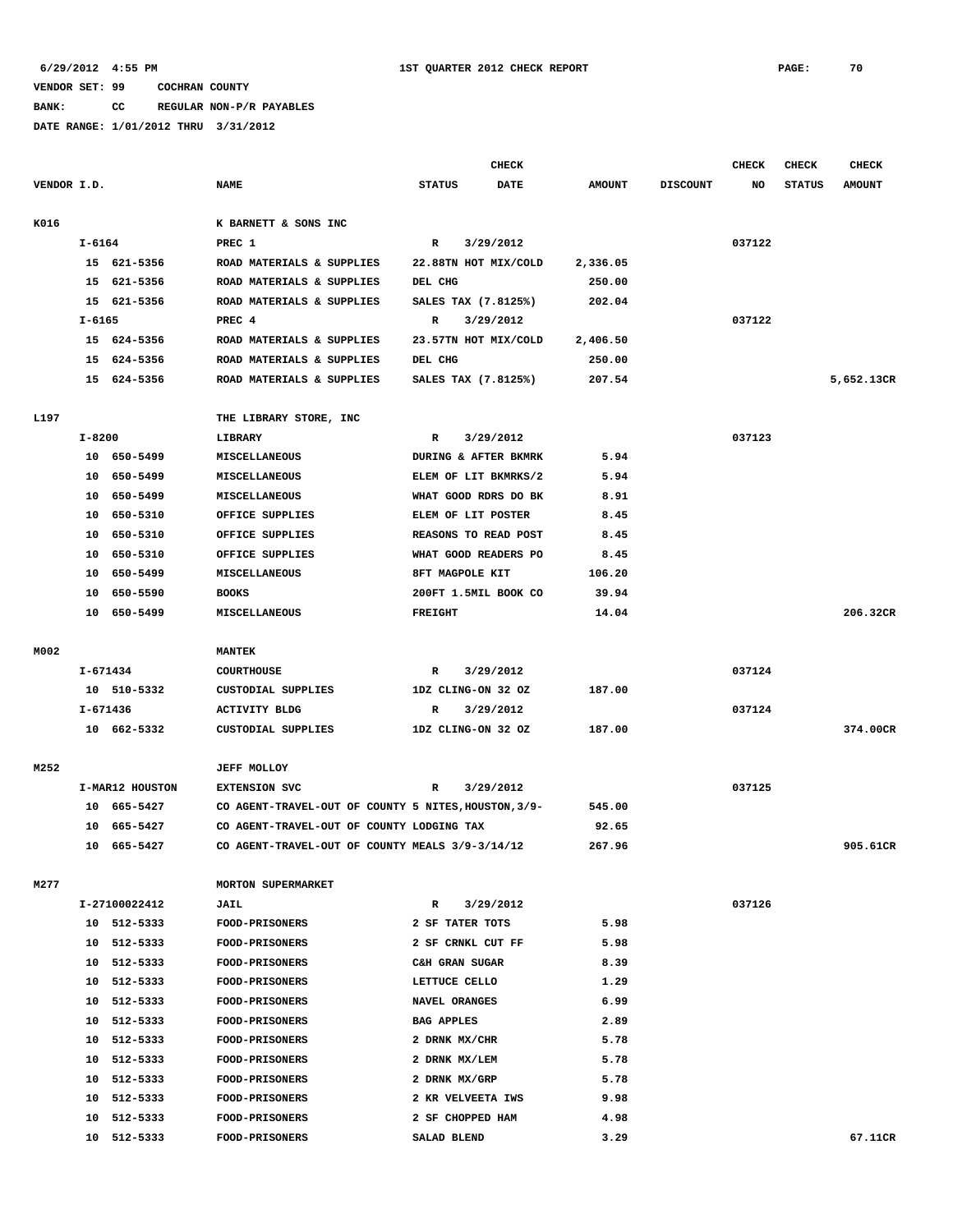6/29/2012 4:55 PM 1ST QUARTER 2012 CHECK REPORT

VENDOR SET: 99 COCHRAN COUNTY

BANK: CC REGULAR NON-P/R PAYABLES

DATE RANGE: 1/01/2012 THRU 3/31/2012

| VENDOR I.D. | NAME | STATUS | CHECK DATE | AMOUNT | DISCOUNT | CHECK NO | CHECK STATUS | CHECK AMOUNT |
|---|---|---|---|---|---|---|---|---|
| K016 | K BARNETT & SONS INC | | | | | | | |
| I-6164 | PREC 1 | R | 3/29/2012 | | | 037122 | | |
| 15 621-5356 | ROAD MATERIALS & SUPPLIES | 22.88TN HOT MIX/COLD | | 2,336.05 | | | | |
| 15 621-5356 | ROAD MATERIALS & SUPPLIES | DEL CHG | | 250.00 | | | | |
| 15 621-5356 | ROAD MATERIALS & SUPPLIES | SALES TAX (7.8125%) | | 202.04 | | | | |
| I-6165 | PREC 4 | R | 3/29/2012 | | | 037122 | | |
| 15 624-5356 | ROAD MATERIALS & SUPPLIES | 23.57TN HOT MIX/COLD | | 2,406.50 | | | | |
| 15 624-5356 | ROAD MATERIALS & SUPPLIES | DEL CHG | | 250.00 | | | | |
| 15 624-5356 | ROAD MATERIALS & SUPPLIES | SALES TAX (7.8125%) | | 207.54 | | | | 5,652.13CR |
| L197 | THE LIBRARY STORE, INC | | | | | | | |
| I-8200 | LIBRARY | R | 3/29/2012 | | | 037123 | | |
| 10 650-5499 | MISCELLANEOUS | DURING & AFTER BKMRK | | 5.94 | | | | |
| 10 650-5499 | MISCELLANEOUS | ELEM OF LIT BKMRKS/2 | | 5.94 | | | | |
| 10 650-5499 | MISCELLANEOUS | WHAT GOOD RDRS DO BK | | 8.91 | | | | |
| 10 650-5310 | OFFICE SUPPLIES | ELEM OF LIT POSTER | | 8.45 | | | | |
| 10 650-5310 | OFFICE SUPPLIES | REASONS TO READ POST | | 8.45 | | | | |
| 10 650-5310 | OFFICE SUPPLIES | WHAT GOOD READERS PO | | 8.45 | | | | |
| 10 650-5499 | MISCELLANEOUS | 8FT MAGPOLE KIT | | 106.20 | | | | |
| 10 650-5590 | BOOKS | 200FT 1.5MIL BOOK CO | | 39.94 | | | | |
| 10 650-5499 | MISCELLANEOUS | FREIGHT | | 14.04 | | | | 206.32CR |
| M002 | MANTEK | | | | | | | |
| I-671434 | COURTHOUSE | R | 3/29/2012 | | | 037124 | | |
| 10 510-5332 | CUSTODIAL SUPPLIES | 1DZ CLING-ON 32 OZ | | 187.00 | | | | |
| I-671436 | ACTIVITY BLDG | R | 3/29/2012 | | | 037124 | | |
| 10 662-5332 | CUSTODIAL SUPPLIES | 1DZ CLING-ON 32 OZ | | 187.00 | | | | 374.00CR |
| M252 | JEFF MOLLOY | | | | | | | |
| I-MAR12 HOUSTON | EXTENSION SVC | R | 3/29/2012 | | | 037125 | | |
| 10 665-5427 | CO AGENT-TRAVEL-OUT OF COUNTY | 5 NITES,HOUSTON,3/9- | | 545.00 | | | | |
| 10 665-5427 | CO AGENT-TRAVEL-OUT OF COUNTY | LODGING TAX | | 92.65 | | | | |
| 10 665-5427 | CO AGENT-TRAVEL-OUT OF COUNTY | MEALS 3/9-3/14/12 | | 267.96 | | | | 905.61CR |
| M277 | MORTON SUPERMARKET | | | | | | | |
| I-27100022412 | JAIL | R | 3/29/2012 | | | 037126 | | |
| 10 512-5333 | FOOD-PRISONERS | 2 SF TATER TOTS | | 5.98 | | | | |
| 10 512-5333 | FOOD-PRISONERS | 2 SF CRNKL CUT FF | | 5.98 | | | | |
| 10 512-5333 | FOOD-PRISONERS | C&H GRAN SUGAR | | 8.39 | | | | |
| 10 512-5333 | FOOD-PRISONERS | LETTUCE CELLO | | 1.29 | | | | |
| 10 512-5333 | FOOD-PRISONERS | NAVEL ORANGES | | 6.99 | | | | |
| 10 512-5333 | FOOD-PRISONERS | BAG APPLES | | 2.89 | | | | |
| 10 512-5333 | FOOD-PRISONERS | 2 DRNK MX/CHR | | 5.78 | | | | |
| 10 512-5333 | FOOD-PRISONERS | 2 DRNK MX/LEM | | 5.78 | | | | |
| 10 512-5333 | FOOD-PRISONERS | 2 DRNK MX/GRP | | 5.78 | | | | |
| 10 512-5333 | FOOD-PRISONERS | 2 KR VELVEETA IWS | | 9.98 | | | | |
| 10 512-5333 | FOOD-PRISONERS | 2 SF CHOPPED HAM | | 4.98 | | | | |
| 10 512-5333 | FOOD-PRISONERS | SALAD BLEND | | 3.29 | | | | 67.11CR |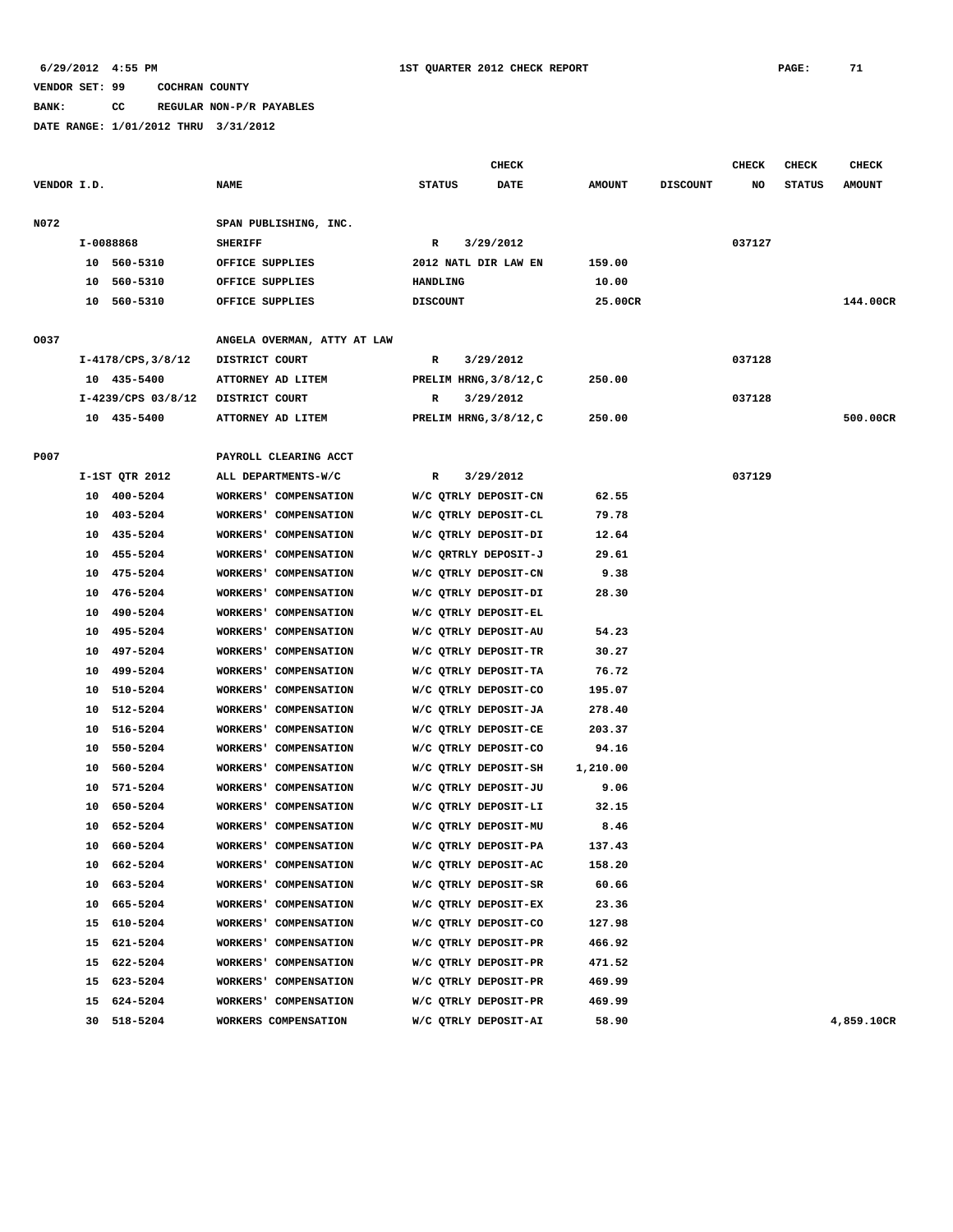6/29/2012 4:55 PM 1ST QUARTER 2012 CHECK REPORT

VENDOR SET: 99 COCHRAN COUNTY

BANK: CC REGULAR NON-P/R PAYABLES

DATE RANGE: 1/01/2012 THRU 3/31/2012

| VENDOR I.D. | NAME | STATUS | CHECK DATE | AMOUNT | DISCOUNT | CHECK NO | CHECK STATUS | CHECK AMOUNT |
|---|---|---|---|---|---|---|---|---|
| N072 | SPAN PUBLISHING, INC. | | | | | | | |
| I-0088868 | SHERIFF | R | 3/29/2012 | | | 037127 | | |
| 10 560-5310 | OFFICE SUPPLIES | 2012 NATL DIR LAW EN | | 159.00 | | | | |
| 10 560-5310 | OFFICE SUPPLIES | HANDLING | | 10.00 | | | | |
| 10 560-5310 | OFFICE SUPPLIES | DISCOUNT | | 25.00CR | | | | 144.00CR |
| O037 | ANGELA OVERMAN, ATTY AT LAW | | | | | | | |
| I-4178/CPS,3/8/12 | DISTRICT COURT | R | 3/29/2012 | | | 037128 | | |
| 10 435-5400 | ATTORNEY AD LITEM | PRELIM HRNG,3/8/12,C | | 250.00 | | | | |
| I-4239/CPS 03/8/12 | DISTRICT COURT | R | 3/29/2012 | | | 037128 | | |
| 10 435-5400 | ATTORNEY AD LITEM | PRELIM HRNG,3/8/12,C | | 250.00 | | | | 500.00CR |
| P007 | PAYROLL CLEARING ACCT | | | | | | | |
| I-1ST QTR 2012 | ALL DEPARTMENTS-W/C | R | 3/29/2012 | | | 037129 | | |
| 10 400-5204 | WORKERS' COMPENSATION | W/C QTRLY DEPOSIT-CN | | 62.55 | | | | |
| 10 403-5204 | WORKERS' COMPENSATION | W/C QTRLY DEPOSIT-CL | | 79.78 | | | | |
| 10 435-5204 | WORKERS' COMPENSATION | W/C QTRLY DEPOSIT-DI | | 12.64 | | | | |
| 10 455-5204 | WORKERS' COMPENSATION | W/C QRTRLY DEPOSIT-J | | 29.61 | | | | |
| 10 475-5204 | WORKERS' COMPENSATION | W/C QTRLY DEPOSIT-CN | | 9.38 | | | | |
| 10 476-5204 | WORKERS' COMPENSATION | W/C QTRLY DEPOSIT-DI | | 28.30 | | | | |
| 10 490-5204 | WORKERS' COMPENSATION | W/C QTRLY DEPOSIT-EL | | | | | | |
| 10 495-5204 | WORKERS' COMPENSATION | W/C QTRLY DEPOSIT-AU | | 54.23 | | | | |
| 10 497-5204 | WORKERS' COMPENSATION | W/C QTRLY DEPOSIT-TR | | 30.27 | | | | |
| 10 499-5204 | WORKERS' COMPENSATION | W/C QTRLY DEPOSIT-TA | | 76.72 | | | | |
| 10 510-5204 | WORKERS' COMPENSATION | W/C QTRLY DEPOSIT-CO | | 195.07 | | | | |
| 10 512-5204 | WORKERS' COMPENSATION | W/C QTRLY DEPOSIT-JA | | 278.40 | | | | |
| 10 516-5204 | WORKERS' COMPENSATION | W/C QTRLY DEPOSIT-CE | | 203.37 | | | | |
| 10 550-5204 | WORKERS' COMPENSATION | W/C QTRLY DEPOSIT-CO | | 94.16 | | | | |
| 10 560-5204 | WORKERS' COMPENSATION | W/C QTRLY DEPOSIT-SH | | 1,210.00 | | | | |
| 10 571-5204 | WORKERS' COMPENSATION | W/C QTRLY DEPOSIT-JU | | 9.06 | | | | |
| 10 650-5204 | WORKERS' COMPENSATION | W/C QTRLY DEPOSIT-LI | | 32.15 | | | | |
| 10 652-5204 | WORKERS' COMPENSATION | W/C QTRLY DEPOSIT-MU | | 8.46 | | | | |
| 10 660-5204 | WORKERS' COMPENSATION | W/C QTRLY DEPOSIT-PA | | 137.43 | | | | |
| 10 662-5204 | WORKERS' COMPENSATION | W/C QTRLY DEPOSIT-AC | | 158.20 | | | | |
| 10 663-5204 | WORKERS' COMPENSATION | W/C QTRLY DEPOSIT-SR | | 60.66 | | | | |
| 10 665-5204 | WORKERS' COMPENSATION | W/C QTRLY DEPOSIT-EX | | 23.36 | | | | |
| 15 610-5204 | WORKERS' COMPENSATION | W/C QTRLY DEPOSIT-CO | | 127.98 | | | | |
| 15 621-5204 | WORKERS' COMPENSATION | W/C QTRLY DEPOSIT-PR | | 466.92 | | | | |
| 15 622-5204 | WORKERS' COMPENSATION | W/C QTRLY DEPOSIT-PR | | 471.52 | | | | |
| 15 623-5204 | WORKERS' COMPENSATION | W/C QTRLY DEPOSIT-PR | | 469.99 | | | | |
| 15 624-5204 | WORKERS' COMPENSATION | W/C QTRLY DEPOSIT-PR | | 469.99 | | | | |
| 30 518-5204 | WORKERS COMPENSATION | W/C QTRLY DEPOSIT-AI | | 58.90 | | | | 4,859.10CR |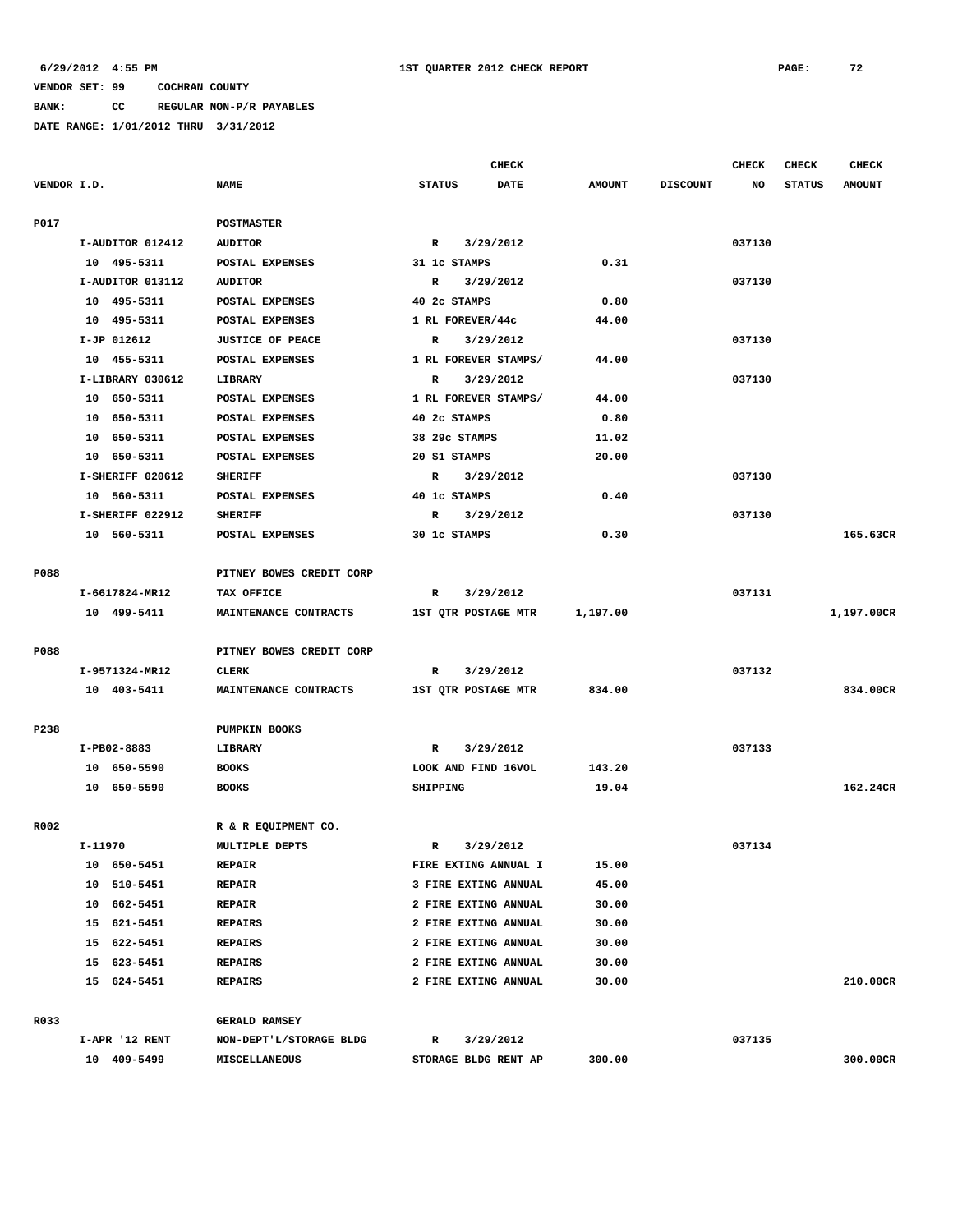6/29/2012 4:55 PM 1ST QUARTER 2012 CHECK REPORT

VENDOR SET: 99 COCHRAN COUNTY

BANK: CC REGULAR NON-P/R PAYABLES

DATE RANGE: 1/01/2012 THRU 3/31/2012

| VENDOR I.D. | NAME | STATUS | CHECK DATE | AMOUNT | DISCOUNT | CHECK NO | CHECK STATUS | CHECK AMOUNT |
|---|---|---|---|---|---|---|---|---|
| P017 | POSTMASTER | | | | | | | |
| I-AUDITOR 012412 | AUDITOR | R | 3/29/2012 | | | 037130 | | |
| 10 495-5311 | POSTAL EXPENSES | 31 1c STAMPS | | 0.31 | | | | |
| I-AUDITOR 013112 | AUDITOR | R | 3/29/2012 | | | 037130 | | |
| 10 495-5311 | POSTAL EXPENSES | 40 2c STAMPS | | 0.80 | | | | |
| 10 495-5311 | POSTAL EXPENSES | 1 RL FOREVER/44c | | 44.00 | | | | |
| I-JP 012612 | JUSTICE OF PEACE | R | 3/29/2012 | | | 037130 | | |
| 10 455-5311 | POSTAL EXPENSES | 1 RL FOREVER STAMPS/ | | 44.00 | | | | |
| I-LIBRARY 030612 | LIBRARY | R | 3/29/2012 | | | 037130 | | |
| 10 650-5311 | POSTAL EXPENSES | 1 RL FOREVER STAMPS/ | | 44.00 | | | | |
| 10 650-5311 | POSTAL EXPENSES | 40 2c STAMPS | | 0.80 | | | | |
| 10 650-5311 | POSTAL EXPENSES | 38 29c STAMPS | | 11.02 | | | | |
| 10 650-5311 | POSTAL EXPENSES | 20 $1 STAMPS | | 20.00 | | | | |
| I-SHERIFF 020612 | SHERIFF | R | 3/29/2012 | | | 037130 | | |
| 10 560-5311 | POSTAL EXPENSES | 40 1c STAMPS | | 0.40 | | | | |
| I-SHERIFF 022912 | SHERIFF | R | 3/29/2012 | | | 037130 | | |
| 10 560-5311 | POSTAL EXPENSES | 30 1c STAMPS | | 0.30 | | | | 165.63CR |
| P088 | PITNEY BOWES CREDIT CORP | | | | | | | |
| I-6617824-MR12 | TAX OFFICE | R | 3/29/2012 | | | 037131 | | |
| 10 499-5411 | MAINTENANCE CONTRACTS | 1ST QTR POSTAGE MTR | | 1,197.00 | | | | 1,197.00CR |
| P088 | PITNEY BOWES CREDIT CORP | | | | | | | |
| I-9571324-MR12 | CLERK | R | 3/29/2012 | | | 037132 | | |
| 10 403-5411 | MAINTENANCE CONTRACTS | 1ST QTR POSTAGE MTR | | 834.00 | | | | 834.00CR |
| P238 | PUMPKIN BOOKS | | | | | | | |
| I-PB02-8883 | LIBRARY | R | 3/29/2012 | | | 037133 | | |
| 10 650-5590 | BOOKS | LOOK AND FIND 16VOL | | 143.20 | | | | |
| 10 650-5590 | BOOKS | SHIPPING | | 19.04 | | | | 162.24CR |
| R002 | R & R EQUIPMENT CO. | | | | | | | |
| I-11970 | MULTIPLE DEPTS | R | 3/29/2012 | | | 037134 | | |
| 10 650-5451 | REPAIR | FIRE EXTING ANNUAL I | | 15.00 | | | | |
| 10 510-5451 | REPAIR | 3 FIRE EXTING ANNUAL | | 45.00 | | | | |
| 10 662-5451 | REPAIR | 2 FIRE EXTING ANNUAL | | 30.00 | | | | |
| 15 621-5451 | REPAIRS | 2 FIRE EXTING ANNUAL | | 30.00 | | | | |
| 15 622-5451 | REPAIRS | 2 FIRE EXTING ANNUAL | | 30.00 | | | | |
| 15 623-5451 | REPAIRS | 2 FIRE EXTING ANNUAL | | 30.00 | | | | |
| 15 624-5451 | REPAIRS | 2 FIRE EXTING ANNUAL | | 30.00 | | | | 210.00CR |
| R033 | GERALD RAMSEY | | | | | | | |
| I-APR '12 RENT | NON-DEPT'L/STORAGE BLDG | R | 3/29/2012 | | | 037135 | | |
| 10 409-5499 | MISCELLANEOUS | STORAGE BLDG RENT AP | | 300.00 | | | | 300.00CR |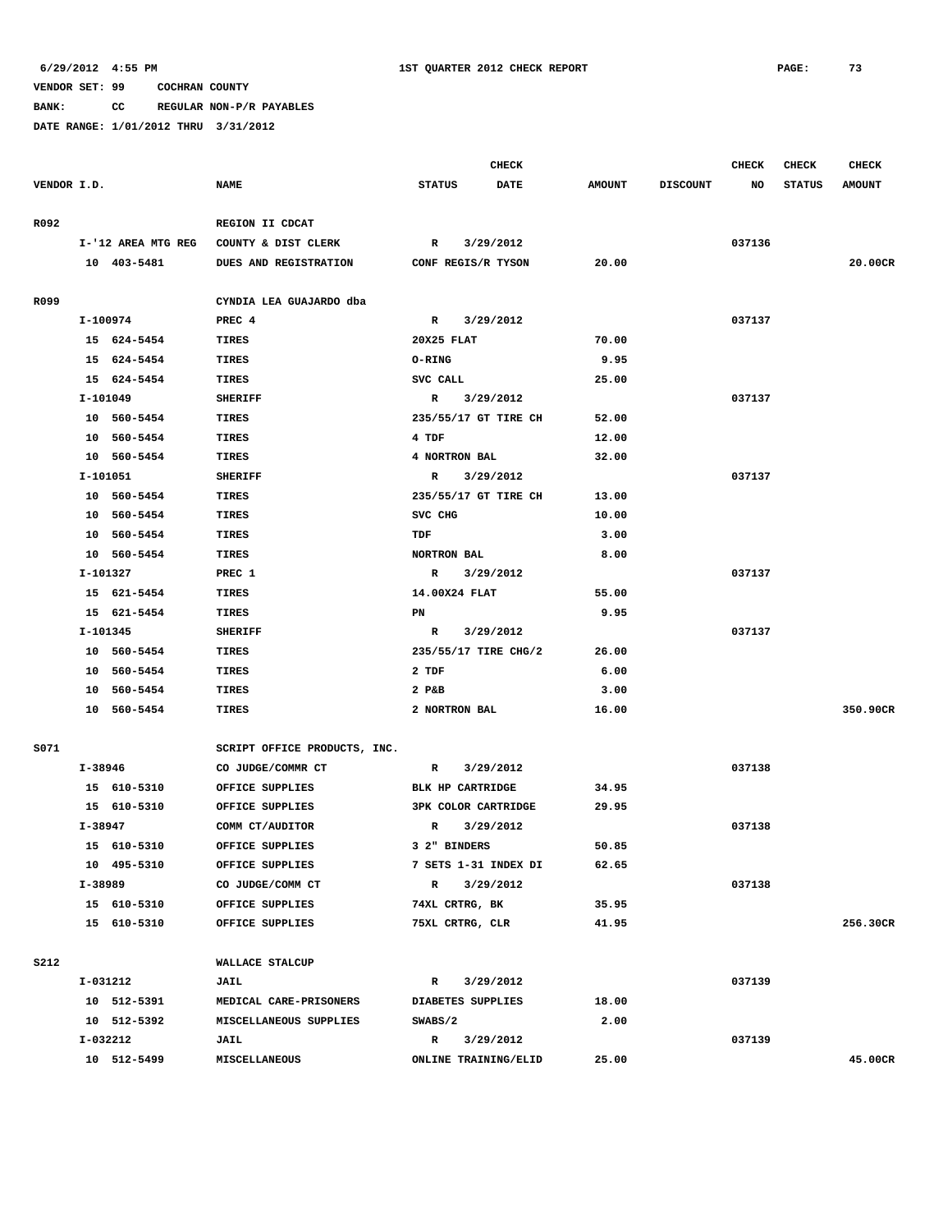6/29/2012 4:55 PM    1ST QUARTER 2012 CHECK REPORT    PAGE: 73

VENDOR SET: 99    COCHRAN COUNTY

BANK: CC    REGULAR NON-P/R PAYABLES

DATE RANGE: 1/01/2012 THRU 3/31/2012

| VENDOR I.D. | NAME | STATUS | CHECK DATE | AMOUNT | DISCOUNT | CHECK NO | CHECK STATUS | CHECK AMOUNT |
|---|---|---|---|---|---|---|---|---|
| R092 | REGION II CDCAT | | | | | | | |
| I-'12 AREA MTG REG | COUNTY & DIST CLERK | R | 3/29/2012 | | | 037136 | | |
| 10 403-5481 | DUES AND REGISTRATION | CONF REGIS/R TYSON | | 20.00 | | | | 20.00CR |
| R099 | CYNDIA LEA GUAJARDO dba | | | | | | | |
| I-100974 | PREC 4 | R | 3/29/2012 | | | 037137 | | |
| 15 624-5454 | TIRES | 20X25 FLAT | | 70.00 | | | | |
| 15 624-5454 | TIRES | O-RING | | 9.95 | | | | |
| 15 624-5454 | TIRES | SVC CALL | | 25.00 | | | | |
| I-101049 | SHERIFF | R | 3/29/2012 | | | 037137 | | |
| 10 560-5454 | TIRES | 235/55/17 GT TIRE CH | | 52.00 | | | | |
| 10 560-5454 | TIRES | 4 TDF | | 12.00 | | | | |
| 10 560-5454 | TIRES | 4 NORTRON BAL | | 32.00 | | | | |
| I-101051 | SHERIFF | R | 3/29/2012 | | | 037137 | | |
| 10 560-5454 | TIRES | 235/55/17 GT TIRE CH | | 13.00 | | | | |
| 10 560-5454 | TIRES | SVC CHG | | 10.00 | | | | |
| 10 560-5454 | TIRES | TDF | | 3.00 | | | | |
| 10 560-5454 | TIRES | NORTRON BAL | | 8.00 | | | | |
| I-101327 | PREC 1 | R | 3/29/2012 | | | 037137 | | |
| 15 621-5454 | TIRES | 14.00X24 FLAT | | 55.00 | | | | |
| 15 621-5454 | TIRES | PN | | 9.95 | | | | |
| I-101345 | SHERIFF | R | 3/29/2012 | | | 037137 | | |
| 10 560-5454 | TIRES | 235/55/17 TIRE CHG/2 | | 26.00 | | | | |
| 10 560-5454 | TIRES | 2 TDF | | 6.00 | | | | |
| 10 560-5454 | TIRES | 2 P&B | | 3.00 | | | | |
| 10 560-5454 | TIRES | 2 NORTRON BAL | | 16.00 | | | | 350.90CR |
| S071 | SCRIPT OFFICE PRODUCTS, INC. | | | | | | | |
| I-38946 | CO JUDGE/COMMR CT | R | 3/29/2012 | | | 037138 | | |
| 15 610-5310 | OFFICE SUPPLIES | BLK HP CARTRIDGE | | 34.95 | | | | |
| 15 610-5310 | OFFICE SUPPLIES | 3PK COLOR CARTRIDGE | | 29.95 | | | | |
| I-38947 | COMM CT/AUDITOR | R | 3/29/2012 | | | 037138 | | |
| 15 610-5310 | OFFICE SUPPLIES | 3 2" BINDERS | | 50.85 | | | | |
| 10 495-5310 | OFFICE SUPPLIES | 7 SETS 1-31 INDEX DI | | 62.65 | | | | |
| I-38989 | CO JUDGE/COMM CT | R | 3/29/2012 | | | 037138 | | |
| 15 610-5310 | OFFICE SUPPLIES | 74XL CRTRG, BK | | 35.95 | | | | |
| 15 610-5310 | OFFICE SUPPLIES | 75XL CRTRG, CLR | | 41.95 | | | | 256.30CR |
| S212 | WALLACE STALCUP | | | | | | | |
| I-031212 | JAIL | R | 3/29/2012 | | | 037139 | | |
| 10 512-5391 | MEDICAL CARE-PRISONERS | DIABETES SUPPLIES | | 18.00 | | | | |
| 10 512-5392 | MISCELLANEOUS SUPPLIES | SWABS/2 | | 2.00 | | | | |
| I-032212 | JAIL | R | 3/29/2012 | | | 037139 | | |
| 10 512-5499 | MISCELLANEOUS | ONLINE TRAINING/ELID | | 25.00 | | | | 45.00CR |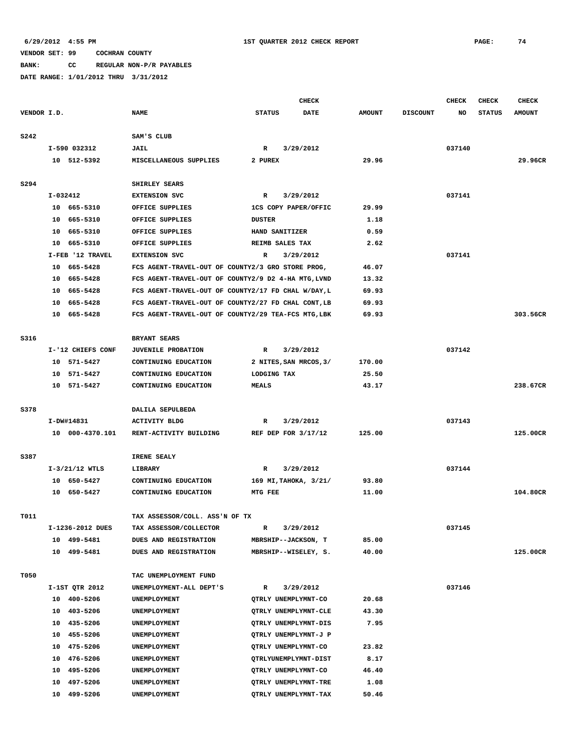6/29/2012 4:55 PM 1ST QUARTER 2012 CHECK REPORT

VENDOR SET: 99 COCHRAN COUNTY

BANK: CC REGULAR NON-P/R PAYABLES

DATE RANGE: 1/01/2012 THRU 3/31/2012

| VENDOR I.D. | NAME | STATUS | CHECK DATE | AMOUNT | DISCOUNT | CHECK NO | CHECK STATUS | CHECK AMOUNT |
|---|---|---|---|---|---|---|---|---|
| S242 | SAM'S CLUB | | | | | | | |
| I-590 032312 | JAIL | R | 3/29/2012 | | | 037140 | | |
| 10 512-5392 | MISCELLANEOUS SUPPLIES | 2 PUREX | | 29.96 | | | | 29.96CR |
| S294 | SHIRLEY SEARS | | | | | | | |
| I-032412 | EXTENSION SVC | R | 3/29/2012 | | | 037141 | | |
| 10 665-5310 | OFFICE SUPPLIES | 1CS COPY PAPER/OFFIC | | 29.99 | | | | |
| 10 665-5310 | OFFICE SUPPLIES | DUSTER | | 1.18 | | | | |
| 10 665-5310 | OFFICE SUPPLIES | HAND SANITIZER | | 0.59 | | | | |
| 10 665-5310 | OFFICE SUPPLIES | REIMB SALES TAX | | 2.62 | | | | |
| I-FEB '12 TRAVEL | EXTENSION SVC | R | 3/29/2012 | | | 037141 | | |
| 10 665-5428 | FCS AGENT-TRAVEL-OUT OF COUNTY | 2/3 GRO STORE PROG, | | 46.07 | | | | |
| 10 665-5428 | FCS AGENT-TRAVEL-OUT OF COUNTY | 2/9 D2 4-HA MTG,LVND | | 13.32 | | | | |
| 10 665-5428 | FCS AGENT-TRAVEL-OUT OF COUNTY | 2/17 FD CHAL W/DAY,L | | 69.93 | | | | |
| 10 665-5428 | FCS AGENT-TRAVEL-OUT OF COUNTY | 2/27 FD CHAL CONT,LB | | 69.93 | | | | |
| 10 665-5428 | FCS AGENT-TRAVEL-OUT OF COUNTY | 2/29 TEA-FCS MTG,LBK | | 69.93 | | | | 303.56CR |
| S316 | BRYANT SEARS | | | | | | | |
| I-'12 CHIEFS CONF | JUVENILE PROBATION | R | 3/29/2012 | | | 037142 | | |
| 10 571-5427 | CONTINUING EDUCATION | 2 NITES,SAN MRCOS,3/ | | 170.00 | | | | |
| 10 571-5427 | CONTINUING EDUCATION | LODGING TAX | | 25.50 | | | | |
| 10 571-5427 | CONTINUING EDUCATION | MEALS | | 43.17 | | | | 238.67CR |
| S378 | DALILA SEPULBEDA | | | | | | | |
| I-DW#14831 | ACTIVITY BLDG | R | 3/29/2012 | | | 037143 | | |
| 10 000-4370.101 | RENT-ACTIVITY BUILDING | REF DEP FOR 3/17/12 | | 125.00 | | | | 125.00CR |
| S387 | IRENE SEALY | | | | | | | |
| I-3/21/12 WTLS | LIBRARY | R | 3/29/2012 | | | 037144 | | |
| 10 650-5427 | CONTINUING EDUCATION | 169 MI,TAHOKA, 3/21/ | | 93.80 | | | | |
| 10 650-5427 | CONTINUING EDUCATION | MTG FEE | | 11.00 | | | | 104.80CR |
| T011 | TAX ASSESSOR/COLL. ASS'N OF TX | | | | | | | |
| I-1236-2012 DUES | TAX ASSESSOR/COLLECTOR | R | 3/29/2012 | | | 037145 | | |
| 10 499-5481 | DUES AND REGISTRATION | MBRSHIP--JACKSON, T | | 85.00 | | | | |
| 10 499-5481 | DUES AND REGISTRATION | MBRSHIP--WISELEY, S. | | 40.00 | | | | 125.00CR |
| T050 | TAC UNEMPLOYMENT FUND | | | | | | | |
| I-1ST QTR 2012 | UNEMPLOYMENT-ALL DEPT'S | R | 3/29/2012 | | | 037146 | | |
| 10 400-5206 | UNEMPLOYMENT | QTRLY UNEMPLYMNT-CO | | 20.68 | | | | |
| 10 403-5206 | UNEMPLOYMENT | QTRLY UNEMPLYMNT-CLE | | 43.30 | | | | |
| 10 435-5206 | UNEMPLOYMENT | QTRLY UNEMPLYMNT-DIS | | 7.95 | | | | |
| 10 455-5206 | UNEMPLOYMENT | QTRLY UNEMPLYMNT-J P | | | | | | |
| 10 475-5206 | UNEMPLOYMENT | QTRLY UNEMPLYMNT-CO | | 23.82 | | | | |
| 10 476-5206 | UNEMPLOYMENT | QTRLYUNEMPLYMNT-DIST | | 8.17 | | | | |
| 10 495-5206 | UNEMPLOYMENT | QTRLY UNEMPLYMNT-CO | | 46.40 | | | | |
| 10 497-5206 | UNEMPLOYMENT | QTRLY UNEMPLYMNT-TRE | | 1.08 | | | | |
| 10 499-5206 | UNEMPLOYMENT | QTRLY UNEMPLYMNT-TAX | | 50.46 | | | | |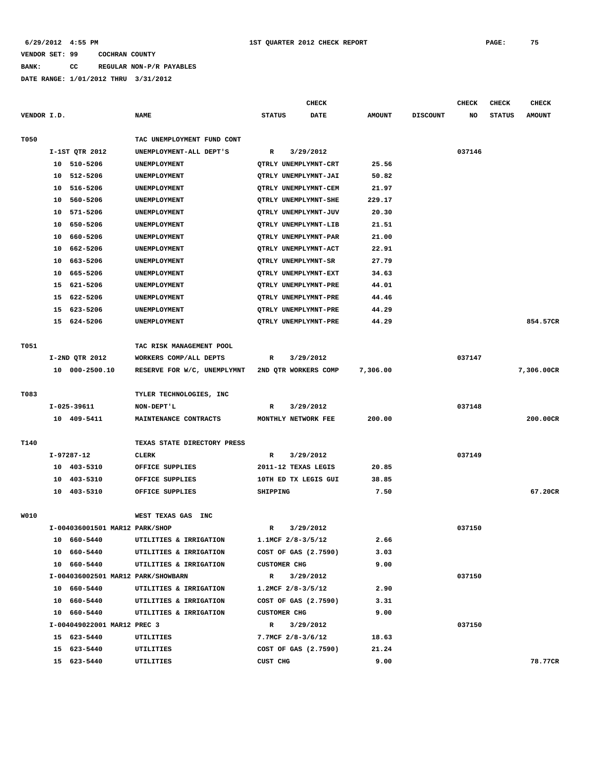6/29/2012 4:55 PM 1ST QUARTER 2012 CHECK REPORT

VENDOR SET: 99 COCHRAN COUNTY

BANK: CC REGULAR NON-P/R PAYABLES

DATE RANGE: 1/01/2012 THRU 3/31/2012

| VENDOR I.D. | NAME | STATUS | CHECK DATE | AMOUNT | DISCOUNT | CHECK NO | CHECK STATUS | CHECK AMOUNT |
|---|---|---|---|---|---|---|---|---|
| T050 | TAC UNEMPLOYMENT FUND CONT | | | | | | | |
| I-1ST QTR 2012 | UNEMPLOYMENT-ALL DEPT'S | R | 3/29/2012 | | | 037146 | | |
| 10 510-5206 | UNEMPLOYMENT | QTRLY UNEMPLYMNT-CRT | | 25.56 | | | | |
| 10 512-5206 | UNEMPLOYMENT | QTRLY UNEMPLYMNT-JAI | | 50.82 | | | | |
| 10 516-5206 | UNEMPLOYMENT | QTRLY UNEMPLYMNT-CEM | | 21.97 | | | | |
| 10 560-5206 | UNEMPLOYMENT | QTRLY UNEMPLYMNT-SHE | | 229.17 | | | | |
| 10 571-5206 | UNEMPLOYMENT | QTRLY UNEMPLYMNT-JUV | | 20.30 | | | | |
| 10 650-5206 | UNEMPLOYMENT | QTRLY UNEMPLYMNT-LIB | | 21.51 | | | | |
| 10 660-5206 | UNEMPLOYMENT | QTRLY UNEMPLYMNT-PAR | | 21.00 | | | | |
| 10 662-5206 | UNEMPLOYMENT | QTRLY UNEMPLYMNT-ACT | | 22.91 | | | | |
| 10 663-5206 | UNEMPLOYMENT | QTRLY UNEMPLYMNT-SR | | 27.79 | | | | |
| 10 665-5206 | UNEMPLOYMENT | QTRLY UNEMPLYMNT-EXT | | 34.63 | | | | |
| 15 621-5206 | UNEMPLOYMENT | QTRLY UNEMPLYMNT-PRE | | 44.01 | | | | |
| 15 622-5206 | UNEMPLOYMENT | QTRLY UNEMPLYMNT-PRE | | 44.46 | | | | |
| 15 623-5206 | UNEMPLOYMENT | QTRLY UNEMPLYMNT-PRE | | 44.29 | | | | |
| 15 624-5206 | UNEMPLOYMENT | QTRLY UNEMPLYMNT-PRE | | 44.29 | | | | 854.57CR |
| T051 | TAC RISK MANAGEMENT POOL | | | | | | | |
| I-2ND QTR 2012 | WORKERS COMP/ALL DEPTS | R | 3/29/2012 | | | 037147 | | |
| 10 000-2500.10 | RESERVE FOR W/C, UNEMPLYMNT | 2ND QTR WORKERS COMP | | 7,306.00 | | | | 7,306.00CR |
| T083 | TYLER TECHNOLOGIES, INC | | | | | | | |
| I-025-39611 | NON-DEPT'L | R | 3/29/2012 | | | 037148 | | |
| 10 409-5411 | MAINTENANCE CONTRACTS | MONTHLY NETWORK FEE | | 200.00 | | | | 200.00CR |
| T140 | TEXAS STATE DIRECTORY PRESS | | | | | | | |
| I-97287-12 | CLERK | R | 3/29/2012 | | | 037149 | | |
| 10 403-5310 | OFFICE SUPPLIES | 2011-12 TEXAS LEGIS | | 20.85 | | | | |
| 10 403-5310 | OFFICE SUPPLIES | 10TH ED TX LEGIS GUI | | 38.85 | | | | |
| 10 403-5310 | OFFICE SUPPLIES | SHIPPING | | 7.50 | | | | 67.20CR |
| W010 | WEST TEXAS GAS INC | | | | | | | |
| I-004036001501 MAR12 PARK/SHOP | | R | 3/29/2012 | | | 037150 | | |
| 10 660-5440 | UTILITIES & IRRIGATION | 1.1MCF 2/8-3/5/12 | | 2.66 | | | | |
| 10 660-5440 | UTILITIES & IRRIGATION | COST OF GAS (2.7590) | | 3.03 | | | | |
| 10 660-5440 | UTILITIES & IRRIGATION | CUSTOMER CHG | | 9.00 | | | | |
| I-004036002501 MAR12 PARK/SHOWBARN | | R | 3/29/2012 | | | 037150 | | |
| 10 660-5440 | UTILITIES & IRRIGATION | 1.2MCF 2/8-3/5/12 | | 2.90 | | | | |
| 10 660-5440 | UTILITIES & IRRIGATION | COST OF GAS (2.7590) | | 3.31 | | | | |
| 10 660-5440 | UTILITIES & IRRIGATION | CUSTOMER CHG | | 9.00 | | | | |
| I-004049022001 MAR12 PREC 3 | | R | 3/29/2012 | | | 037150 | | |
| 15 623-5440 | UTILITIES | 7.7MCF 2/8-3/6/12 | | 18.63 | | | | |
| 15 623-5440 | UTILITIES | COST OF GAS (2.7590) | | 21.24 | | | | |
| 15 623-5440 | UTILITIES | CUST CHG | | 9.00 | | | | 78.77CR |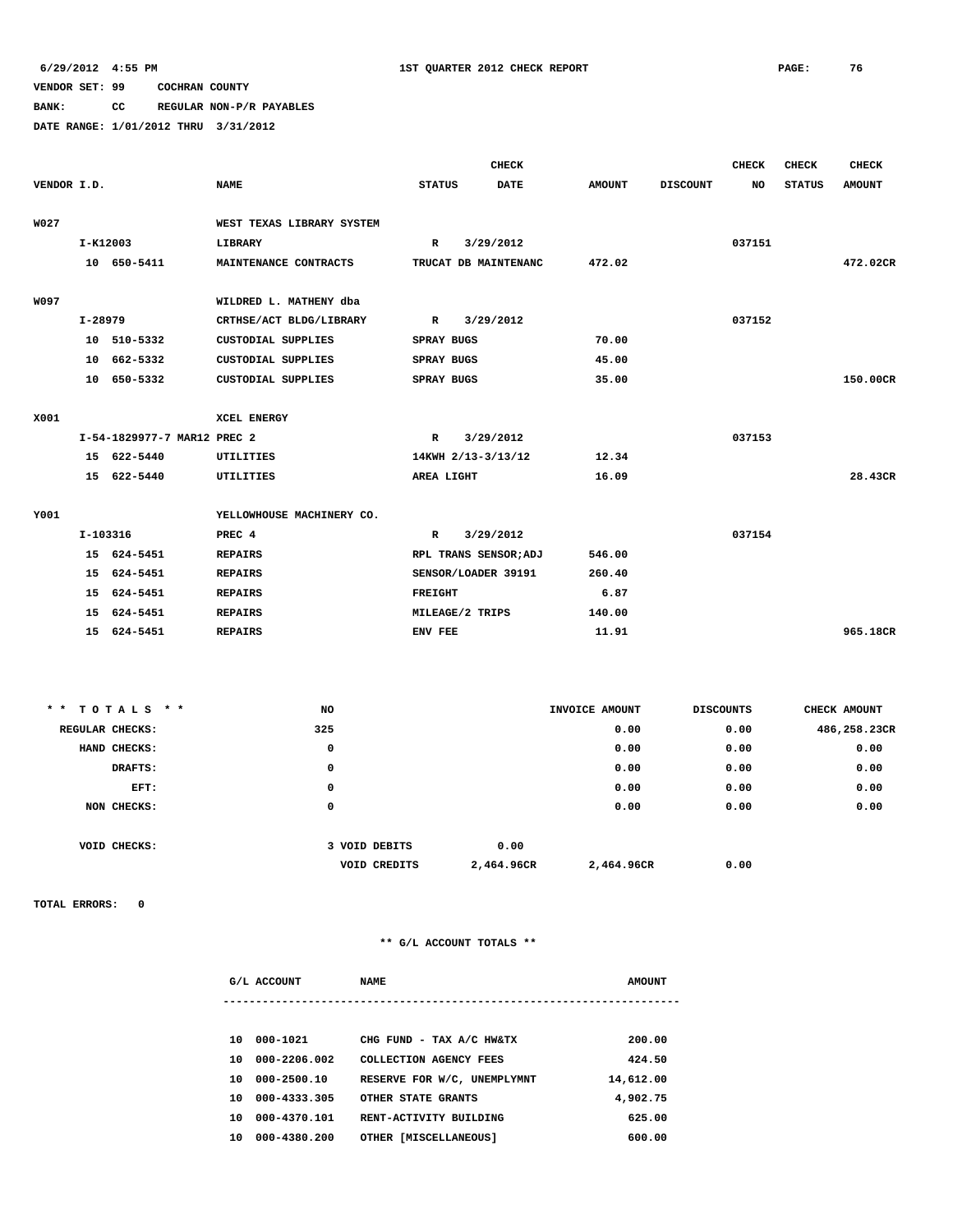6/29/2012 4:55 PM 1ST QUARTER 2012 CHECK REPORT

VENDOR SET: 99 COCHRAN COUNTY

BANK: CC REGULAR NON-P/R PAYABLES

DATE RANGE: 1/01/2012 THRU 3/31/2012

| VENDOR I.D. | NAME | STATUS | CHECK DATE | AMOUNT | DISCOUNT | CHECK NO | CHECK STATUS | CHECK AMOUNT |
|---|---|---|---|---|---|---|---|---|
| W027 | WEST TEXAS LIBRARY SYSTEM | | | | | | | |
| I-K12003 | LIBRARY | R | 3/29/2012 | | | 037151 | | |
| 10 650-5411 | MAINTENANCE CONTRACTS | TRUCAT DB MAINTENANC | | 472.02 | | | | 472.02CR |
| W097 | WILDRED L. MATHENY dba | | | | | | | |
| I-28979 | CRTHSE/ACT BLDG/LIBRARY | R | 3/29/2012 | | | 037152 | | |
| 10 510-5332 | CUSTODIAL SUPPLIES | SPRAY BUGS | | 70.00 | | | | |
| 10 662-5332 | CUSTODIAL SUPPLIES | SPRAY BUGS | | 45.00 | | | | |
| 10 650-5332 | CUSTODIAL SUPPLIES | SPRAY BUGS | | 35.00 | | | | 150.00CR |
| X001 | XCEL ENERGY | | | | | | | |
| I-54-1829977-7 MAR12 PREC 2 | | R | 3/29/2012 | | | 037153 | | |
| 15 622-5440 | UTILITIES | 14KWH 2/13-3/13/12 | | 12.34 | | | | |
| 15 622-5440 | UTILITIES | AREA LIGHT | | 16.09 | | | | 28.43CR |
| Y001 | YELLOWHOUSE MACHINERY CO. | | | | | | | |
| I-103316 | PREC 4 | R | 3/29/2012 | | | 037154 | | |
| 15 624-5451 | REPAIRS | RPL TRANS SENSOR;ADJ | | 546.00 | | | | |
| 15 624-5451 | REPAIRS | SENSOR/LOADER 39191 | | 260.40 | | | | |
| 15 624-5451 | REPAIRS | FREIGHT | | 6.87 | | | | |
| 15 624-5451 | REPAIRS | MILEAGE/2 TRIPS | | 140.00 | | | | |
| 15 624-5451 | REPAIRS | ENV FEE | | 11.91 | | | | 965.18CR |

| * * TOTALS * * | NO | | INVOICE AMOUNT | DISCOUNTS | CHECK AMOUNT |
|---|---|---|---|---|---|
| REGULAR CHECKS: | 325 | | 0.00 | 0.00 | 486,258.23CR |
| HAND CHECKS: | 0 | | 0.00 | 0.00 | 0.00 |
| DRAFTS: | 0 | | 0.00 | 0.00 | 0.00 |
| EFT: | 0 | | 0.00 | 0.00 | 0.00 |
| NON CHECKS: | 0 | | 0.00 | 0.00 | 0.00 |
| VOID CHECKS: | 3 VOID DEBITS | 0.00 | | | |
| | VOID CREDITS | 2,464.96CR | 2,464.96CR | 0.00 | |

TOTAL ERRORS: 0

** G/L ACCOUNT TOTALS **

| G/L ACCOUNT | NAME | AMOUNT |
|---|---|---|
| 10 000-1021 | CHG FUND - TAX A/C HW&TX | 200.00 |
| 10 000-2206.002 | COLLECTION AGENCY FEES | 424.50 |
| 10 000-2500.10 | RESERVE FOR W/C, UNEMPLYMNT | 14,612.00 |
| 10 000-4333.305 | OTHER STATE GRANTS | 4,902.75 |
| 10 000-4370.101 | RENT-ACTIVITY BUILDING | 625.00 |
| 10 000-4380.200 | OTHER [MISCELLANEOUS] | 600.00 |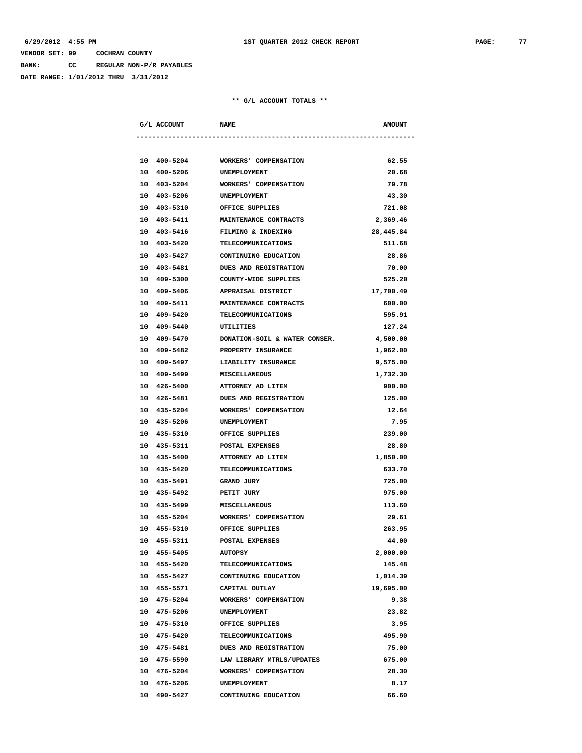VENDOR SET: 99 COCHRAN COUNTY

BANK: CC REGULAR NON-P/R PAYABLES

DATE RANGE: 1/01/2012 THRU 3/31/2012

** G/L ACCOUNT TOTALS **

| G/L ACCOUNT | NAME | AMOUNT |
|---|---|---|
| 10 400-5204 | WORKERS' COMPENSATION | 62.55 |
| 10 400-5206 | UNEMPLOYMENT | 20.68 |
| 10 403-5204 | WORKERS' COMPENSATION | 79.78 |
| 10 403-5206 | UNEMPLOYMENT | 43.30 |
| 10 403-5310 | OFFICE SUPPLIES | 721.08 |
| 10 403-5411 | MAINTENANCE CONTRACTS | 2,369.46 |
| 10 403-5416 | FILMING & INDEXING | 28,445.84 |
| 10 403-5420 | TELECOMMUNICATIONS | 511.68 |
| 10 403-5427 | CONTINUING EDUCATION | 28.86 |
| 10 403-5481 | DUES AND REGISTRATION | 70.00 |
| 10 409-5300 | COUNTY-WIDE SUPPLIES | 525.20 |
| 10 409-5406 | APPRAISAL DISTRICT | 17,700.49 |
| 10 409-5411 | MAINTENANCE CONTRACTS | 600.00 |
| 10 409-5420 | TELECOMMUNICATIONS | 595.91 |
| 10 409-5440 | UTILITIES | 127.24 |
| 10 409-5470 | DONATION-SOIL & WATER CONSER. | 4,500.00 |
| 10 409-5482 | PROPERTY INSURANCE | 1,962.00 |
| 10 409-5497 | LIABILITY INSURANCE | 9,575.00 |
| 10 409-5499 | MISCELLANEOUS | 1,732.30 |
| 10 426-5400 | ATTORNEY AD LITEM | 900.00 |
| 10 426-5481 | DUES AND REGISTRATION | 125.00 |
| 10 435-5204 | WORKERS' COMPENSATION | 12.64 |
| 10 435-5206 | UNEMPLOYMENT | 7.95 |
| 10 435-5310 | OFFICE SUPPLIES | 239.00 |
| 10 435-5311 | POSTAL EXPENSES | 28.80 |
| 10 435-5400 | ATTORNEY AD LITEM | 1,850.00 |
| 10 435-5420 | TELECOMMUNICATIONS | 633.70 |
| 10 435-5491 | GRAND JURY | 725.00 |
| 10 435-5492 | PETIT JURY | 975.00 |
| 10 435-5499 | MISCELLANEOUS | 113.60 |
| 10 455-5204 | WORKERS' COMPENSATION | 29.61 |
| 10 455-5310 | OFFICE SUPPLIES | 263.95 |
| 10 455-5311 | POSTAL EXPENSES | 44.00 |
| 10 455-5405 | AUTOPSY | 2,000.00 |
| 10 455-5420 | TELECOMMUNICATIONS | 145.48 |
| 10 455-5427 | CONTINUING EDUCATION | 1,014.39 |
| 10 455-5571 | CAPITAL OUTLAY | 19,695.00 |
| 10 475-5204 | WORKERS' COMPENSATION | 9.38 |
| 10 475-5206 | UNEMPLOYMENT | 23.82 |
| 10 475-5310 | OFFICE SUPPLIES | 3.95 |
| 10 475-5420 | TELECOMMUNICATIONS | 495.90 |
| 10 475-5481 | DUES AND REGISTRATION | 75.00 |
| 10 475-5590 | LAW LIBRARY MTRLS/UPDATES | 675.00 |
| 10 476-5204 | WORKERS' COMPENSATION | 28.30 |
| 10 476-5206 | UNEMPLOYMENT | 8.17 |
| 10 490-5427 | CONTINUING EDUCATION | 66.60 |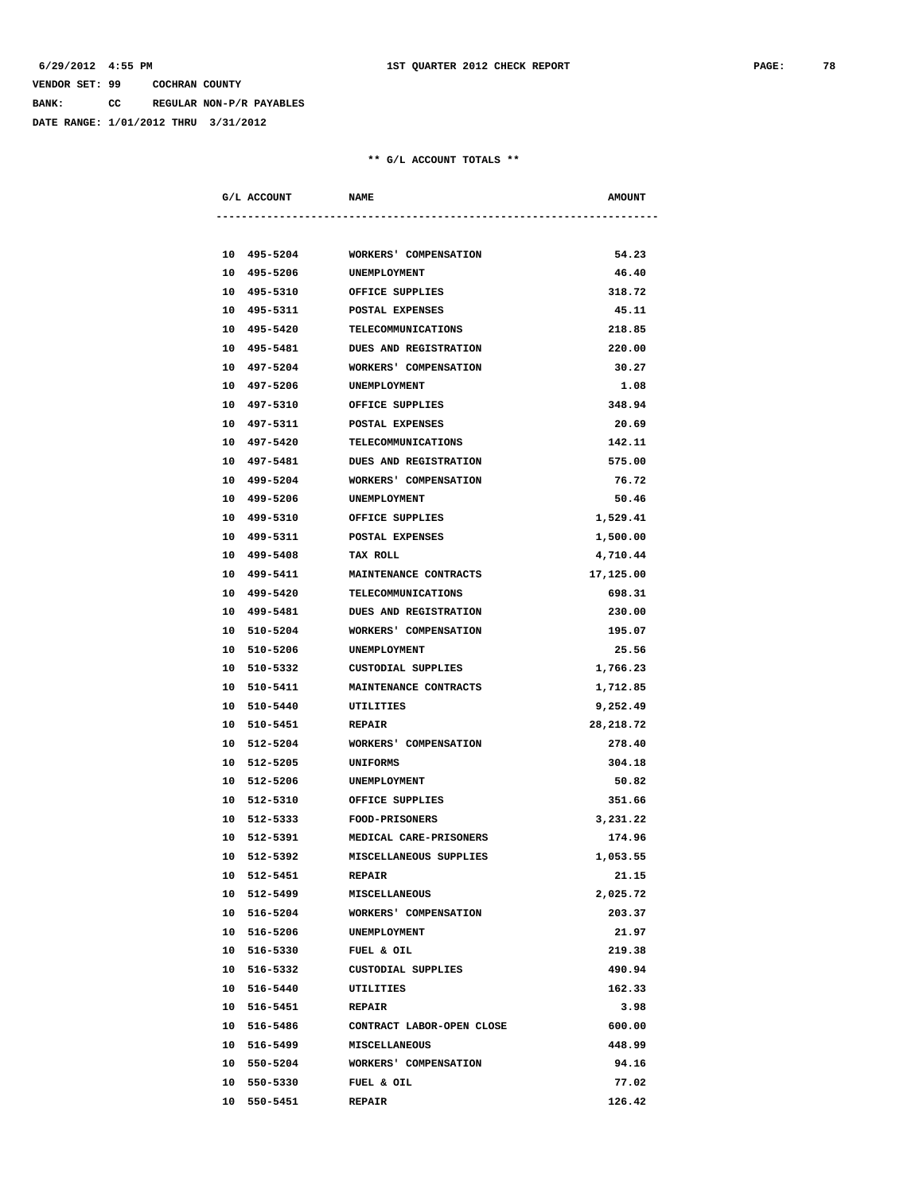VENDOR SET: 99 COCHRAN COUNTY

BANK: CC REGULAR NON-P/R PAYABLES

DATE RANGE: 1/01/2012 THRU 3/31/2012

** G/L ACCOUNT TOTALS **

| G/L ACCOUNT | NAME | AMOUNT |
|---|---|---|
| 10 495-5204 | WORKERS' COMPENSATION | 54.23 |
| 10 495-5206 | UNEMPLOYMENT | 46.40 |
| 10 495-5310 | OFFICE SUPPLIES | 318.72 |
| 10 495-5311 | POSTAL EXPENSES | 45.11 |
| 10 495-5420 | TELECOMMUNICATIONS | 218.85 |
| 10 495-5481 | DUES AND REGISTRATION | 220.00 |
| 10 497-5204 | WORKERS' COMPENSATION | 30.27 |
| 10 497-5206 | UNEMPLOYMENT | 1.08 |
| 10 497-5310 | OFFICE SUPPLIES | 348.94 |
| 10 497-5311 | POSTAL EXPENSES | 20.69 |
| 10 497-5420 | TELECOMMUNICATIONS | 142.11 |
| 10 497-5481 | DUES AND REGISTRATION | 575.00 |
| 10 499-5204 | WORKERS' COMPENSATION | 76.72 |
| 10 499-5206 | UNEMPLOYMENT | 50.46 |
| 10 499-5310 | OFFICE SUPPLIES | 1,529.41 |
| 10 499-5311 | POSTAL EXPENSES | 1,500.00 |
| 10 499-5408 | TAX ROLL | 4,710.44 |
| 10 499-5411 | MAINTENANCE CONTRACTS | 17,125.00 |
| 10 499-5420 | TELECOMMUNICATIONS | 698.31 |
| 10 499-5481 | DUES AND REGISTRATION | 230.00 |
| 10 510-5204 | WORKERS' COMPENSATION | 195.07 |
| 10 510-5206 | UNEMPLOYMENT | 25.56 |
| 10 510-5332 | CUSTODIAL SUPPLIES | 1,766.23 |
| 10 510-5411 | MAINTENANCE CONTRACTS | 1,712.85 |
| 10 510-5440 | UTILITIES | 9,252.49 |
| 10 510-5451 | REPAIR | 28,218.72 |
| 10 512-5204 | WORKERS' COMPENSATION | 278.40 |
| 10 512-5205 | UNIFORMS | 304.18 |
| 10 512-5206 | UNEMPLOYMENT | 50.82 |
| 10 512-5310 | OFFICE SUPPLIES | 351.66 |
| 10 512-5333 | FOOD-PRISONERS | 3,231.22 |
| 10 512-5391 | MEDICAL CARE-PRISONERS | 174.96 |
| 10 512-5392 | MISCELLANEOUS SUPPLIES | 1,053.55 |
| 10 512-5451 | REPAIR | 21.15 |
| 10 512-5499 | MISCELLANEOUS | 2,025.72 |
| 10 516-5204 | WORKERS' COMPENSATION | 203.37 |
| 10 516-5206 | UNEMPLOYMENT | 21.97 |
| 10 516-5330 | FUEL & OIL | 219.38 |
| 10 516-5332 | CUSTODIAL SUPPLIES | 490.94 |
| 10 516-5440 | UTILITIES | 162.33 |
| 10 516-5451 | REPAIR | 3.98 |
| 10 516-5486 | CONTRACT LABOR-OPEN CLOSE | 600.00 |
| 10 516-5499 | MISCELLANEOUS | 448.99 |
| 10 550-5204 | WORKERS' COMPENSATION | 94.16 |
| 10 550-5330 | FUEL & OIL | 77.02 |
| 10 550-5451 | REPAIR | 126.42 |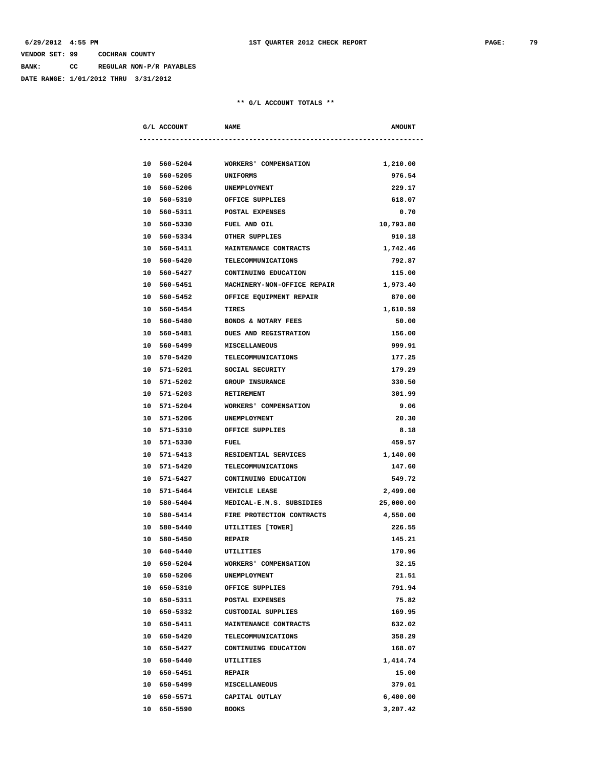VENDOR SET: 99 COCHRAN COUNTY

BANK: CC REGULAR NON-P/R PAYABLES

DATE RANGE: 1/01/2012 THRU 3/31/2012

** G/L ACCOUNT TOTALS **

| G/L ACCOUNT | NAME | AMOUNT |
|---|---|---|
| 10 560-5204 | WORKERS' COMPENSATION | 1,210.00 |
| 10 560-5205 | UNIFORMS | 976.54 |
| 10 560-5206 | UNEMPLOYMENT | 229.17 |
| 10 560-5310 | OFFICE SUPPLIES | 618.07 |
| 10 560-5311 | POSTAL EXPENSES | 0.70 |
| 10 560-5330 | FUEL AND OIL | 10,793.80 |
| 10 560-5334 | OTHER SUPPLIES | 910.18 |
| 10 560-5411 | MAINTENANCE CONTRACTS | 1,742.46 |
| 10 560-5420 | TELECOMMUNICATIONS | 792.87 |
| 10 560-5427 | CONTINUING EDUCATION | 115.00 |
| 10 560-5451 | MACHINERY-NON-OFFICE REPAIR | 1,973.40 |
| 10 560-5452 | OFFICE EQUIPMENT REPAIR | 870.00 |
| 10 560-5454 | TIRES | 1,610.59 |
| 10 560-5480 | BONDS & NOTARY FEES | 50.00 |
| 10 560-5481 | DUES AND REGISTRATION | 156.00 |
| 10 560-5499 | MISCELLANEOUS | 999.91 |
| 10 570-5420 | TELECOMMUNICATIONS | 177.25 |
| 10 571-5201 | SOCIAL SECURITY | 179.29 |
| 10 571-5202 | GROUP INSURANCE | 330.50 |
| 10 571-5203 | RETIREMENT | 301.99 |
| 10 571-5204 | WORKERS' COMPENSATION | 9.06 |
| 10 571-5206 | UNEMPLOYMENT | 20.30 |
| 10 571-5310 | OFFICE SUPPLIES | 8.18 |
| 10 571-5330 | FUEL | 459.57 |
| 10 571-5413 | RESIDENTIAL SERVICES | 1,140.00 |
| 10 571-5420 | TELECOMMUNICATIONS | 147.60 |
| 10 571-5427 | CONTINUING EDUCATION | 549.72 |
| 10 571-5464 | VEHICLE LEASE | 2,499.00 |
| 10 580-5404 | MEDICAL-E.M.S. SUBSIDIES | 25,000.00 |
| 10 580-5414 | FIRE PROTECTION CONTRACTS | 4,550.00 |
| 10 580-5440 | UTILITIES [TOWER] | 226.55 |
| 10 580-5450 | REPAIR | 145.21 |
| 10 640-5440 | UTILITIES | 170.96 |
| 10 650-5204 | WORKERS' COMPENSATION | 32.15 |
| 10 650-5206 | UNEMPLOYMENT | 21.51 |
| 10 650-5310 | OFFICE SUPPLIES | 791.94 |
| 10 650-5311 | POSTAL EXPENSES | 75.82 |
| 10 650-5332 | CUSTODIAL SUPPLIES | 169.95 |
| 10 650-5411 | MAINTENANCE CONTRACTS | 632.02 |
| 10 650-5420 | TELECOMMUNICATIONS | 358.29 |
| 10 650-5427 | CONTINUING EDUCATION | 168.07 |
| 10 650-5440 | UTILITIES | 1,414.74 |
| 10 650-5451 | REPAIR | 15.00 |
| 10 650-5499 | MISCELLANEOUS | 379.01 |
| 10 650-5571 | CAPITAL OUTLAY | 6,400.00 |
| 10 650-5590 | BOOKS | 3,207.42 |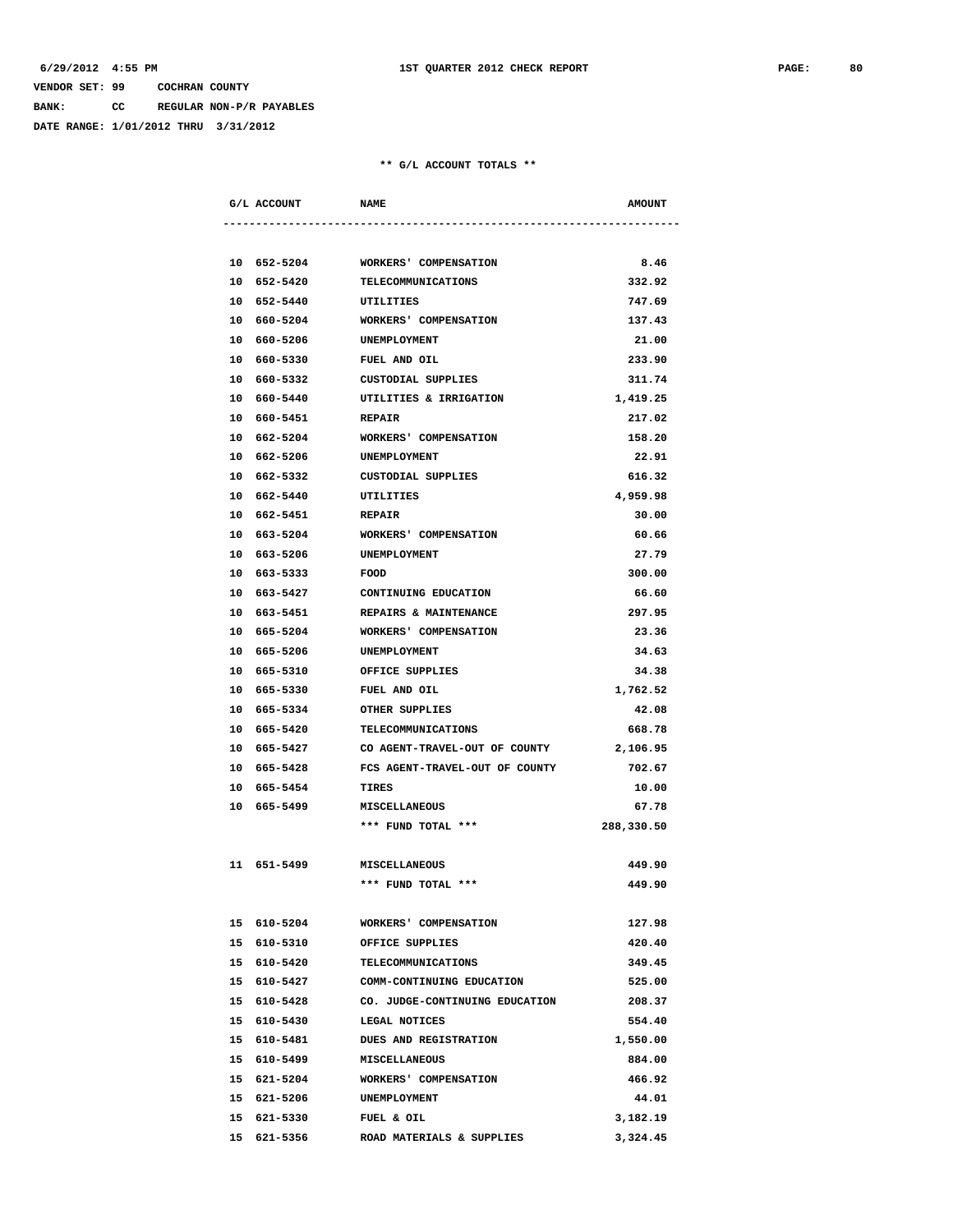VENDOR SET: 99 COCHRAN COUNTY

BANK: CC REGULAR NON-P/R PAYABLES

DATE RANGE: 1/01/2012 THRU 3/31/2012

** G/L ACCOUNT TOTALS **

| G/L ACCOUNT | NAME | AMOUNT |
|---|---|---|
| 10 652-5204 | WORKERS' COMPENSATION | 8.46 |
| 10 652-5420 | TELECOMMUNICATIONS | 332.92 |
| 10 652-5440 | UTILITIES | 747.69 |
| 10 660-5204 | WORKERS' COMPENSATION | 137.43 |
| 10 660-5206 | UNEMPLOYMENT | 21.00 |
| 10 660-5330 | FUEL AND OIL | 233.90 |
| 10 660-5332 | CUSTODIAL SUPPLIES | 311.74 |
| 10 660-5440 | UTILITIES & IRRIGATION | 1,419.25 |
| 10 660-5451 | REPAIR | 217.02 |
| 10 662-5204 | WORKERS' COMPENSATION | 158.20 |
| 10 662-5206 | UNEMPLOYMENT | 22.91 |
| 10 662-5332 | CUSTODIAL SUPPLIES | 616.32 |
| 10 662-5440 | UTILITIES | 4,959.98 |
| 10 662-5451 | REPAIR | 30.00 |
| 10 663-5204 | WORKERS' COMPENSATION | 60.66 |
| 10 663-5206 | UNEMPLOYMENT | 27.79 |
| 10 663-5333 | FOOD | 300.00 |
| 10 663-5427 | CONTINUING EDUCATION | 66.60 |
| 10 663-5451 | REPAIRS & MAINTENANCE | 297.95 |
| 10 665-5204 | WORKERS' COMPENSATION | 23.36 |
| 10 665-5206 | UNEMPLOYMENT | 34.63 |
| 10 665-5310 | OFFICE SUPPLIES | 34.38 |
| 10 665-5330 | FUEL AND OIL | 1,762.52 |
| 10 665-5334 | OTHER SUPPLIES | 42.08 |
| 10 665-5420 | TELECOMMUNICATIONS | 668.78 |
| 10 665-5427 | CO AGENT-TRAVEL-OUT OF COUNTY | 2,106.95 |
| 10 665-5428 | FCS AGENT-TRAVEL-OUT OF COUNTY | 702.67 |
| 10 665-5454 | TIRES | 10.00 |
| 10 665-5499 | MISCELLANEOUS | 67.78 |
| | *** FUND TOTAL *** | 288,330.50 |
| 11 651-5499 | MISCELLANEOUS | 449.90 |
| | *** FUND TOTAL *** | 449.90 |
| 15 610-5204 | WORKERS' COMPENSATION | 127.98 |
| 15 610-5310 | OFFICE SUPPLIES | 420.40 |
| 15 610-5420 | TELECOMMUNICATIONS | 349.45 |
| 15 610-5427 | COMM-CONTINUING EDUCATION | 525.00 |
| 15 610-5428 | CO. JUDGE-CONTINUING EDUCATION | 208.37 |
| 15 610-5430 | LEGAL NOTICES | 554.40 |
| 15 610-5481 | DUES AND REGISTRATION | 1,550.00 |
| 15 610-5499 | MISCELLANEOUS | 884.00 |
| 15 621-5204 | WORKERS' COMPENSATION | 466.92 |
| 15 621-5206 | UNEMPLOYMENT | 44.01 |
| 15 621-5330 | FUEL & OIL | 3,182.19 |
| 15 621-5356 | ROAD MATERIALS & SUPPLIES | 3,324.45 |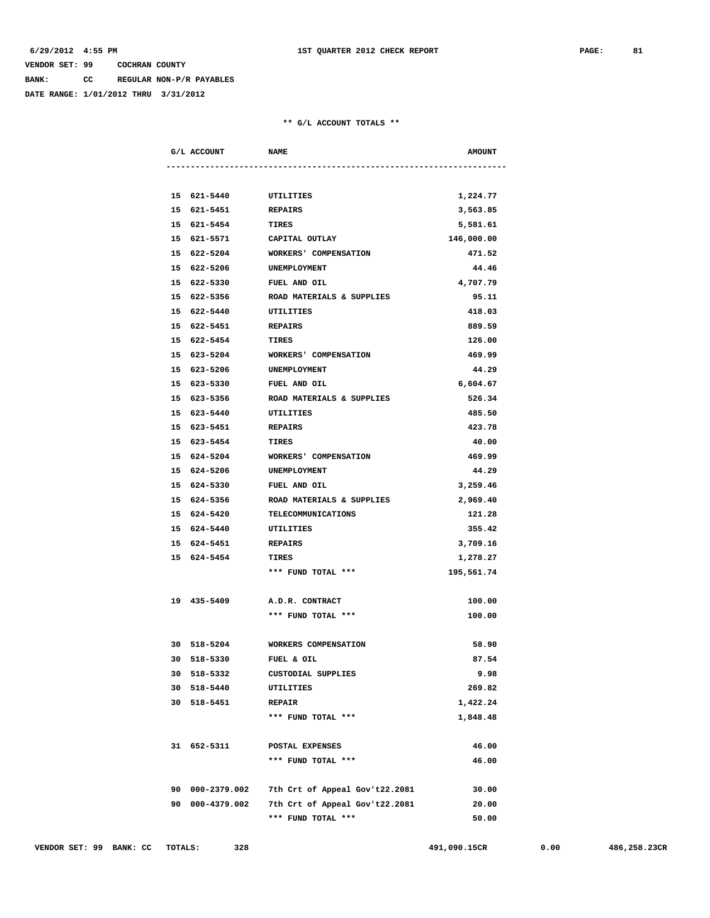VENDOR SET: 99 COCHRAN COUNTY

BANK: CC REGULAR NON-P/R PAYABLES

DATE RANGE: 1/01/2012 THRU 3/31/2012

** G/L ACCOUNT TOTALS **

| G/L ACCOUNT | NAME | AMOUNT |
|---|---|---|
| 15 621-5440 | UTILITIES | 1,224.77 |
| 15 621-5451 | REPAIRS | 3,563.85 |
| 15 621-5454 | TIRES | 5,581.61 |
| 15 621-5571 | CAPITAL OUTLAY | 146,000.00 |
| 15 622-5204 | WORKERS' COMPENSATION | 471.52 |
| 15 622-5206 | UNEMPLOYMENT | 44.46 |
| 15 622-5330 | FUEL AND OIL | 4,707.79 |
| 15 622-5356 | ROAD MATERIALS & SUPPLIES | 95.11 |
| 15 622-5440 | UTILITIES | 418.03 |
| 15 622-5451 | REPAIRS | 889.59 |
| 15 622-5454 | TIRES | 126.00 |
| 15 623-5204 | WORKERS' COMPENSATION | 469.99 |
| 15 623-5206 | UNEMPLOYMENT | 44.29 |
| 15 623-5330 | FUEL AND OIL | 6,604.67 |
| 15 623-5356 | ROAD MATERIALS & SUPPLIES | 526.34 |
| 15 623-5440 | UTILITIES | 485.50 |
| 15 623-5451 | REPAIRS | 423.78 |
| 15 623-5454 | TIRES | 40.00 |
| 15 624-5204 | WORKERS' COMPENSATION | 469.99 |
| 15 624-5206 | UNEMPLOYMENT | 44.29 |
| 15 624-5330 | FUEL AND OIL | 3,259.46 |
| 15 624-5356 | ROAD MATERIALS & SUPPLIES | 2,969.40 |
| 15 624-5420 | TELECOMMUNICATIONS | 121.28 |
| 15 624-5440 | UTILITIES | 355.42 |
| 15 624-5451 | REPAIRS | 3,709.16 |
| 15 624-5454 | TIRES | 1,278.27 |
| | *** FUND TOTAL *** | 195,561.74 |
| 19 435-5409 | A.D.R. CONTRACT | 100.00 |
| | *** FUND TOTAL *** | 100.00 |
| 30 518-5204 | WORKERS COMPENSATION | 58.90 |
| 30 518-5330 | FUEL & OIL | 87.54 |
| 30 518-5332 | CUSTODIAL SUPPLIES | 9.98 |
| 30 518-5440 | UTILITIES | 269.82 |
| 30 518-5451 | REPAIR | 1,422.24 |
| | *** FUND TOTAL *** | 1,848.48 |
| 31 652-5311 | POSTAL EXPENSES | 46.00 |
| | *** FUND TOTAL *** | 46.00 |
| 90 000-2379.002 | 7th Crt of Appeal Gov't22.2081 | 30.00 |
| 90 000-4379.002 | 7th Crt of Appeal Gov't22.2081 | 20.00 |
| | *** FUND TOTAL *** | 50.00 |

VENDOR SET: 99 BANK: CC TOTALS: 328 491,090.15CR 0.00 486,258.23CR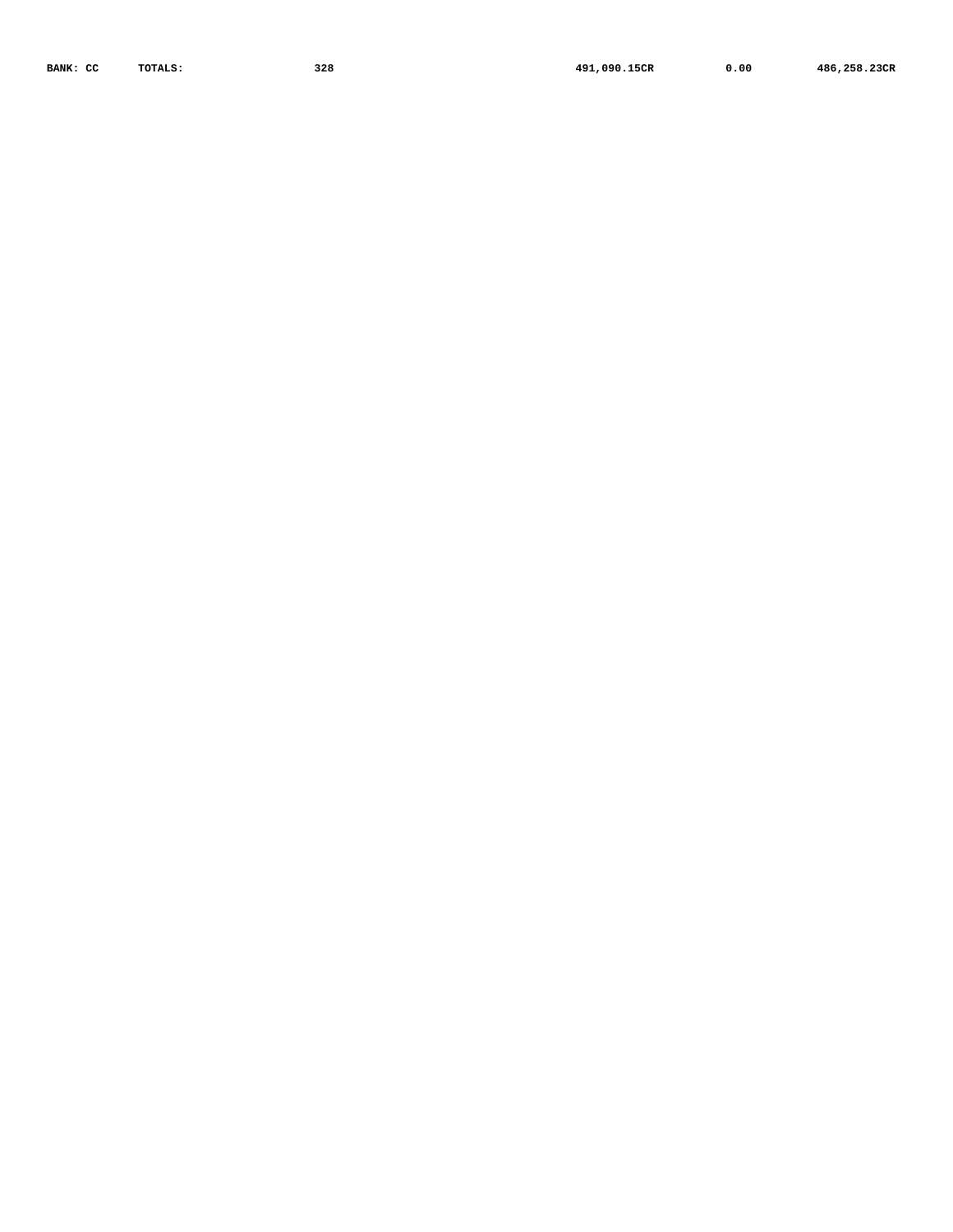| | | | | | |
|---|---|---|---|---|---|
| BANK: CC | TOTALS: | 328 | 491,090.15CR | 0.00 | 486,258.23CR |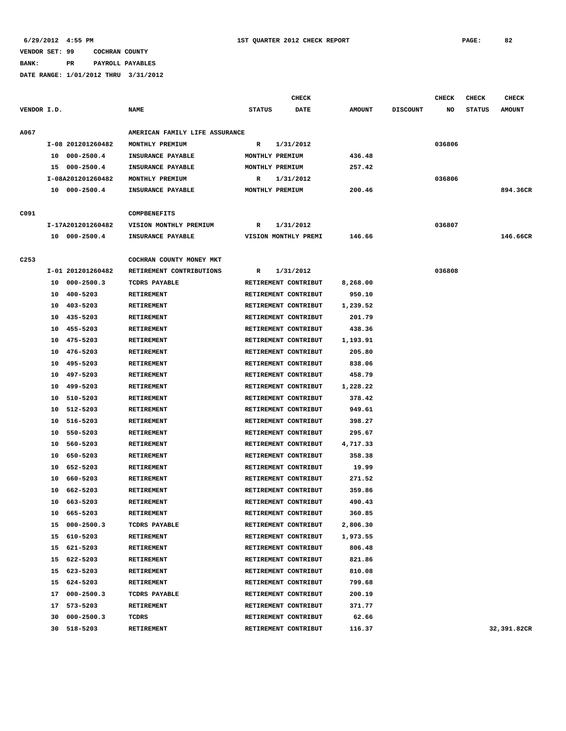6/29/2012 4:55 PM    1ST QUARTER 2012 CHECK REPORT

VENDOR SET: 99 COCHRAN COUNTY
BANK: PR PAYROLL PAYABLES
DATE RANGE: 1/01/2012 THRU 3/31/2012

| VENDOR I.D. | | NAME | STATUS | CHECK DATE | AMOUNT | DISCOUNT | CHECK NO | CHECK STATUS | CHECK AMOUNT |
|---|---|---|---|---|---|---|---|---|---|
| A067 | | AMERICAN FAMILY LIFE ASSURANCE | | | | | | | |
| | I-08 201201260482 | MONTHLY PREMIUM | R | 1/31/2012 | | | 036806 | | |
| | 10 000-2500.4 | INSURANCE PAYABLE | MONTHLY PREMIUM | | 436.48 | | | | |
| | 15 000-2500.4 | INSURANCE PAYABLE | MONTHLY PREMIUM | | 257.42 | | | | |
| | I-08A201201260482 | MONTHLY PREMIUM | R | 1/31/2012 | | | 036806 | | |
| | 10 000-2500.4 | INSURANCE PAYABLE | MONTHLY PREMIUM | | 200.46 | | | | 894.36CR |
| C091 | | COMPBENEFITS | | | | | | | |
| | I-17A201201260482 | VISION MONTHLY PREMIUM | R | 1/31/2012 | | | 036807 | | |
| | 10 000-2500.4 | INSURANCE PAYABLE | VISION MONTHLY PREMI | | 146.66 | | | | 146.66CR |
| C253 | | COCHRAN COUNTY MONEY MKT | | | | | | | |
| | I-01 201201260482 | RETIREMENT CONTRIBUTIONS | R | 1/31/2012 | | | 036808 | | |
| | 10 000-2500.3 | TCDRS PAYABLE | RETIREMENT CONTRIBUT | | 8,268.00 | | | | |
| | 10 400-5203 | RETIREMENT | RETIREMENT CONTRIBUT | | 950.10 | | | | |
| | 10 403-5203 | RETIREMENT | RETIREMENT CONTRIBUT | | 1,239.52 | | | | |
| | 10 435-5203 | RETIREMENT | RETIREMENT CONTRIBUT | | 201.79 | | | | |
| | 10 455-5203 | RETIREMENT | RETIREMENT CONTRIBUT | | 438.36 | | | | |
| | 10 475-5203 | RETIREMENT | RETIREMENT CONTRIBUT | | 1,193.91 | | | | |
| | 10 476-5203 | RETIREMENT | RETIREMENT CONTRIBUT | | 205.80 | | | | |
| | 10 495-5203 | RETIREMENT | RETIREMENT CONTRIBUT | | 838.06 | | | | |
| | 10 497-5203 | RETIREMENT | RETIREMENT CONTRIBUT | | 458.79 | | | | |
| | 10 499-5203 | RETIREMENT | RETIREMENT CONTRIBUT | | 1,228.22 | | | | |
| | 10 510-5203 | RETIREMENT | RETIREMENT CONTRIBUT | | 378.42 | | | | |
| | 10 512-5203 | RETIREMENT | RETIREMENT CONTRIBUT | | 949.61 | | | | |
| | 10 516-5203 | RETIREMENT | RETIREMENT CONTRIBUT | | 398.27 | | | | |
| | 10 550-5203 | RETIREMENT | RETIREMENT CONTRIBUT | | 295.67 | | | | |
| | 10 560-5203 | RETIREMENT | RETIREMENT CONTRIBUT | | 4,717.33 | | | | |
| | 10 650-5203 | RETIREMENT | RETIREMENT CONTRIBUT | | 358.38 | | | | |
| | 10 652-5203 | RETIREMENT | RETIREMENT CONTRIBUT | | 19.99 | | | | |
| | 10 660-5203 | RETIREMENT | RETIREMENT CONTRIBUT | | 271.52 | | | | |
| | 10 662-5203 | RETIREMENT | RETIREMENT CONTRIBUT | | 359.86 | | | | |
| | 10 663-5203 | RETIREMENT | RETIREMENT CONTRIBUT | | 490.43 | | | | |
| | 10 665-5203 | RETIREMENT | RETIREMENT CONTRIBUT | | 360.85 | | | | |
| | 15 000-2500.3 | TCDRS PAYABLE | RETIREMENT CONTRIBUT | | 2,806.30 | | | | |
| | 15 610-5203 | RETIREMENT | RETIREMENT CONTRIBUT | | 1,973.55 | | | | |
| | 15 621-5203 | RETIREMENT | RETIREMENT CONTRIBUT | | 806.48 | | | | |
| | 15 622-5203 | RETIREMENT | RETIREMENT CONTRIBUT | | 821.86 | | | | |
| | 15 623-5203 | RETIREMENT | RETIREMENT CONTRIBUT | | 810.08 | | | | |
| | 15 624-5203 | RETIREMENT | RETIREMENT CONTRIBUT | | 799.68 | | | | |
| | 17 000-2500.3 | TCDRS PAYABLE | RETIREMENT CONTRIBUT | | 200.19 | | | | |
| | 17 573-5203 | RETIREMENT | RETIREMENT CONTRIBUT | | 371.77 | | | | |
| | 30 000-2500.3 | TCDRS | RETIREMENT CONTRIBUT | | 62.66 | | | | |
| | 30 518-5203 | RETIREMENT | RETIREMENT CONTRIBUT | | 116.37 | | | | 32,391.82CR |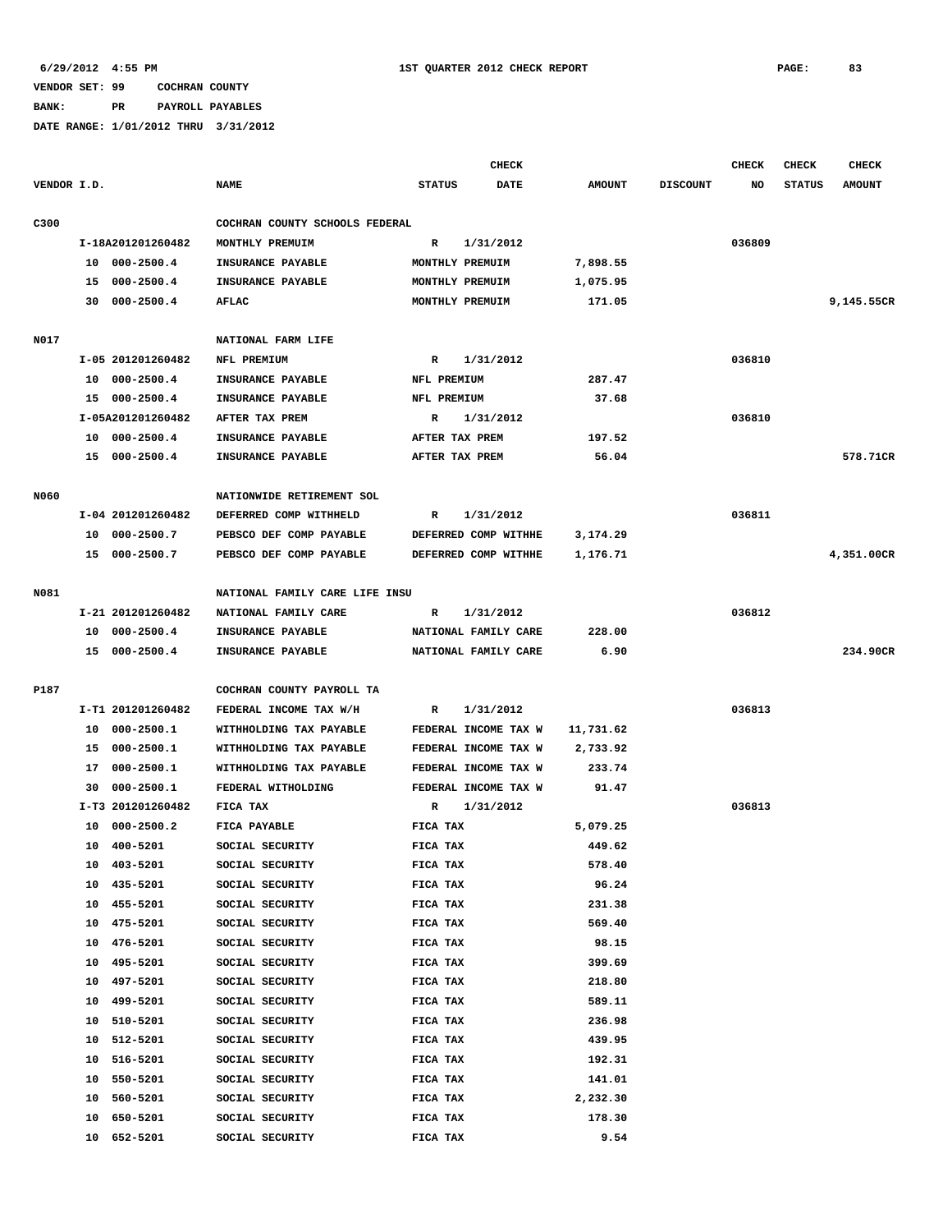6/29/2012 4:55 PM 1ST QUARTER 2012 CHECK REPORT PAGE: 83

VENDOR SET: 99 COCHRAN COUNTY

BANK: PR PAYROLL PAYABLES

DATE RANGE: 1/01/2012 THRU 3/31/2012

| VENDOR I.D. | | NAME | STATUS | CHECK DATE | AMOUNT | DISCOUNT | CHECK NO | CHECK STATUS | CHECK AMOUNT |
|---|---|---|---|---|---|---|---|---|---|
| C300 | | COCHRAN COUNTY SCHOOLS FEDERAL | | | | | | | |
| | I-18A201201260482 | MONTHLY PREMUIM | R | 1/31/2012 | | | 036809 | | |
| | 10 000-2500.4 | INSURANCE PAYABLE | MONTHLY PREMUIM | | 7,898.55 | | | | |
| | 15 000-2500.4 | INSURANCE PAYABLE | MONTHLY PREMUIM | | 1,075.95 | | | | |
| | 30 000-2500.4 | AFLAC | MONTHLY PREMUIM | | 171.05 | | | | 9,145.55CR |
| N017 | | NATIONAL FARM LIFE | | | | | | | |
| | I-05 201201260482 | NFL PREMIUM | R | 1/31/2012 | | | 036810 | | |
| | 10 000-2500.4 | INSURANCE PAYABLE | NFL PREMIUM | | 287.47 | | | | |
| | 15 000-2500.4 | INSURANCE PAYABLE | NFL PREMIUM | | 37.68 | | | | |
| | I-05A201201260482 | AFTER TAX PREM | R | 1/31/2012 | | | 036810 | | |
| | 10 000-2500.4 | INSURANCE PAYABLE | AFTER TAX PREM | | 197.52 | | | | |
| | 15 000-2500.4 | INSURANCE PAYABLE | AFTER TAX PREM | | 56.04 | | | | 578.71CR |
| N060 | | NATIONWIDE RETIREMENT SOL | | | | | | | |
| | I-04 201201260482 | DEFERRED COMP WITHHELD | R | 1/31/2012 | | | 036811 | | |
| | 10 000-2500.7 | PEBSCO DEF COMP PAYABLE | DEFERRED COMP WITHHE | | 3,174.29 | | | | |
| | 15 000-2500.7 | PEBSCO DEF COMP PAYABLE | DEFERRED COMP WITHHE | | 1,176.71 | | | | 4,351.00CR |
| N081 | | NATIONAL FAMILY CARE LIFE INSU | | | | | | | |
| | I-21 201201260482 | NATIONAL FAMILY CARE | R | 1/31/2012 | | | 036812 | | |
| | 10 000-2500.4 | INSURANCE PAYABLE | NATIONAL FAMILY CARE | | 228.00 | | | | |
| | 15 000-2500.4 | INSURANCE PAYABLE | NATIONAL FAMILY CARE | | 6.90 | | | | 234.90CR |
| P187 | | COCHRAN COUNTY PAYROLL TA | | | | | | | |
| | I-T1 201201260482 | FEDERAL INCOME TAX W/H | R | 1/31/2012 | | | 036813 | | |
| | 10 000-2500.1 | WITHHOLDING TAX PAYABLE | FEDERAL INCOME TAX W | | 11,731.62 | | | | |
| | 15 000-2500.1 | WITHHOLDING TAX PAYABLE | FEDERAL INCOME TAX W | | 2,733.92 | | | | |
| | 17 000-2500.1 | WITHHOLDING TAX PAYABLE | FEDERAL INCOME TAX W | | 233.74 | | | | |
| | 30 000-2500.1 | FEDERAL WITHOLDING | FEDERAL INCOME TAX W | | 91.47 | | | | |
| | I-T3 201201260482 | FICA TAX | R | 1/31/2012 | | | 036813 | | |
| | 10 000-2500.2 | FICA PAYABLE | FICA TAX | | 5,079.25 | | | | |
| | 10 400-5201 | SOCIAL SECURITY | FICA TAX | | 449.62 | | | | |
| | 10 403-5201 | SOCIAL SECURITY | FICA TAX | | 578.40 | | | | |
| | 10 435-5201 | SOCIAL SECURITY | FICA TAX | | 96.24 | | | | |
| | 10 455-5201 | SOCIAL SECURITY | FICA TAX | | 231.38 | | | | |
| | 10 475-5201 | SOCIAL SECURITY | FICA TAX | | 569.40 | | | | |
| | 10 476-5201 | SOCIAL SECURITY | FICA TAX | | 98.15 | | | | |
| | 10 495-5201 | SOCIAL SECURITY | FICA TAX | | 399.69 | | | | |
| | 10 497-5201 | SOCIAL SECURITY | FICA TAX | | 218.80 | | | | |
| | 10 499-5201 | SOCIAL SECURITY | FICA TAX | | 589.11 | | | | |
| | 10 510-5201 | SOCIAL SECURITY | FICA TAX | | 236.98 | | | | |
| | 10 512-5201 | SOCIAL SECURITY | FICA TAX | | 439.95 | | | | |
| | 10 516-5201 | SOCIAL SECURITY | FICA TAX | | 192.31 | | | | |
| | 10 550-5201 | SOCIAL SECURITY | FICA TAX | | 141.01 | | | | |
| | 10 560-5201 | SOCIAL SECURITY | FICA TAX | | 2,232.30 | | | | |
| | 10 650-5201 | SOCIAL SECURITY | FICA TAX | | 178.30 | | | | |
| | 10 652-5201 | SOCIAL SECURITY | FICA TAX | | 9.54 | | | | |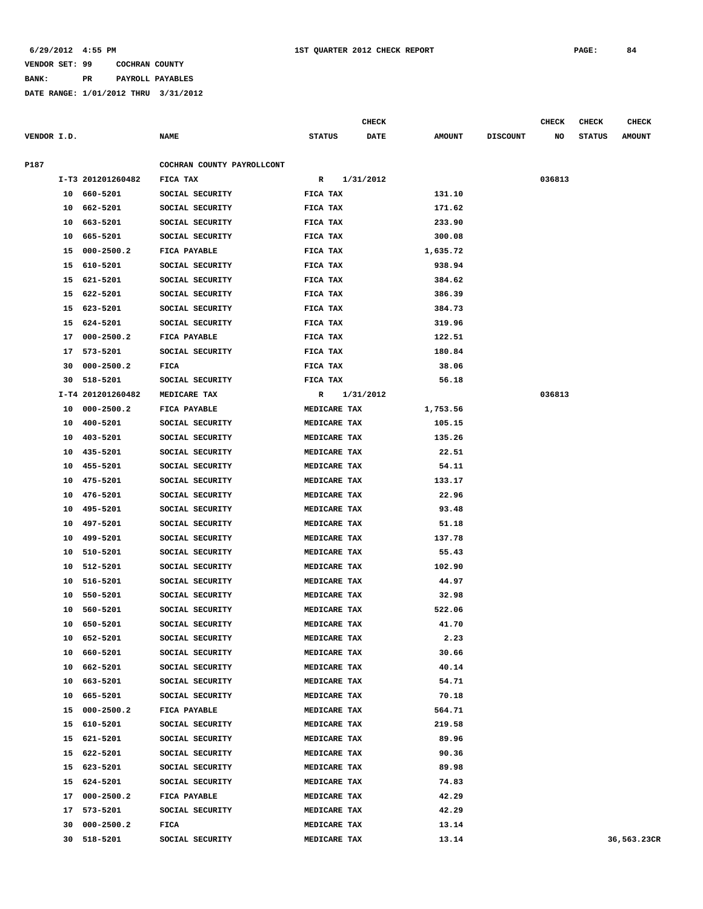6/29/2012 4:55 PM 1ST QUARTER 2012 CHECK REPORT

VENDOR SET: 99 COCHRAN COUNTY

BANK: PR PAYROLL PAYABLES

DATE RANGE: 1/01/2012 THRU 3/31/2012

| VENDOR I.D. | | NAME | STATUS | CHECK DATE | AMOUNT | DISCOUNT | CHECK NO | CHECK STATUS | CHECK AMOUNT |
|---|---|---|---|---|---|---|---|---|---|
| P187 | | COCHRAN COUNTY PAYROLLCONT | | | | | | | |
| | I-T3 201201260482 | FICA TAX | R | 1/31/2012 | | | 036813 | | |
| 10 | 660-5201 | SOCIAL SECURITY | FICA TAX | | 131.10 | | | | |
| 10 | 662-5201 | SOCIAL SECURITY | FICA TAX | | 171.62 | | | | |
| 10 | 663-5201 | SOCIAL SECURITY | FICA TAX | | 233.90 | | | | |
| 10 | 665-5201 | SOCIAL SECURITY | FICA TAX | | 300.08 | | | | |
| 15 | 000-2500.2 | FICA PAYABLE | FICA TAX | | 1,635.72 | | | | |
| 15 | 610-5201 | SOCIAL SECURITY | FICA TAX | | 938.94 | | | | |
| 15 | 621-5201 | SOCIAL SECURITY | FICA TAX | | 384.62 | | | | |
| 15 | 622-5201 | SOCIAL SECURITY | FICA TAX | | 386.39 | | | | |
| 15 | 623-5201 | SOCIAL SECURITY | FICA TAX | | 384.73 | | | | |
| 15 | 624-5201 | SOCIAL SECURITY | FICA TAX | | 319.96 | | | | |
| 17 | 000-2500.2 | FICA PAYABLE | FICA TAX | | 122.51 | | | | |
| 17 | 573-5201 | SOCIAL SECURITY | FICA TAX | | 180.84 | | | | |
| 30 | 000-2500.2 | FICA | FICA TAX | | 38.06 | | | | |
| 30 | 518-5201 | SOCIAL SECURITY | FICA TAX | | 56.18 | | | | |
| | I-T4 201201260482 | MEDICARE TAX | R | 1/31/2012 | | | 036813 | | |
| 10 | 000-2500.2 | FICA PAYABLE | MEDICARE TAX | | 1,753.56 | | | | |
| 10 | 400-5201 | SOCIAL SECURITY | MEDICARE TAX | | 105.15 | | | | |
| 10 | 403-5201 | SOCIAL SECURITY | MEDICARE TAX | | 135.26 | | | | |
| 10 | 435-5201 | SOCIAL SECURITY | MEDICARE TAX | | 22.51 | | | | |
| 10 | 455-5201 | SOCIAL SECURITY | MEDICARE TAX | | 54.11 | | | | |
| 10 | 475-5201 | SOCIAL SECURITY | MEDICARE TAX | | 133.17 | | | | |
| 10 | 476-5201 | SOCIAL SECURITY | MEDICARE TAX | | 22.96 | | | | |
| 10 | 495-5201 | SOCIAL SECURITY | MEDICARE TAX | | 93.48 | | | | |
| 10 | 497-5201 | SOCIAL SECURITY | MEDICARE TAX | | 51.18 | | | | |
| 10 | 499-5201 | SOCIAL SECURITY | MEDICARE TAX | | 137.78 | | | | |
| 10 | 510-5201 | SOCIAL SECURITY | MEDICARE TAX | | 55.43 | | | | |
| 10 | 512-5201 | SOCIAL SECURITY | MEDICARE TAX | | 102.90 | | | | |
| 10 | 516-5201 | SOCIAL SECURITY | MEDICARE TAX | | 44.97 | | | | |
| 10 | 550-5201 | SOCIAL SECURITY | MEDICARE TAX | | 32.98 | | | | |
| 10 | 560-5201 | SOCIAL SECURITY | MEDICARE TAX | | 522.06 | | | | |
| 10 | 650-5201 | SOCIAL SECURITY | MEDICARE TAX | | 41.70 | | | | |
| 10 | 652-5201 | SOCIAL SECURITY | MEDICARE TAX | | 2.23 | | | | |
| 10 | 660-5201 | SOCIAL SECURITY | MEDICARE TAX | | 30.66 | | | | |
| 10 | 662-5201 | SOCIAL SECURITY | MEDICARE TAX | | 40.14 | | | | |
| 10 | 663-5201 | SOCIAL SECURITY | MEDICARE TAX | | 54.71 | | | | |
| 10 | 665-5201 | SOCIAL SECURITY | MEDICARE TAX | | 70.18 | | | | |
| 15 | 000-2500.2 | FICA PAYABLE | MEDICARE TAX | | 564.71 | | | | |
| 15 | 610-5201 | SOCIAL SECURITY | MEDICARE TAX | | 219.58 | | | | |
| 15 | 621-5201 | SOCIAL SECURITY | MEDICARE TAX | | 89.96 | | | | |
| 15 | 622-5201 | SOCIAL SECURITY | MEDICARE TAX | | 90.36 | | | | |
| 15 | 623-5201 | SOCIAL SECURITY | MEDICARE TAX | | 89.98 | | | | |
| 15 | 624-5201 | SOCIAL SECURITY | MEDICARE TAX | | 74.83 | | | | |
| 17 | 000-2500.2 | FICA PAYABLE | MEDICARE TAX | | 42.29 | | | | |
| 17 | 573-5201 | SOCIAL SECURITY | MEDICARE TAX | | 42.29 | | | | |
| 30 | 000-2500.2 | FICA | MEDICARE TAX | | 13.14 | | | | |
| 30 | 518-5201 | SOCIAL SECURITY | MEDICARE TAX | | 13.14 | | | | 36,563.23CR |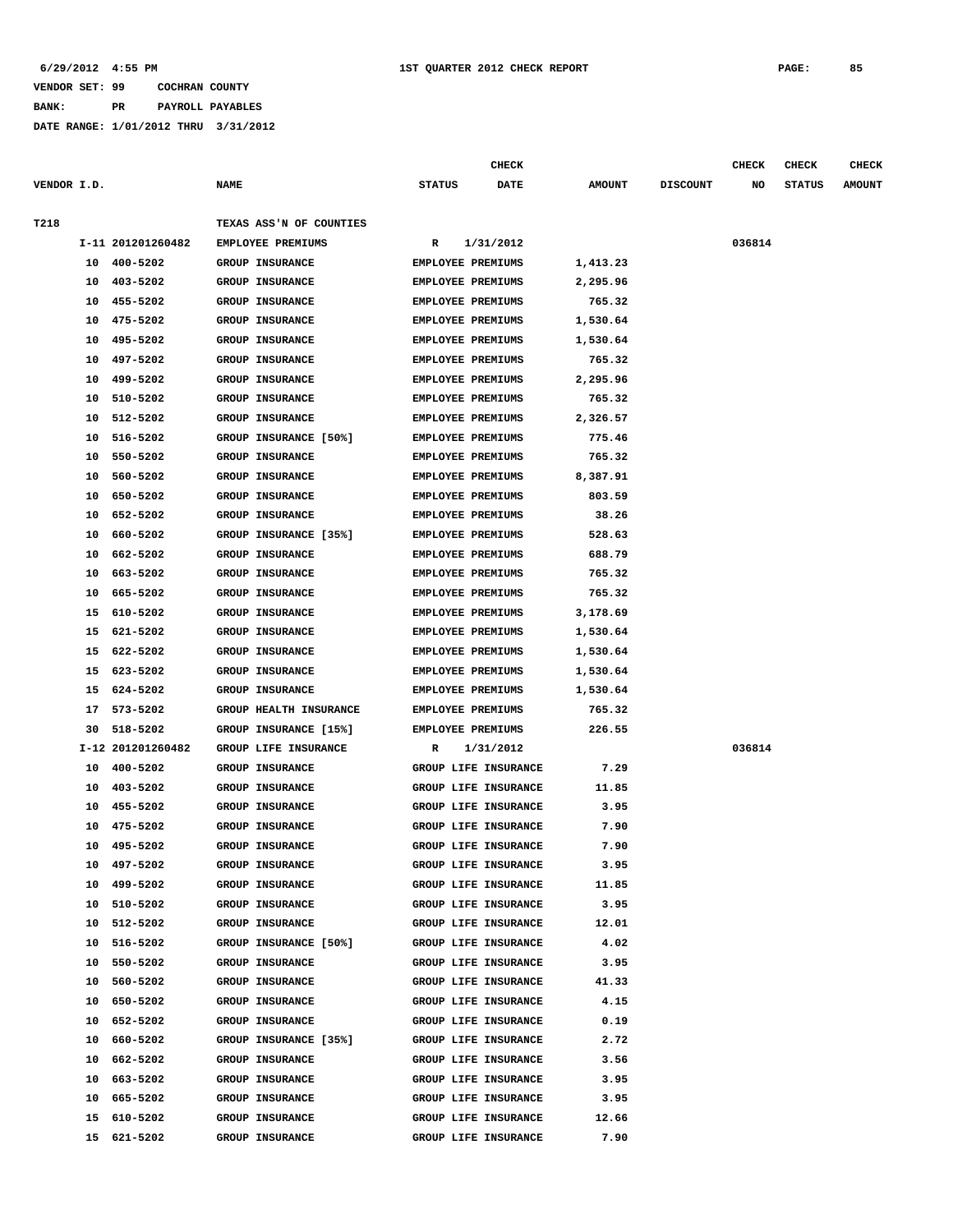6/29/2012 4:55 PM 1ST QUARTER 2012 CHECK REPORT

VENDOR SET: 99 COCHRAN COUNTY

BANK: PR PAYROLL PAYABLES

DATE RANGE: 1/01/2012 THRU 3/31/2012

| VENDOR I.D. | | NAME | STATUS | CHECK DATE | AMOUNT | DISCOUNT | CHECK NO | CHECK STATUS | CHECK AMOUNT |
|---|---|---|---|---|---|---|---|---|---|
| T218 | | TEXAS ASS'N OF COUNTIES | | | | | | | |
| | I-11 201201260482 | EMPLOYEE PREMIUMS | R | 1/31/2012 | | | 036814 | | |
| | 10 400-5202 | GROUP INSURANCE | EMPLOYEE PREMIUMS | | 1,413.23 | | | | |
| | 10 403-5202 | GROUP INSURANCE | EMPLOYEE PREMIUMS | | 2,295.96 | | | | |
| | 10 455-5202 | GROUP INSURANCE | EMPLOYEE PREMIUMS | | 765.32 | | | | |
| | 10 475-5202 | GROUP INSURANCE | EMPLOYEE PREMIUMS | | 1,530.64 | | | | |
| | 10 495-5202 | GROUP INSURANCE | EMPLOYEE PREMIUMS | | 1,530.64 | | | | |
| | 10 497-5202 | GROUP INSURANCE | EMPLOYEE PREMIUMS | | 765.32 | | | | |
| | 10 499-5202 | GROUP INSURANCE | EMPLOYEE PREMIUMS | | 2,295.96 | | | | |
| | 10 510-5202 | GROUP INSURANCE | EMPLOYEE PREMIUMS | | 765.32 | | | | |
| | 10 512-5202 | GROUP INSURANCE | EMPLOYEE PREMIUMS | | 2,326.57 | | | | |
| | 10 516-5202 | GROUP INSURANCE [50%] | EMPLOYEE PREMIUMS | | 775.46 | | | | |
| | 10 550-5202 | GROUP INSURANCE | EMPLOYEE PREMIUMS | | 765.32 | | | | |
| | 10 560-5202 | GROUP INSURANCE | EMPLOYEE PREMIUMS | | 8,387.91 | | | | |
| | 10 650-5202 | GROUP INSURANCE | EMPLOYEE PREMIUMS | | 803.59 | | | | |
| | 10 652-5202 | GROUP INSURANCE | EMPLOYEE PREMIUMS | | 38.26 | | | | |
| | 10 660-5202 | GROUP INSURANCE [35%] | EMPLOYEE PREMIUMS | | 528.63 | | | | |
| | 10 662-5202 | GROUP INSURANCE | EMPLOYEE PREMIUMS | | 688.79 | | | | |
| | 10 663-5202 | GROUP INSURANCE | EMPLOYEE PREMIUMS | | 765.32 | | | | |
| | 10 665-5202 | GROUP INSURANCE | EMPLOYEE PREMIUMS | | 765.32 | | | | |
| | 15 610-5202 | GROUP INSURANCE | EMPLOYEE PREMIUMS | | 3,178.69 | | | | |
| | 15 621-5202 | GROUP INSURANCE | EMPLOYEE PREMIUMS | | 1,530.64 | | | | |
| | 15 622-5202 | GROUP INSURANCE | EMPLOYEE PREMIUMS | | 1,530.64 | | | | |
| | 15 623-5202 | GROUP INSURANCE | EMPLOYEE PREMIUMS | | 1,530.64 | | | | |
| | 15 624-5202 | GROUP INSURANCE | EMPLOYEE PREMIUMS | | 1,530.64 | | | | |
| | 17 573-5202 | GROUP HEALTH INSURANCE | EMPLOYEE PREMIUMS | | 765.32 | | | | |
| | 30 518-5202 | GROUP INSURANCE [15%] | EMPLOYEE PREMIUMS | | 226.55 | | | | |
| | I-12 201201260482 | GROUP LIFE INSURANCE | R | 1/31/2012 | | | 036814 | | |
| | 10 400-5202 | GROUP INSURANCE | GROUP LIFE INSURANCE | | 7.29 | | | | |
| | 10 403-5202 | GROUP INSURANCE | GROUP LIFE INSURANCE | | 11.85 | | | | |
| | 10 455-5202 | GROUP INSURANCE | GROUP LIFE INSURANCE | | 3.95 | | | | |
| | 10 475-5202 | GROUP INSURANCE | GROUP LIFE INSURANCE | | 7.90 | | | | |
| | 10 495-5202 | GROUP INSURANCE | GROUP LIFE INSURANCE | | 7.90 | | | | |
| | 10 497-5202 | GROUP INSURANCE | GROUP LIFE INSURANCE | | 3.95 | | | | |
| | 10 499-5202 | GROUP INSURANCE | GROUP LIFE INSURANCE | | 11.85 | | | | |
| | 10 510-5202 | GROUP INSURANCE | GROUP LIFE INSURANCE | | 3.95 | | | | |
| | 10 512-5202 | GROUP INSURANCE | GROUP LIFE INSURANCE | | 12.01 | | | | |
| | 10 516-5202 | GROUP INSURANCE [50%] | GROUP LIFE INSURANCE | | 4.02 | | | | |
| | 10 550-5202 | GROUP INSURANCE | GROUP LIFE INSURANCE | | 3.95 | | | | |
| | 10 560-5202 | GROUP INSURANCE | GROUP LIFE INSURANCE | | 41.33 | | | | |
| | 10 650-5202 | GROUP INSURANCE | GROUP LIFE INSURANCE | | 4.15 | | | | |
| | 10 652-5202 | GROUP INSURANCE | GROUP LIFE INSURANCE | | 0.19 | | | | |
| | 10 660-5202 | GROUP INSURANCE [35%] | GROUP LIFE INSURANCE | | 2.72 | | | | |
| | 10 662-5202 | GROUP INSURANCE | GROUP LIFE INSURANCE | | 3.56 | | | | |
| | 10 663-5202 | GROUP INSURANCE | GROUP LIFE INSURANCE | | 3.95 | | | | |
| | 10 665-5202 | GROUP INSURANCE | GROUP LIFE INSURANCE | | 3.95 | | | | |
| | 15 610-5202 | GROUP INSURANCE | GROUP LIFE INSURANCE | | 12.66 | | | | |
| | 15 621-5202 | GROUP INSURANCE | GROUP LIFE INSURANCE | | 7.90 | | | | |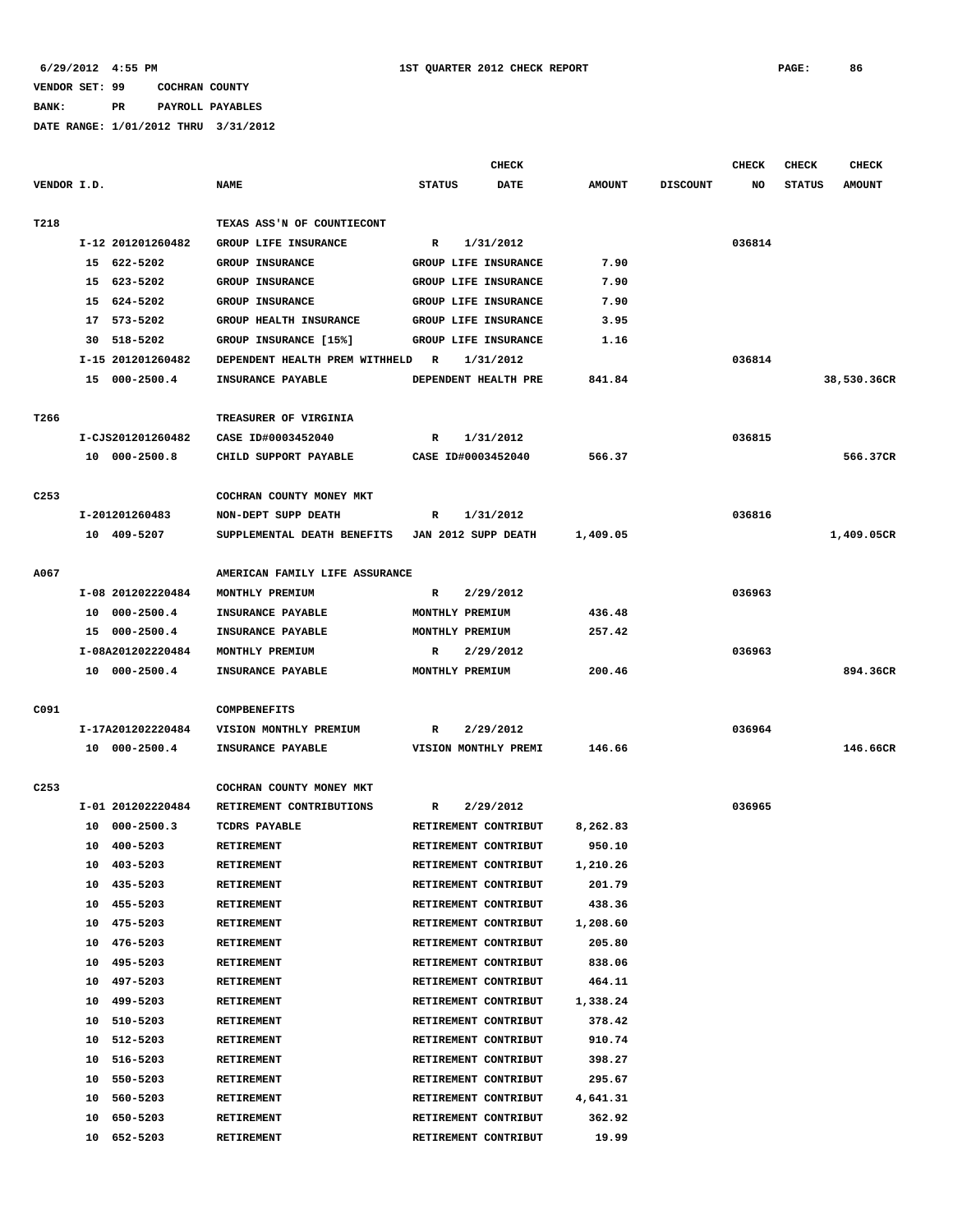6/29/2012 4:55 PM 1ST QUARTER 2012 CHECK REPORT PAGE: 86

VENDOR SET: 99 COCHRAN COUNTY

BANK: PR PAYROLL PAYABLES

DATE RANGE: 1/01/2012 THRU 3/31/2012

| VENDOR I.D. | NAME | STATUS | CHECK DATE | AMOUNT | DISCOUNT | CHECK NO | CHECK STATUS | CHECK AMOUNT |
|---|---|---|---|---|---|---|---|---|
| T218 | TEXAS ASS'N OF COUNTIECONT | | | | | | | |
| I-12 201201260482 | GROUP LIFE INSURANCE | R | 1/31/2012 | | | 036814 | | |
| 15 622-5202 | GROUP INSURANCE | GROUP LIFE INSURANCE | | 7.90 | | | | |
| 15 623-5202 | GROUP INSURANCE | GROUP LIFE INSURANCE | | 7.90 | | | | |
| 15 624-5202 | GROUP INSURANCE | GROUP LIFE INSURANCE | | 7.90 | | | | |
| 17 573-5202 | GROUP HEALTH INSURANCE | GROUP LIFE INSURANCE | | 3.95 | | | | |
| 30 518-5202 | GROUP INSURANCE [15%] | GROUP LIFE INSURANCE | | 1.16 | | | | |
| I-15 201201260482 | DEPENDENT HEALTH PREM WITHHELD | R | 1/31/2012 | | | 036814 | | |
| 15 000-2500.4 | INSURANCE PAYABLE | DEPENDENT HEALTH PRE | | 841.84 | | | | 38,530.36CR |
| T266 | TREASURER OF VIRGINIA | | | | | | | |
| I-CJS201201260482 | CASE ID#0003452040 | R | 1/31/2012 | | | 036815 | | |
| 10 000-2500.8 | CHILD SUPPORT PAYABLE | CASE ID#0003452040 | | 566.37 | | | | 566.37CR |
| C253 | COCHRAN COUNTY MONEY MKT | | | | | | | |
| I-201201260483 | NON-DEPT SUPP DEATH | R | 1/31/2012 | | | 036816 | | |
| 10 409-5207 | SUPPLEMENTAL DEATH BENEFITS | JAN 2012 SUPP DEATH | | 1,409.05 | | | | 1,409.05CR |
| A067 | AMERICAN FAMILY LIFE ASSURANCE | | | | | | | |
| I-08 201202220484 | MONTHLY PREMIUM | R | 2/29/2012 | | | 036963 | | |
| 10 000-2500.4 | INSURANCE PAYABLE | MONTHLY PREMIUM | | 436.48 | | | | |
| 15 000-2500.4 | INSURANCE PAYABLE | MONTHLY PREMIUM | | 257.42 | | | | |
| I-08A201202220484 | MONTHLY PREMIUM | R | 2/29/2012 | | | 036963 | | |
| 10 000-2500.4 | INSURANCE PAYABLE | MONTHLY PREMIUM | | 200.46 | | | | 894.36CR |
| C091 | COMPBENEFITS | | | | | | | |
| I-17A201202220484 | VISION MONTHLY PREMIUM | R | 2/29/2012 | | | 036964 | | |
| 10 000-2500.4 | INSURANCE PAYABLE | VISION MONTHLY PREMI | | 146.66 | | | | 146.66CR |
| C253 | COCHRAN COUNTY MONEY MKT | | | | | | | |
| I-01 201202220484 | RETIREMENT CONTRIBUTIONS | R | 2/29/2012 | | | 036965 | | |
| 10 000-2500.3 | TCDRS PAYABLE | RETIREMENT CONTRIBUT | | 8,262.83 | | | | |
| 10 400-5203 | RETIREMENT | RETIREMENT CONTRIBUT | | 950.10 | | | | |
| 10 403-5203 | RETIREMENT | RETIREMENT CONTRIBUT | | 1,210.26 | | | | |
| 10 435-5203 | RETIREMENT | RETIREMENT CONTRIBUT | | 201.79 | | | | |
| 10 455-5203 | RETIREMENT | RETIREMENT CONTRIBUT | | 438.36 | | | | |
| 10 475-5203 | RETIREMENT | RETIREMENT CONTRIBUT | | 1,208.60 | | | | |
| 10 476-5203 | RETIREMENT | RETIREMENT CONTRIBUT | | 205.80 | | | | |
| 10 495-5203 | RETIREMENT | RETIREMENT CONTRIBUT | | 838.06 | | | | |
| 10 497-5203 | RETIREMENT | RETIREMENT CONTRIBUT | | 464.11 | | | | |
| 10 499-5203 | RETIREMENT | RETIREMENT CONTRIBUT | | 1,338.24 | | | | |
| 10 510-5203 | RETIREMENT | RETIREMENT CONTRIBUT | | 378.42 | | | | |
| 10 512-5203 | RETIREMENT | RETIREMENT CONTRIBUT | | 910.74 | | | | |
| 10 516-5203 | RETIREMENT | RETIREMENT CONTRIBUT | | 398.27 | | | | |
| 10 550-5203 | RETIREMENT | RETIREMENT CONTRIBUT | | 295.67 | | | | |
| 10 560-5203 | RETIREMENT | RETIREMENT CONTRIBUT | | 4,641.31 | | | | |
| 10 650-5203 | RETIREMENT | RETIREMENT CONTRIBUT | | 362.92 | | | | |
| 10 652-5203 | RETIREMENT | RETIREMENT CONTRIBUT | | 19.99 | | | | |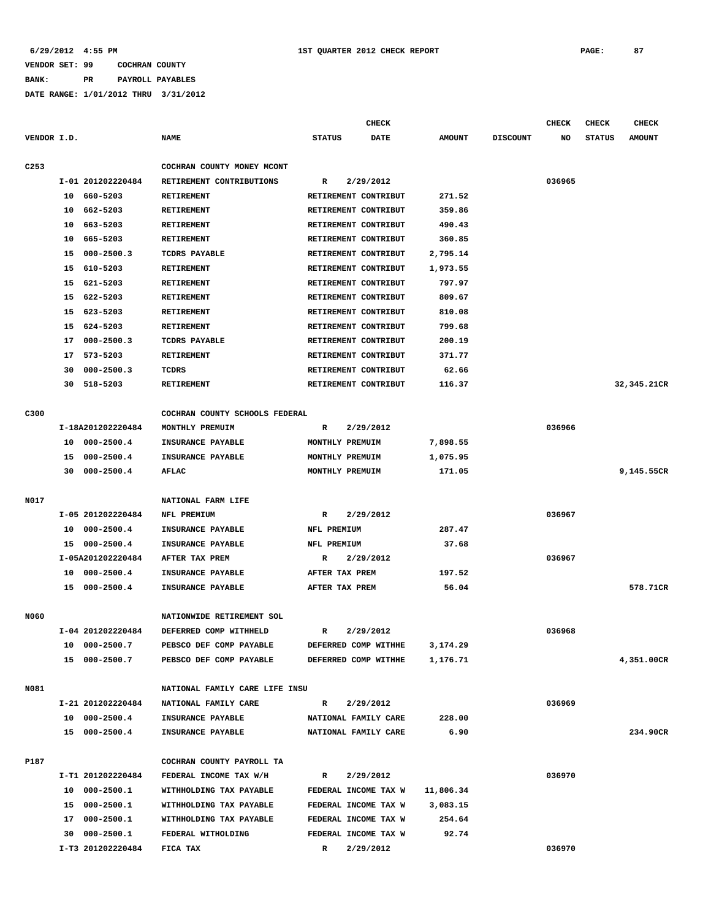6/29/2012 4:55 PM 1ST QUARTER 2012 CHECK REPORT PAGE: 87

VENDOR SET: 99 COCHRAN COUNTY

BANK: PR PAYROLL PAYABLES

DATE RANGE: 1/01/2012 THRU 3/31/2012

| VENDOR I.D. | | NAME | STATUS | CHECK DATE | AMOUNT | DISCOUNT | CHECK NO | CHECK STATUS | CHECK AMOUNT |
|---|---|---|---|---|---|---|---|---|---|
| C253 | | COCHRAN COUNTY MONEY MCONT | | | | | | | |
| | I-01 201202220484 | RETIREMENT CONTRIBUTIONS | R | 2/29/2012 | | | 036965 | | |
| | 10 660-5203 | RETIREMENT | RETIREMENT CONTRIBUT | | 271.52 | | | | |
| | 10 662-5203 | RETIREMENT | RETIREMENT CONTRIBUT | | 359.86 | | | | |
| | 10 663-5203 | RETIREMENT | RETIREMENT CONTRIBUT | | 490.43 | | | | |
| | 10 665-5203 | RETIREMENT | RETIREMENT CONTRIBUT | | 360.85 | | | | |
| | 15 000-2500.3 | TCDRS PAYABLE | RETIREMENT CONTRIBUT | | 2,795.14 | | | | |
| | 15 610-5203 | RETIREMENT | RETIREMENT CONTRIBUT | | 1,973.55 | | | | |
| | 15 621-5203 | RETIREMENT | RETIREMENT CONTRIBUT | | 797.97 | | | | |
| | 15 622-5203 | RETIREMENT | RETIREMENT CONTRIBUT | | 809.67 | | | | |
| | 15 623-5203 | RETIREMENT | RETIREMENT CONTRIBUT | | 810.08 | | | | |
| | 15 624-5203 | RETIREMENT | RETIREMENT CONTRIBUT | | 799.68 | | | | |
| | 17 000-2500.3 | TCDRS PAYABLE | RETIREMENT CONTRIBUT | | 200.19 | | | | |
| | 17 573-5203 | RETIREMENT | RETIREMENT CONTRIBUT | | 371.77 | | | | |
| | 30 000-2500.3 | TCDRS | RETIREMENT CONTRIBUT | | 62.66 | | | | |
| | 30 518-5203 | RETIREMENT | RETIREMENT CONTRIBUT | | 116.37 | | | | 32,345.21CR |
| C300 | | COCHRAN COUNTY SCHOOLS FEDERAL | | | | | | | |
| | I-18A201202220484 | MONTHLY PREMUIM | R | 2/29/2012 | | | 036966 | | |
| | 10 000-2500.4 | INSURANCE PAYABLE | MONTHLY PREMUIM | | 7,898.55 | | | | |
| | 15 000-2500.4 | INSURANCE PAYABLE | MONTHLY PREMUIM | | 1,075.95 | | | | |
| | 30 000-2500.4 | AFLAC | MONTHLY PREMUIM | | 171.05 | | | | 9,145.55CR |
| N017 | | NATIONAL FARM LIFE | | | | | | | |
| | I-05 201202220484 | NFL PREMIUM | R | 2/29/2012 | | | 036967 | | |
| | 10 000-2500.4 | INSURANCE PAYABLE | NFL PREMIUM | | 287.47 | | | | |
| | 15 000-2500.4 | INSURANCE PAYABLE | NFL PREMIUM | | 37.68 | | | | |
| | I-05A201202220484 | AFTER TAX PREM | R | 2/29/2012 | | | 036967 | | |
| | 10 000-2500.4 | INSURANCE PAYABLE | AFTER TAX PREM | | 197.52 | | | | |
| | 15 000-2500.4 | INSURANCE PAYABLE | AFTER TAX PREM | | 56.04 | | | | 578.71CR |
| N060 | | NATIONWIDE RETIREMENT SOL | | | | | | | |
| | I-04 201202220484 | DEFERRED COMP WITHHELD | R | 2/29/2012 | | | 036968 | | |
| | 10 000-2500.7 | PEBSCO DEF COMP PAYABLE | DEFERRED COMP WITHHE | | 3,174.29 | | | | |
| | 15 000-2500.7 | PEBSCO DEF COMP PAYABLE | DEFERRED COMP WITHHE | | 1,176.71 | | | | 4,351.00CR |
| N081 | | NATIONAL FAMILY CARE LIFE INSU | | | | | | | |
| | I-21 201202220484 | NATIONAL FAMILY CARE | R | 2/29/2012 | | | 036969 | | |
| | 10 000-2500.4 | INSURANCE PAYABLE | NATIONAL FAMILY CARE | | 228.00 | | | | |
| | 15 000-2500.4 | INSURANCE PAYABLE | NATIONAL FAMILY CARE | | 6.90 | | | | 234.90CR |
| P187 | | COCHRAN COUNTY PAYROLL TA | | | | | | | |
| | I-T1 201202220484 | FEDERAL INCOME TAX W/H | R | 2/29/2012 | | | 036970 | | |
| | 10 000-2500.1 | WITHHOLDING TAX PAYABLE | FEDERAL INCOME TAX W | | 11,806.34 | | | | |
| | 15 000-2500.1 | WITHHOLDING TAX PAYABLE | FEDERAL INCOME TAX W | | 3,083.15 | | | | |
| | 17 000-2500.1 | WITHHOLDING TAX PAYABLE | FEDERAL INCOME TAX W | | 254.64 | | | | |
| | 30 000-2500.1 | FEDERAL WITHOLDING | FEDERAL INCOME TAX W | | 92.74 | | | | |
| | I-T3 201202220484 | FICA TAX | R | 2/29/2012 | | | 036970 | | |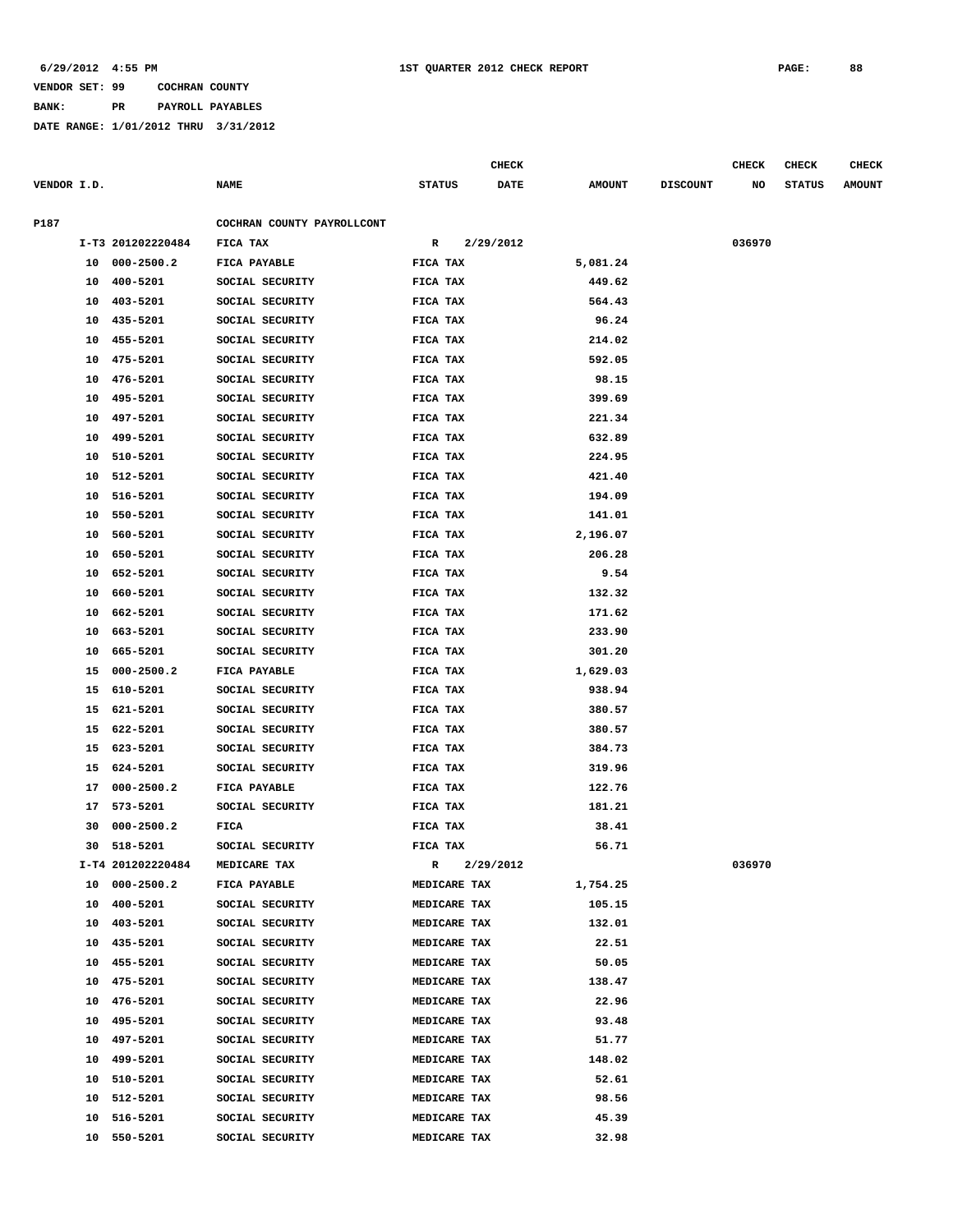VENDOR SET: 99 COCHRAN COUNTY

BANK: PR PAYROLL PAYABLES

DATE RANGE: 1/01/2012 THRU 3/31/2012

| VENDOR I.D. | | NAME | STATUS | CHECK DATE | AMOUNT | DISCOUNT | CHECK NO | CHECK STATUS | CHECK AMOUNT |
|---|---|---|---|---|---|---|---|---|---|
| P187 | | COCHRAN COUNTY PAYROLLCONT | | | | | | | |
| | I-T3 201202220484 | FICA TAX | R | 2/29/2012 | | | 036970 | | |
| | 10 000-2500.2 | FICA PAYABLE | FICA TAX | | 5,081.24 | | | | |
| | 10 400-5201 | SOCIAL SECURITY | FICA TAX | | 449.62 | | | | |
| | 10 403-5201 | SOCIAL SECURITY | FICA TAX | | 564.43 | | | | |
| | 10 435-5201 | SOCIAL SECURITY | FICA TAX | | 96.24 | | | | |
| | 10 455-5201 | SOCIAL SECURITY | FICA TAX | | 214.02 | | | | |
| | 10 475-5201 | SOCIAL SECURITY | FICA TAX | | 592.05 | | | | |
| | 10 476-5201 | SOCIAL SECURITY | FICA TAX | | 98.15 | | | | |
| | 10 495-5201 | SOCIAL SECURITY | FICA TAX | | 399.69 | | | | |
| | 10 497-5201 | SOCIAL SECURITY | FICA TAX | | 221.34 | | | | |
| | 10 499-5201 | SOCIAL SECURITY | FICA TAX | | 632.89 | | | | |
| | 10 510-5201 | SOCIAL SECURITY | FICA TAX | | 224.95 | | | | |
| | 10 512-5201 | SOCIAL SECURITY | FICA TAX | | 421.40 | | | | |
| | 10 516-5201 | SOCIAL SECURITY | FICA TAX | | 194.09 | | | | |
| | 10 550-5201 | SOCIAL SECURITY | FICA TAX | | 141.01 | | | | |
| | 10 560-5201 | SOCIAL SECURITY | FICA TAX | | 2,196.07 | | | | |
| | 10 650-5201 | SOCIAL SECURITY | FICA TAX | | 206.28 | | | | |
| | 10 652-5201 | SOCIAL SECURITY | FICA TAX | | 9.54 | | | | |
| | 10 660-5201 | SOCIAL SECURITY | FICA TAX | | 132.32 | | | | |
| | 10 662-5201 | SOCIAL SECURITY | FICA TAX | | 171.62 | | | | |
| | 10 663-5201 | SOCIAL SECURITY | FICA TAX | | 233.90 | | | | |
| | 10 665-5201 | SOCIAL SECURITY | FICA TAX | | 301.20 | | | | |
| | 15 000-2500.2 | FICA PAYABLE | FICA TAX | | 1,629.03 | | | | |
| | 15 610-5201 | SOCIAL SECURITY | FICA TAX | | 938.94 | | | | |
| | 15 621-5201 | SOCIAL SECURITY | FICA TAX | | 380.57 | | | | |
| | 15 622-5201 | SOCIAL SECURITY | FICA TAX | | 380.57 | | | | |
| | 15 623-5201 | SOCIAL SECURITY | FICA TAX | | 384.73 | | | | |
| | 15 624-5201 | SOCIAL SECURITY | FICA TAX | | 319.96 | | | | |
| | 17 000-2500.2 | FICA PAYABLE | FICA TAX | | 122.76 | | | | |
| | 17 573-5201 | SOCIAL SECURITY | FICA TAX | | 181.21 | | | | |
| | 30 000-2500.2 | FICA | FICA TAX | | 38.41 | | | | |
| | 30 518-5201 | SOCIAL SECURITY | FICA TAX | | 56.71 | | | | |
| | I-T4 201202220484 | MEDICARE TAX | R | 2/29/2012 | | | 036970 | | |
| | 10 000-2500.2 | FICA PAYABLE | MEDICARE TAX | | 1,754.25 | | | | |
| | 10 400-5201 | SOCIAL SECURITY | MEDICARE TAX | | 105.15 | | | | |
| | 10 403-5201 | SOCIAL SECURITY | MEDICARE TAX | | 132.01 | | | | |
| | 10 435-5201 | SOCIAL SECURITY | MEDICARE TAX | | 22.51 | | | | |
| | 10 455-5201 | SOCIAL SECURITY | MEDICARE TAX | | 50.05 | | | | |
| | 10 475-5201 | SOCIAL SECURITY | MEDICARE TAX | | 138.47 | | | | |
| | 10 476-5201 | SOCIAL SECURITY | MEDICARE TAX | | 22.96 | | | | |
| | 10 495-5201 | SOCIAL SECURITY | MEDICARE TAX | | 93.48 | | | | |
| | 10 497-5201 | SOCIAL SECURITY | MEDICARE TAX | | 51.77 | | | | |
| | 10 499-5201 | SOCIAL SECURITY | MEDICARE TAX | | 148.02 | | | | |
| | 10 510-5201 | SOCIAL SECURITY | MEDICARE TAX | | 52.61 | | | | |
| | 10 512-5201 | SOCIAL SECURITY | MEDICARE TAX | | 98.56 | | | | |
| | 10 516-5201 | SOCIAL SECURITY | MEDICARE TAX | | 45.39 | | | | |
| | 10 550-5201 | SOCIAL SECURITY | MEDICARE TAX | | 32.98 | | | | |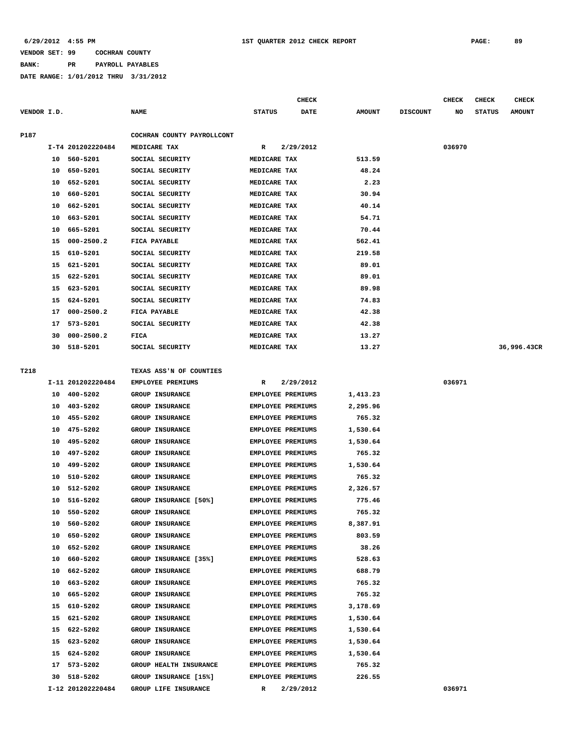6/29/2012 4:55 PM 1ST QUARTER 2012 CHECK REPORT

VENDOR SET: 99 COCHRAN COUNTY

BANK: PR PAYROLL PAYABLES

DATE RANGE: 1/01/2012 THRU 3/31/2012

| VENDOR I.D. | | NAME | STATUS | CHECK DATE | AMOUNT | DISCOUNT | CHECK NO | CHECK STATUS | CHECK AMOUNT |
|---|---|---|---|---|---|---|---|---|---|
| P187 | | COCHRAN COUNTY PAYROLLCONT | | | | | | | |
| | I-T4 201202220484 | MEDICARE TAX | R | 2/29/2012 | | | 036970 | | |
| | 10 560-5201 | SOCIAL SECURITY | MEDICARE TAX | | 513.59 | | | | |
| | 10 650-5201 | SOCIAL SECURITY | MEDICARE TAX | | 48.24 | | | | |
| | 10 652-5201 | SOCIAL SECURITY | MEDICARE TAX | | 2.23 | | | | |
| | 10 660-5201 | SOCIAL SECURITY | MEDICARE TAX | | 30.94 | | | | |
| | 10 662-5201 | SOCIAL SECURITY | MEDICARE TAX | | 40.14 | | | | |
| | 10 663-5201 | SOCIAL SECURITY | MEDICARE TAX | | 54.71 | | | | |
| | 10 665-5201 | SOCIAL SECURITY | MEDICARE TAX | | 70.44 | | | | |
| | 15 000-2500.2 | FICA PAYABLE | MEDICARE TAX | | 562.41 | | | | |
| | 15 610-5201 | SOCIAL SECURITY | MEDICARE TAX | | 219.58 | | | | |
| | 15 621-5201 | SOCIAL SECURITY | MEDICARE TAX | | 89.01 | | | | |
| | 15 622-5201 | SOCIAL SECURITY | MEDICARE TAX | | 89.01 | | | | |
| | 15 623-5201 | SOCIAL SECURITY | MEDICARE TAX | | 89.98 | | | | |
| | 15 624-5201 | SOCIAL SECURITY | MEDICARE TAX | | 74.83 | | | | |
| | 17 000-2500.2 | FICA PAYABLE | MEDICARE TAX | | 42.38 | | | | |
| | 17 573-5201 | SOCIAL SECURITY | MEDICARE TAX | | 42.38 | | | | |
| | 30 000-2500.2 | FICA | MEDICARE TAX | | 13.27 | | | | |
| | 30 518-5201 | SOCIAL SECURITY | MEDICARE TAX | | 13.27 | | | | 36,996.43CR |
| T218 | | TEXAS ASS'N OF COUNTIES | | | | | | | |
| | I-11 201202220484 | EMPLOYEE PREMIUMS | R | 2/29/2012 | | | 036971 | | |
| | 10 400-5202 | GROUP INSURANCE | EMPLOYEE PREMIUMS | | 1,413.23 | | | | |
| | 10 403-5202 | GROUP INSURANCE | EMPLOYEE PREMIUMS | | 2,295.96 | | | | |
| | 10 455-5202 | GROUP INSURANCE | EMPLOYEE PREMIUMS | | 765.32 | | | | |
| | 10 475-5202 | GROUP INSURANCE | EMPLOYEE PREMIUMS | | 1,530.64 | | | | |
| | 10 495-5202 | GROUP INSURANCE | EMPLOYEE PREMIUMS | | 1,530.64 | | | | |
| | 10 497-5202 | GROUP INSURANCE | EMPLOYEE PREMIUMS | | 765.32 | | | | |
| | 10 499-5202 | GROUP INSURANCE | EMPLOYEE PREMIUMS | | 1,530.64 | | | | |
| | 10 510-5202 | GROUP INSURANCE | EMPLOYEE PREMIUMS | | 765.32 | | | | |
| | 10 512-5202 | GROUP INSURANCE | EMPLOYEE PREMIUMS | | 2,326.57 | | | | |
| | 10 516-5202 | GROUP INSURANCE [50%] | EMPLOYEE PREMIUMS | | 775.46 | | | | |
| | 10 550-5202 | GROUP INSURANCE | EMPLOYEE PREMIUMS | | 765.32 | | | | |
| | 10 560-5202 | GROUP INSURANCE | EMPLOYEE PREMIUMS | | 8,387.91 | | | | |
| | 10 650-5202 | GROUP INSURANCE | EMPLOYEE PREMIUMS | | 803.59 | | | | |
| | 10 652-5202 | GROUP INSURANCE | EMPLOYEE PREMIUMS | | 38.26 | | | | |
| | 10 660-5202 | GROUP INSURANCE [35%] | EMPLOYEE PREMIUMS | | 528.63 | | | | |
| | 10 662-5202 | GROUP INSURANCE | EMPLOYEE PREMIUMS | | 688.79 | | | | |
| | 10 663-5202 | GROUP INSURANCE | EMPLOYEE PREMIUMS | | 765.32 | | | | |
| | 10 665-5202 | GROUP INSURANCE | EMPLOYEE PREMIUMS | | 765.32 | | | | |
| | 15 610-5202 | GROUP INSURANCE | EMPLOYEE PREMIUMS | | 3,178.69 | | | | |
| | 15 621-5202 | GROUP INSURANCE | EMPLOYEE PREMIUMS | | 1,530.64 | | | | |
| | 15 622-5202 | GROUP INSURANCE | EMPLOYEE PREMIUMS | | 1,530.64 | | | | |
| | 15 623-5202 | GROUP INSURANCE | EMPLOYEE PREMIUMS | | 1,530.64 | | | | |
| | 15 624-5202 | GROUP INSURANCE | EMPLOYEE PREMIUMS | | 1,530.64 | | | | |
| | 17 573-5202 | GROUP HEALTH INSURANCE | EMPLOYEE PREMIUMS | | 765.32 | | | | |
| | 30 518-5202 | GROUP INSURANCE [15%] | EMPLOYEE PREMIUMS | | 226.55 | | | | |
| | I-12 201202220484 | GROUP LIFE INSURANCE | R | 2/29/2012 | | | 036971 | | |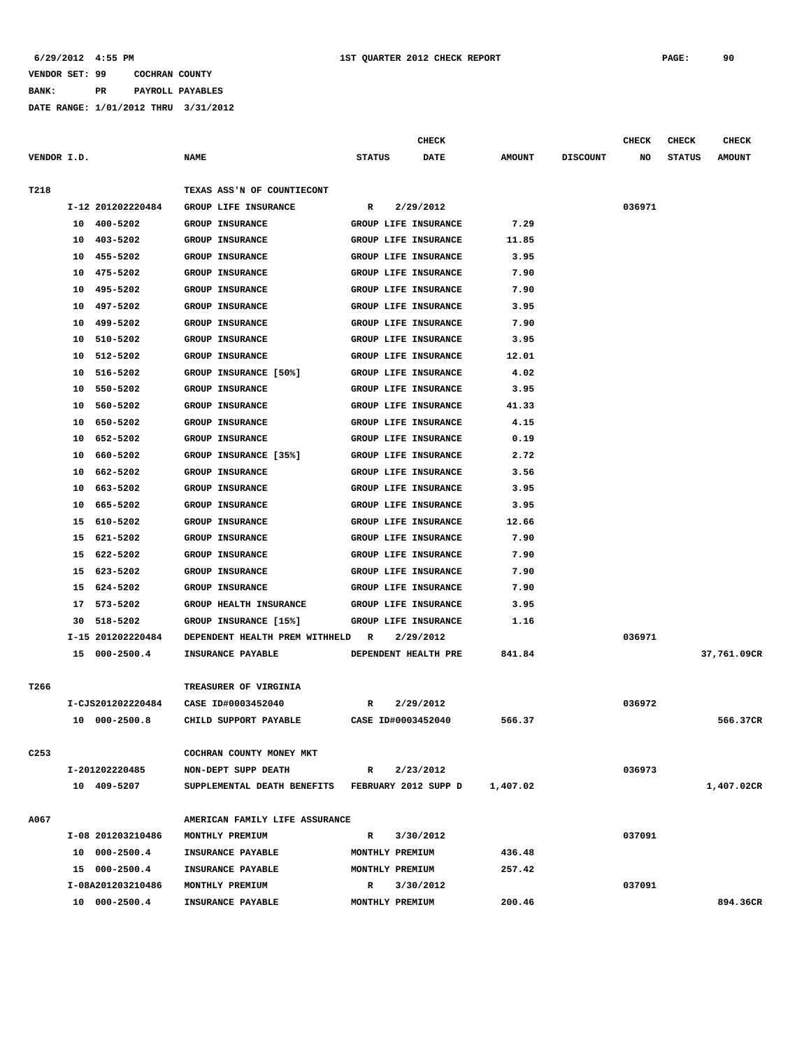VENDOR SET: 99 COCHRAN COUNTY

BANK: PR PAYROLL PAYABLES

DATE RANGE: 1/01/2012 THRU 3/31/2012

| VENDOR I.D. | NAME | STATUS | CHECK DATE | AMOUNT | DISCOUNT | CHECK NO | CHECK STATUS | CHECK AMOUNT |
|---|---|---|---|---|---|---|---|---|
| T218 | TEXAS ASS'N OF COUNTIECONT | | | | | | | |
| I-12 201202220484 | GROUP LIFE INSURANCE | R | 2/29/2012 | | | 036971 | | |
| 10 400-5202 | GROUP INSURANCE | GROUP LIFE INSURANCE | | 7.29 | | | | |
| 10 403-5202 | GROUP INSURANCE | GROUP LIFE INSURANCE | | 11.85 | | | | |
| 10 455-5202 | GROUP INSURANCE | GROUP LIFE INSURANCE | | 3.95 | | | | |
| 10 475-5202 | GROUP INSURANCE | GROUP LIFE INSURANCE | | 7.90 | | | | |
| 10 495-5202 | GROUP INSURANCE | GROUP LIFE INSURANCE | | 7.90 | | | | |
| 10 497-5202 | GROUP INSURANCE | GROUP LIFE INSURANCE | | 3.95 | | | | |
| 10 499-5202 | GROUP INSURANCE | GROUP LIFE INSURANCE | | 7.90 | | | | |
| 10 510-5202 | GROUP INSURANCE | GROUP LIFE INSURANCE | | 3.95 | | | | |
| 10 512-5202 | GROUP INSURANCE | GROUP LIFE INSURANCE | | 12.01 | | | | |
| 10 516-5202 | GROUP INSURANCE [50%] | GROUP LIFE INSURANCE | | 4.02 | | | | |
| 10 550-5202 | GROUP INSURANCE | GROUP LIFE INSURANCE | | 3.95 | | | | |
| 10 560-5202 | GROUP INSURANCE | GROUP LIFE INSURANCE | | 41.33 | | | | |
| 10 650-5202 | GROUP INSURANCE | GROUP LIFE INSURANCE | | 4.15 | | | | |
| 10 652-5202 | GROUP INSURANCE | GROUP LIFE INSURANCE | | 0.19 | | | | |
| 10 660-5202 | GROUP INSURANCE [35%] | GROUP LIFE INSURANCE | | 2.72 | | | | |
| 10 662-5202 | GROUP INSURANCE | GROUP LIFE INSURANCE | | 3.56 | | | | |
| 10 663-5202 | GROUP INSURANCE | GROUP LIFE INSURANCE | | 3.95 | | | | |
| 10 665-5202 | GROUP INSURANCE | GROUP LIFE INSURANCE | | 3.95 | | | | |
| 15 610-5202 | GROUP INSURANCE | GROUP LIFE INSURANCE | | 12.66 | | | | |
| 15 621-5202 | GROUP INSURANCE | GROUP LIFE INSURANCE | | 7.90 | | | | |
| 15 622-5202 | GROUP INSURANCE | GROUP LIFE INSURANCE | | 7.90 | | | | |
| 15 623-5202 | GROUP INSURANCE | GROUP LIFE INSURANCE | | 7.90 | | | | |
| 15 624-5202 | GROUP INSURANCE | GROUP LIFE INSURANCE | | 7.90 | | | | |
| 17 573-5202 | GROUP HEALTH INSURANCE | GROUP LIFE INSURANCE | | 3.95 | | | | |
| 30 518-5202 | GROUP INSURANCE [15%] | GROUP LIFE INSURANCE | | 1.16 | | | | |
| I-15 201202220484 | DEPENDENT HEALTH PREM WITHHELD | R | 2/29/2012 | | | 036971 | | |
| 15 000-2500.4 | INSURANCE PAYABLE | DEPENDENT HEALTH PRE | | 841.84 | | | | 37,761.09CR |
| T266 | TREASURER OF VIRGINIA | | | | | | | |
| I-CJS201202220484 | CASE ID#0003452040 | R | 2/29/2012 | | | 036972 | | |
| 10 000-2500.8 | CHILD SUPPORT PAYABLE | CASE ID#0003452040 | | 566.37 | | | | 566.37CR |
| C253 | COCHRAN COUNTY MONEY MKT | | | | | | | |
| I-201202220485 | NON-DEPT SUPP DEATH | R | 2/23/2012 | | | 036973 | | |
| 10 409-5207 | SUPPLEMENTAL DEATH BENEFITS | FEBRUARY 2012 SUPP D | | 1,407.02 | | | | 1,407.02CR |
| A067 | AMERICAN FAMILY LIFE ASSURANCE | | | | | | | |
| I-08 201203210486 | MONTHLY PREMIUM | R | 3/30/2012 | | | 037091 | | |
| 10 000-2500.4 | INSURANCE PAYABLE | MONTHLY PREMIUM | | 436.48 | | | | |
| 15 000-2500.4 | INSURANCE PAYABLE | MONTHLY PREMIUM | | 257.42 | | | | |
| I-08A201203210486 | MONTHLY PREMIUM | R | 3/30/2012 | | | 037091 | | |
| 10 000-2500.4 | INSURANCE PAYABLE | MONTHLY PREMIUM | | 200.46 | | | | 894.36CR |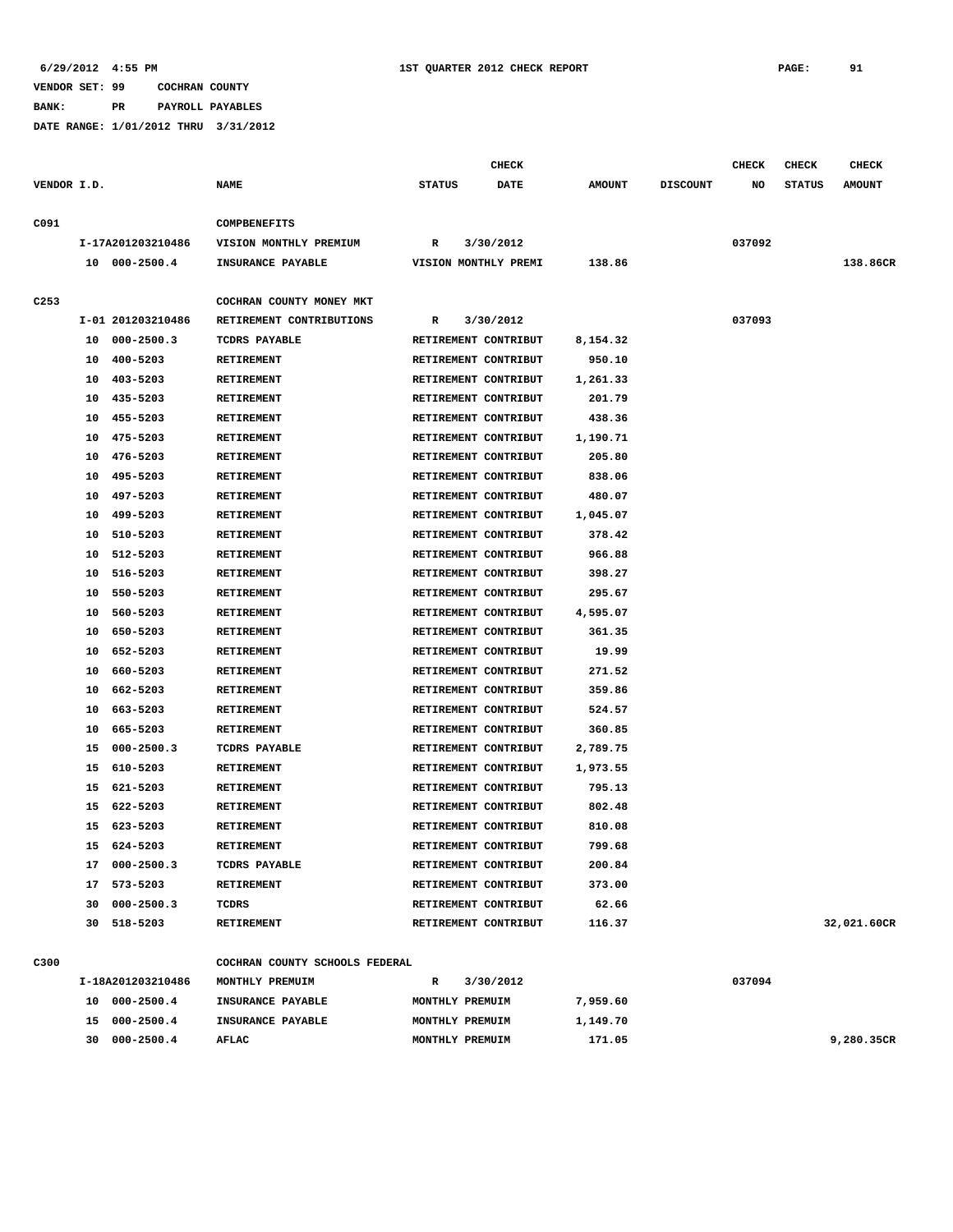6/29/2012 4:55 PM 1ST QUARTER 2012 CHECK REPORT

VENDOR SET: 99 COCHRAN COUNTY

BANK: PR PAYROLL PAYABLES

DATE RANGE: 1/01/2012 THRU 3/31/2012

| VENDOR I.D. | | NAME | STATUS | CHECK DATE | AMOUNT | DISCOUNT | CHECK NO | CHECK STATUS | CHECK AMOUNT |
|---|---|---|---|---|---|---|---|---|---|
| C091 | | COMPBENEFITS | | | | | | | |
| | I-17A201203210486 | VISION MONTHLY PREMIUM | R | 3/30/2012 | | | 037092 | | |
| | 10 000-2500.4 | INSURANCE PAYABLE | VISION MONTHLY PREMI | | 138.86 | | | | 138.86CR |
| C253 | | COCHRAN COUNTY MONEY MKT | | | | | | | |
| | I-01 201203210486 | RETIREMENT CONTRIBUTIONS | R | 3/30/2012 | | | 037093 | | |
| | 10 000-2500.3 | TCDRS PAYABLE | RETIREMENT CONTRIBUT | | 8,154.32 | | | | |
| | 10 400-5203 | RETIREMENT | RETIREMENT CONTRIBUT | | 950.10 | | | | |
| | 10 403-5203 | RETIREMENT | RETIREMENT CONTRIBUT | | 1,261.33 | | | | |
| | 10 435-5203 | RETIREMENT | RETIREMENT CONTRIBUT | | 201.79 | | | | |
| | 10 455-5203 | RETIREMENT | RETIREMENT CONTRIBUT | | 438.36 | | | | |
| | 10 475-5203 | RETIREMENT | RETIREMENT CONTRIBUT | | 1,190.71 | | | | |
| | 10 476-5203 | RETIREMENT | RETIREMENT CONTRIBUT | | 205.80 | | | | |
| | 10 495-5203 | RETIREMENT | RETIREMENT CONTRIBUT | | 838.06 | | | | |
| | 10 497-5203 | RETIREMENT | RETIREMENT CONTRIBUT | | 480.07 | | | | |
| | 10 499-5203 | RETIREMENT | RETIREMENT CONTRIBUT | | 1,045.07 | | | | |
| | 10 510-5203 | RETIREMENT | RETIREMENT CONTRIBUT | | 378.42 | | | | |
| | 10 512-5203 | RETIREMENT | RETIREMENT CONTRIBUT | | 966.88 | | | | |
| | 10 516-5203 | RETIREMENT | RETIREMENT CONTRIBUT | | 398.27 | | | | |
| | 10 550-5203 | RETIREMENT | RETIREMENT CONTRIBUT | | 295.67 | | | | |
| | 10 560-5203 | RETIREMENT | RETIREMENT CONTRIBUT | | 4,595.07 | | | | |
| | 10 650-5203 | RETIREMENT | RETIREMENT CONTRIBUT | | 361.35 | | | | |
| | 10 652-5203 | RETIREMENT | RETIREMENT CONTRIBUT | | 19.99 | | | | |
| | 10 660-5203 | RETIREMENT | RETIREMENT CONTRIBUT | | 271.52 | | | | |
| | 10 662-5203 | RETIREMENT | RETIREMENT CONTRIBUT | | 359.86 | | | | |
| | 10 663-5203 | RETIREMENT | RETIREMENT CONTRIBUT | | 524.57 | | | | |
| | 10 665-5203 | RETIREMENT | RETIREMENT CONTRIBUT | | 360.85 | | | | |
| | 15 000-2500.3 | TCDRS PAYABLE | RETIREMENT CONTRIBUT | | 2,789.75 | | | | |
| | 15 610-5203 | RETIREMENT | RETIREMENT CONTRIBUT | | 1,973.55 | | | | |
| | 15 621-5203 | RETIREMENT | RETIREMENT CONTRIBUT | | 795.13 | | | | |
| | 15 622-5203 | RETIREMENT | RETIREMENT CONTRIBUT | | 802.48 | | | | |
| | 15 623-5203 | RETIREMENT | RETIREMENT CONTRIBUT | | 810.08 | | | | |
| | 15 624-5203 | RETIREMENT | RETIREMENT CONTRIBUT | | 799.68 | | | | |
| | 17 000-2500.3 | TCDRS PAYABLE | RETIREMENT CONTRIBUT | | 200.84 | | | | |
| | 17 573-5203 | RETIREMENT | RETIREMENT CONTRIBUT | | 373.00 | | | | |
| | 30 000-2500.3 | TCDRS | RETIREMENT CONTRIBUT | | 62.66 | | | | |
| | 30 518-5203 | RETIREMENT | RETIREMENT CONTRIBUT | | 116.37 | | | | 32,021.60CR |
| C300 | | COCHRAN COUNTY SCHOOLS FEDERAL | | | | | | | |
| | I-18A201203210486 | MONTHLY PREMUIM | R | 3/30/2012 | | | 037094 | | |
| | 10 000-2500.4 | INSURANCE PAYABLE | MONTHLY PREMUIM | | 7,959.60 | | | | |
| | 15 000-2500.4 | INSURANCE PAYABLE | MONTHLY PREMUIM | | 1,149.70 | | | | |
| | 30 000-2500.4 | AFLAC | MONTHLY PREMUIM | | 171.05 | | | | 9,280.35CR |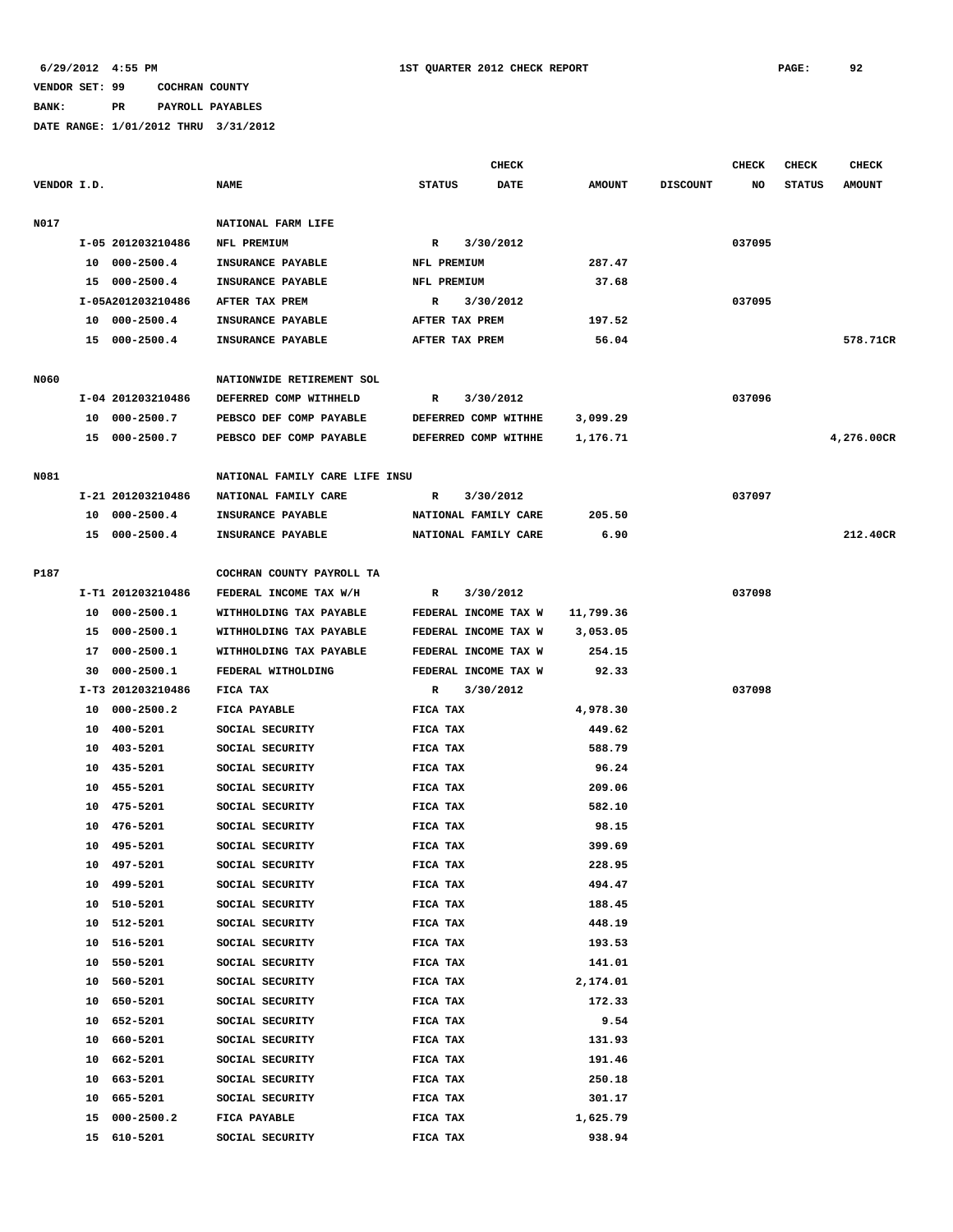6/29/2012 4:55 PM 1ST QUARTER 2012 CHECK REPORT

VENDOR SET: 99 COCHRAN COUNTY

BANK: PR PAYROLL PAYABLES

DATE RANGE: 1/01/2012 THRU 3/31/2012

| VENDOR I.D. | | NAME | STATUS | CHECK DATE | AMOUNT | DISCOUNT | CHECK NO | CHECK STATUS | CHECK AMOUNT |
|---|---|---|---|---|---|---|---|---|---|
| N017 | | NATIONAL FARM LIFE | | | | | | | |
| | I-05 201203210486 | NFL PREMIUM | R | 3/30/2012 | | | 037095 | | |
| | 10 000-2500.4 | INSURANCE PAYABLE | NFL PREMIUM | | 287.47 | | | | |
| | 15 000-2500.4 | INSURANCE PAYABLE | NFL PREMIUM | | 37.68 | | | | |
| | I-05A201203210486 | AFTER TAX PREM | R | 3/30/2012 | | | 037095 | | |
| | 10 000-2500.4 | INSURANCE PAYABLE | AFTER TAX PREM | | 197.52 | | | | |
| | 15 000-2500.4 | INSURANCE PAYABLE | AFTER TAX PREM | | 56.04 | | | | 578.71CR |
| N060 | | NATIONWIDE RETIREMENT SOL | | | | | | | |
| | I-04 201203210486 | DEFERRED COMP WITHHELD | R | 3/30/2012 | | | 037096 | | |
| | 10 000-2500.7 | PEBSCO DEF COMP PAYABLE | DEFERRED COMP WITHHE | | 3,099.29 | | | | |
| | 15 000-2500.7 | PEBSCO DEF COMP PAYABLE | DEFERRED COMP WITHHE | | 1,176.71 | | | | 4,276.00CR |
| N081 | | NATIONAL FAMILY CARE LIFE INSU | | | | | | | |
| | I-21 201203210486 | NATIONAL FAMILY CARE | R | 3/30/2012 | | | 037097 | | |
| | 10 000-2500.4 | INSURANCE PAYABLE | NATIONAL FAMILY CARE | | 205.50 | | | | |
| | 15 000-2500.4 | INSURANCE PAYABLE | NATIONAL FAMILY CARE | | 6.90 | | | | 212.40CR |
| P187 | | COCHRAN COUNTY PAYROLL TA | | | | | | | |
| | I-T1 201203210486 | FEDERAL INCOME TAX W/H | R | 3/30/2012 | | | 037098 | | |
| | 10 000-2500.1 | WITHHOLDING TAX PAYABLE | FEDERAL INCOME TAX W | | 11,799.36 | | | | |
| | 15 000-2500.1 | WITHHOLDING TAX PAYABLE | FEDERAL INCOME TAX W | | 3,053.05 | | | | |
| | 17 000-2500.1 | WITHHOLDING TAX PAYABLE | FEDERAL INCOME TAX W | | 254.15 | | | | |
| | 30 000-2500.1 | FEDERAL WITHOLDING | FEDERAL INCOME TAX W | | 92.33 | | | | |
| | I-T3 201203210486 | FICA TAX | R | 3/30/2012 | | | 037098 | | |
| | 10 000-2500.2 | FICA PAYABLE | FICA TAX | | 4,978.30 | | | | |
| | 10 400-5201 | SOCIAL SECURITY | FICA TAX | | 449.62 | | | | |
| | 10 403-5201 | SOCIAL SECURITY | FICA TAX | | 588.79 | | | | |
| | 10 435-5201 | SOCIAL SECURITY | FICA TAX | | 96.24 | | | | |
| | 10 455-5201 | SOCIAL SECURITY | FICA TAX | | 209.06 | | | | |
| | 10 475-5201 | SOCIAL SECURITY | FICA TAX | | 582.10 | | | | |
| | 10 476-5201 | SOCIAL SECURITY | FICA TAX | | 98.15 | | | | |
| | 10 495-5201 | SOCIAL SECURITY | FICA TAX | | 399.69 | | | | |
| | 10 497-5201 | SOCIAL SECURITY | FICA TAX | | 228.95 | | | | |
| | 10 499-5201 | SOCIAL SECURITY | FICA TAX | | 494.47 | | | | |
| | 10 510-5201 | SOCIAL SECURITY | FICA TAX | | 188.45 | | | | |
| | 10 512-5201 | SOCIAL SECURITY | FICA TAX | | 448.19 | | | | |
| | 10 516-5201 | SOCIAL SECURITY | FICA TAX | | 193.53 | | | | |
| | 10 550-5201 | SOCIAL SECURITY | FICA TAX | | 141.01 | | | | |
| | 10 560-5201 | SOCIAL SECURITY | FICA TAX | | 2,174.01 | | | | |
| | 10 650-5201 | SOCIAL SECURITY | FICA TAX | | 172.33 | | | | |
| | 10 652-5201 | SOCIAL SECURITY | FICA TAX | | 9.54 | | | | |
| | 10 660-5201 | SOCIAL SECURITY | FICA TAX | | 131.93 | | | | |
| | 10 662-5201 | SOCIAL SECURITY | FICA TAX | | 191.46 | | | | |
| | 10 663-5201 | SOCIAL SECURITY | FICA TAX | | 250.18 | | | | |
| | 10 665-5201 | SOCIAL SECURITY | FICA TAX | | 301.17 | | | | |
| | 15 000-2500.2 | FICA PAYABLE | FICA TAX | | 1,625.79 | | | | |
| | 15 610-5201 | SOCIAL SECURITY | FICA TAX | | 938.94 | | | | |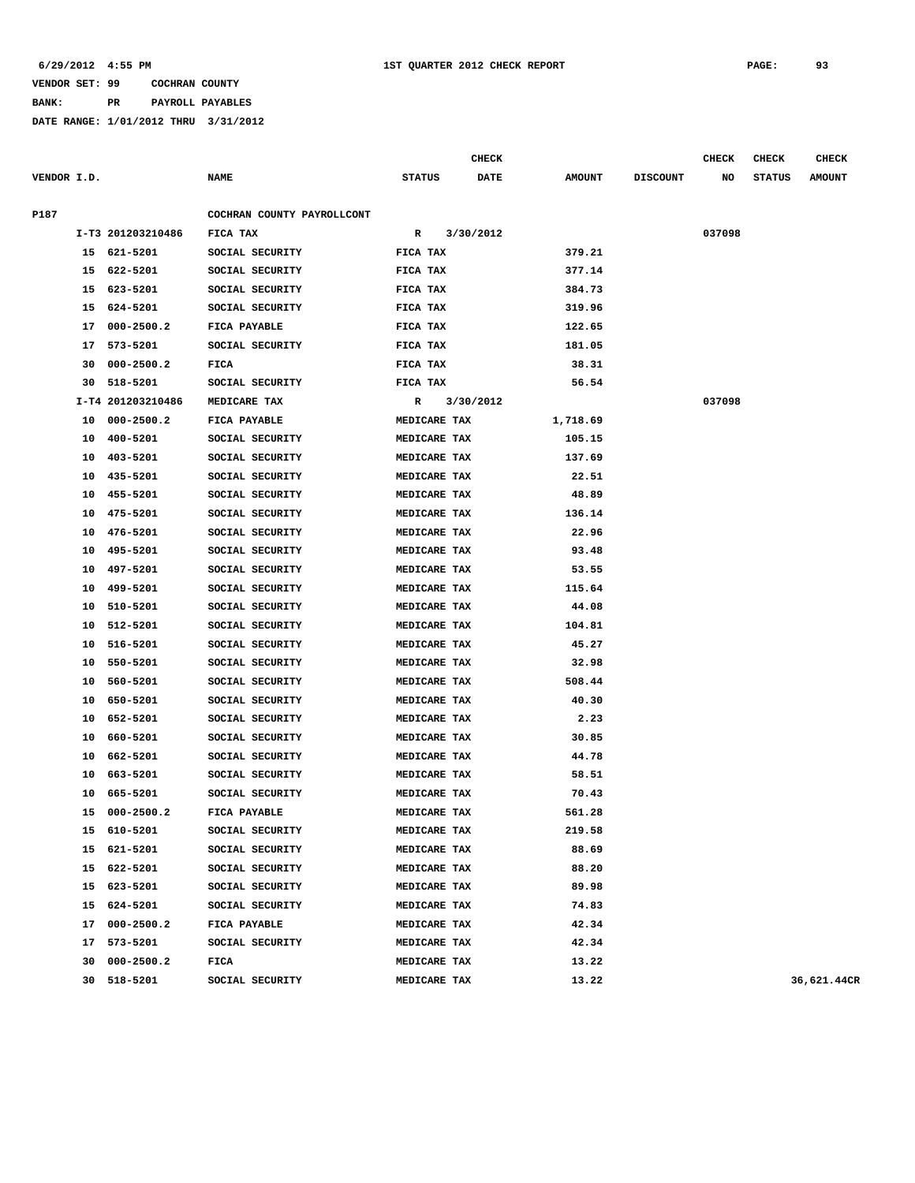6/29/2012 4:55 PM 1ST QUARTER 2012 CHECK REPORT

VENDOR SET: 99 COCHRAN COUNTY

BANK: PR PAYROLL PAYABLES

DATE RANGE: 1/01/2012 THRU 3/31/2012

| VENDOR I.D. | | NAME | STATUS | CHECK DATE | AMOUNT | DISCOUNT | CHECK NO | CHECK STATUS | CHECK AMOUNT |
|---|---|---|---|---|---|---|---|---|---|
| P187 | | COCHRAN COUNTY PAYROLLCONT | | | | | | | |
| | I-T3 201203210486 | FICA TAX | R | 3/30/2012 | | | 037098 | | |
| | 15 621-5201 | SOCIAL SECURITY | FICA TAX | | 379.21 | | | | |
| | 15 622-5201 | SOCIAL SECURITY | FICA TAX | | 377.14 | | | | |
| | 15 623-5201 | SOCIAL SECURITY | FICA TAX | | 384.73 | | | | |
| | 15 624-5201 | SOCIAL SECURITY | FICA TAX | | 319.96 | | | | |
| | 17 000-2500.2 | FICA PAYABLE | FICA TAX | | 122.65 | | | | |
| | 17 573-5201 | SOCIAL SECURITY | FICA TAX | | 181.05 | | | | |
| | 30 000-2500.2 | FICA | FICA TAX | | 38.31 | | | | |
| | 30 518-5201 | SOCIAL SECURITY | FICA TAX | | 56.54 | | | | |
| | I-T4 201203210486 | MEDICARE TAX | R | 3/30/2012 | | | 037098 | | |
| | 10 000-2500.2 | FICA PAYABLE | MEDICARE TAX | | 1,718.69 | | | | |
| | 10 400-5201 | SOCIAL SECURITY | MEDICARE TAX | | 105.15 | | | | |
| | 10 403-5201 | SOCIAL SECURITY | MEDICARE TAX | | 137.69 | | | | |
| | 10 435-5201 | SOCIAL SECURITY | MEDICARE TAX | | 22.51 | | | | |
| | 10 455-5201 | SOCIAL SECURITY | MEDICARE TAX | | 48.89 | | | | |
| | 10 475-5201 | SOCIAL SECURITY | MEDICARE TAX | | 136.14 | | | | |
| | 10 476-5201 | SOCIAL SECURITY | MEDICARE TAX | | 22.96 | | | | |
| | 10 495-5201 | SOCIAL SECURITY | MEDICARE TAX | | 93.48 | | | | |
| | 10 497-5201 | SOCIAL SECURITY | MEDICARE TAX | | 53.55 | | | | |
| | 10 499-5201 | SOCIAL SECURITY | MEDICARE TAX | | 115.64 | | | | |
| | 10 510-5201 | SOCIAL SECURITY | MEDICARE TAX | | 44.08 | | | | |
| | 10 512-5201 | SOCIAL SECURITY | MEDICARE TAX | | 104.81 | | | | |
| | 10 516-5201 | SOCIAL SECURITY | MEDICARE TAX | | 45.27 | | | | |
| | 10 550-5201 | SOCIAL SECURITY | MEDICARE TAX | | 32.98 | | | | |
| | 10 560-5201 | SOCIAL SECURITY | MEDICARE TAX | | 508.44 | | | | |
| | 10 650-5201 | SOCIAL SECURITY | MEDICARE TAX | | 40.30 | | | | |
| | 10 652-5201 | SOCIAL SECURITY | MEDICARE TAX | | 2.23 | | | | |
| | 10 660-5201 | SOCIAL SECURITY | MEDICARE TAX | | 30.85 | | | | |
| | 10 662-5201 | SOCIAL SECURITY | MEDICARE TAX | | 44.78 | | | | |
| | 10 663-5201 | SOCIAL SECURITY | MEDICARE TAX | | 58.51 | | | | |
| | 10 665-5201 | SOCIAL SECURITY | MEDICARE TAX | | 70.43 | | | | |
| | 15 000-2500.2 | FICA PAYABLE | MEDICARE TAX | | 561.28 | | | | |
| | 15 610-5201 | SOCIAL SECURITY | MEDICARE TAX | | 219.58 | | | | |
| | 15 621-5201 | SOCIAL SECURITY | MEDICARE TAX | | 88.69 | | | | |
| | 15 622-5201 | SOCIAL SECURITY | MEDICARE TAX | | 88.20 | | | | |
| | 15 623-5201 | SOCIAL SECURITY | MEDICARE TAX | | 89.98 | | | | |
| | 15 624-5201 | SOCIAL SECURITY | MEDICARE TAX | | 74.83 | | | | |
| | 17 000-2500.2 | FICA PAYABLE | MEDICARE TAX | | 42.34 | | | | |
| | 17 573-5201 | SOCIAL SECURITY | MEDICARE TAX | | 42.34 | | | | |
| | 30 000-2500.2 | FICA | MEDICARE TAX | | 13.22 | | | | |
| | 30 518-5201 | SOCIAL SECURITY | MEDICARE TAX | | 13.22 | | | | 36,621.44CR |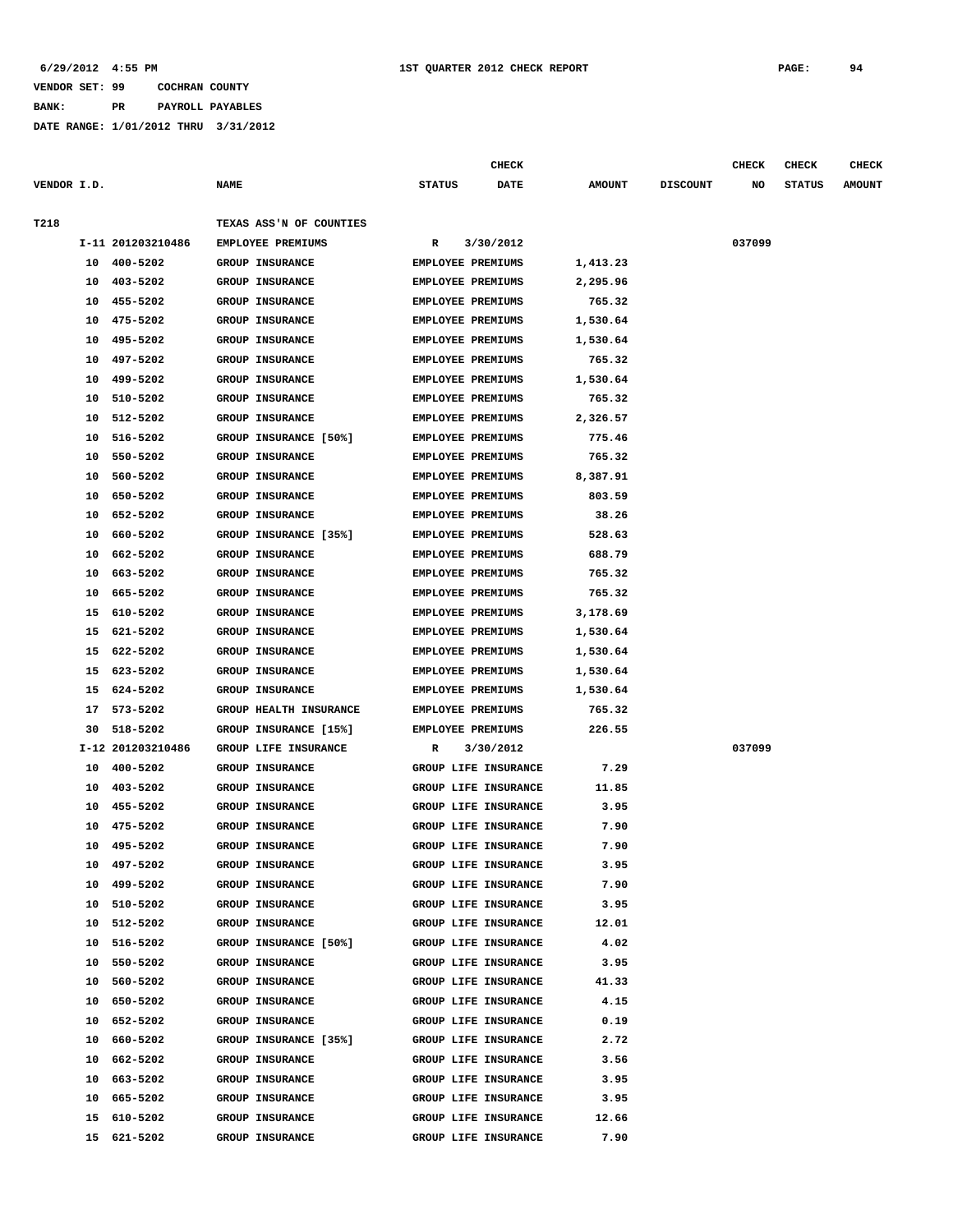6/29/2012 4:55 PM 1ST QUARTER 2012 CHECK REPORT

VENDOR SET: 99 COCHRAN COUNTY

BANK: PR PAYROLL PAYABLES

DATE RANGE: 1/01/2012 THRU 3/31/2012

| VENDOR I.D. | | NAME | STATUS | CHECK DATE | AMOUNT | DISCOUNT | CHECK NO | CHECK STATUS | CHECK AMOUNT |
|---|---|---|---|---|---|---|---|---|---|
| T218 | | TEXAS ASS'N OF COUNTIES | | | | | | | |
| | I-11 201203210486 | EMPLOYEE PREMIUMS | R | 3/30/2012 | | | 037099 | | |
| 10 | 400-5202 | GROUP INSURANCE | EMPLOYEE PREMIUMS | | 1,413.23 | | | | |
| 10 | 403-5202 | GROUP INSURANCE | EMPLOYEE PREMIUMS | | 2,295.96 | | | | |
| 10 | 455-5202 | GROUP INSURANCE | EMPLOYEE PREMIUMS | | 765.32 | | | | |
| 10 | 475-5202 | GROUP INSURANCE | EMPLOYEE PREMIUMS | | 1,530.64 | | | | |
| 10 | 495-5202 | GROUP INSURANCE | EMPLOYEE PREMIUMS | | 1,530.64 | | | | |
| 10 | 497-5202 | GROUP INSURANCE | EMPLOYEE PREMIUMS | | 765.32 | | | | |
| 10 | 499-5202 | GROUP INSURANCE | EMPLOYEE PREMIUMS | | 1,530.64 | | | | |
| 10 | 510-5202 | GROUP INSURANCE | EMPLOYEE PREMIUMS | | 765.32 | | | | |
| 10 | 512-5202 | GROUP INSURANCE | EMPLOYEE PREMIUMS | | 2,326.57 | | | | |
| 10 | 516-5202 | GROUP INSURANCE [50%] | EMPLOYEE PREMIUMS | | 775.46 | | | | |
| 10 | 550-5202 | GROUP INSURANCE | EMPLOYEE PREMIUMS | | 765.32 | | | | |
| 10 | 560-5202 | GROUP INSURANCE | EMPLOYEE PREMIUMS | | 8,387.91 | | | | |
| 10 | 650-5202 | GROUP INSURANCE | EMPLOYEE PREMIUMS | | 803.59 | | | | |
| 10 | 652-5202 | GROUP INSURANCE | EMPLOYEE PREMIUMS | | 38.26 | | | | |
| 10 | 660-5202 | GROUP INSURANCE [35%] | EMPLOYEE PREMIUMS | | 528.63 | | | | |
| 10 | 662-5202 | GROUP INSURANCE | EMPLOYEE PREMIUMS | | 688.79 | | | | |
| 10 | 663-5202 | GROUP INSURANCE | EMPLOYEE PREMIUMS | | 765.32 | | | | |
| 10 | 665-5202 | GROUP INSURANCE | EMPLOYEE PREMIUMS | | 765.32 | | | | |
| 15 | 610-5202 | GROUP INSURANCE | EMPLOYEE PREMIUMS | | 3,178.69 | | | | |
| 15 | 621-5202 | GROUP INSURANCE | EMPLOYEE PREMIUMS | | 1,530.64 | | | | |
| 15 | 622-5202 | GROUP INSURANCE | EMPLOYEE PREMIUMS | | 1,530.64 | | | | |
| 15 | 623-5202 | GROUP INSURANCE | EMPLOYEE PREMIUMS | | 1,530.64 | | | | |
| 15 | 624-5202 | GROUP INSURANCE | EMPLOYEE PREMIUMS | | 1,530.64 | | | | |
| 17 | 573-5202 | GROUP HEALTH INSURANCE | EMPLOYEE PREMIUMS | | 765.32 | | | | |
| 30 | 518-5202 | GROUP INSURANCE [15%] | EMPLOYEE PREMIUMS | | 226.55 | | | | |
| | I-12 201203210486 | GROUP LIFE INSURANCE | R | 3/30/2012 | | | 037099 | | |
| 10 | 400-5202 | GROUP INSURANCE | GROUP LIFE INSURANCE | | 7.29 | | | | |
| 10 | 403-5202 | GROUP INSURANCE | GROUP LIFE INSURANCE | | 11.85 | | | | |
| 10 | 455-5202 | GROUP INSURANCE | GROUP LIFE INSURANCE | | 3.95 | | | | |
| 10 | 475-5202 | GROUP INSURANCE | GROUP LIFE INSURANCE | | 7.90 | | | | |
| 10 | 495-5202 | GROUP INSURANCE | GROUP LIFE INSURANCE | | 7.90 | | | | |
| 10 | 497-5202 | GROUP INSURANCE | GROUP LIFE INSURANCE | | 3.95 | | | | |
| 10 | 499-5202 | GROUP INSURANCE | GROUP LIFE INSURANCE | | 7.90 | | | | |
| 10 | 510-5202 | GROUP INSURANCE | GROUP LIFE INSURANCE | | 3.95 | | | | |
| 10 | 512-5202 | GROUP INSURANCE | GROUP LIFE INSURANCE | | 12.01 | | | | |
| 10 | 516-5202 | GROUP INSURANCE [50%] | GROUP LIFE INSURANCE | | 4.02 | | | | |
| 10 | 550-5202 | GROUP INSURANCE | GROUP LIFE INSURANCE | | 3.95 | | | | |
| 10 | 560-5202 | GROUP INSURANCE | GROUP LIFE INSURANCE | | 41.33 | | | | |
| 10 | 650-5202 | GROUP INSURANCE | GROUP LIFE INSURANCE | | 4.15 | | | | |
| 10 | 652-5202 | GROUP INSURANCE | GROUP LIFE INSURANCE | | 0.19 | | | | |
| 10 | 660-5202 | GROUP INSURANCE [35%] | GROUP LIFE INSURANCE | | 2.72 | | | | |
| 10 | 662-5202 | GROUP INSURANCE | GROUP LIFE INSURANCE | | 3.56 | | | | |
| 10 | 663-5202 | GROUP INSURANCE | GROUP LIFE INSURANCE | | 3.95 | | | | |
| 10 | 665-5202 | GROUP INSURANCE | GROUP LIFE INSURANCE | | 3.95 | | | | |
| 15 | 610-5202 | GROUP INSURANCE | GROUP LIFE INSURANCE | | 12.66 | | | | |
| 15 | 621-5202 | GROUP INSURANCE | GROUP LIFE INSURANCE | | 7.90 | | | | |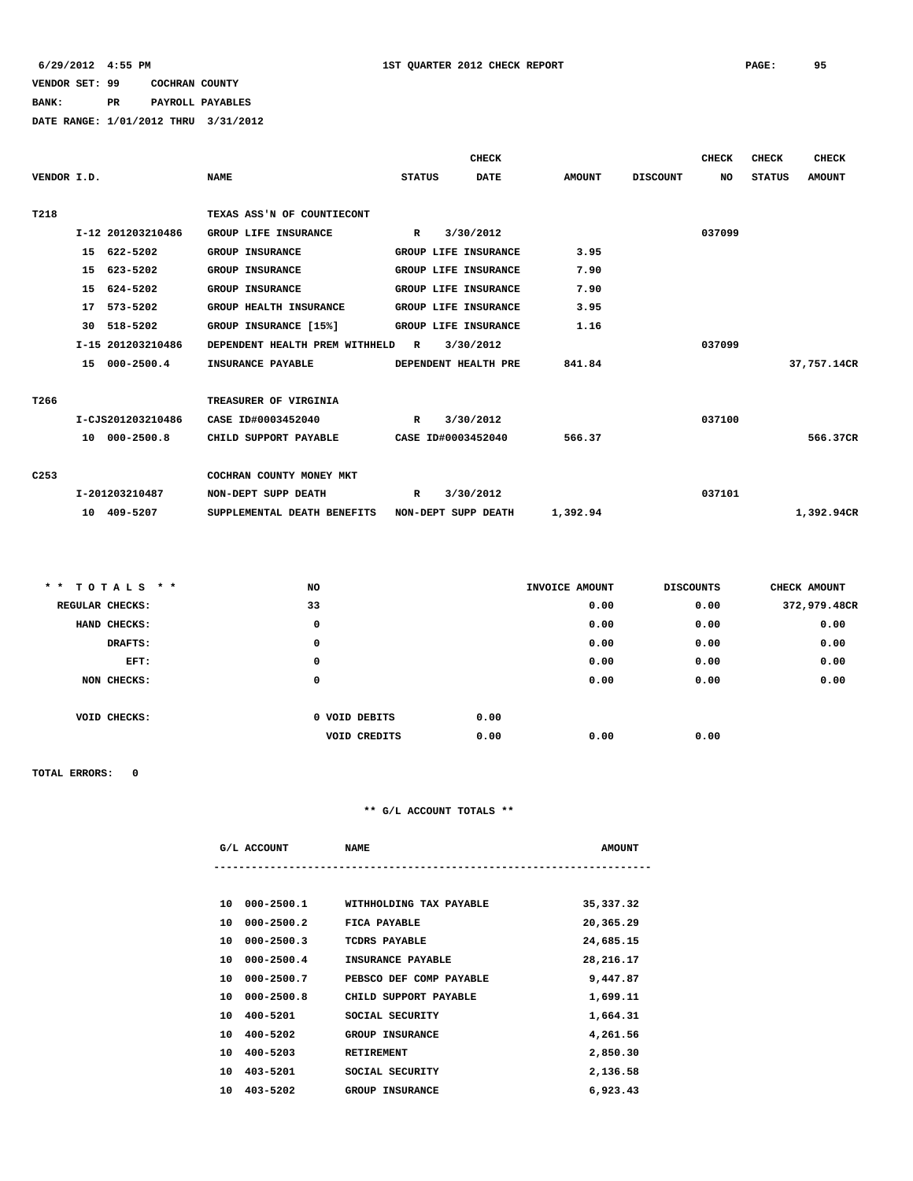6/29/2012 4:55 PM    1ST QUARTER 2012 CHECK REPORT

VENDOR SET: 99 COCHRAN COUNTY

BANK: PR PAYROLL PAYABLES

DATE RANGE: 1/01/2012 THRU 3/31/2012

| VENDOR I.D. | NAME | STATUS | CHECK DATE | AMOUNT | DISCOUNT | CHECK NO | CHECK STATUS | CHECK AMOUNT |
|---|---|---|---|---|---|---|---|---|
| T218 | TEXAS ASS'N OF COUNTIECONT | | | | | | | |
| I-12 201203210486 | GROUP LIFE INSURANCE | R | 3/30/2012 | | | 037099 | | |
| 15 622-5202 | GROUP INSURANCE | GROUP LIFE INSURANCE | | 3.95 | | | | |
| 15 623-5202 | GROUP INSURANCE | GROUP LIFE INSURANCE | | 7.90 | | | | |
| 15 624-5202 | GROUP INSURANCE | GROUP LIFE INSURANCE | | 7.90 | | | | |
| 17 573-5202 | GROUP HEALTH INSURANCE | GROUP LIFE INSURANCE | | 3.95 | | | | |
| 30 518-5202 | GROUP INSURANCE [15%] | GROUP LIFE INSURANCE | | 1.16 | | | | |
| I-15 201203210486 | DEPENDENT HEALTH PREM WITHHELD | R | 3/30/2012 | | | 037099 | | |
| 15 000-2500.4 | INSURANCE PAYABLE | DEPENDENT HEALTH PRE | | 841.84 | | | | 37,757.14CR |
| T266 | TREASURER OF VIRGINIA | | | | | | | |
| I-CJS201203210486 | CASE ID#0003452040 | R | 3/30/2012 | | | 037100 | | |
| 10 000-2500.8 | CHILD SUPPORT PAYABLE | CASE ID#0003452040 | | 566.37 | | | | 566.37CR |
| C253 | COCHRAN COUNTY MONEY MKT | | | | | | | |
| I-201203210487 | NON-DEPT SUPP DEATH | R | 3/30/2012 | | | 037101 | | |
| 10 409-5207 | SUPPLEMENTAL DEATH BENEFITS | NON-DEPT SUPP DEATH | | 1,392.94 | | | | 1,392.94CR |

| * * T O T A L S * * | NO | | INVOICE AMOUNT | DISCOUNTS | CHECK AMOUNT |
|---|---|---|---|---|---|
| REGULAR CHECKS: | 33 | | 0.00 | 0.00 | 372,979.48CR |
| HAND CHECKS: | 0 | | 0.00 | 0.00 | 0.00 |
| DRAFTS: | 0 | | 0.00 | 0.00 | 0.00 |
| EFT: | 0 | | 0.00 | 0.00 | 0.00 |
| NON CHECKS: | 0 | | 0.00 | 0.00 | 0.00 |
| VOID CHECKS: | 0 VOID DEBITS | 0.00 | | | |
| | VOID CREDITS | 0.00 | 0.00 | 0.00 | |

TOTAL ERRORS: 0

** G/L ACCOUNT TOTALS **

| G/L ACCOUNT | NAME | AMOUNT |
|---|---|---|
| 10 000-2500.1 | WITHHOLDING TAX PAYABLE | 35,337.32 |
| 10 000-2500.2 | FICA PAYABLE | 20,365.29 |
| 10 000-2500.3 | TCDRS PAYABLE | 24,685.15 |
| 10 000-2500.4 | INSURANCE PAYABLE | 28,216.17 |
| 10 000-2500.7 | PEBSCO DEF COMP PAYABLE | 9,447.87 |
| 10 000-2500.8 | CHILD SUPPORT PAYABLE | 1,699.11 |
| 10 400-5201 | SOCIAL SECURITY | 1,664.31 |
| 10 400-5202 | GROUP INSURANCE | 4,261.56 |
| 10 400-5203 | RETIREMENT | 2,850.30 |
| 10 403-5201 | SOCIAL SECURITY | 2,136.58 |
| 10 403-5202 | GROUP INSURANCE | 6,923.43 |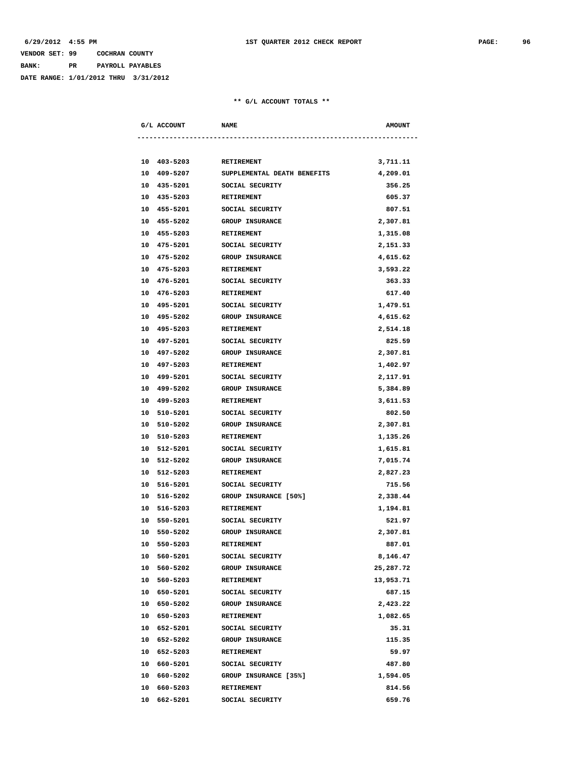VENDOR SET: 99 COCHRAN COUNTY

BANK: PR PAYROLL PAYABLES

DATE RANGE: 1/01/2012 THRU 3/31/2012

** G/L ACCOUNT TOTALS **

| G/L ACCOUNT | NAME | AMOUNT |
|---|---|---|
| 10 403-5203 | RETIREMENT | 3,711.11 |
| 10 409-5207 | SUPPLEMENTAL DEATH BENEFITS | 4,209.01 |
| 10 435-5201 | SOCIAL SECURITY | 356.25 |
| 10 435-5203 | RETIREMENT | 605.37 |
| 10 455-5201 | SOCIAL SECURITY | 807.51 |
| 10 455-5202 | GROUP INSURANCE | 2,307.81 |
| 10 455-5203 | RETIREMENT | 1,315.08 |
| 10 475-5201 | SOCIAL SECURITY | 2,151.33 |
| 10 475-5202 | GROUP INSURANCE | 4,615.62 |
| 10 475-5203 | RETIREMENT | 3,593.22 |
| 10 476-5201 | SOCIAL SECURITY | 363.33 |
| 10 476-5203 | RETIREMENT | 617.40 |
| 10 495-5201 | SOCIAL SECURITY | 1,479.51 |
| 10 495-5202 | GROUP INSURANCE | 4,615.62 |
| 10 495-5203 | RETIREMENT | 2,514.18 |
| 10 497-5201 | SOCIAL SECURITY | 825.59 |
| 10 497-5202 | GROUP INSURANCE | 2,307.81 |
| 10 497-5203 | RETIREMENT | 1,402.97 |
| 10 499-5201 | SOCIAL SECURITY | 2,117.91 |
| 10 499-5202 | GROUP INSURANCE | 5,384.89 |
| 10 499-5203 | RETIREMENT | 3,611.53 |
| 10 510-5201 | SOCIAL SECURITY | 802.50 |
| 10 510-5202 | GROUP INSURANCE | 2,307.81 |
| 10 510-5203 | RETIREMENT | 1,135.26 |
| 10 512-5201 | SOCIAL SECURITY | 1,615.81 |
| 10 512-5202 | GROUP INSURANCE | 7,015.74 |
| 10 512-5203 | RETIREMENT | 2,827.23 |
| 10 516-5201 | SOCIAL SECURITY | 715.56 |
| 10 516-5202 | GROUP INSURANCE [50%] | 2,338.44 |
| 10 516-5203 | RETIREMENT | 1,194.81 |
| 10 550-5201 | SOCIAL SECURITY | 521.97 |
| 10 550-5202 | GROUP INSURANCE | 2,307.81 |
| 10 550-5203 | RETIREMENT | 887.01 |
| 10 560-5201 | SOCIAL SECURITY | 8,146.47 |
| 10 560-5202 | GROUP INSURANCE | 25,287.72 |
| 10 560-5203 | RETIREMENT | 13,953.71 |
| 10 650-5201 | SOCIAL SECURITY | 687.15 |
| 10 650-5202 | GROUP INSURANCE | 2,423.22 |
| 10 650-5203 | RETIREMENT | 1,082.65 |
| 10 652-5201 | SOCIAL SECURITY | 35.31 |
| 10 652-5202 | GROUP INSURANCE | 115.35 |
| 10 652-5203 | RETIREMENT | 59.97 |
| 10 660-5201 | SOCIAL SECURITY | 487.80 |
| 10 660-5202 | GROUP INSURANCE [35%] | 1,594.05 |
| 10 660-5203 | RETIREMENT | 814.56 |
| 10 662-5201 | SOCIAL SECURITY | 659.76 |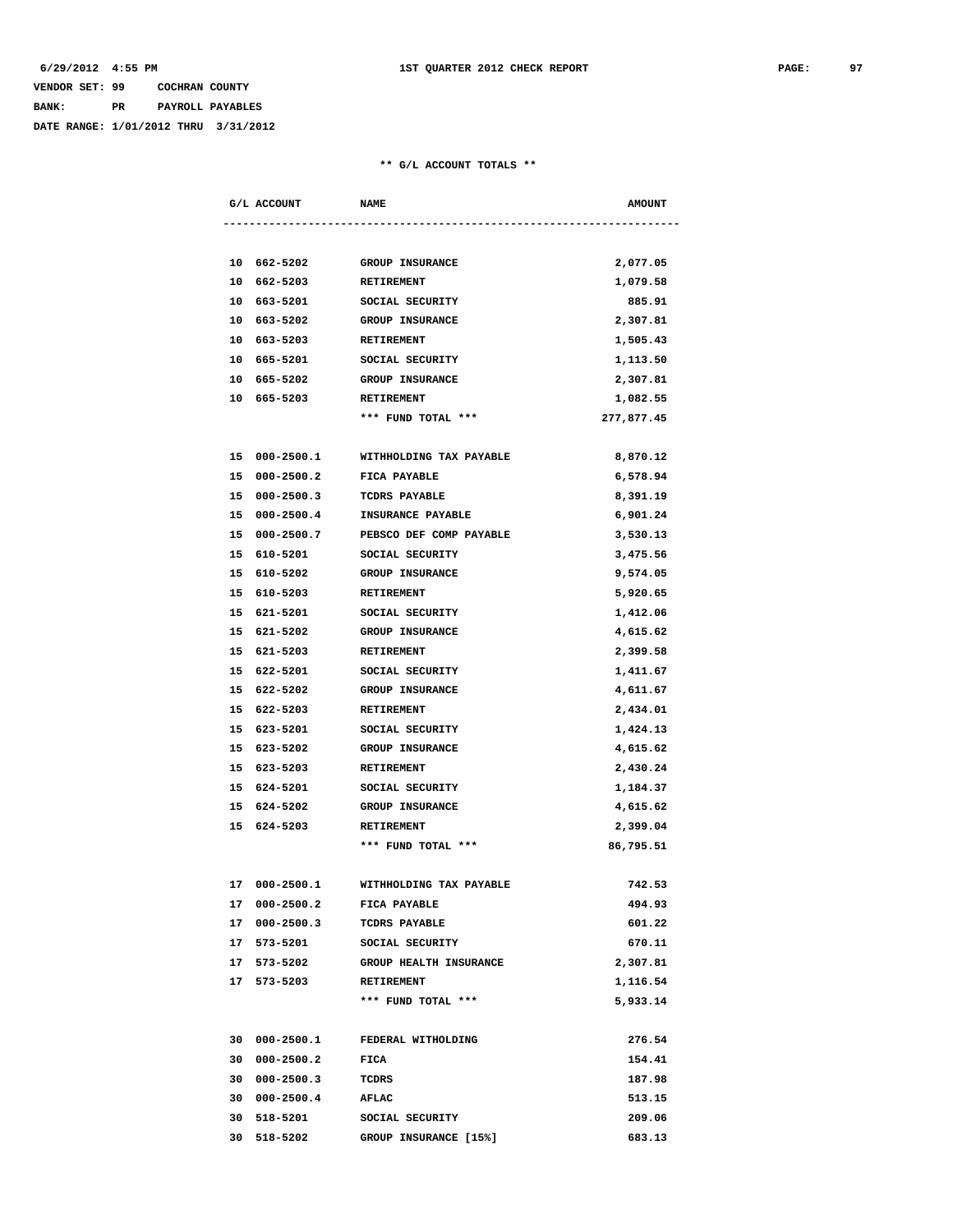VENDOR SET: 99 COCHRAN COUNTY

BANK: PR PAYROLL PAYABLES

DATE RANGE: 1/01/2012 THRU 3/31/2012

**\*\* G/L ACCOUNT TOTALS \*\***

| G/L ACCOUNT | NAME | AMOUNT |
|---|---|---|
| 10 662-5202 | GROUP INSURANCE | 2,077.05 |
| 10 662-5203 | RETIREMENT | 1,079.58 |
| 10 663-5201 | SOCIAL SECURITY | 885.91 |
| 10 663-5202 | GROUP INSURANCE | 2,307.81 |
| 10 663-5203 | RETIREMENT | 1,505.43 |
| 10 665-5201 | SOCIAL SECURITY | 1,113.50 |
| 10 665-5202 | GROUP INSURANCE | 2,307.81 |
| 10 665-5203 | RETIREMENT | 1,082.55 |
| | *** FUND TOTAL *** | 277,877.45 |
| 15 000-2500.1 | WITHHOLDING TAX PAYABLE | 8,870.12 |
| 15 000-2500.2 | FICA PAYABLE | 6,578.94 |
| 15 000-2500.3 | TCDRS PAYABLE | 8,391.19 |
| 15 000-2500.4 | INSURANCE PAYABLE | 6,901.24 |
| 15 000-2500.7 | PEBSCO DEF COMP PAYABLE | 3,530.13 |
| 15 610-5201 | SOCIAL SECURITY | 3,475.56 |
| 15 610-5202 | GROUP INSURANCE | 9,574.05 |
| 15 610-5203 | RETIREMENT | 5,920.65 |
| 15 621-5201 | SOCIAL SECURITY | 1,412.06 |
| 15 621-5202 | GROUP INSURANCE | 4,615.62 |
| 15 621-5203 | RETIREMENT | 2,399.58 |
| 15 622-5201 | SOCIAL SECURITY | 1,411.67 |
| 15 622-5202 | GROUP INSURANCE | 4,611.67 |
| 15 622-5203 | RETIREMENT | 2,434.01 |
| 15 623-5201 | SOCIAL SECURITY | 1,424.13 |
| 15 623-5202 | GROUP INSURANCE | 4,615.62 |
| 15 623-5203 | RETIREMENT | 2,430.24 |
| 15 624-5201 | SOCIAL SECURITY | 1,184.37 |
| 15 624-5202 | GROUP INSURANCE | 4,615.62 |
| 15 624-5203 | RETIREMENT | 2,399.04 |
| | *** FUND TOTAL *** | 86,795.51 |
| 17 000-2500.1 | WITHHOLDING TAX PAYABLE | 742.53 |
| 17 000-2500.2 | FICA PAYABLE | 494.93 |
| 17 000-2500.3 | TCDRS PAYABLE | 601.22 |
| 17 573-5201 | SOCIAL SECURITY | 670.11 |
| 17 573-5202 | GROUP HEALTH INSURANCE | 2,307.81 |
| 17 573-5203 | RETIREMENT | 1,116.54 |
| | *** FUND TOTAL *** | 5,933.14 |
| 30 000-2500.1 | FEDERAL WITHOLDING | 276.54 |
| 30 000-2500.2 | FICA | 154.41 |
| 30 000-2500.3 | TCDRS | 187.98 |
| 30 000-2500.4 | AFLAC | 513.15 |
| 30 518-5201 | SOCIAL SECURITY | 209.06 |
| 30 518-5202 | GROUP INSURANCE [15%] | 683.13 |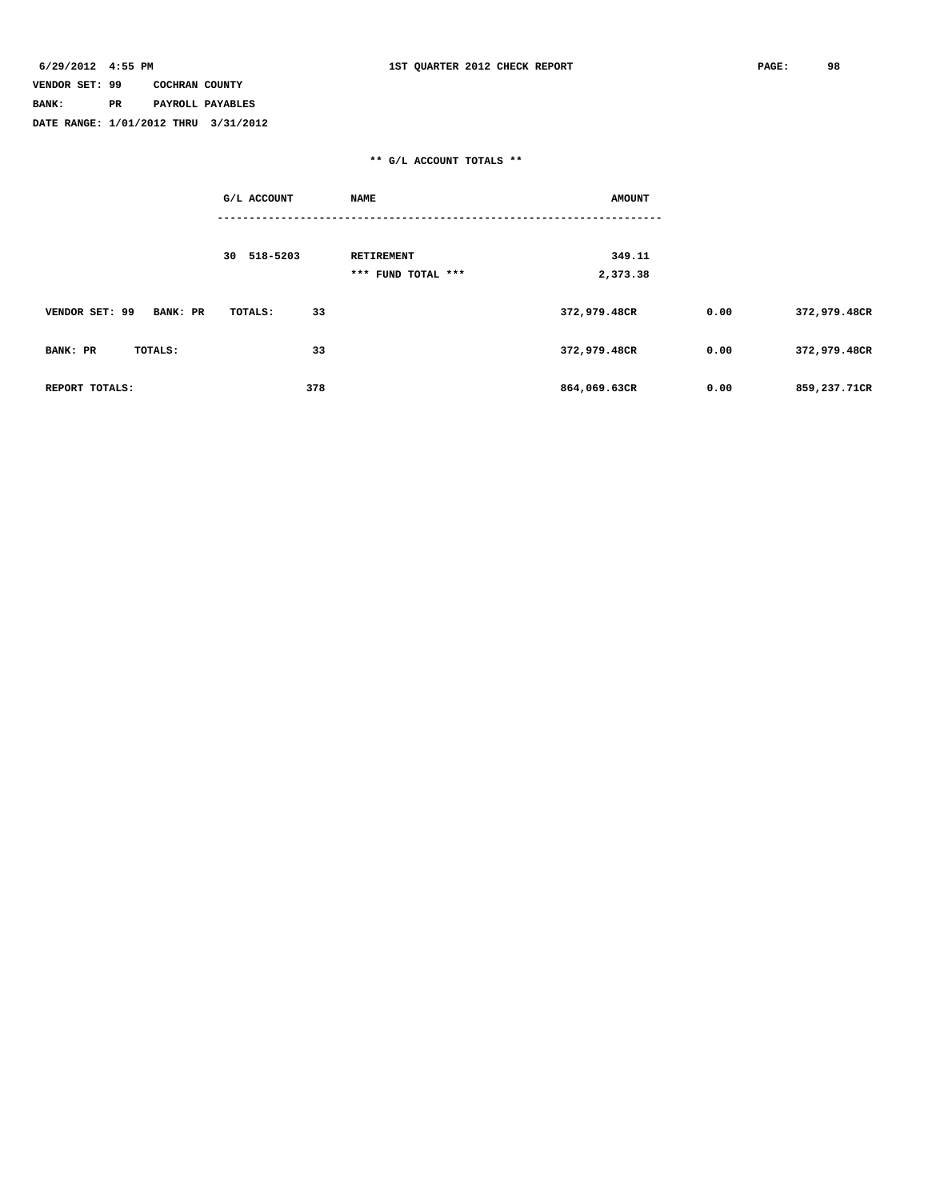6/29/2012 4:55 PM

1ST QUARTER 2012 CHECK REPORT

VENDOR SET: 99 COCHRAN COUNTY
BANK: PR PAYROLL PAYABLES
DATE RANGE: 1/01/2012 THRU 3/31/2012

** G/L ACCOUNT TOTALS **

| G/L ACCOUNT | NAME | AMOUNT |
|---|---|---|
| 30 518-5203 | RETIREMENT | 349.11 |
| | *** FUND TOTAL *** | 2,373.38 |

| | | | | |
|---|---|---|---|---|
| VENDOR SET: 99 BANK: PR TOTALS: | 33 | 372,979.48CR | 0.00 | 372,979.48CR |
| BANK: PR TOTALS: | 33 | 372,979.48CR | 0.00 | 372,979.48CR |
| REPORT TOTALS: | 378 | 864,069.63CR | 0.00 | 859,237.71CR |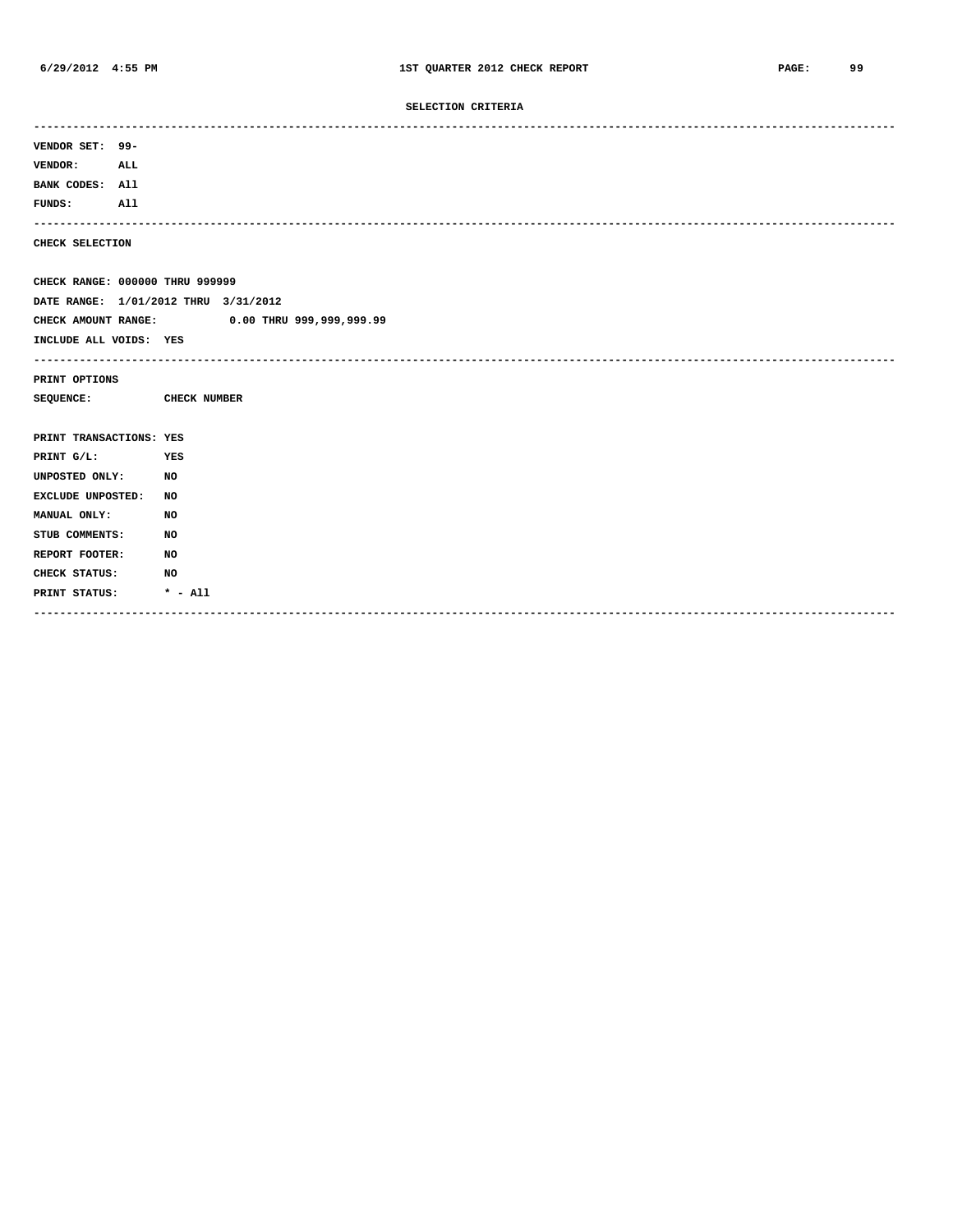**SELECTION CRITERIA**

---

**VENDOR SET:** 99-
**VENDOR:** ALL
**BANK CODES:** All
**FUNDS:** All

---

**CHECK SELECTION**

**CHECK RANGE:** 000000 THRU 999999
**DATE RANGE:** 1/01/2012 THRU 3/31/2012
**CHECK AMOUNT RANGE:** 0.00 THRU 999,999,999.99
**INCLUDE ALL VOIDS:** YES

---

**PRINT OPTIONS**
**SEQUENCE:** CHECK NUMBER

**PRINT TRANSACTIONS:** YES
**PRINT G/L:** YES
**UNPOSTED ONLY:** NO
**EXCLUDE UNPOSTED:** NO
**MANUAL ONLY:** NO
**STUB COMMENTS:** NO
**REPORT FOOTER:** NO
**CHECK STATUS:** NO
**PRINT STATUS:** * - All

---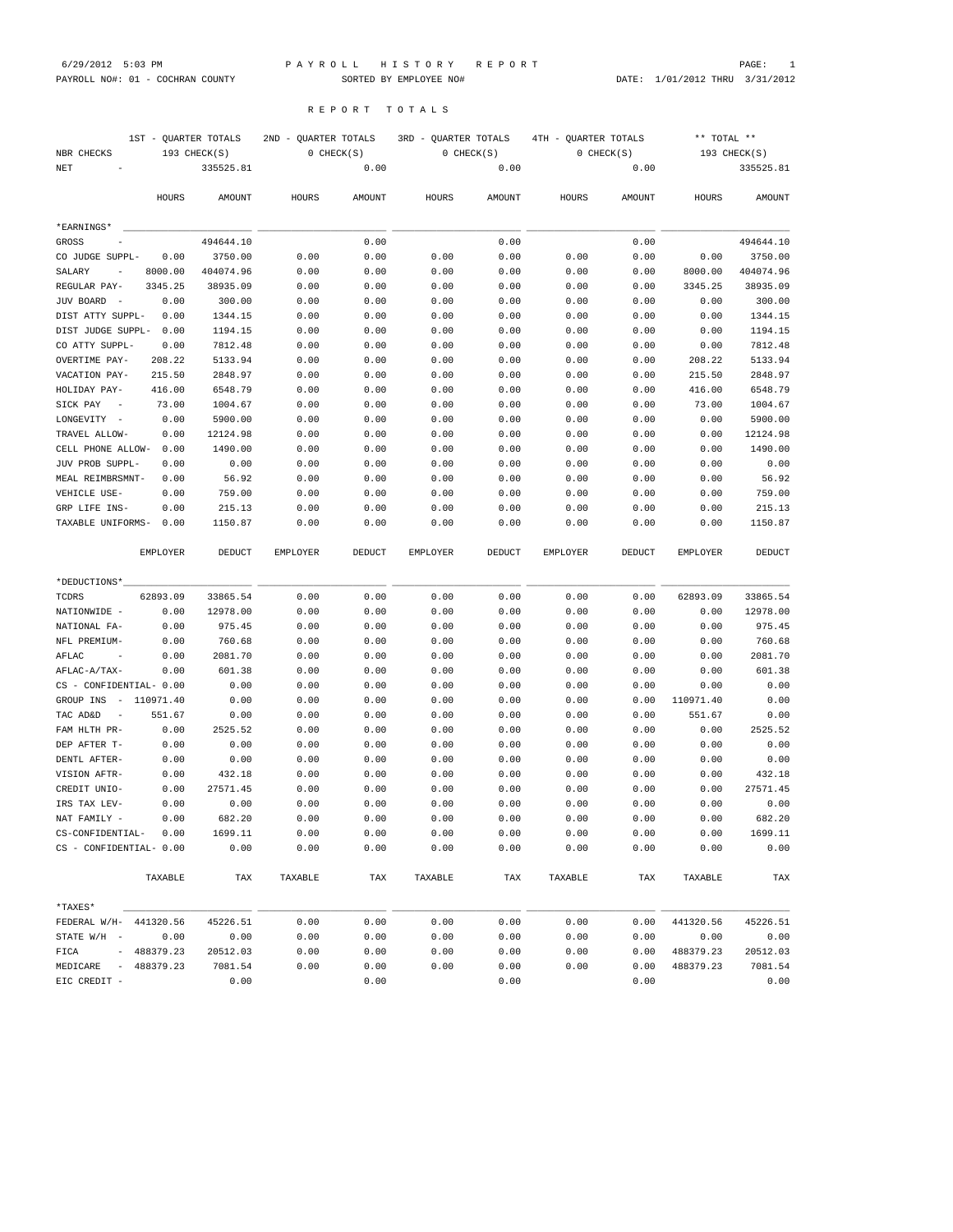6/29/2012 5:03 PM P A Y R O L L H I S T O R Y R E P O R T PAGE: 1
PAYROLL NO#: 01 - COCHRAN COUNTY SORTED BY EMPLOYEE NO# DATE: 1/01/2012 THRU 3/31/2012

R E P O R T T O T A L S

| | 1ST - QUARTER TOTALS | | 2ND - QUARTER TOTALS | | 3RD - QUARTER TOTALS | | 4TH - QUARTER TOTALS | | ** TOTAL ** | |
|---|---|---|---|---|---|---|---|---|---|---|
| NBR CHECKS | 193 CHECK(S) | | 0 CHECK(S) | | 0 CHECK(S) | | 0 CHECK(S) | | 193 CHECK(S) | |
| NET - | | 335525.81 | | 0.00 | | 0.00 | | 0.00 | | 335525.81 |
| | HOURS | AMOUNT | HOURS | AMOUNT | HOURS | AMOUNT | HOURS | AMOUNT | HOURS | AMOUNT |
| *EARNINGS* | | | | | | | | | | |
| GROSS - | | 494644.10 | | 0.00 | | 0.00 | | 0.00 | | 494644.10 |
| CO JUDGE SUPPL- | 0.00 | 3750.00 | 0.00 | 0.00 | 0.00 | 0.00 | 0.00 | 0.00 | 0.00 | 3750.00 |
| SALARY - | 8000.00 | 404074.96 | 0.00 | 0.00 | 0.00 | 0.00 | 0.00 | 0.00 | 8000.00 | 404074.96 |
| REGULAR PAY- | 3345.25 | 38935.09 | 0.00 | 0.00 | 0.00 | 0.00 | 0.00 | 0.00 | 3345.25 | 38935.09 |
| JUV BOARD - | 0.00 | 300.00 | 0.00 | 0.00 | 0.00 | 0.00 | 0.00 | 0.00 | 0.00 | 300.00 |
| DIST ATTY SUPPL- | 0.00 | 1344.15 | 0.00 | 0.00 | 0.00 | 0.00 | 0.00 | 0.00 | 0.00 | 1344.15 |
| DIST JUDGE SUPPL- | 0.00 | 1194.15 | 0.00 | 0.00 | 0.00 | 0.00 | 0.00 | 0.00 | 0.00 | 1194.15 |
| CO ATTY SUPPL- | 0.00 | 7812.48 | 0.00 | 0.00 | 0.00 | 0.00 | 0.00 | 0.00 | 0.00 | 7812.48 |
| OVERTIME PAY- | 208.22 | 5133.94 | 0.00 | 0.00 | 0.00 | 0.00 | 0.00 | 0.00 | 208.22 | 5133.94 |
| VACATION PAY- | 215.50 | 2848.97 | 0.00 | 0.00 | 0.00 | 0.00 | 0.00 | 0.00 | 215.50 | 2848.97 |
| HOLIDAY PAY- | 416.00 | 6548.79 | 0.00 | 0.00 | 0.00 | 0.00 | 0.00 | 0.00 | 416.00 | 6548.79 |
| SICK PAY - | 73.00 | 1004.67 | 0.00 | 0.00 | 0.00 | 0.00 | 0.00 | 0.00 | 73.00 | 1004.67 |
| LONGEVITY - | 0.00 | 5900.00 | 0.00 | 0.00 | 0.00 | 0.00 | 0.00 | 0.00 | 0.00 | 5900.00 |
| TRAVEL ALLOW- | 0.00 | 12124.98 | 0.00 | 0.00 | 0.00 | 0.00 | 0.00 | 0.00 | 0.00 | 12124.98 |
| CELL PHONE ALLOW- | 0.00 | 1490.00 | 0.00 | 0.00 | 0.00 | 0.00 | 0.00 | 0.00 | 0.00 | 1490.00 |
| JUV PROB SUPPL- | 0.00 | 0.00 | 0.00 | 0.00 | 0.00 | 0.00 | 0.00 | 0.00 | 0.00 | 0.00 |
| MEAL REIMBRSMNT- | 0.00 | 56.92 | 0.00 | 0.00 | 0.00 | 0.00 | 0.00 | 0.00 | 0.00 | 56.92 |
| VEHICLE USE- | 0.00 | 759.00 | 0.00 | 0.00 | 0.00 | 0.00 | 0.00 | 0.00 | 0.00 | 759.00 |
| GRP LIFE INS- | 0.00 | 215.13 | 0.00 | 0.00 | 0.00 | 0.00 | 0.00 | 0.00 | 0.00 | 215.13 |
| TAXABLE UNIFORMS- | 0.00 | 1150.87 | 0.00 | 0.00 | 0.00 | 0.00 | 0.00 | 0.00 | 0.00 | 1150.87 |
| | EMPLOYER | DEDUCT | EMPLOYER | DEDUCT | EMPLOYER | DEDUCT | EMPLOYER | DEDUCT | EMPLOYER | DEDUCT |
| *DEDUCTIONS* | | | | | | | | | | |
| TCDRS | 62893.09 | 33865.54 | 0.00 | 0.00 | 0.00 | 0.00 | 0.00 | 0.00 | 62893.09 | 33865.54 |
| NATIONWIDE - | 0.00 | 12978.00 | 0.00 | 0.00 | 0.00 | 0.00 | 0.00 | 0.00 | 0.00 | 12978.00 |
| NATIONAL FA- | 0.00 | 975.45 | 0.00 | 0.00 | 0.00 | 0.00 | 0.00 | 0.00 | 0.00 | 975.45 |
| NFL PREMIUM- | 0.00 | 760.68 | 0.00 | 0.00 | 0.00 | 0.00 | 0.00 | 0.00 | 0.00 | 760.68 |
| AFLAC - | 0.00 | 2081.70 | 0.00 | 0.00 | 0.00 | 0.00 | 0.00 | 0.00 | 0.00 | 2081.70 |
| AFLAC-A/TAX- | 0.00 | 601.38 | 0.00 | 0.00 | 0.00 | 0.00 | 0.00 | 0.00 | 0.00 | 601.38 |
| CS - CONFIDENTIAL- | 0.00 | 0.00 | 0.00 | 0.00 | 0.00 | 0.00 | 0.00 | 0.00 | 0.00 | 0.00 |
| GROUP INS - | 110971.40 | 0.00 | 0.00 | 0.00 | 0.00 | 0.00 | 0.00 | 0.00 | 110971.40 | 0.00 |
| TAC AD&D - | 551.67 | 0.00 | 0.00 | 0.00 | 0.00 | 0.00 | 0.00 | 0.00 | 551.67 | 0.00 |
| FAM HLTH PR- | 0.00 | 2525.52 | 0.00 | 0.00 | 0.00 | 0.00 | 0.00 | 0.00 | 0.00 | 2525.52 |
| DEP AFTER T- | 0.00 | 0.00 | 0.00 | 0.00 | 0.00 | 0.00 | 0.00 | 0.00 | 0.00 | 0.00 |
| DENTL AFTER- | 0.00 | 0.00 | 0.00 | 0.00 | 0.00 | 0.00 | 0.00 | 0.00 | 0.00 | 0.00 |
| VISION AFTR- | 0.00 | 432.18 | 0.00 | 0.00 | 0.00 | 0.00 | 0.00 | 0.00 | 0.00 | 432.18 |
| CREDIT UNIO- | 0.00 | 27571.45 | 0.00 | 0.00 | 0.00 | 0.00 | 0.00 | 0.00 | 0.00 | 27571.45 |
| IRS TAX LEV- | 0.00 | 0.00 | 0.00 | 0.00 | 0.00 | 0.00 | 0.00 | 0.00 | 0.00 | 0.00 |
| NAT FAMILY - | 0.00 | 682.20 | 0.00 | 0.00 | 0.00 | 0.00 | 0.00 | 0.00 | 0.00 | 682.20 |
| CS-CONFIDENTIAL- | 0.00 | 1699.11 | 0.00 | 0.00 | 0.00 | 0.00 | 0.00 | 0.00 | 0.00 | 1699.11 |
| CS - CONFIDENTIAL- | 0.00 | 0.00 | 0.00 | 0.00 | 0.00 | 0.00 | 0.00 | 0.00 | 0.00 | 0.00 |
| | TAXABLE | TAX | TAXABLE | TAX | TAXABLE | TAX | TAXABLE | TAX | TAXABLE | TAX |
| *TAXES* | | | | | | | | | | |
| FEDERAL W/H- | 441320.56 | 45226.51 | 0.00 | 0.00 | 0.00 | 0.00 | 0.00 | 0.00 | 441320.56 | 45226.51 |
| STATE W/H - | 0.00 | 0.00 | 0.00 | 0.00 | 0.00 | 0.00 | 0.00 | 0.00 | 0.00 | 0.00 |
| FICA - | 488379.23 | 20512.03 | 0.00 | 0.00 | 0.00 | 0.00 | 0.00 | 0.00 | 488379.23 | 20512.03 |
| MEDICARE - | 488379.23 | 7081.54 | 0.00 | 0.00 | 0.00 | 0.00 | 0.00 | 0.00 | 488379.23 | 7081.54 |
| EIC CREDIT - | | 0.00 | | 0.00 | | 0.00 | | 0.00 | | 0.00 |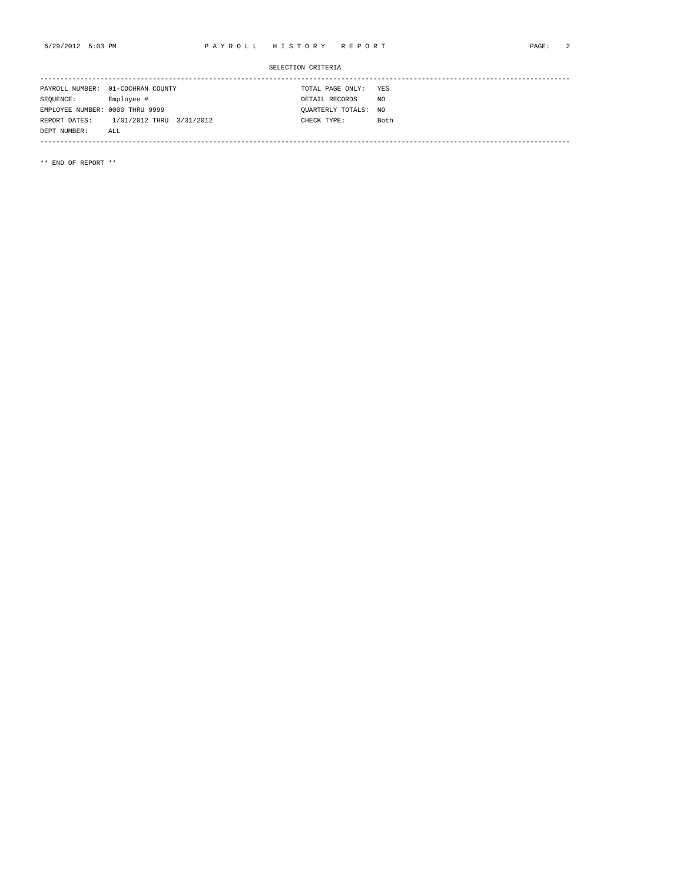SELECTION CRITERIA

| | | | |
|---|---|---|---|
| PAYROLL NUMBER: | 01-COCHRAN COUNTY | TOTAL PAGE ONLY: | YES |
| SEQUENCE: | Employee # | DETAIL RECORDS | NO |
| EMPLOYEE NUMBER: | 0000 THRU 9999 | QUARTERLY TOTALS: | NO |
| REPORT DATES: | 1/01/2012 THRU 3/31/2012 | CHECK TYPE: | Both |
| DEPT NUMBER: | ALL | | |

** END OF REPORT **